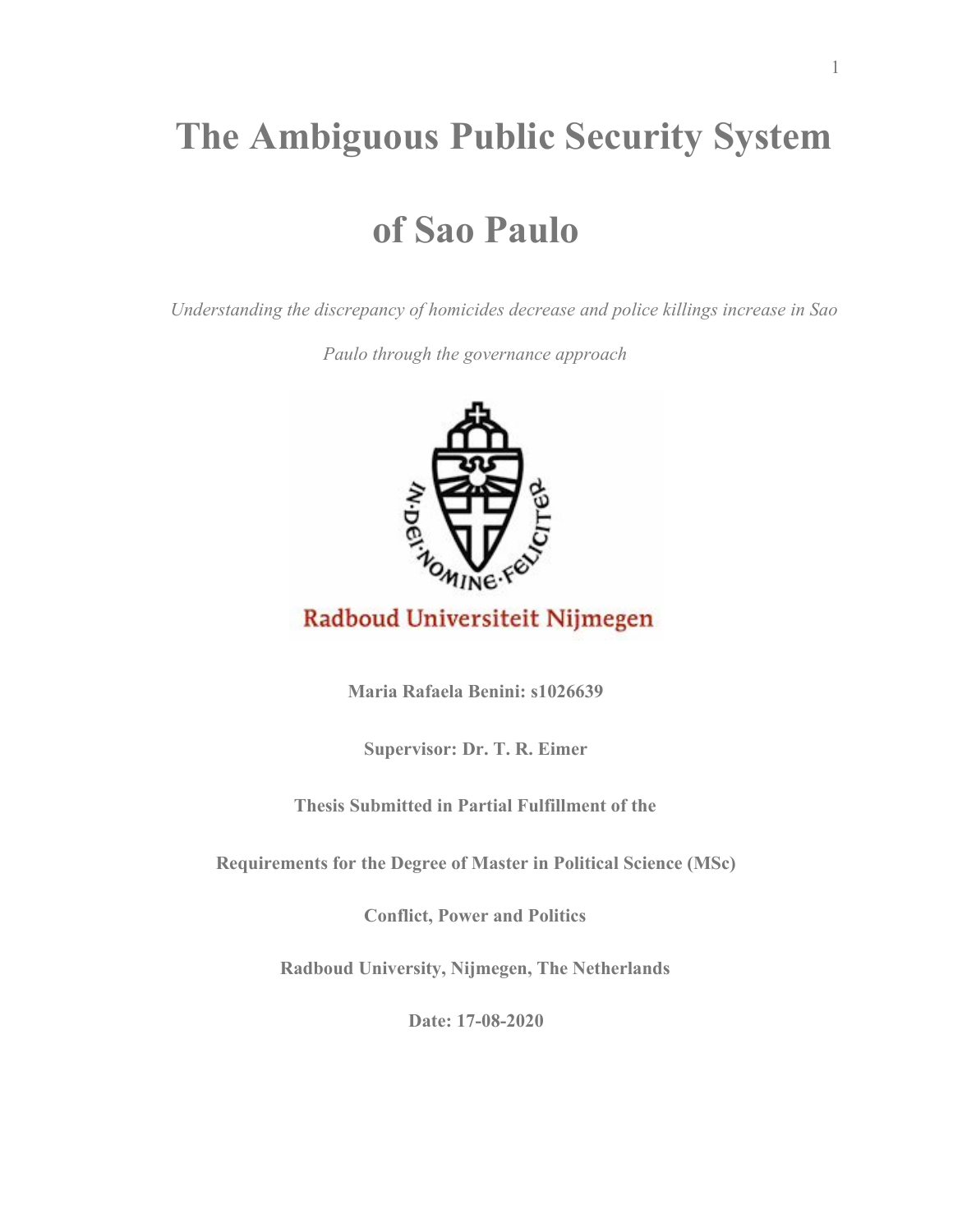# The Ambiguous Public Security System of Sao Paulo

*Understanding the discrepancy of homicides decrease and police killings increase in Sao Paulo through the governance approach*

IN·DEI·NOMINE·FELICITER

Radboud Universiteit Nijmegen

**Maria Rafaela Benini: s1026639**

**Supervisor: Dr. T. R. Eimer**

**Thesis Submitted in Partial Fulfillment of the**

**Requirements for the Degree of Master in Political Science (MSc)**

**Conflict, Power and Politics**

**Radboud University, Nijmegen, The Netherlands**

**Date: 17-08-2020**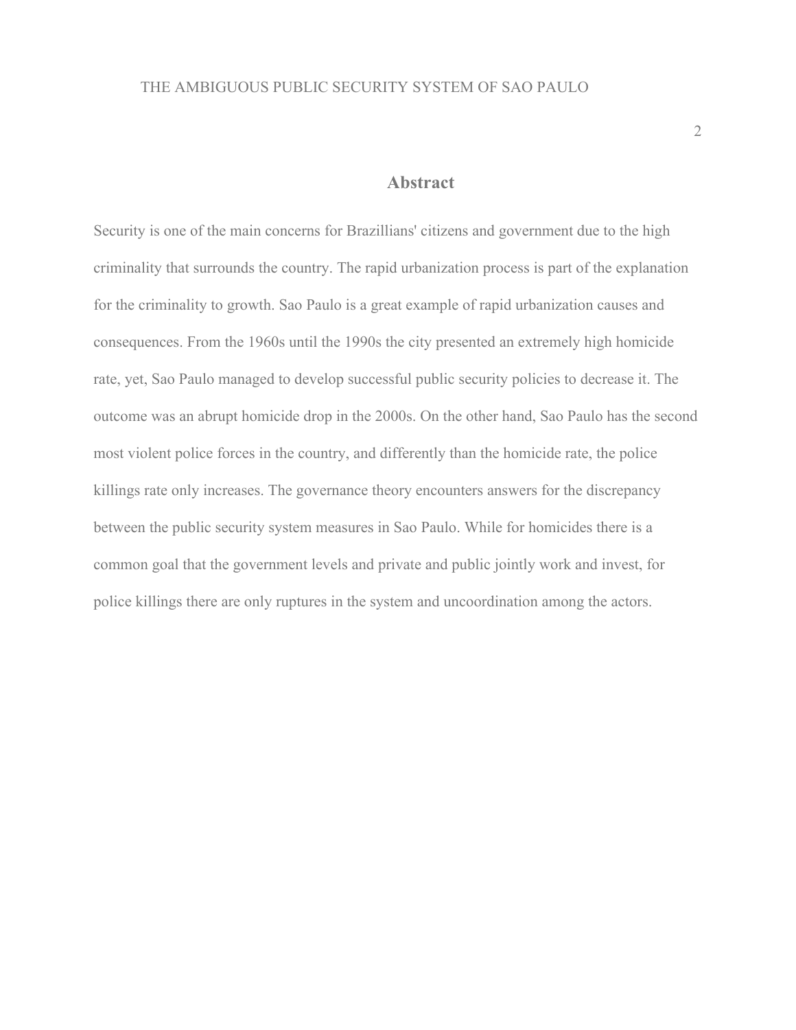## Abstract

Security is one of the main concerns for Brazillians' citizens and government due to the high criminality that surrounds the country. The rapid urbanization process is part of the explanation for the criminality to growth. Sao Paulo is a great example of rapid urbanization causes and consequences. From the 1960s until the 1990s the city presented an extremely high homicide rate, yet, Sao Paulo managed to develop successful public security policies to decrease it. The outcome was an abrupt homicide drop in the 2000s. On the other hand, Sao Paulo has the second most violent police forces in the country, and differently than the homicide rate, the police killings rate only increases. The governance theory encounters answers for the discrepancy between the public security system measures in Sao Paulo. While for homicides there is a common goal that the government levels and private and public jointly work and invest, for police killings there are only ruptures in the system and uncoordination among the actors.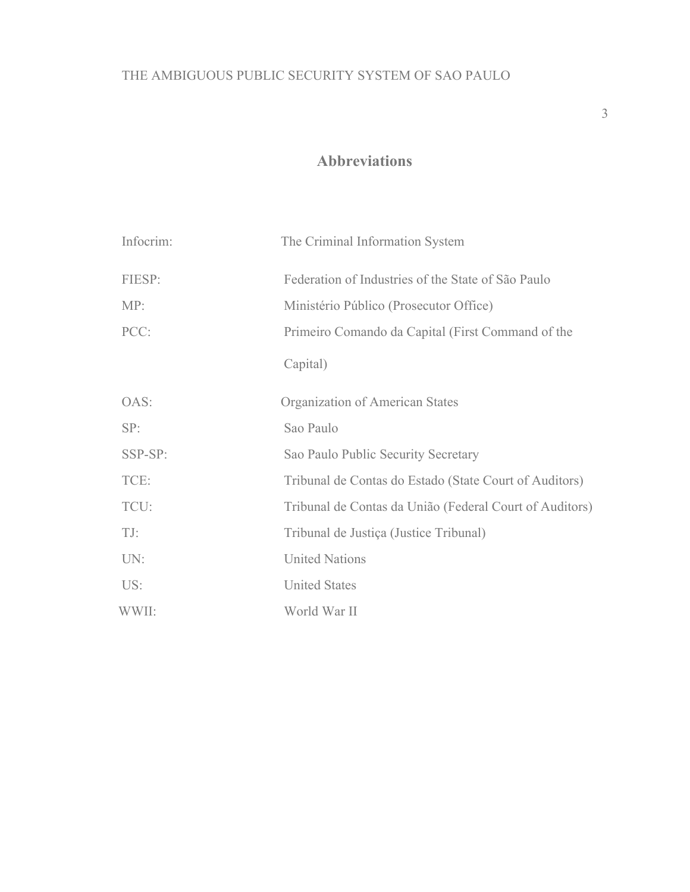## Abbreviations

| | |
|---|---|
| Infocrim: | The Criminal Information System |
| FIESP: | Federation of Industries of the State of São Paulo |
| MP: | Ministério Público (Prosecutor Office) |
| PCC: | Primeiro Comando da Capital (First Command of the Capital) |
| OAS: | Organization of American States |
| SP: | Sao Paulo |
| SSP-SP: | Sao Paulo Public Security Secretary |
| TCE: | Tribunal de Contas do Estado (State Court of Auditors) |
| TCU: | Tribunal de Contas da União (Federal Court of Auditors) |
| TJ: | Tribunal de Justiça (Justice Tribunal) |
| UN: | United Nations |
| US: | United States |
| WWII: | World War II |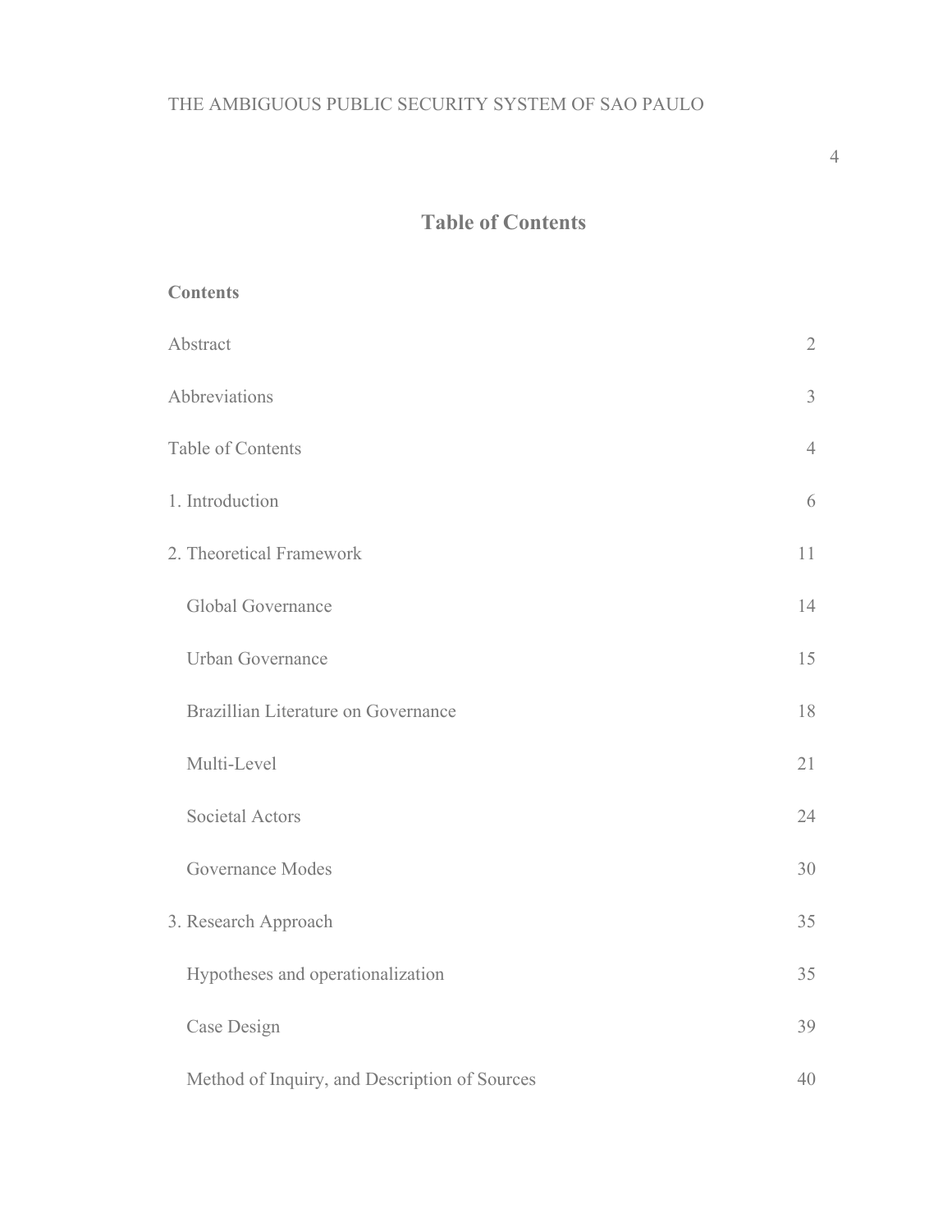# Table of Contents

**Contents**

Abstract 2

Abbreviations 3

Table of Contents 4

1. Introduction 6

2. Theoretical Framework 11

   Global Governance 14

   Urban Governance 15

   Brazillian Literature on Governance 18

   Multi-Level 21

   Societal Actors 24

   Governance Modes 30

3. Research Approach 35

   Hypotheses and operationalization 35

   Case Design 39

   Method of Inquiry, and Description of Sources 40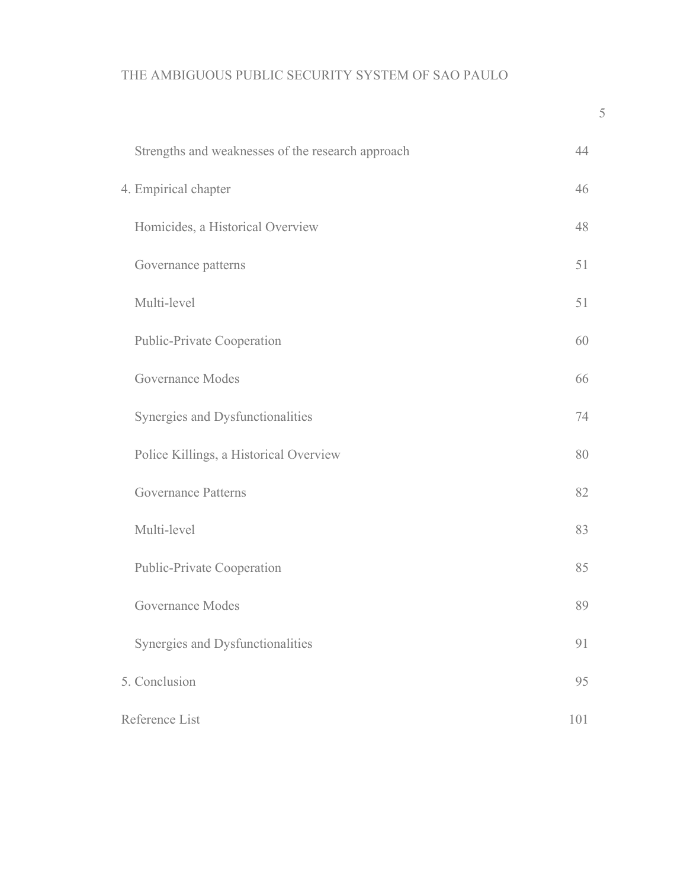| | |
|---|---|
| Strengths and weaknesses of the research approach | 44 |
| 4. Empirical chapter | 46 |
| Homicides, a Historical Overview | 48 |
| Governance patterns | 51 |
| Multi-level | 51 |
| Public-Private Cooperation | 60 |
| Governance Modes | 66 |
| Synergies and Dysfunctionalities | 74 |
| Police Killings, a Historical Overview | 80 |
| Governance Patterns | 82 |
| Multi-level | 83 |
| Public-Private Cooperation | 85 |
| Governance Modes | 89 |
| Synergies and Dysfunctionalities | 91 |
| 5. Conclusion | 95 |
| Reference List | 101 |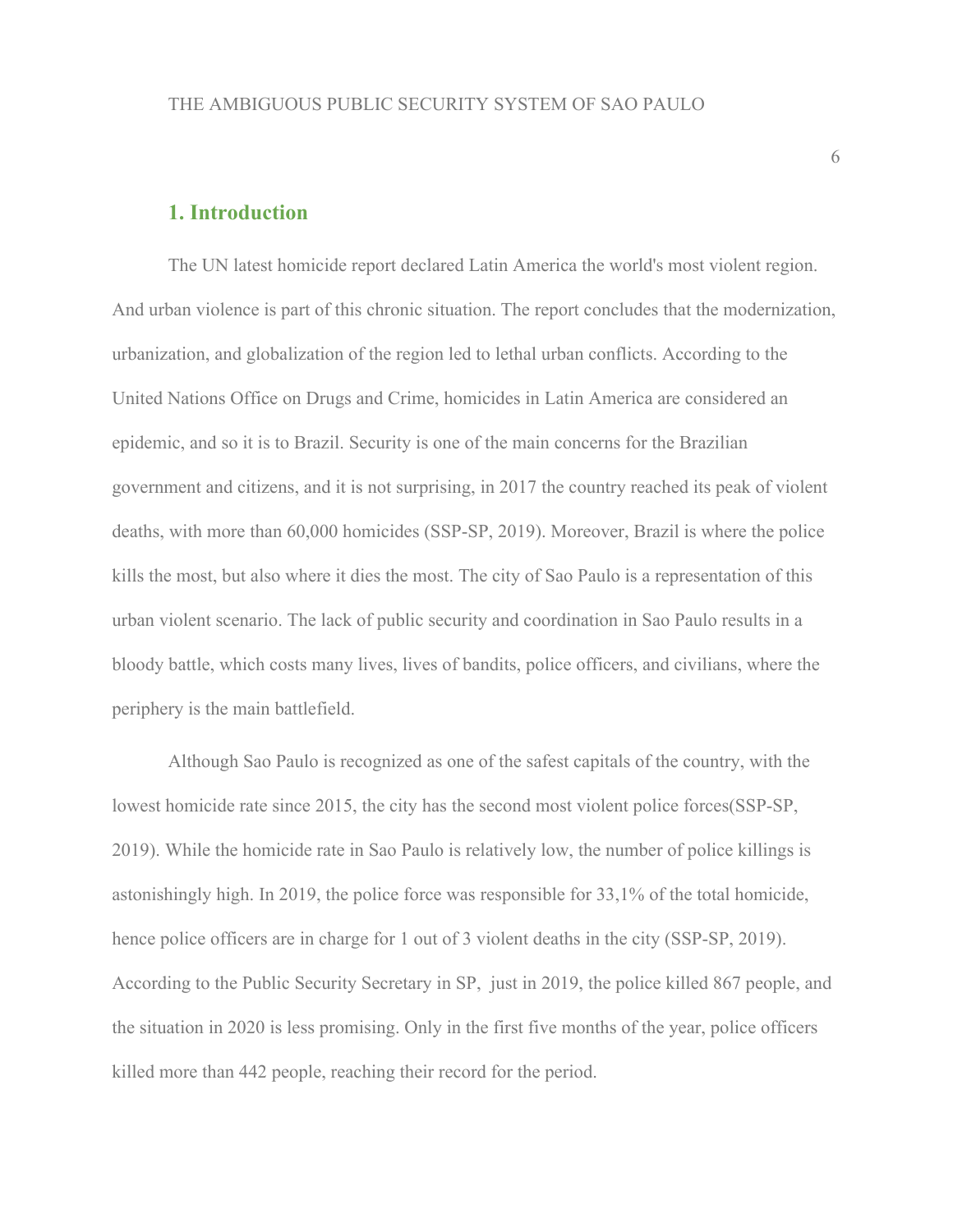## 1. Introduction

The UN latest homicide report declared Latin America the world's most violent region. And urban violence is part of this chronic situation. The report concludes that the modernization, urbanization, and globalization of the region led to lethal urban conflicts. According to the United Nations Office on Drugs and Crime, homicides in Latin America are considered an epidemic, and so it is to Brazil. Security is one of the main concerns for the Brazilian government and citizens, and it is not surprising, in 2017 the country reached its peak of violent deaths, with more than 60,000 homicides (SSP-SP, 2019). Moreover, Brazil is where the police kills the most, but also where it dies the most. The city of Sao Paulo is a representation of this urban violent scenario. The lack of public security and coordination in Sao Paulo results in a bloody battle, which costs many lives, lives of bandits, police officers, and civilians, where the periphery is the main battlefield.

Although Sao Paulo is recognized as one of the safest capitals of the country, with the lowest homicide rate since 2015, the city has the second most violent police forces(SSP-SP, 2019). While the homicide rate in Sao Paulo is relatively low, the number of police killings is astonishingly high. In 2019, the police force was responsible for 33,1% of the total homicide, hence police officers are in charge for 1 out of 3 violent deaths in the city (SSP-SP, 2019). According to the Public Security Secretary in SP, just in 2019, the police killed 867 people, and the situation in 2020 is less promising. Only in the first five months of the year, police officers killed more than 442 people, reaching their record for the period.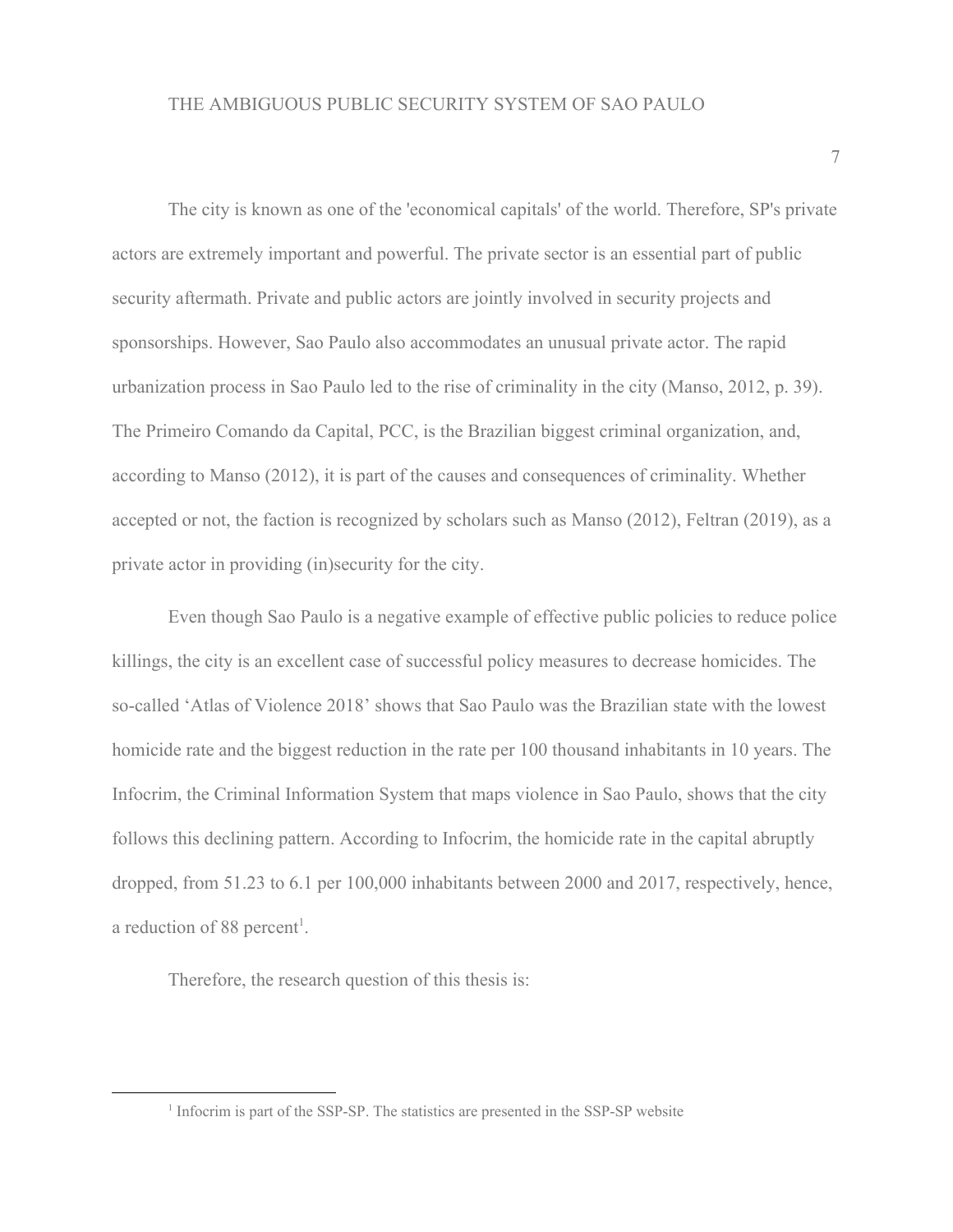The city is known as one of the 'economical capitals' of the world. Therefore, SP's private actors are extremely important and powerful. The private sector is an essential part of public security aftermath. Private and public actors are jointly involved in security projects and sponsorships. However, Sao Paulo also accommodates an unusual private actor. The rapid urbanization process in Sao Paulo led to the rise of criminality in the city (Manso, 2012, p. 39). The Primeiro Comando da Capital, PCC, is the Brazilian biggest criminal organization, and, according to Manso (2012), it is part of the causes and consequences of criminality. Whether accepted or not, the faction is recognized by scholars such as Manso (2012), Feltran (2019), as a private actor in providing (in)security for the city.

Even though Sao Paulo is a negative example of effective public policies to reduce police killings, the city is an excellent case of successful policy measures to decrease homicides. The so-called 'Atlas of Violence 2018' shows that Sao Paulo was the Brazilian state with the lowest homicide rate and the biggest reduction in the rate per 100 thousand inhabitants in 10 years. The Infocrim, the Criminal Information System that maps violence in Sao Paulo, shows that the city follows this declining pattern. According to Infocrim, the homicide rate in the capital abruptly dropped, from 51.23 to 6.1 per 100,000 inhabitants between 2000 and 2017, respectively, hence, a reduction of 88 percent[1].

Therefore, the research question of this thesis is:

---

[1] Infocrim is part of the SSP-SP. The statistics are presented in the SSP-SP website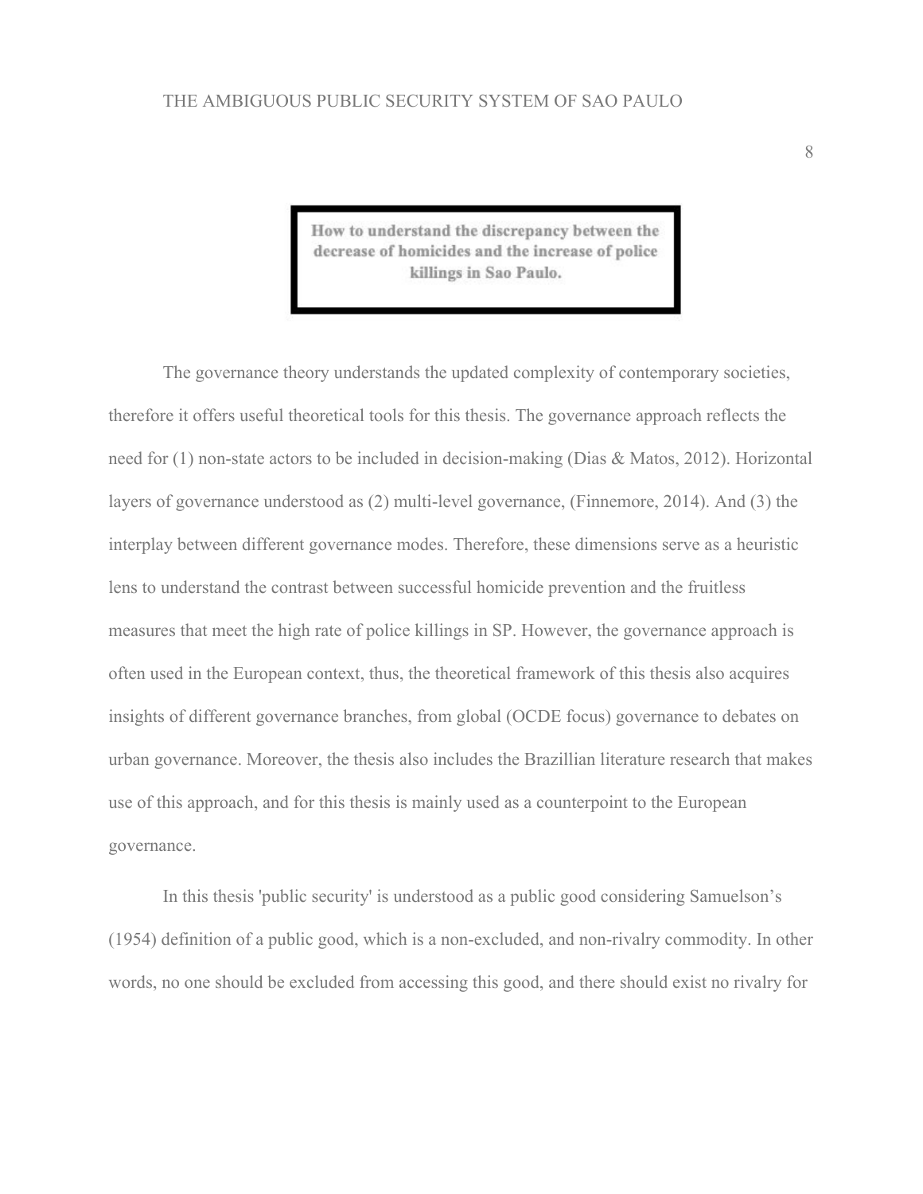**How to understand the discrepancy between the decrease of homicides and the increase of police killings in Sao Paulo.**

The governance theory understands the updated complexity of contemporary societies, therefore it offers useful theoretical tools for this thesis. The governance approach reflects the need for (1) non-state actors to be included in decision-making (Dias & Matos, 2012). Horizontal layers of governance understood as (2) multi-level governance, (Finnemore, 2014). And (3) the interplay between different governance modes. Therefore, these dimensions serve as a heuristic lens to understand the contrast between successful homicide prevention and the fruitless measures that meet the high rate of police killings in SP. However, the governance approach is often used in the European context, thus, the theoretical framework of this thesis also acquires insights of different governance branches, from global (OCDE focus) governance to debates on urban governance. Moreover, the thesis also includes the Brazillian literature research that makes use of this approach, and for this thesis is mainly used as a counterpoint to the European governance.

In this thesis 'public security' is understood as a public good considering Samuelson's (1954) definition of a public good, which is a non-excluded, and non-rivalry commodity. In other words, no one should be excluded from accessing this good, and there should exist no rivalry for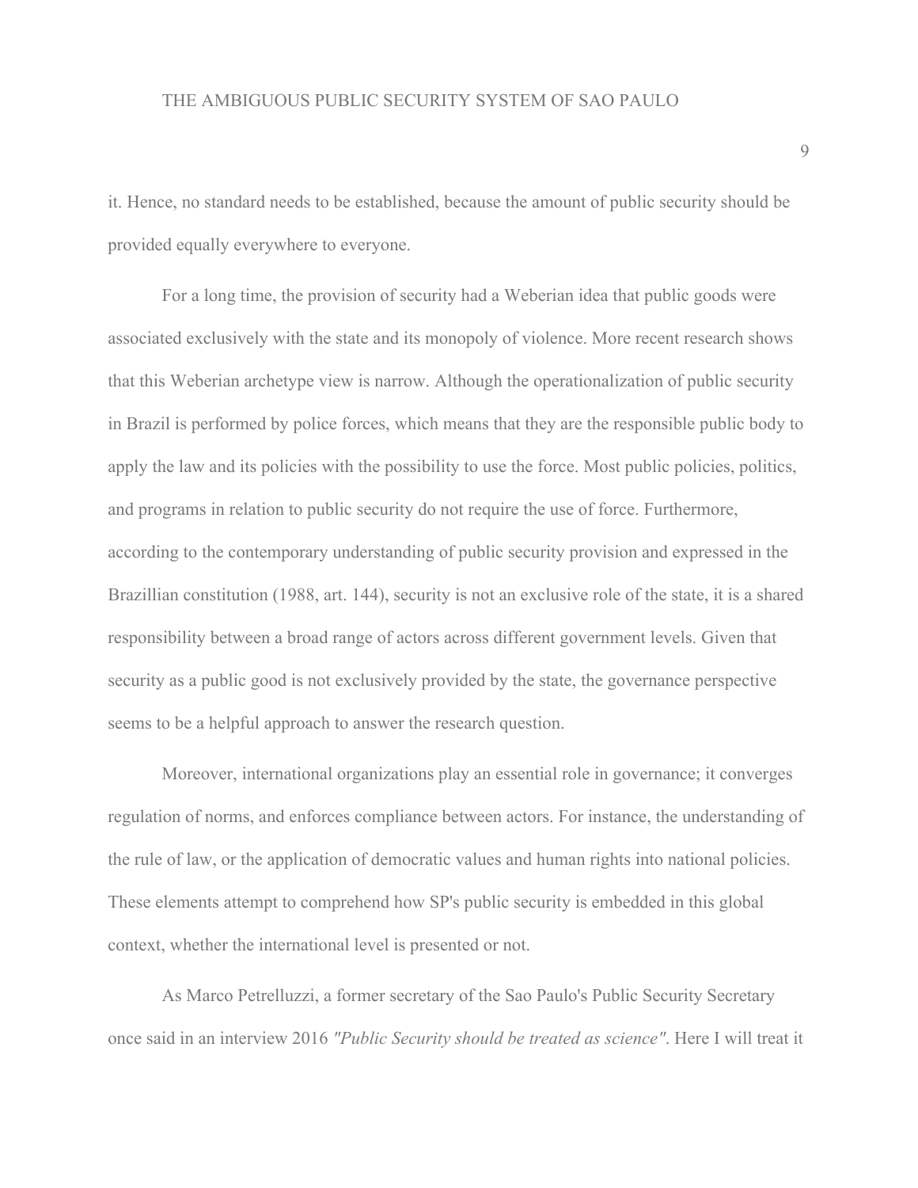it. Hence, no standard needs to be established, because the amount of public security should be provided equally everywhere to everyone.

For a long time, the provision of security had a Weberian idea that public goods were associated exclusively with the state and its monopoly of violence. More recent research shows that this Weberian archetype view is narrow. Although the operationalization of public security in Brazil is performed by police forces, which means that they are the responsible public body to apply the law and its policies with the possibility to use the force. Most public policies, politics, and programs in relation to public security do not require the use of force. Furthermore, according to the contemporary understanding of public security provision and expressed in the Brazillian constitution (1988, art. 144), security is not an exclusive role of the state, it is a shared responsibility between a broad range of actors across different government levels. Given that security as a public good is not exclusively provided by the state, the governance perspective seems to be a helpful approach to answer the research question.

Moreover, international organizations play an essential role in governance; it converges regulation of norms, and enforces compliance between actors. For instance, the understanding of the rule of law, or the application of democratic values and human rights into national policies. These elements attempt to comprehend how SP's public security is embedded in this global context, whether the international level is presented or not.

As Marco Petrelluzzi, a former secretary of the Sao Paulo's Public Security Secretary once said in an interview 2016 *"Public Security should be treated as science"*. Here I will treat it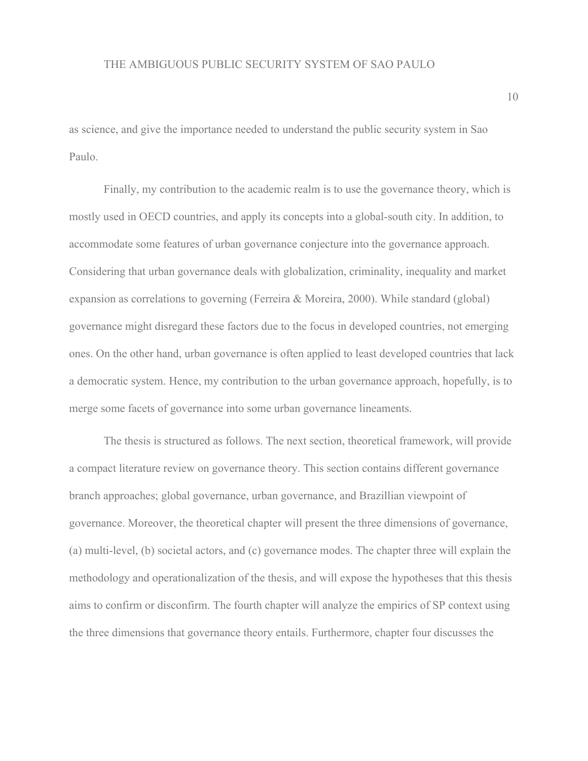as science, and give the importance needed to understand the public security system in Sao Paulo.

Finally, my contribution to the academic realm is to use the governance theory, which is mostly used in OECD countries, and apply its concepts into a global-south city. In addition, to accommodate some features of urban governance conjecture into the governance approach. Considering that urban governance deals with globalization, criminality, inequality and market expansion as correlations to governing (Ferreira & Moreira, 2000). While standard (global) governance might disregard these factors due to the focus in developed countries, not emerging ones. On the other hand, urban governance is often applied to least developed countries that lack a democratic system. Hence, my contribution to the urban governance approach, hopefully, is to merge some facets of governance into some urban governance lineaments.

The thesis is structured as follows. The next section, theoretical framework, will provide a compact literature review on governance theory. This section contains different governance branch approaches; global governance, urban governance, and Brazillian viewpoint of governance. Moreover, the theoretical chapter will present the three dimensions of governance, (a) multi-level, (b) societal actors, and (c) governance modes. The chapter three will explain the methodology and operationalization of the thesis, and will expose the hypotheses that this thesis aims to confirm or disconfirm. The fourth chapter will analyze the empirics of SP context using the three dimensions that governance theory entails. Furthermore, chapter four discusses the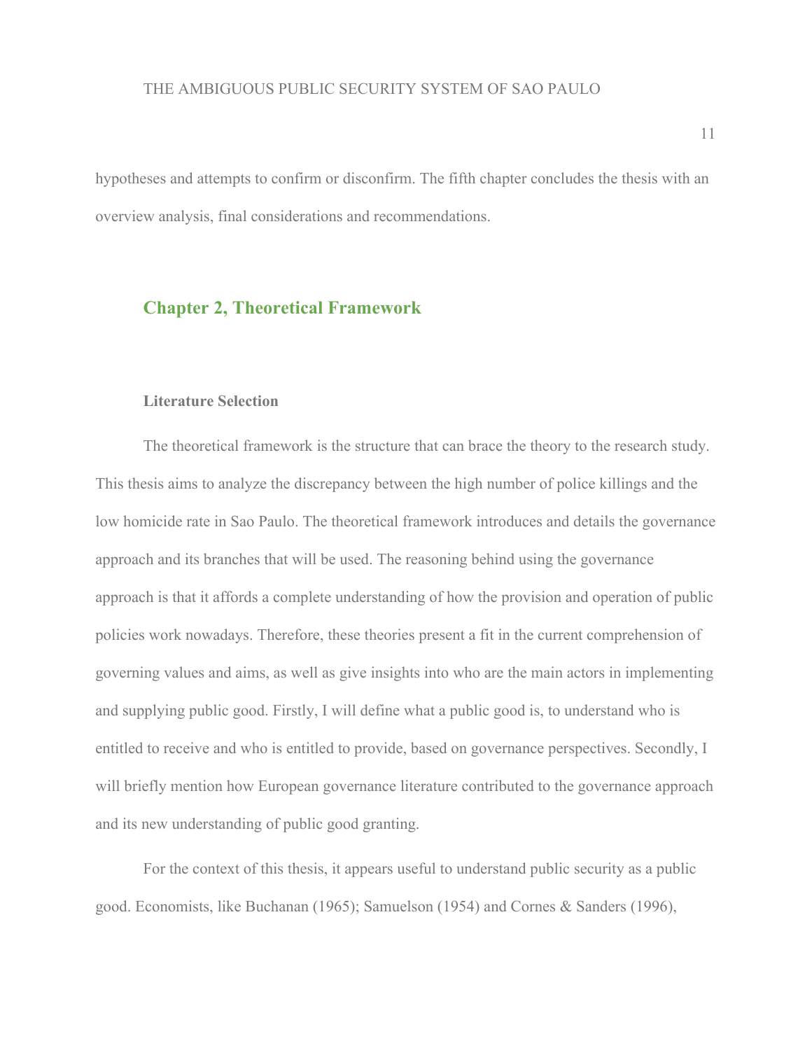hypotheses and attempts to confirm or disconfirm. The fifth chapter concludes the thesis with an overview analysis, final considerations and recommendations.

## Chapter 2, Theoretical Framework

### Literature Selection

The theoretical framework is the structure that can brace the theory to the research study. This thesis aims to analyze the discrepancy between the high number of police killings and the low homicide rate in Sao Paulo. The theoretical framework introduces and details the governance approach and its branches that will be used. The reasoning behind using the governance approach is that it affords a complete understanding of how the provision and operation of public policies work nowadays. Therefore, these theories present a fit in the current comprehension of governing values and aims, as well as give insights into who are the main actors in implementing and supplying public good. Firstly, I will define what a public good is, to understand who is entitled to receive and who is entitled to provide, based on governance perspectives. Secondly, I will briefly mention how European governance literature contributed to the governance approach and its new understanding of public good granting.

For the context of this thesis, it appears useful to understand public security as a public good. Economists, like Buchanan (1965); Samuelson (1954) and Cornes & Sanders (1996),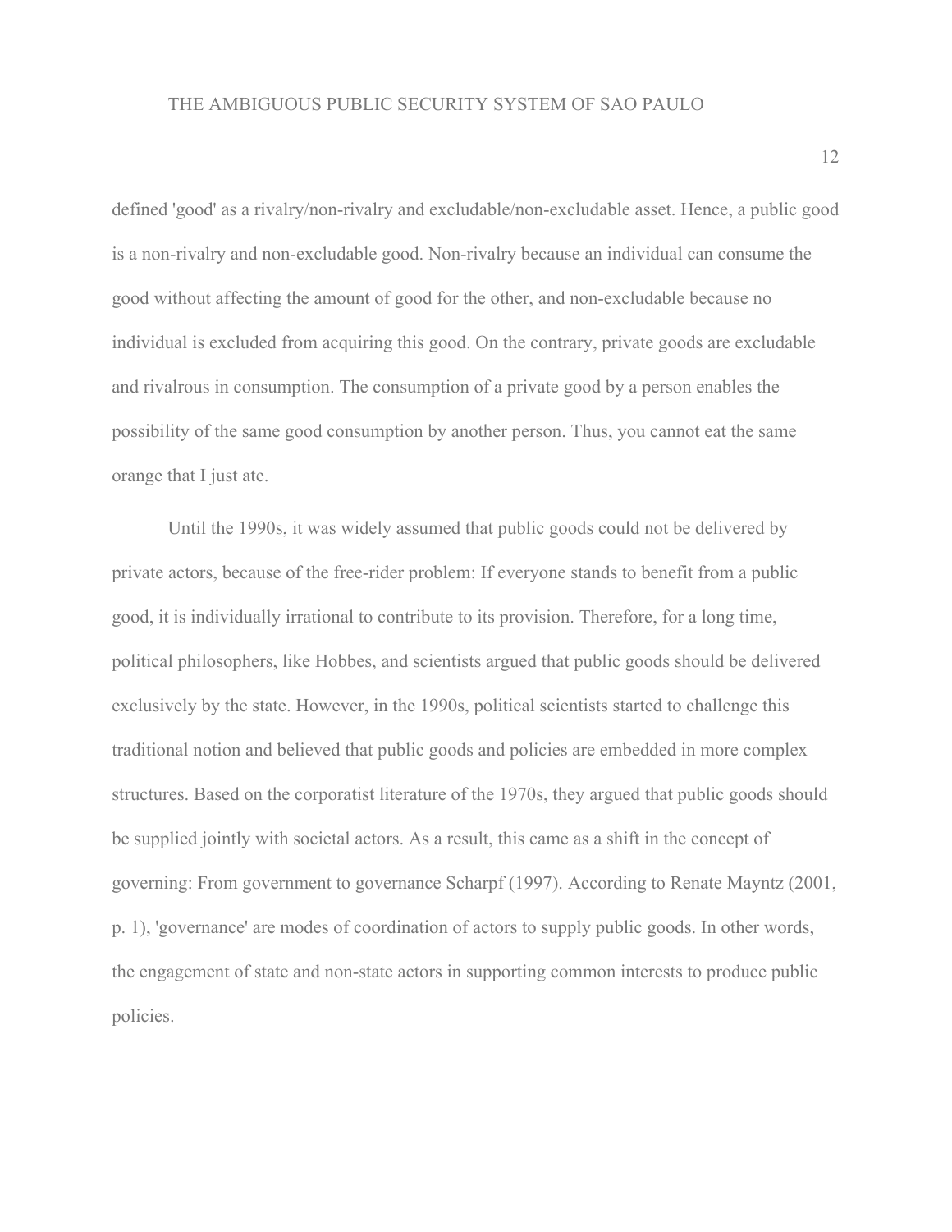defined 'good' as a rivalry/non-rivalry and excludable/non-excludable asset. Hence, a public good is a non-rivalry and non-excludable good. Non-rivalry because an individual can consume the good without affecting the amount of good for the other, and non-excludable because no individual is excluded from acquiring this good. On the contrary, private goods are excludable and rivalrous in consumption. The consumption of a private good by a person enables the possibility of the same good consumption by another person. Thus, you cannot eat the same orange that I just ate.

Until the 1990s, it was widely assumed that public goods could not be delivered by private actors, because of the free-rider problem: If everyone stands to benefit from a public good, it is individually irrational to contribute to its provision. Therefore, for a long time, political philosophers, like Hobbes, and scientists argued that public goods should be delivered exclusively by the state. However, in the 1990s, political scientists started to challenge this traditional notion and believed that public goods and policies are embedded in more complex structures. Based on the corporatist literature of the 1970s, they argued that public goods should be supplied jointly with societal actors. As a result, this came as a shift in the concept of governing: From government to governance Scharpf (1997). According to Renate Mayntz (2001, p. 1), 'governance' are modes of coordination of actors to supply public goods. In other words, the engagement of state and non-state actors in supporting common interests to produce public policies.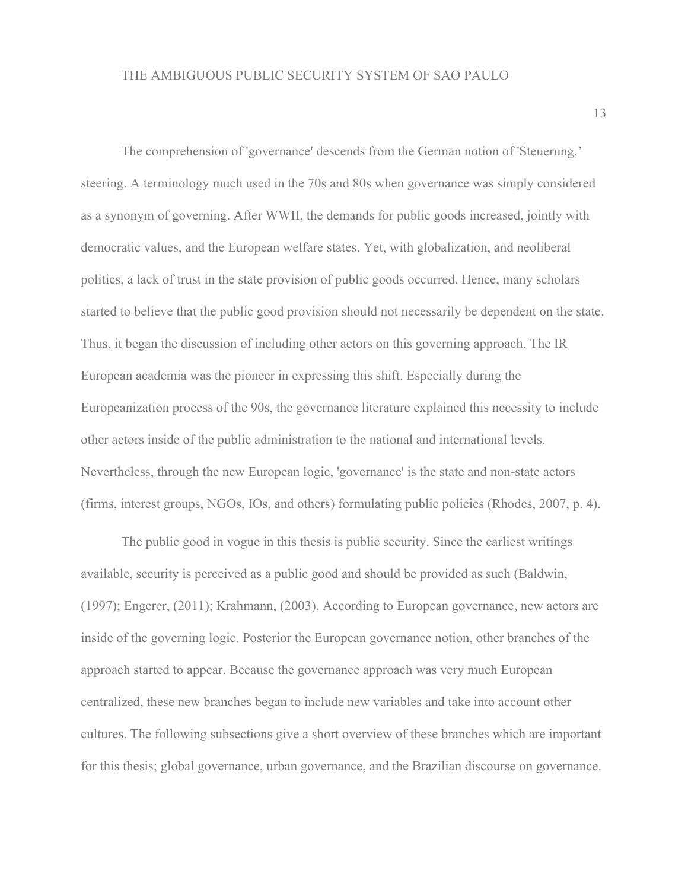The comprehension of 'governance' descends from the German notion of 'Steuerung,' steering. A terminology much used in the 70s and 80s when governance was simply considered as a synonym of governing. After WWII, the demands for public goods increased, jointly with democratic values, and the European welfare states. Yet, with globalization, and neoliberal politics, a lack of trust in the state provision of public goods occurred. Hence, many scholars started to believe that the public good provision should not necessarily be dependent on the state. Thus, it began the discussion of including other actors on this governing approach. The IR European academia was the pioneer in expressing this shift. Especially during the Europeanization process of the 90s, the governance literature explained this necessity to include other actors inside of the public administration to the national and international levels. Nevertheless, through the new European logic, 'governance' is the state and non-state actors (firms, interest groups, NGOs, IOs, and others) formulating public policies (Rhodes, 2007, p. 4).

The public good in vogue in this thesis is public security. Since the earliest writings available, security is perceived as a public good and should be provided as such (Baldwin, (1997); Engerer, (2011); Krahmann, (2003). According to European governance, new actors are inside of the governing logic. Posterior the European governance notion, other branches of the approach started to appear. Because the governance approach was very much European centralized, these new branches began to include new variables and take into account other cultures. The following subsections give a short overview of these branches which are important for this thesis; global governance, urban governance, and the Brazilian discourse on governance.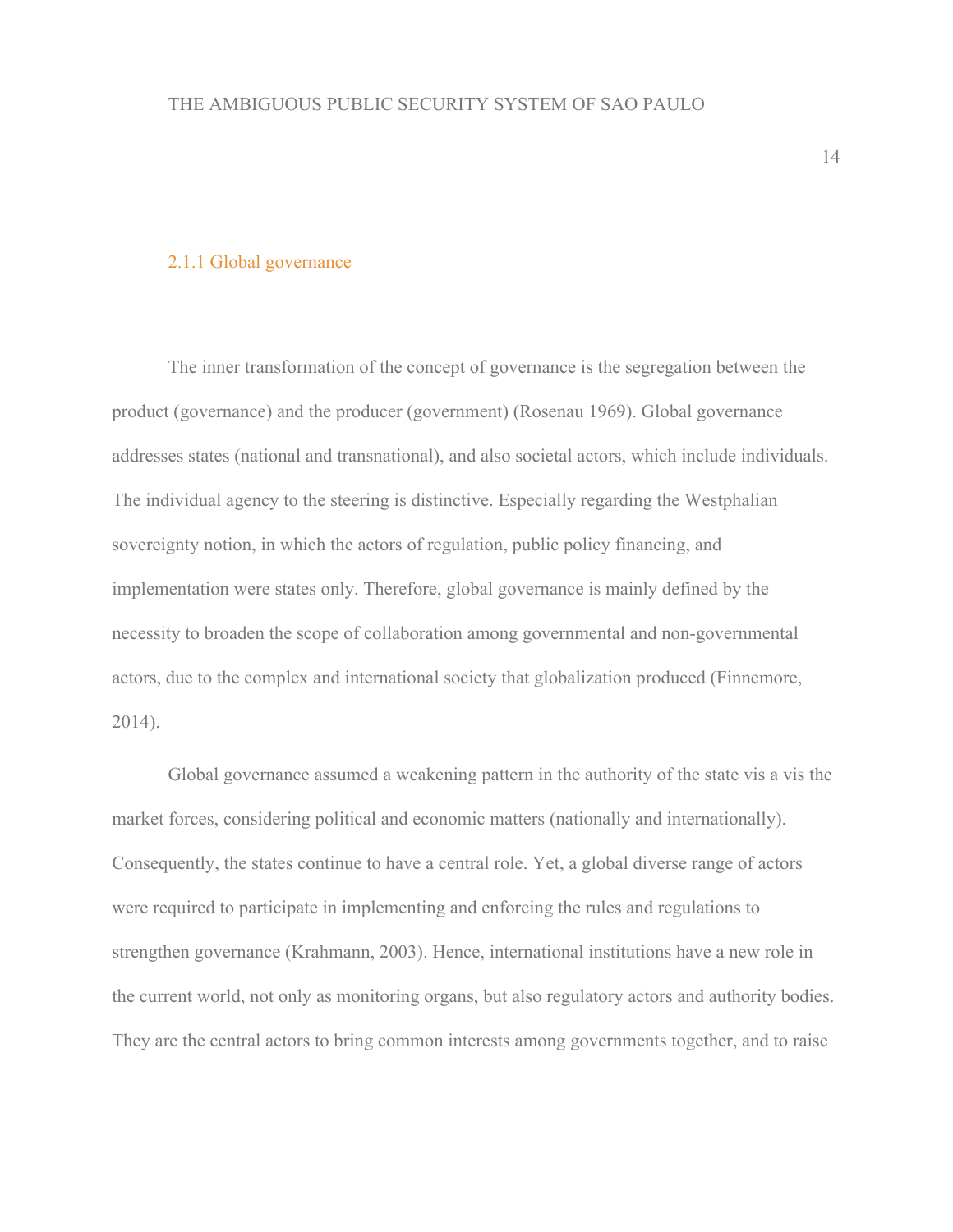### 2.1.1 Global governance

The inner transformation of the concept of governance is the segregation between the product (governance) and the producer (government) (Rosenau 1969). Global governance addresses states (national and transnational), and also societal actors, which include individuals. The individual agency to the steering is distinctive. Especially regarding the Westphalian sovereignty notion, in which the actors of regulation, public policy financing, and implementation were states only. Therefore, global governance is mainly defined by the necessity to broaden the scope of collaboration among governmental and non-governmental actors, due to the complex and international society that globalization produced (Finnemore, 2014).

Global governance assumed a weakening pattern in the authority of the state vis a vis the market forces, considering political and economic matters (nationally and internationally). Consequently, the states continue to have a central role. Yet, a global diverse range of actors were required to participate in implementing and enforcing the rules and regulations to strengthen governance (Krahmann, 2003). Hence, international institutions have a new role in the current world, not only as monitoring organs, but also regulatory actors and authority bodies. They are the central actors to bring common interests among governments together, and to raise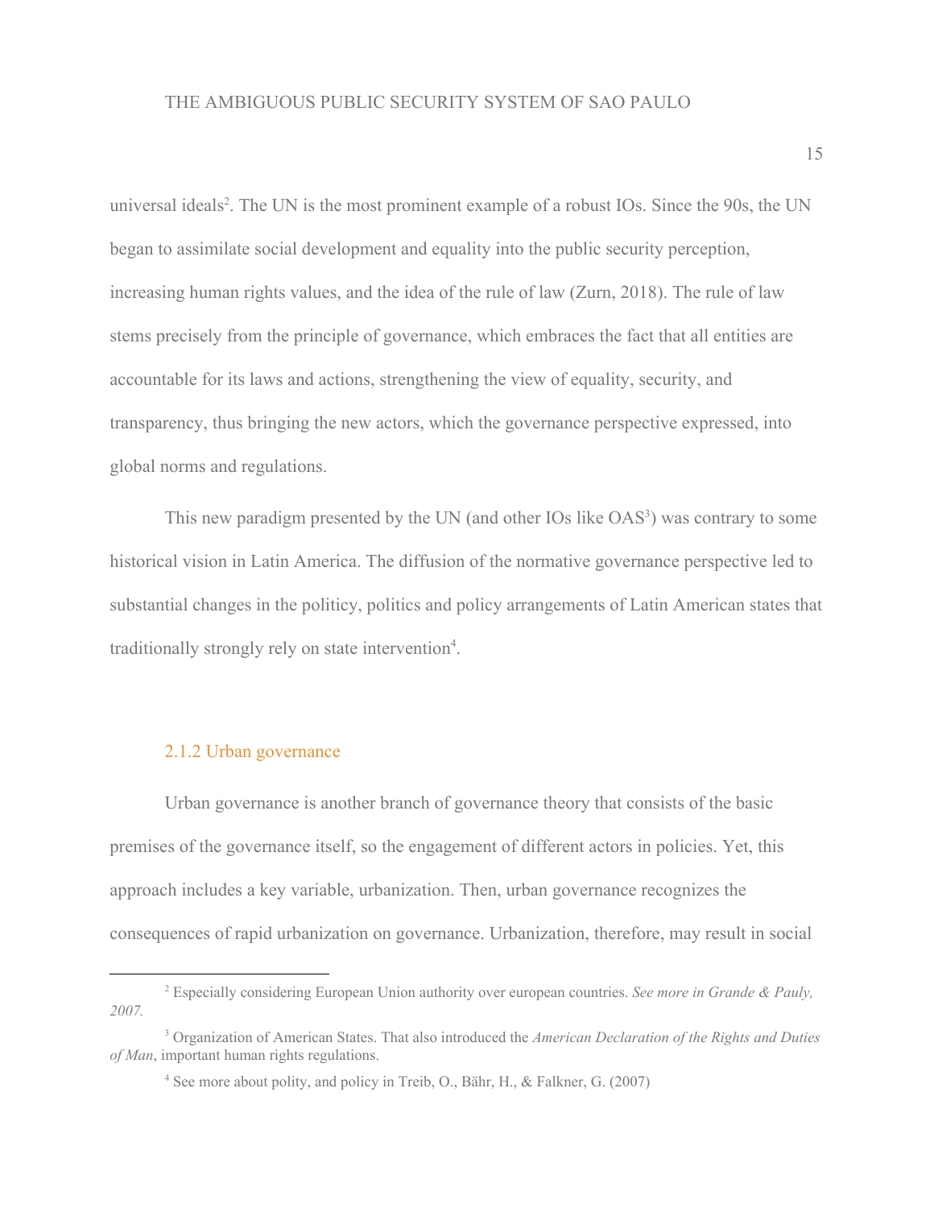universal ideals[2]. The UN is the most prominent example of a robust IOs. Since the 90s, the UN began to assimilate social development and equality into the public security perception, increasing human rights values, and the idea of the rule of law (Zurn, 2018). The rule of law stems precisely from the principle of governance, which embraces the fact that all entities are accountable for its laws and actions, strengthening the view of equality, security, and transparency, thus bringing the new actors, which the governance perspective expressed, into global norms and regulations.

This new paradigm presented by the UN (and other IOs like OAS[3]) was contrary to some historical vision in Latin America. The diffusion of the normative governance perspective led to substantial changes in the politicy, politics and policy arrangements of Latin American states that traditionally strongly rely on state intervention[4].

### 2.1.2 Urban governance

Urban governance is another branch of governance theory that consists of the basic premises of the governance itself, so the engagement of different actors in policies. Yet, this approach includes a key variable, urbanization. Then, urban governance recognizes the consequences of rapid urbanization on governance. Urbanization, therefore, may result in social

---

[2] Especially considering European Union authority over european countries. *See more in Grande & Pauly, 2007.*

[3] Organization of American States. That also introduced the *American Declaration of the Rights and Duties of Man*, important human rights regulations.

[4] See more about polity, and policy in Treib, O., Bähr, H., & Falkner, G. (2007)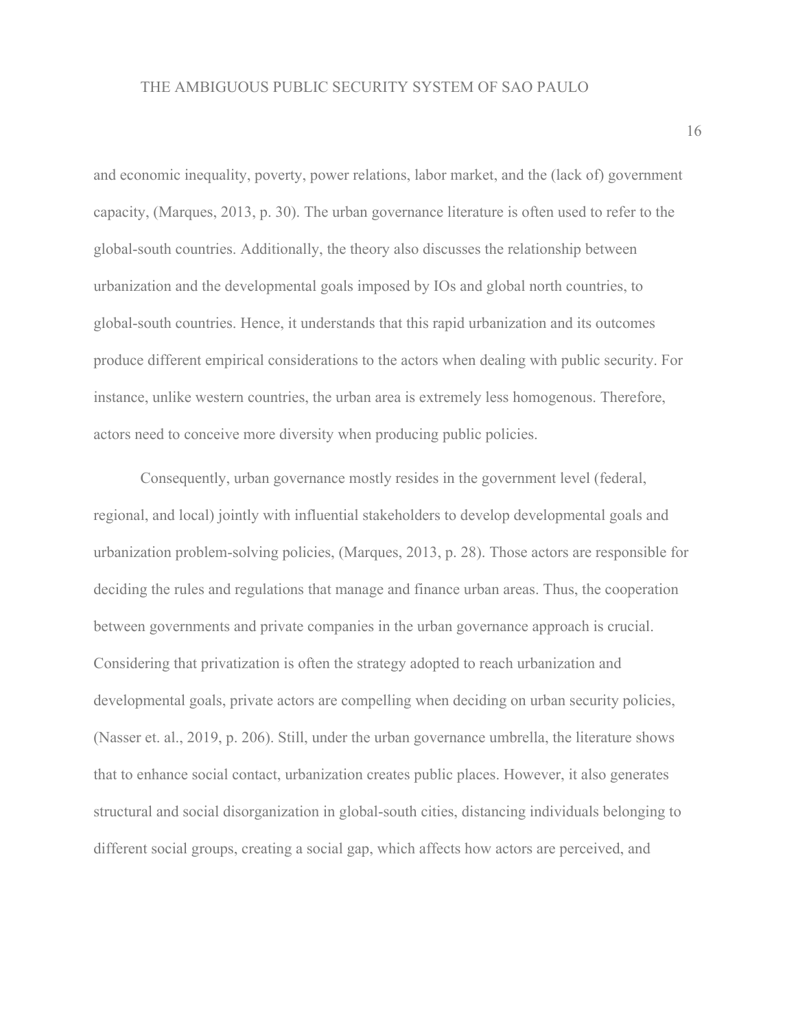and economic inequality, poverty, power relations, labor market, and the (lack of) government capacity, (Marques, 2013, p. 30). The urban governance literature is often used to refer to the global-south countries. Additionally, the theory also discusses the relationship between urbanization and the developmental goals imposed by IOs and global north countries, to global-south countries. Hence, it understands that this rapid urbanization and its outcomes produce different empirical considerations to the actors when dealing with public security. For instance, unlike western countries, the urban area is extremely less homogenous. Therefore, actors need to conceive more diversity when producing public policies.

Consequently, urban governance mostly resides in the government level (federal, regional, and local) jointly with influential stakeholders to develop developmental goals and urbanization problem-solving policies, (Marques, 2013, p. 28). Those actors are responsible for deciding the rules and regulations that manage and finance urban areas. Thus, the cooperation between governments and private companies in the urban governance approach is crucial. Considering that privatization is often the strategy adopted to reach urbanization and developmental goals, private actors are compelling when deciding on urban security policies, (Nasser et. al., 2019, p. 206). Still, under the urban governance umbrella, the literature shows that to enhance social contact, urbanization creates public places. However, it also generates structural and social disorganization in global-south cities, distancing individuals belonging to different social groups, creating a social gap, which affects how actors are perceived, and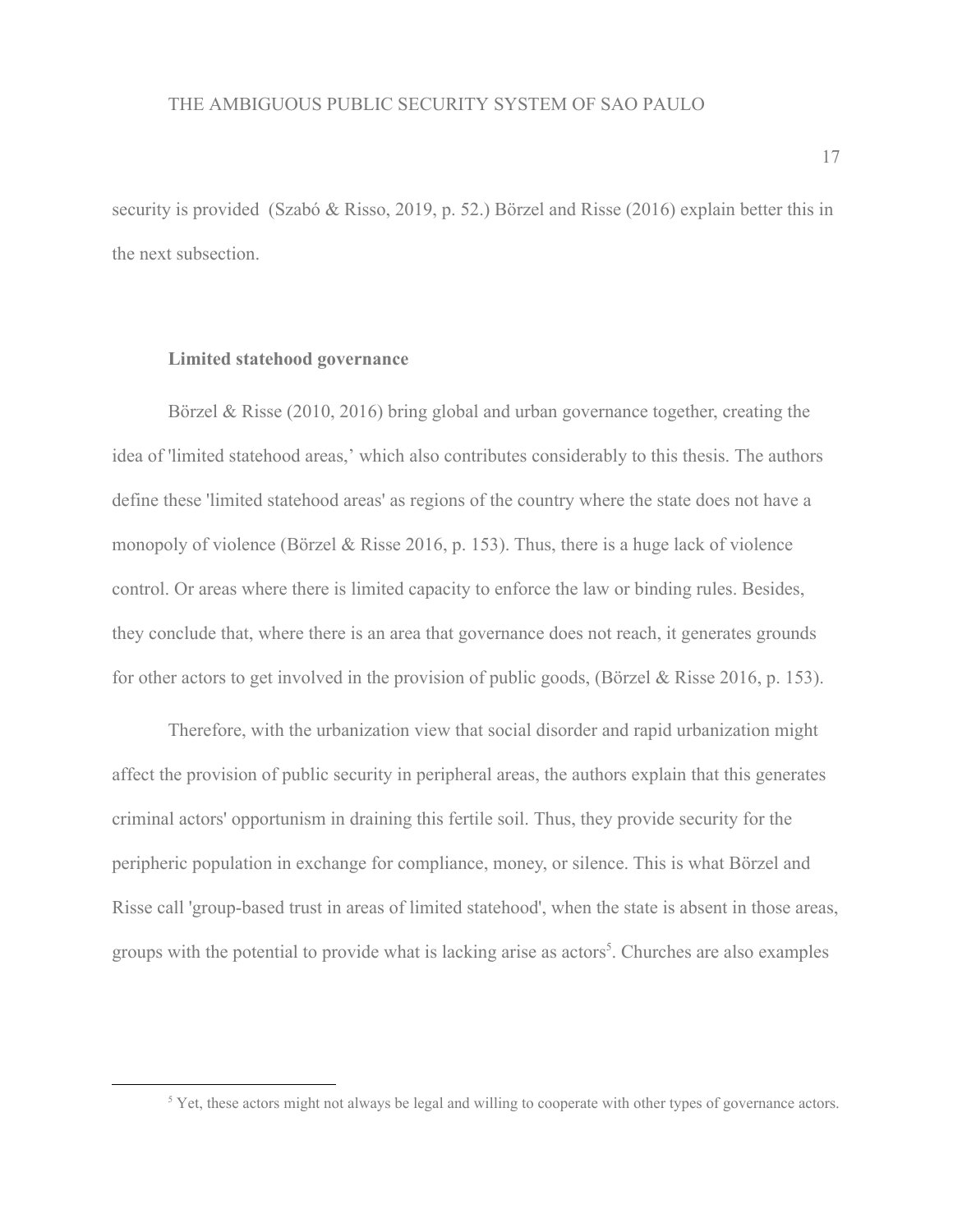security is provided  (Szabó & Risso, 2019, p. 52.) Börzel and Risse (2016) explain better this in the next subsection.

### Limited statehood governance

Börzel & Risse (2010, 2016) bring global and urban governance together, creating the idea of 'limited statehood areas,' which also contributes considerably to this thesis. The authors define these 'limited statehood areas' as regions of the country where the state does not have a monopoly of violence (Börzel & Risse 2016, p. 153). Thus, there is a huge lack of violence control. Or areas where there is limited capacity to enforce the law or binding rules. Besides, they conclude that, where there is an area that governance does not reach, it generates grounds for other actors to get involved in the provision of public goods, (Börzel & Risse 2016, p. 153).

Therefore, with the urbanization view that social disorder and rapid urbanization might affect the provision of public security in peripheral areas, the authors explain that this generates criminal actors' opportunism in draining this fertile soil. Thus, they provide security for the peripheric population in exchange for compliance, money, or silence. This is what Börzel and Risse call 'group-based trust in areas of limited statehood', when the state is absent in those areas, groups with the potential to provide what is lacking arise as actors[5]. Churches are also examples

[5] Yet, these actors might not always be legal and willing to cooperate with other types of governance actors.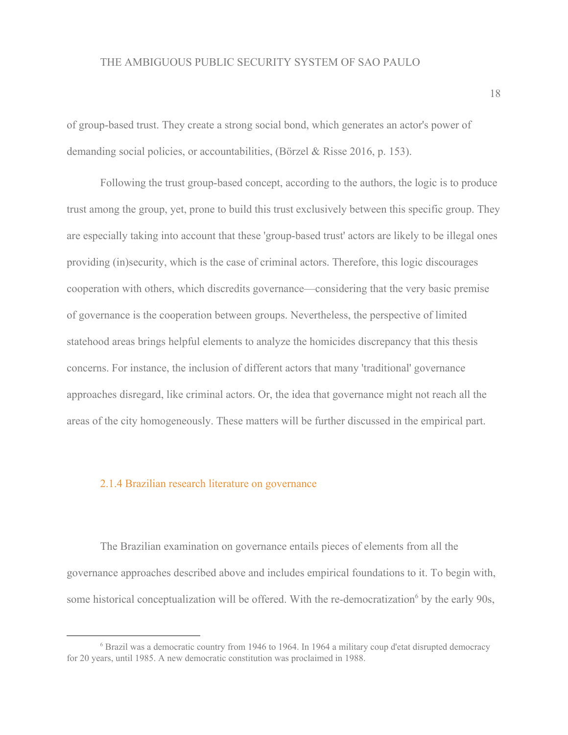of group-based trust. They create a strong social bond, which generates an actor's power of demanding social policies, or accountabilities, (Börzel & Risse 2016, p. 153).

Following the trust group-based concept, according to the authors, the logic is to produce trust among the group, yet, prone to build this trust exclusively between this specific group. They are especially taking into account that these 'group-based trust' actors are likely to be illegal ones providing (in)security, which is the case of criminal actors. Therefore, this logic discourages cooperation with others, which discredits governance—considering that the very basic premise of governance is the cooperation between groups. Nevertheless, the perspective of limited statehood areas brings helpful elements to analyze the homicides discrepancy that this thesis concerns. For instance, the inclusion of different actors that many 'traditional' governance approaches disregard, like criminal actors. Or, the idea that governance might not reach all the areas of the city homogeneously. These matters will be further discussed in the empirical part.

### 2.1.4 Brazilian research literature on governance

The Brazilian examination on governance entails pieces of elements from all the governance approaches described above and includes empirical foundations to it. To begin with, some historical conceptualization will be offered. With the re-democratization[6] by the early 90s,

[6] Brazil was a democratic country from 1946 to 1964. In 1964 a military coup d'etat disrupted democracy for 20 years, until 1985. A new democratic constitution was proclaimed in 1988.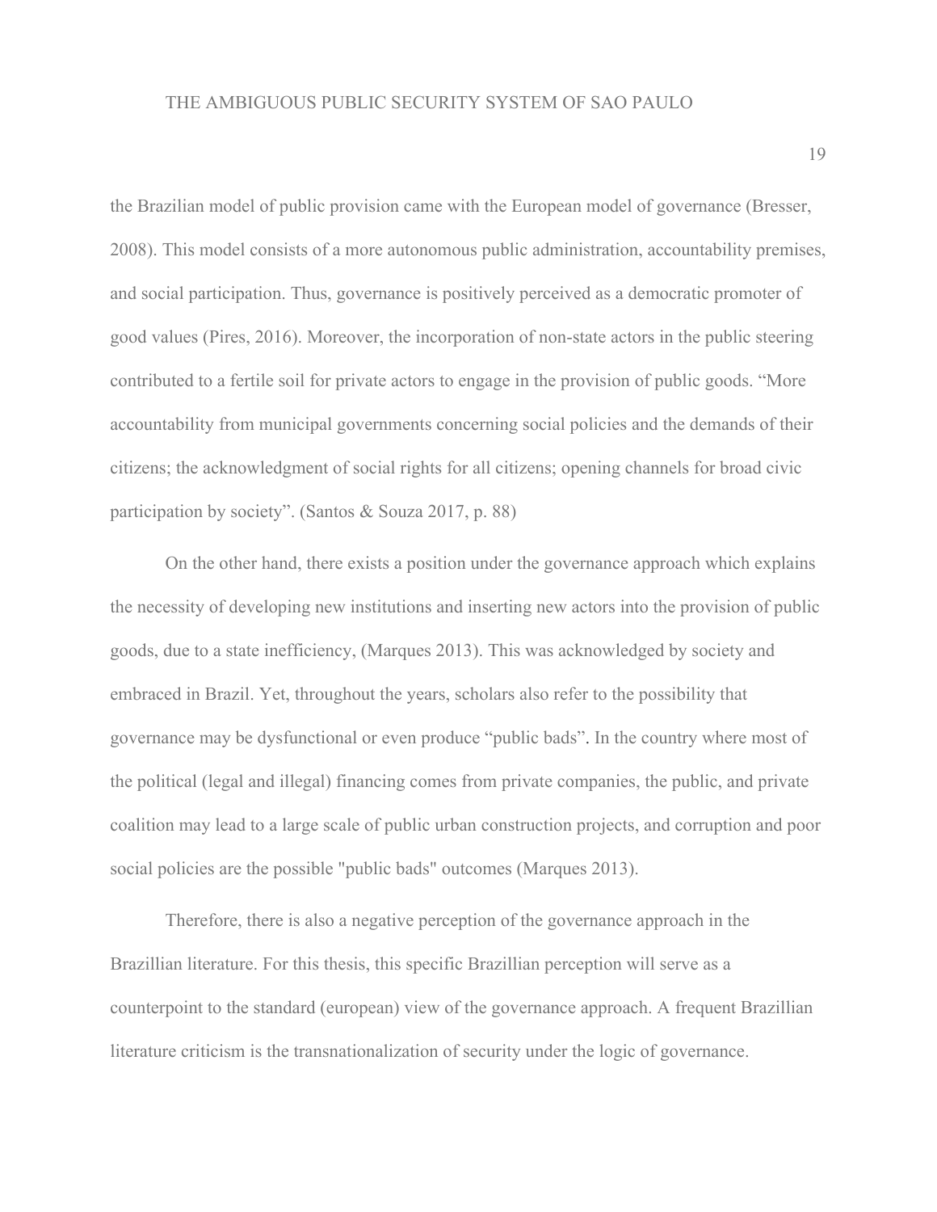the Brazilian model of public provision came with the European model of governance (Bresser, 2008). This model consists of a more autonomous public administration, accountability premises, and social participation. Thus, governance is positively perceived as a democratic promoter of good values (Pires, 2016). Moreover, the incorporation of non-state actors in the public steering contributed to a fertile soil for private actors to engage in the provision of public goods. "More accountability from municipal governments concerning social policies and the demands of their citizens; the acknowledgment of social rights for all citizens; opening channels for broad civic participation by society". (Santos & Souza 2017, p. 88)

On the other hand, there exists a position under the governance approach which explains the necessity of developing new institutions and inserting new actors into the provision of public goods, due to a state inefficiency, (Marques 2013). This was acknowledged by society and embraced in Brazil. Yet, throughout the years, scholars also refer to the possibility that governance may be dysfunctional or even produce "public bads". In the country where most of the political (legal and illegal) financing comes from private companies, the public, and private coalition may lead to a large scale of public urban construction projects, and corruption and poor social policies are the possible "public bads" outcomes (Marques 2013).

Therefore, there is also a negative perception of the governance approach in the Brazillian literature. For this thesis, this specific Brazillian perception will serve as a counterpoint to the standard (european) view of the governance approach. A frequent Brazillian literature criticism is the transnationalization of security under the logic of governance.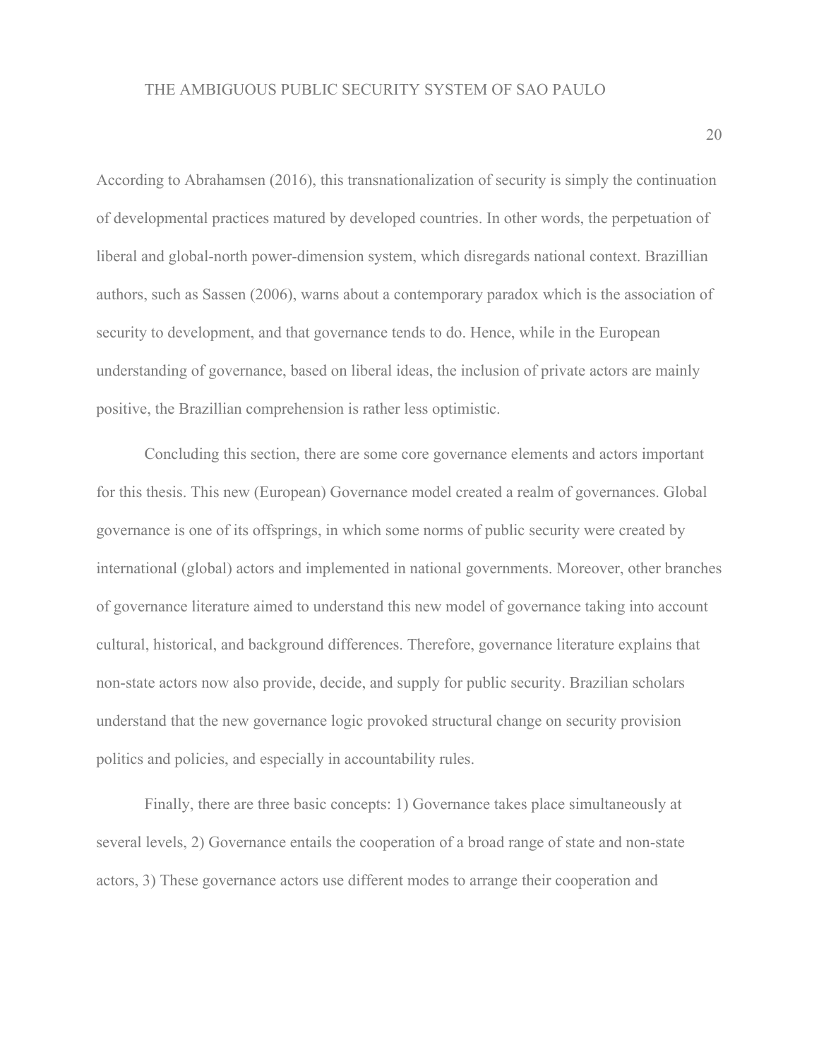According to Abrahamsen (2016), this transnationalization of security is simply the continuation of developmental practices matured by developed countries. In other words, the perpetuation of liberal and global-north power-dimension system, which disregards national context. Brazillian authors, such as Sassen (2006), warns about a contemporary paradox which is the association of security to development, and that governance tends to do. Hence, while in the European understanding of governance, based on liberal ideas, the inclusion of private actors are mainly positive, the Brazillian comprehension is rather less optimistic.

Concluding this section, there are some core governance elements and actors important for this thesis. This new (European) Governance model created a realm of governances. Global governance is one of its offsprings, in which some norms of public security were created by international (global) actors and implemented in national governments. Moreover, other branches of governance literature aimed to understand this new model of governance taking into account cultural, historical, and background differences. Therefore, governance literature explains that non-state actors now also provide, decide, and supply for public security. Brazilian scholars understand that the new governance logic provoked structural change on security provision politics and policies, and especially in accountability rules.

Finally, there are three basic concepts: 1) Governance takes place simultaneously at several levels, 2) Governance entails the cooperation of a broad range of state and non-state actors, 3) These governance actors use different modes to arrange their cooperation and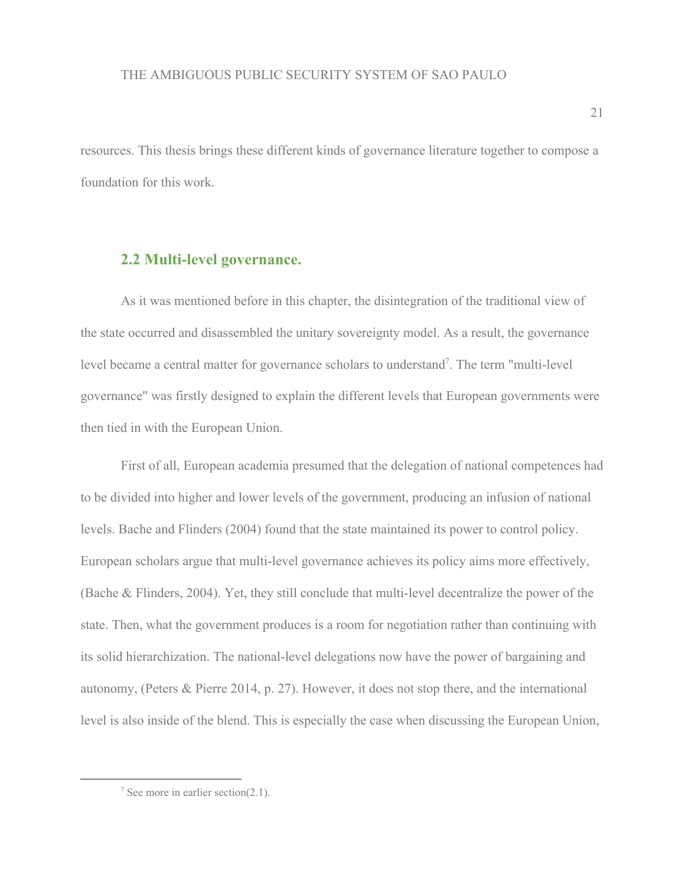resources. This thesis brings these different kinds of governance literature together to compose a foundation for this work.

## 2.2 Multi-level governance.

As it was mentioned before in this chapter, the disintegration of the traditional view of the state occurred and disassembled the unitary sovereignty model. As a result, the governance level became a central matter for governance scholars to understand[7]. The term "multi-level governance" was firstly designed to explain the different levels that European governments were then tied in with the European Union.

First of all, European academia presumed that the delegation of national competences had to be divided into higher and lower levels of the government, producing an infusion of national levels. Bache and Flinders (2004) found that the state maintained its power to control policy. European scholars argue that multi-level governance achieves its policy aims more effectively, (Bache & Flinders, 2004). Yet, they still conclude that multi-level decentralize the power of the state. Then, what the government produces is a room for negotiation rather than continuing with its solid hierarchization. The national-level delegations now have the power of bargaining and autonomy, (Peters & Pierre 2014, p. 27). However, it does not stop there, and the international level is also inside of the blend. This is especially the case when discussing the European Union,

---

[7] See more in earlier section(2.1).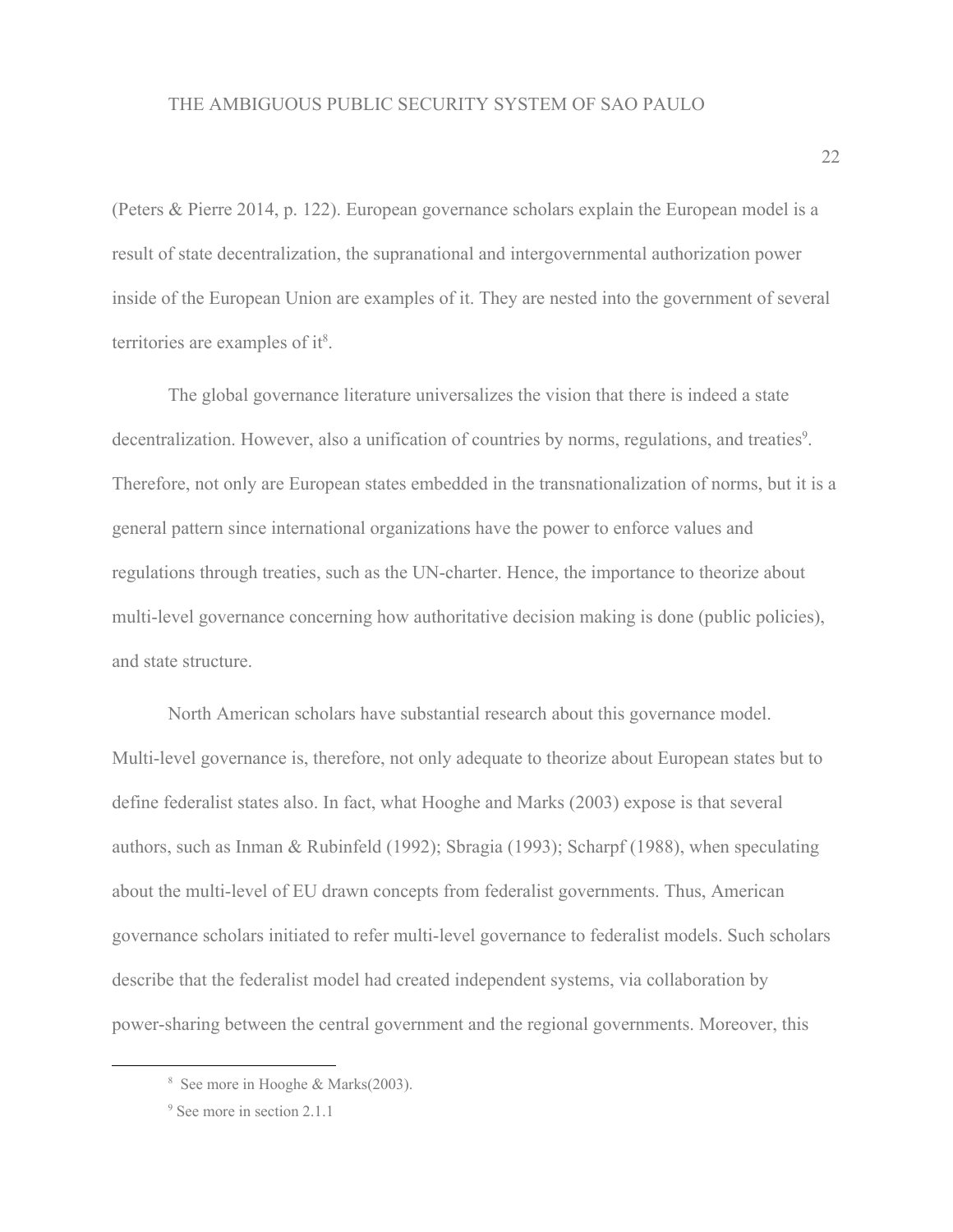(Peters & Pierre 2014, p. 122). European governance scholars explain the European model is a result of state decentralization, the supranational and intergovernmental authorization power inside of the European Union are examples of it. They are nested into the government of several territories are examples of it[8].

The global governance literature universalizes the vision that there is indeed a state decentralization. However, also a unification of countries by norms, regulations, and treaties[9]. Therefore, not only are European states embedded in the transnationalization of norms, but it is a general pattern since international organizations have the power to enforce values and regulations through treaties, such as the UN-charter. Hence, the importance to theorize about multi-level governance concerning how authoritative decision making is done (public policies), and state structure.

North American scholars have substantial research about this governance model. Multi-level governance is, therefore, not only adequate to theorize about European states but to define federalist states also. In fact, what Hooghe and Marks (2003) expose is that several authors, such as Inman & Rubinfeld (1992); Sbragia (1993); Scharpf (1988), when speculating about the multi-level of EU drawn concepts from federalist governments. Thus, American governance scholars initiated to refer multi-level governance to federalist models. Such scholars describe that the federalist model had created independent systems, via collaboration by power-sharing between the central government and the regional governments. Moreover, this

---

[8] See more in Hooghe & Marks(2003).

[9] See more in section 2.1.1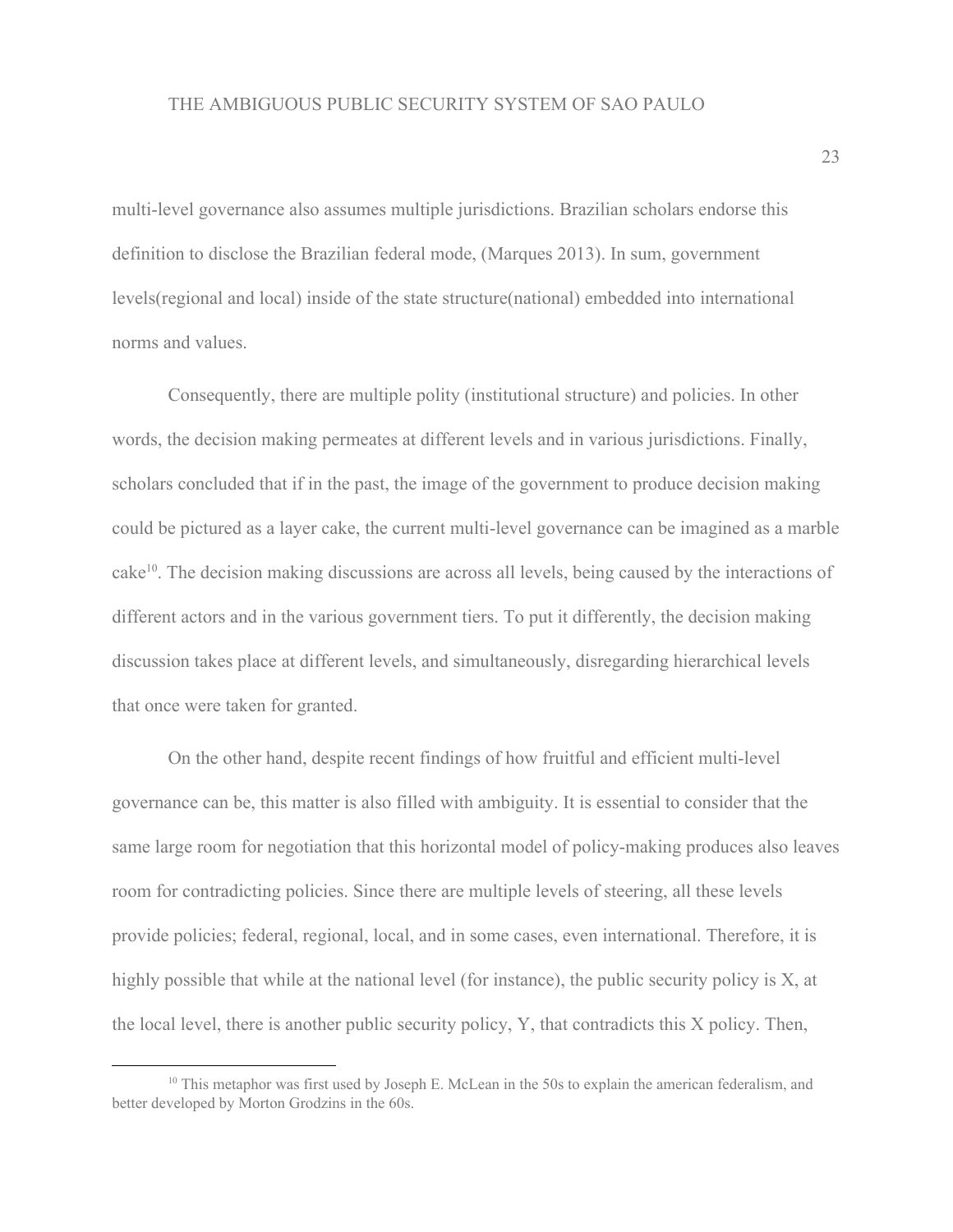multi-level governance also assumes multiple jurisdictions. Brazilian scholars endorse this definition to disclose the Brazilian federal mode, (Marques 2013). In sum, government levels(regional and local) inside of the state structure(national) embedded into international norms and values.

Consequently, there are multiple polity (institutional structure) and policies. In other words, the decision making permeates at different levels and in various jurisdictions. Finally, scholars concluded that if in the past, the image of the government to produce decision making could be pictured as a layer cake, the current multi-level governance can be imagined as a marble cake[10]. The decision making discussions are across all levels, being caused by the interactions of different actors and in the various government tiers. To put it differently, the decision making discussion takes place at different levels, and simultaneously, disregarding hierarchical levels that once were taken for granted.

On the other hand, despite recent findings of how fruitful and efficient multi-level governance can be, this matter is also filled with ambiguity. It is essential to consider that the same large room for negotiation that this horizontal model of policy-making produces also leaves room for contradicting policies. Since there are multiple levels of steering, all these levels provide policies; federal, regional, local, and in some cases, even international. Therefore, it is highly possible that while at the national level (for instance), the public security policy is X, at the local level, there is another public security policy, Y, that contradicts this X policy. Then,

---

[10] This metaphor was first used by Joseph E. McLean in the 50s to explain the american federalism, and better developed by Morton Grodzins in the 60s.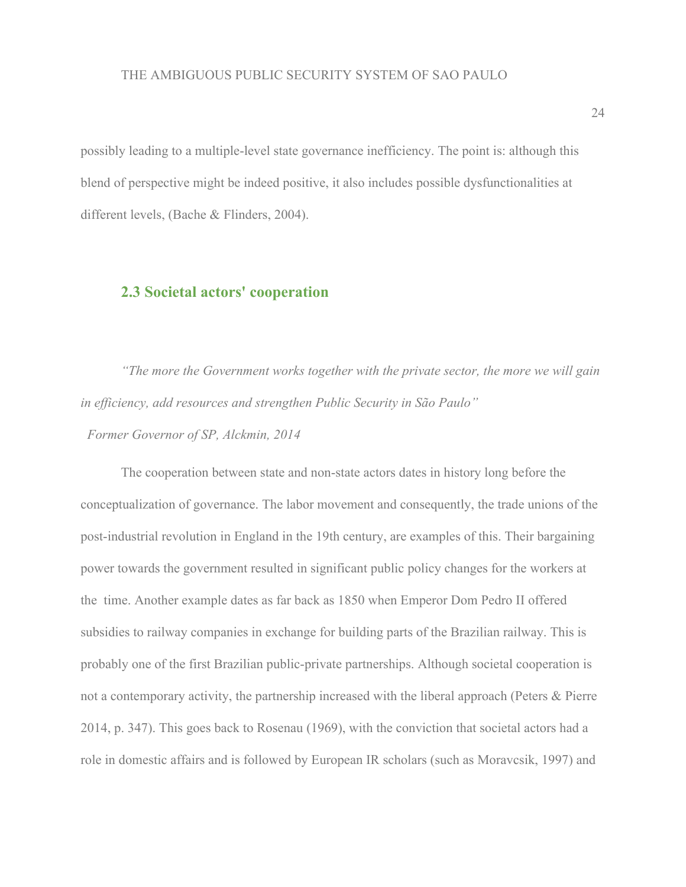possibly leading to a multiple-level state governance inefficiency. The point is: although this blend of perspective might be indeed positive, it also includes possible dysfunctionalities at different levels, (Bache & Flinders, 2004).

## 2.3 Societal actors' cooperation

*"The more the Government works together with the private sector, the more we will gain in efficiency, add resources and strengthen Public Security in São Paulo"*

*Former Governor of SP, Alckmin, 2014*

The cooperation between state and non-state actors dates in history long before the conceptualization of governance. The labor movement and consequently, the trade unions of the post-industrial revolution in England in the 19th century, are examples of this. Their bargaining power towards the government resulted in significant public policy changes for the workers at the time. Another example dates as far back as 1850 when Emperor Dom Pedro II offered subsidies to railway companies in exchange for building parts of the Brazilian railway. This is probably one of the first Brazilian public-private partnerships. Although societal cooperation is not a contemporary activity, the partnership increased with the liberal approach (Peters & Pierre 2014, p. 347). This goes back to Rosenau (1969), with the conviction that societal actors had a role in domestic affairs and is followed by European IR scholars (such as Moravcsik, 1997) and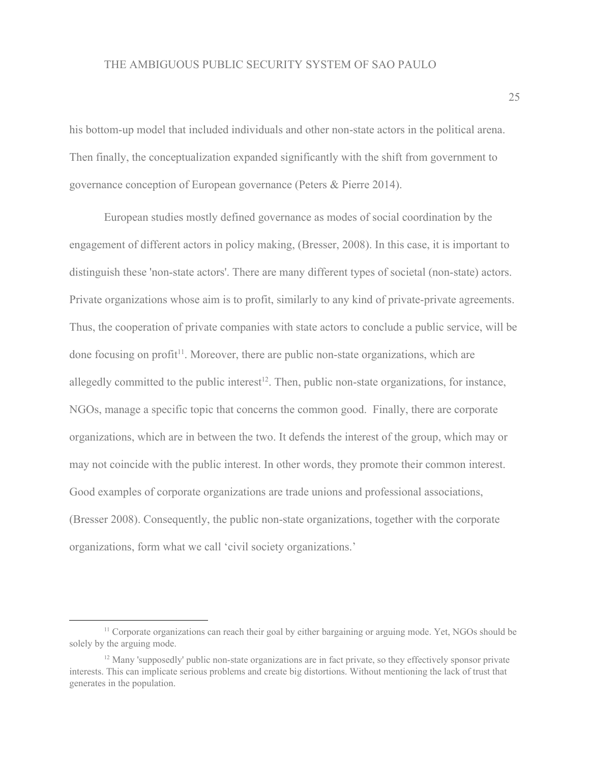his bottom-up model that included individuals and other non-state actors in the political arena. Then finally, the conceptualization expanded significantly with the shift from government to governance conception of European governance (Peters & Pierre 2014).

European studies mostly defined governance as modes of social coordination by the engagement of different actors in policy making, (Bresser, 2008). In this case, it is important to distinguish these 'non-state actors'. There are many different types of societal (non-state) actors. Private organizations whose aim is to profit, similarly to any kind of private-private agreements. Thus, the cooperation of private companies with state actors to conclude a public service, will be done focusing on profit[11]. Moreover, there are public non-state organizations, which are allegedly committed to the public interest[12]. Then, public non-state organizations, for instance, NGOs, manage a specific topic that concerns the common good. Finally, there are corporate organizations, which are in between the two. It defends the interest of the group, which may or may not coincide with the public interest. In other words, they promote their common interest. Good examples of corporate organizations are trade unions and professional associations, (Bresser 2008). Consequently, the public non-state organizations, together with the corporate organizations, form what we call 'civil society organizations.'

---

[11] Corporate organizations can reach their goal by either bargaining or arguing mode. Yet, NGOs should be solely by the arguing mode.

[12] Many 'supposedly' public non-state organizations are in fact private, so they effectively sponsor private interests. This can implicate serious problems and create big distortions. Without mentioning the lack of trust that generates in the population.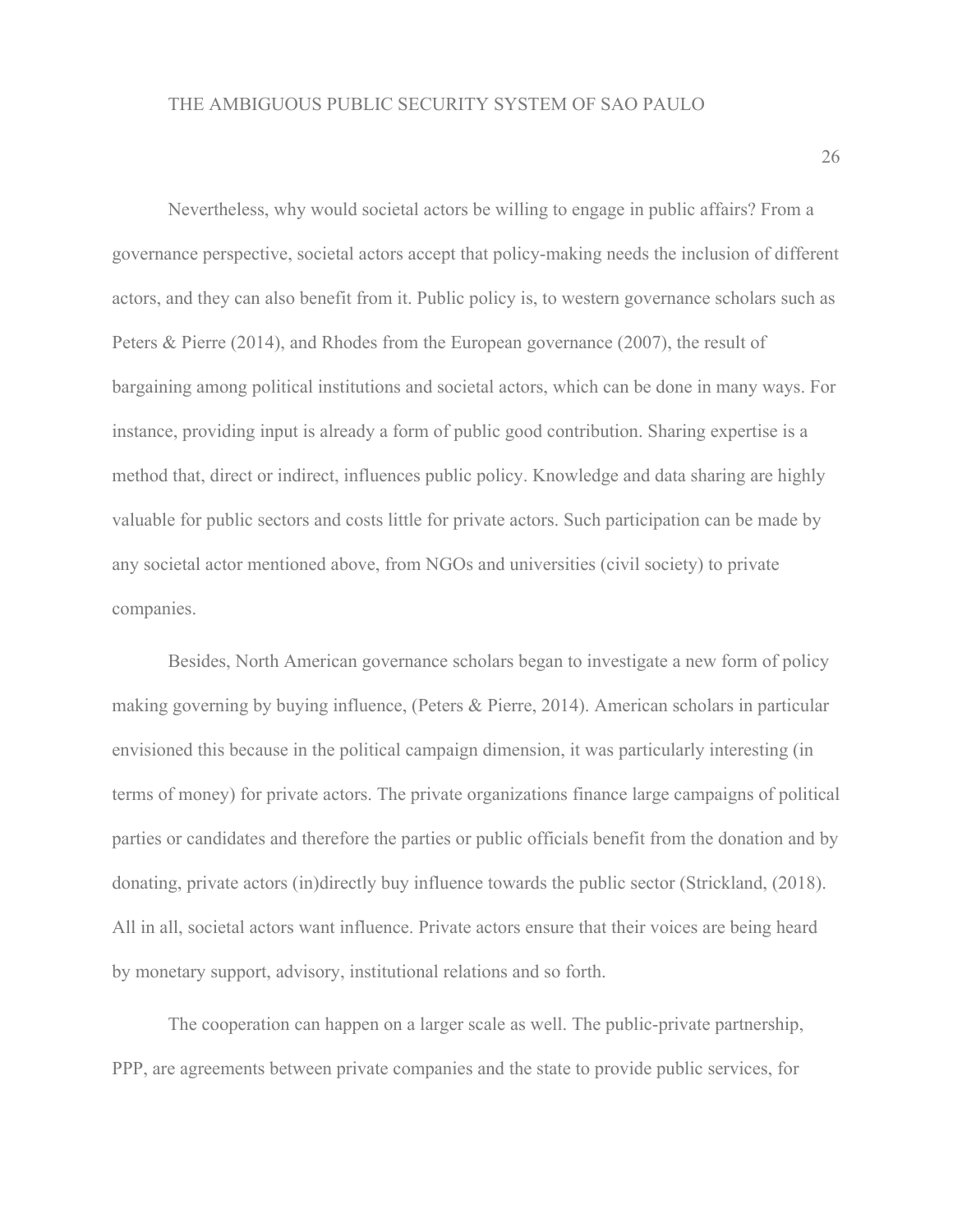Nevertheless, why would societal actors be willing to engage in public affairs? From a governance perspective, societal actors accept that policy-making needs the inclusion of different actors, and they can also benefit from it. Public policy is, to western governance scholars such as Peters & Pierre (2014), and Rhodes from the European governance (2007), the result of bargaining among political institutions and societal actors, which can be done in many ways. For instance, providing input is already a form of public good contribution. Sharing expertise is a method that, direct or indirect, influences public policy. Knowledge and data sharing are highly valuable for public sectors and costs little for private actors. Such participation can be made by any societal actor mentioned above, from NGOs and universities (civil society) to private companies.

Besides, North American governance scholars began to investigate a new form of policy making governing by buying influence, (Peters & Pierre, 2014). American scholars in particular envisioned this because in the political campaign dimension, it was particularly interesting (in terms of money) for private actors. The private organizations finance large campaigns of political parties or candidates and therefore the parties or public officials benefit from the donation and by donating, private actors (in)directly buy influence towards the public sector (Strickland, (2018). All in all, societal actors want influence. Private actors ensure that their voices are being heard by monetary support, advisory, institutional relations and so forth.

The cooperation can happen on a larger scale as well. The public-private partnership, PPP, are agreements between private companies and the state to provide public services, for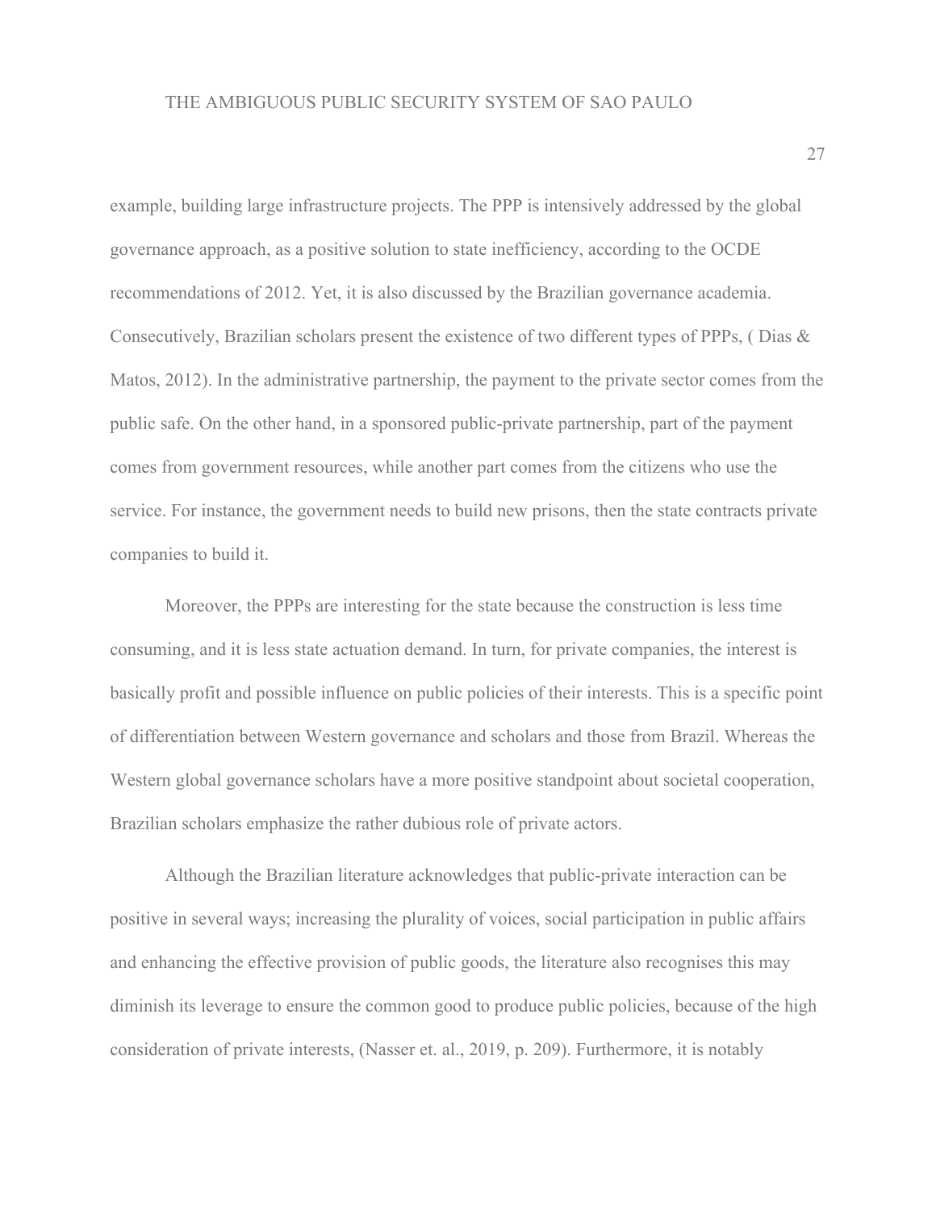example, building large infrastructure projects. The PPP is intensively addressed by the global governance approach, as a positive solution to state inefficiency, according to the OCDE recommendations of 2012. Yet, it is also discussed by the Brazilian governance academia. Consecutively, Brazilian scholars present the existence of two different types of PPPs, ( Dias & Matos, 2012). In the administrative partnership, the payment to the private sector comes from the public safe. On the other hand, in a sponsored public-private partnership, part of the payment comes from government resources, while another part comes from the citizens who use the service. For instance, the government needs to build new prisons, then the state contracts private companies to build it.

Moreover, the PPPs are interesting for the state because the construction is less time consuming, and it is less state actuation demand. In turn, for private companies, the interest is basically profit and possible influence on public policies of their interests. This is a specific point of differentiation between Western governance and scholars and those from Brazil. Whereas the Western global governance scholars have a more positive standpoint about societal cooperation, Brazilian scholars emphasize the rather dubious role of private actors.

Although the Brazilian literature acknowledges that public-private interaction can be positive in several ways; increasing the plurality of voices, social participation in public affairs and enhancing the effective provision of public goods, the literature also recognises this may diminish its leverage to ensure the common good to produce public policies, because of the high consideration of private interests, (Nasser et. al., 2019, p. 209). Furthermore, it is notably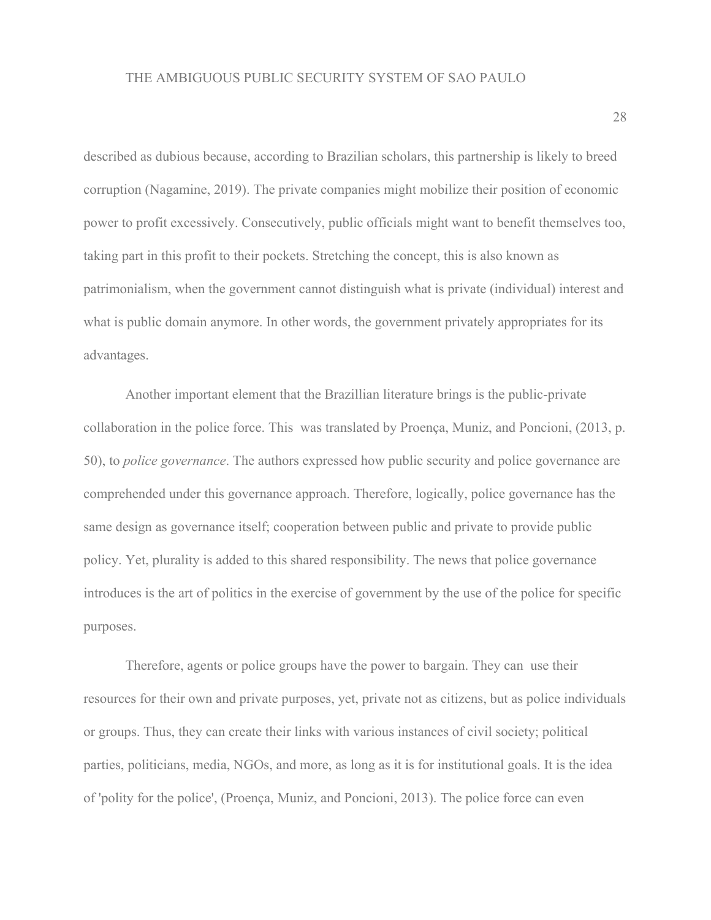described as dubious because, according to Brazilian scholars, this partnership is likely to breed corruption (Nagamine, 2019). The private companies might mobilize their position of economic power to profit excessively. Consecutively, public officials might want to benefit themselves too, taking part in this profit to their pockets. Stretching the concept, this is also known as patrimonialism, when the government cannot distinguish what is private (individual) interest and what is public domain anymore. In other words, the government privately appropriates for its advantages.

Another important element that the Brazillian literature brings is the public-private collaboration in the police force. This was translated by Proença, Muniz, and Poncioni, (2013, p. 50), to *police governance*. The authors expressed how public security and police governance are comprehended under this governance approach. Therefore, logically, police governance has the same design as governance itself; cooperation between public and private to provide public policy. Yet, plurality is added to this shared responsibility. The news that police governance introduces is the art of politics in the exercise of government by the use of the police for specific purposes.

Therefore, agents or police groups have the power to bargain. They can use their resources for their own and private purposes, yet, private not as citizens, but as police individuals or groups. Thus, they can create their links with various instances of civil society; political parties, politicians, media, NGOs, and more, as long as it is for institutional goals. It is the idea of 'polity for the police', (Proença, Muniz, and Poncioni, 2013). The police force can even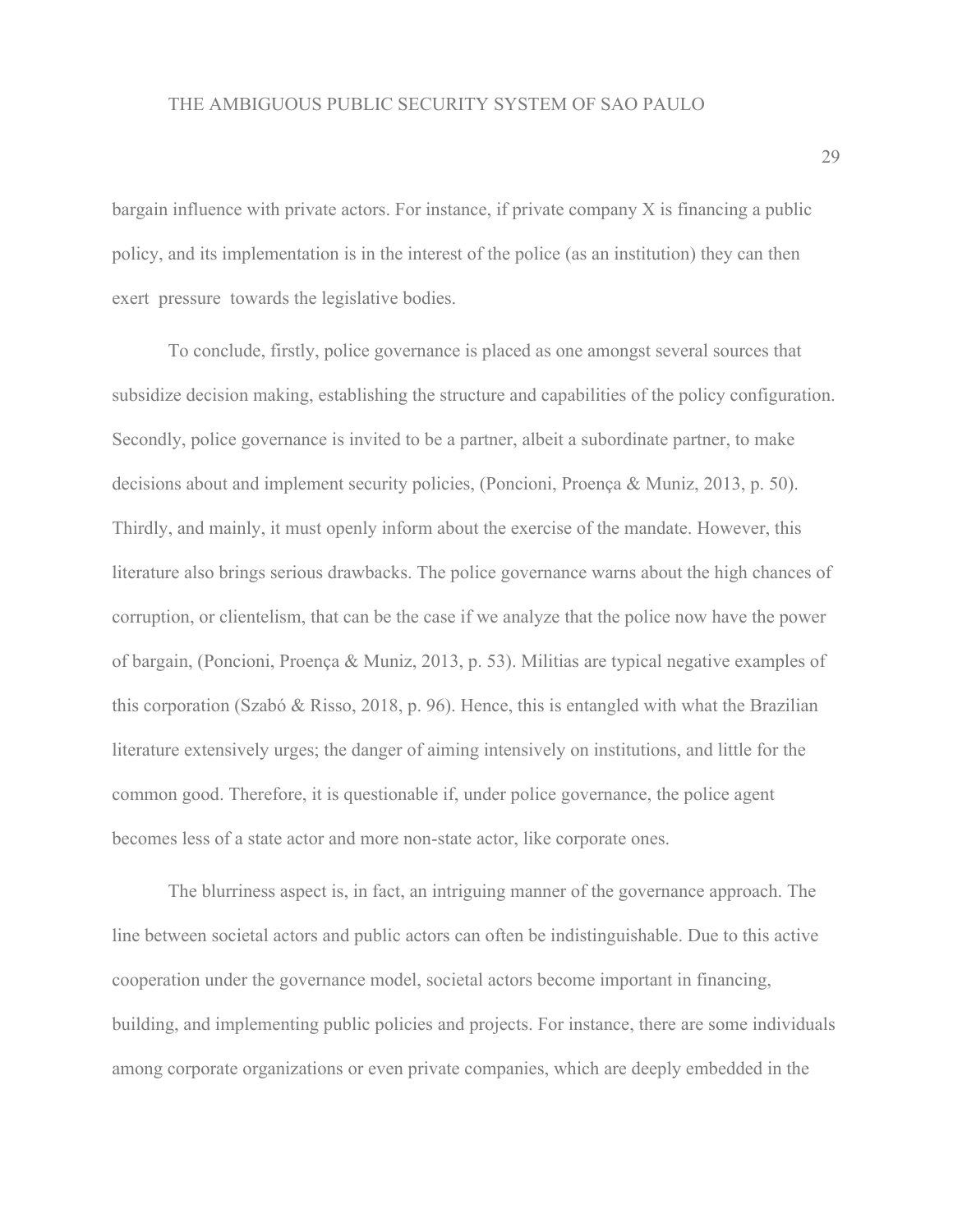bargain influence with private actors. For instance, if private company X is financing a public policy, and its implementation is in the interest of the police (as an institution) they can then exert pressure towards the legislative bodies.

To conclude, firstly, police governance is placed as one amongst several sources that subsidize decision making, establishing the structure and capabilities of the policy configuration. Secondly, police governance is invited to be a partner, albeit a subordinate partner, to make decisions about and implement security policies, (Poncioni, Proença & Muniz, 2013, p. 50). Thirdly, and mainly, it must openly inform about the exercise of the mandate. However, this literature also brings serious drawbacks. The police governance warns about the high chances of corruption, or clientelism, that can be the case if we analyze that the police now have the power of bargain, (Poncioni, Proença & Muniz, 2013, p. 53). Militias are typical negative examples of this corporation (Szabó & Risso, 2018, p. 96). Hence, this is entangled with what the Brazilian literature extensively urges; the danger of aiming intensively on institutions, and little for the common good. Therefore, it is questionable if, under police governance, the police agent becomes less of a state actor and more non-state actor, like corporate ones.

The blurriness aspect is, in fact, an intriguing manner of the governance approach. The line between societal actors and public actors can often be indistinguishable. Due to this active cooperation under the governance model, societal actors become important in financing, building, and implementing public policies and projects. For instance, there are some individuals among corporate organizations or even private companies, which are deeply embedded in the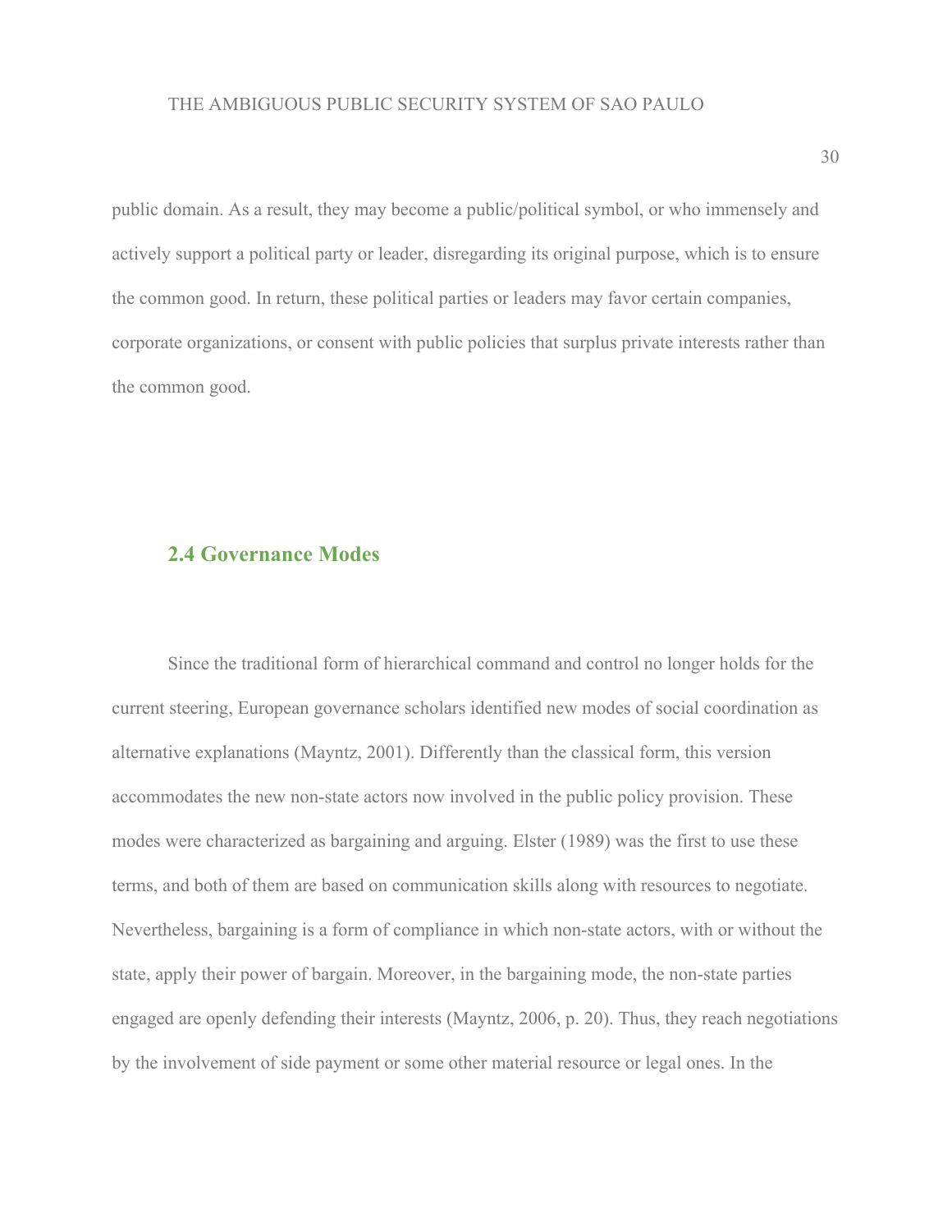public domain. As a result, they may become a public/political symbol, or who immensely and actively support a political party or leader, disregarding its original purpose, which is to ensure the common good. In return, these political parties or leaders may favor certain companies, corporate organizations, or consent with public policies that surplus private interests rather than the common good.

## 2.4 Governance Modes

Since the traditional form of hierarchical command and control no longer holds for the current steering, European governance scholars identified new modes of social coordination as alternative explanations (Mayntz, 2001). Differently than the classical form, this version accommodates the new non-state actors now involved in the public policy provision. These modes were characterized as bargaining and arguing. Elster (1989) was the first to use these terms, and both of them are based on communication skills along with resources to negotiate. Nevertheless, bargaining is a form of compliance in which non-state actors, with or without the state, apply their power of bargain. Moreover, in the bargaining mode, the non-state parties engaged are openly defending their interests (Mayntz, 2006, p. 20). Thus, they reach negotiations by the involvement of side payment or some other material resource or legal ones. In the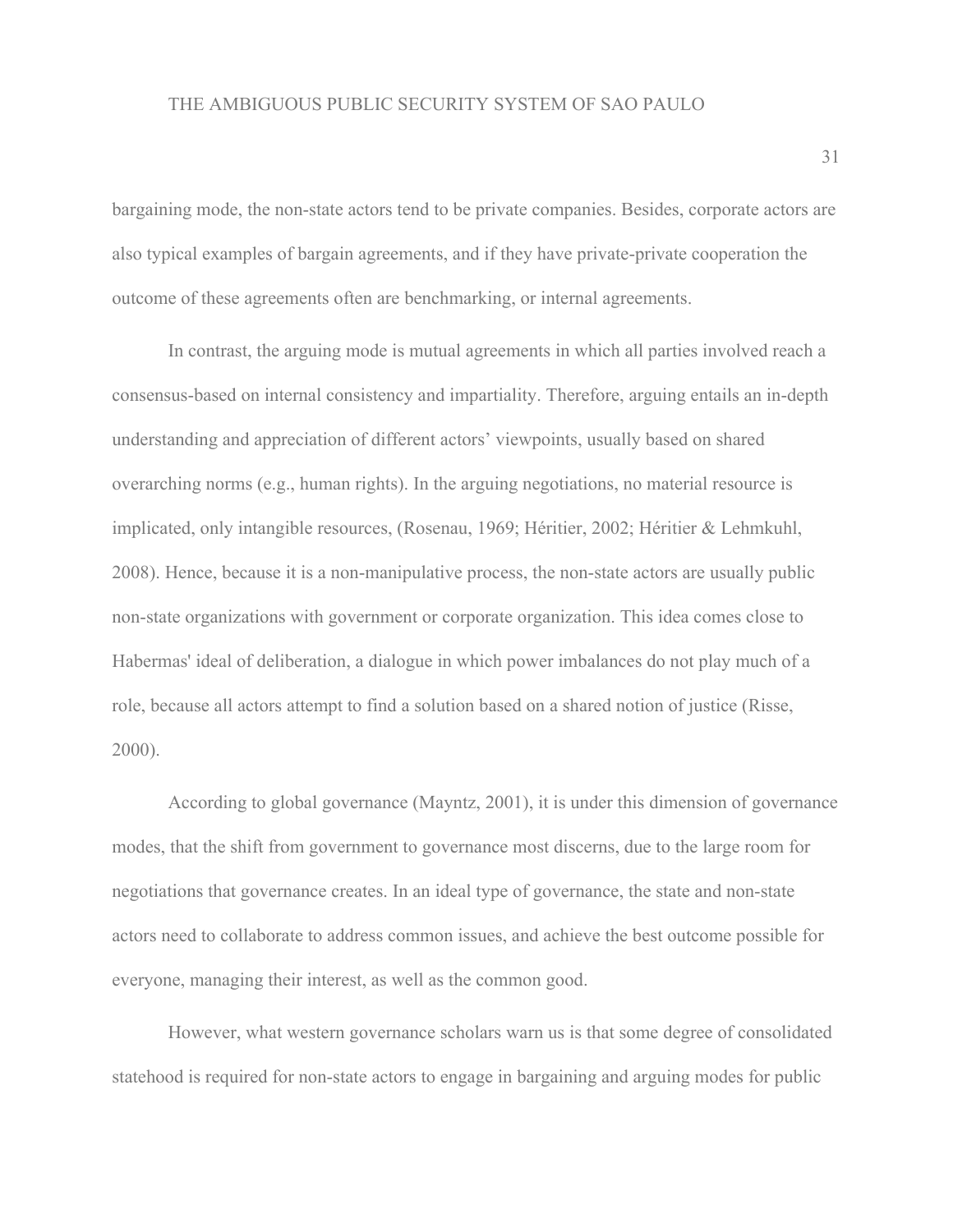bargaining mode, the non-state actors tend to be private companies. Besides, corporate actors are also typical examples of bargain agreements, and if they have private-private cooperation the outcome of these agreements often are benchmarking, or internal agreements.

In contrast, the arguing mode is mutual agreements in which all parties involved reach a consensus-based on internal consistency and impartiality. Therefore, arguing entails an in-depth understanding and appreciation of different actors' viewpoints, usually based on shared overarching norms (e.g., human rights). In the arguing negotiations, no material resource is implicated, only intangible resources, (Rosenau, 1969; Héritier, 2002; Héritier & Lehmkuhl, 2008). Hence, because it is a non-manipulative process, the non-state actors are usually public non-state organizations with government or corporate organization. This idea comes close to Habermas' ideal of deliberation, a dialogue in which power imbalances do not play much of a role, because all actors attempt to find a solution based on a shared notion of justice (Risse, 2000).

According to global governance (Mayntz, 2001), it is under this dimension of governance modes, that the shift from government to governance most discerns, due to the large room for negotiations that governance creates. In an ideal type of governance, the state and non-state actors need to collaborate to address common issues, and achieve the best outcome possible for everyone, managing their interest, as well as the common good.

However, what western governance scholars warn us is that some degree of consolidated statehood is required for non-state actors to engage in bargaining and arguing modes for public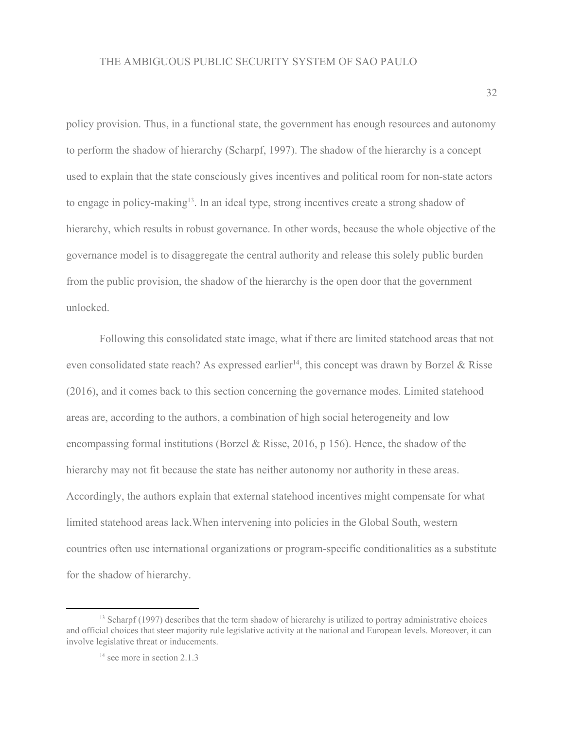policy provision. Thus, in a functional state, the government has enough resources and autonomy to perform the shadow of hierarchy (Scharpf, 1997). The shadow of the hierarchy is a concept used to explain that the state consciously gives incentives and political room for non-state actors to engage in policy-making[13]. In an ideal type, strong incentives create a strong shadow of hierarchy, which results in robust governance. In other words, because the whole objective of the governance model is to disaggregate the central authority and release this solely public burden from the public provision, the shadow of the hierarchy is the open door that the government unlocked.

Following this consolidated state image, what if there are limited statehood areas that not even consolidated state reach? As expressed earlier[14], this concept was drawn by Borzel & Risse (2016), and it comes back to this section concerning the governance modes. Limited statehood areas are, according to the authors, a combination of high social heterogeneity and low encompassing formal institutions (Borzel & Risse, 2016, p 156). Hence, the shadow of the hierarchy may not fit because the state has neither autonomy nor authority in these areas. Accordingly, the authors explain that external statehood incentives might compensate for what limited statehood areas lack.When intervening into policies in the Global South, western countries often use international organizations or program-specific conditionalities as a substitute for the shadow of hierarchy.

---

[13] Scharpf (1997) describes that the term shadow of hierarchy is utilized to portray administrative choices and official choices that steer majority rule legislative activity at the national and European levels. Moreover, it can involve legislative threat or inducements.

[14] see more in section 2.1.3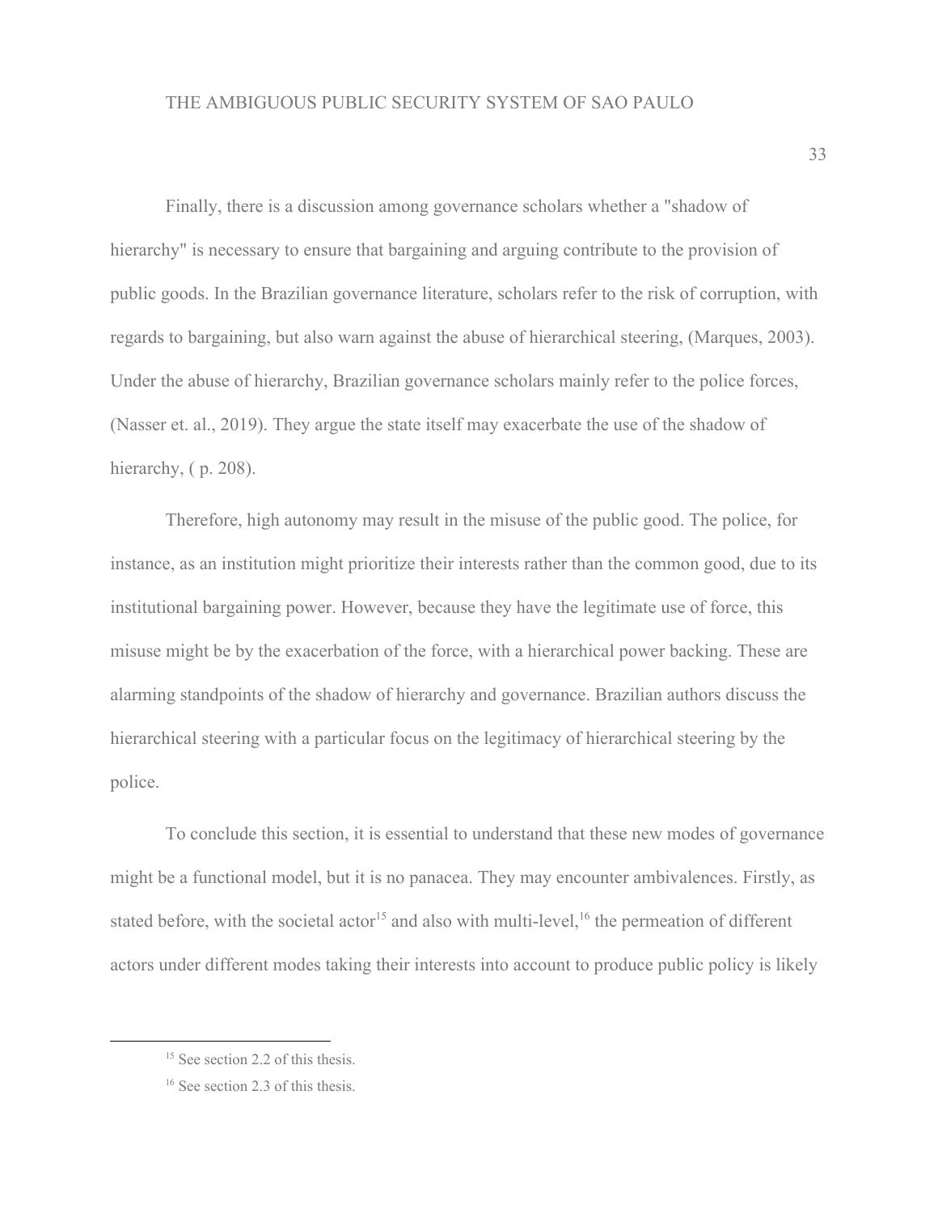Finally, there is a discussion among governance scholars whether a "shadow of hierarchy" is necessary to ensure that bargaining and arguing contribute to the provision of public goods. In the Brazilian governance literature, scholars refer to the risk of corruption, with regards to bargaining, but also warn against the abuse of hierarchical steering, (Marques, 2003). Under the abuse of hierarchy, Brazilian governance scholars mainly refer to the police forces, (Nasser et. al., 2019). They argue the state itself may exacerbate the use of the shadow of hierarchy, ( p. 208).

Therefore, high autonomy may result in the misuse of the public good. The police, for instance, as an institution might prioritize their interests rather than the common good, due to its institutional bargaining power. However, because they have the legitimate use of force, this misuse might be by the exacerbation of the force, with a hierarchical power backing. These are alarming standpoints of the shadow of hierarchy and governance. Brazilian authors discuss the hierarchical steering with a particular focus on the legitimacy of hierarchical steering by the police.

To conclude this section, it is essential to understand that these new modes of governance might be a functional model, but it is no panacea. They may encounter ambivalences. Firstly, as stated before, with the societal actor[15] and also with multi-level,[16] the permeation of different actors under different modes taking their interests into account to produce public policy is likely

[15] See section 2.2 of this thesis.

[16] See section 2.3 of this thesis.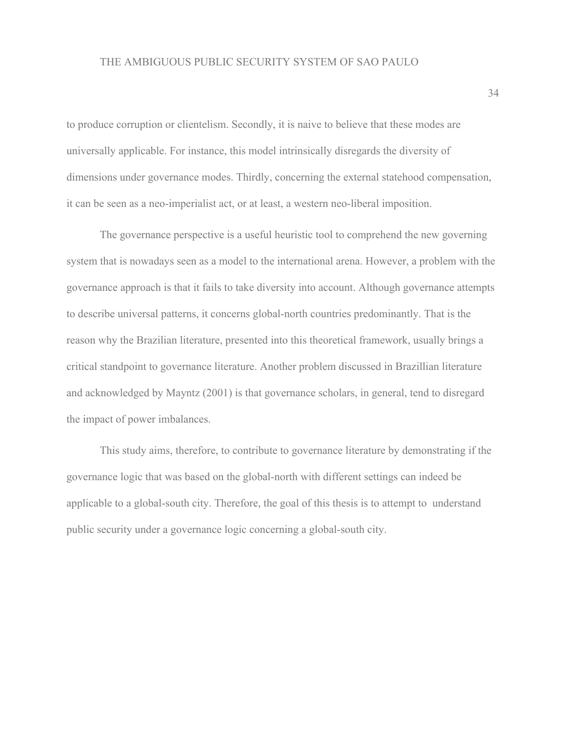to produce corruption or clientelism. Secondly, it is naive to believe that these modes are universally applicable. For instance, this model intrinsically disregards the diversity of dimensions under governance modes. Thirdly, concerning the external statehood compensation, it can be seen as a neo-imperialist act, or at least, a western neo-liberal imposition.

The governance perspective is a useful heuristic tool to comprehend the new governing system that is nowadays seen as a model to the international arena. However, a problem with the governance approach is that it fails to take diversity into account. Although governance attempts to describe universal patterns, it concerns global-north countries predominantly. That is the reason why the Brazilian literature, presented into this theoretical framework, usually brings a critical standpoint to governance literature. Another problem discussed in Brazillian literature and acknowledged by Mayntz (2001) is that governance scholars, in general, tend to disregard the impact of power imbalances.

This study aims, therefore, to contribute to governance literature by demonstrating if the governance logic that was based on the global-north with different settings can indeed be applicable to a global-south city. Therefore, the goal of this thesis is to attempt to  understand public security under a governance logic concerning a global-south city.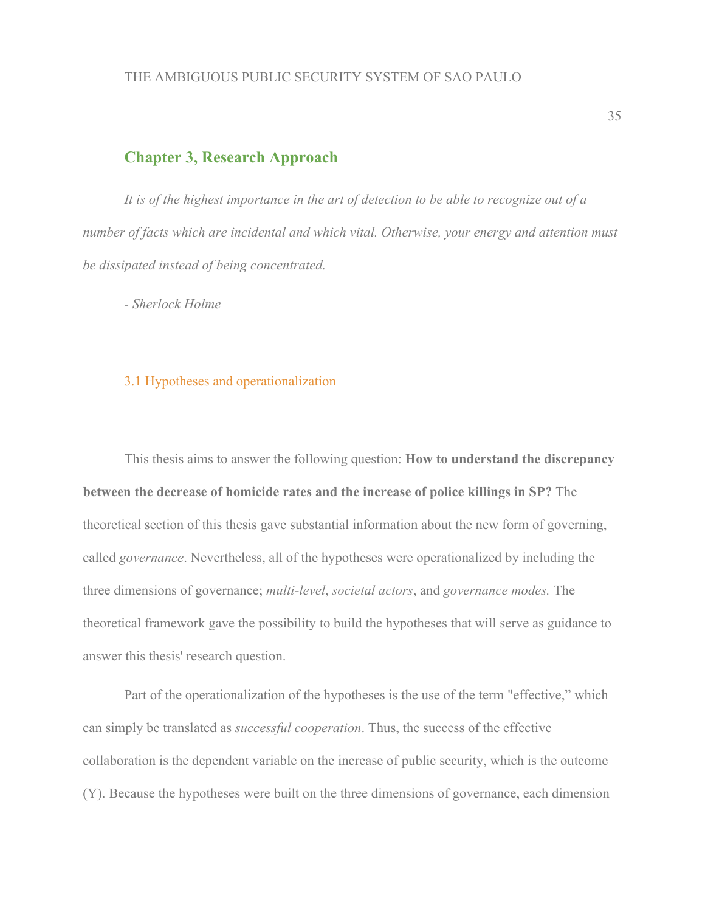## Chapter 3, Research Approach

*It is of the highest importance in the art of detection to be able to recognize out of a number of facts which are incidental and which vital. Otherwise, your energy and attention must be dissipated instead of being concentrated.*

*- Sherlock Holme*

### 3.1 Hypotheses and operationalization

This thesis aims to answer the following question: **How to understand the discrepancy between the decrease of homicide rates and the increase of police killings in SP?** The theoretical section of this thesis gave substantial information about the new form of governing, called *governance*. Nevertheless, all of the hypotheses were operationalized by including the three dimensions of governance; *multi-level*, *societal actors*, and *governance modes.* The theoretical framework gave the possibility to build the hypotheses that will serve as guidance to answer this thesis' research question.

Part of the operationalization of the hypotheses is the use of the term "effective," which can simply be translated as *successful cooperation*. Thus, the success of the effective collaboration is the dependent variable on the increase of public security, which is the outcome (Y). Because the hypotheses were built on the three dimensions of governance, each dimension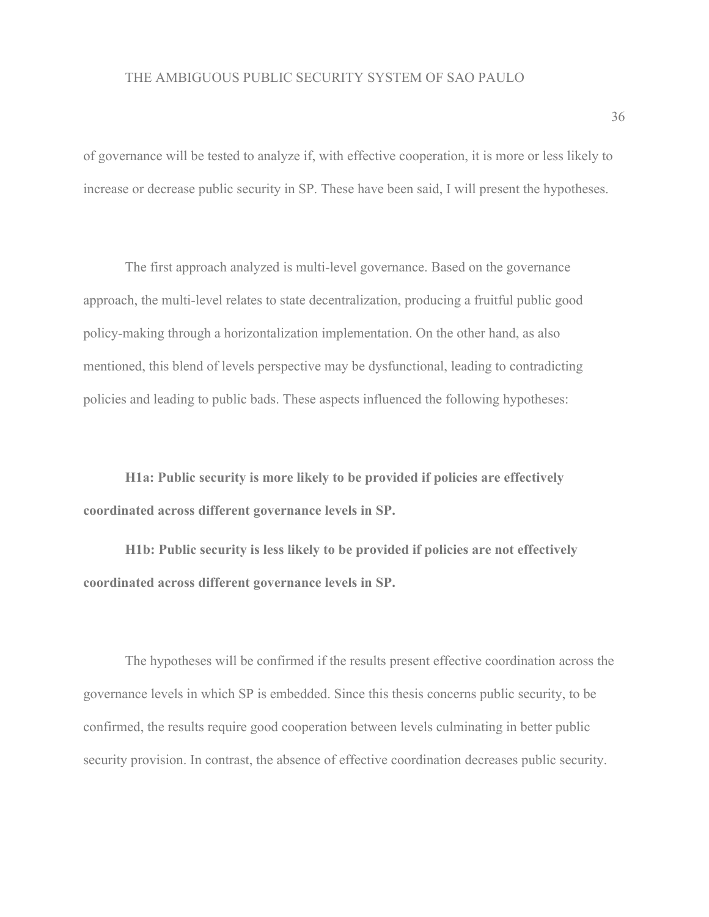of governance will be tested to analyze if, with effective cooperation, it is more or less likely to increase or decrease public security in SP. These have been said, I will present the hypotheses.

The first approach analyzed is multi-level governance. Based on the governance approach, the multi-level relates to state decentralization, producing a fruitful public good policy-making through a horizontalization implementation. On the other hand, as also mentioned, this blend of levels perspective may be dysfunctional, leading to contradicting policies and leading to public bads. These aspects influenced the following hypotheses:

**H1a: Public security is more likely to be provided if policies are effectively coordinated across different governance levels in SP.**

**H1b: Public security is less likely to be provided if policies are not effectively coordinated across different governance levels in SP.**

The hypotheses will be confirmed if the results present effective coordination across the governance levels in which SP is embedded. Since this thesis concerns public security, to be confirmed, the results require good cooperation between levels culminating in better public security provision. In contrast, the absence of effective coordination decreases public security.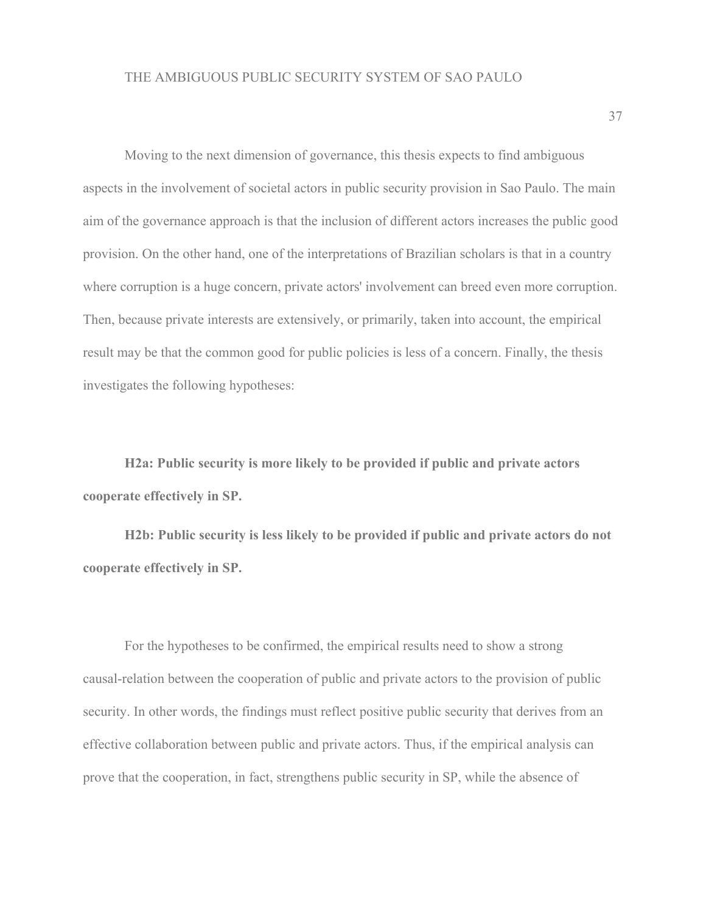Moving to the next dimension of governance, this thesis expects to find ambiguous aspects in the involvement of societal actors in public security provision in Sao Paulo. The main aim of the governance approach is that the inclusion of different actors increases the public good provision. On the other hand, one of the interpretations of Brazilian scholars is that in a country where corruption is a huge concern, private actors' involvement can breed even more corruption. Then, because private interests are extensively, or primarily, taken into account, the empirical result may be that the common good for public policies is less of a concern. Finally, the thesis investigates the following hypotheses:

**H2a: Public security is more likely to be provided if public and private actors cooperate effectively in SP.**

**H2b: Public security is less likely to be provided if public and private actors do not cooperate effectively in SP.**

For the hypotheses to be confirmed, the empirical results need to show a strong causal-relation between the cooperation of public and private actors to the provision of public security. In other words, the findings must reflect positive public security that derives from an effective collaboration between public and private actors. Thus, if the empirical analysis can prove that the cooperation, in fact, strengthens public security in SP, while the absence of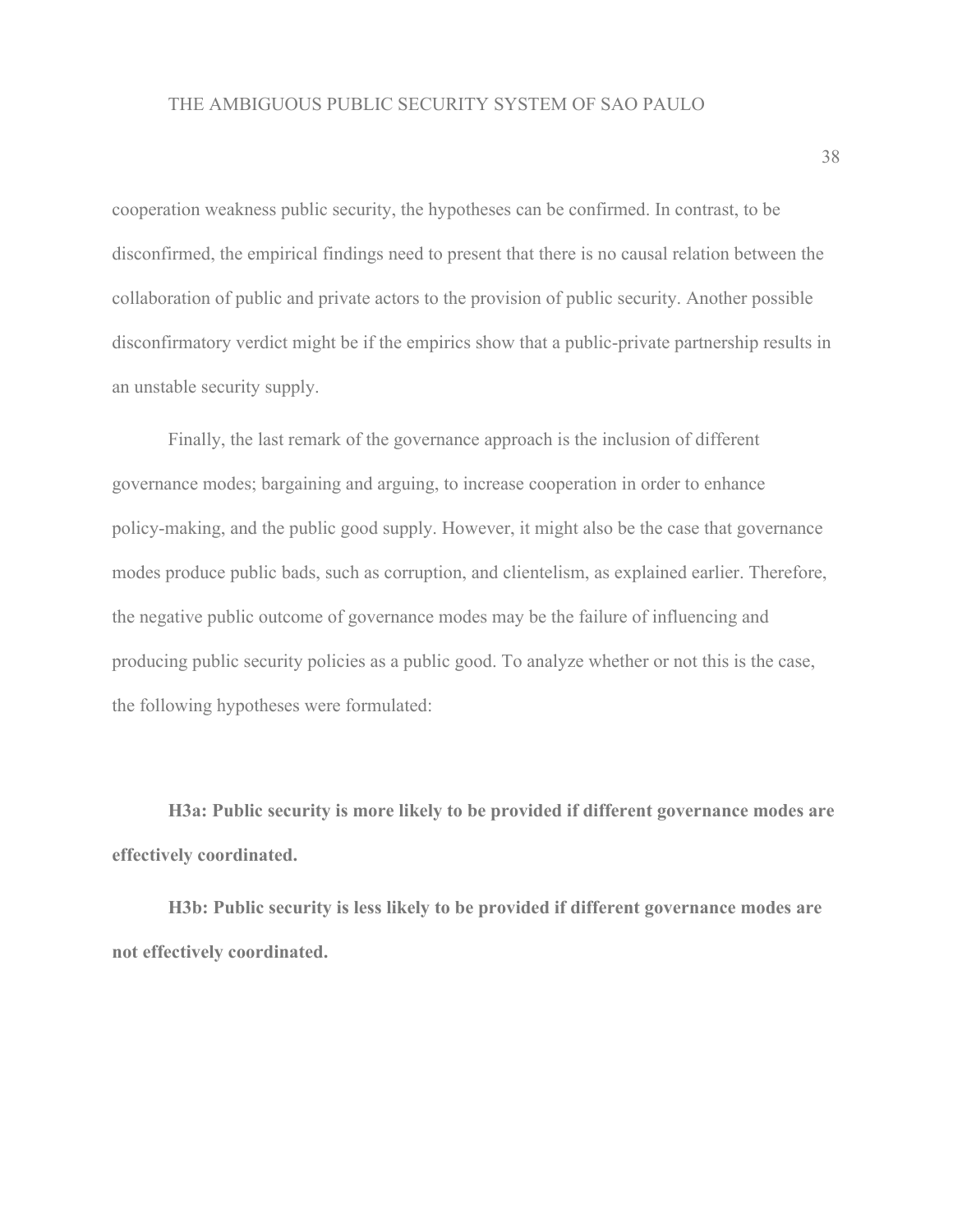cooperation weakness public security, the hypotheses can be confirmed. In contrast, to be disconfirmed, the empirical findings need to present that there is no causal relation between the collaboration of public and private actors to the provision of public security. Another possible disconfirmatory verdict might be if the empirics show that a public-private partnership results in an unstable security supply.

Finally, the last remark of the governance approach is the inclusion of different governance modes; bargaining and arguing, to increase cooperation in order to enhance policy-making, and the public good supply. However, it might also be the case that governance modes produce public bads, such as corruption, and clientelism, as explained earlier. Therefore, the negative public outcome of governance modes may be the failure of influencing and producing public security policies as a public good. To analyze whether or not this is the case, the following hypotheses were formulated:

**H3a: Public security is more likely to be provided if different governance modes are effectively coordinated.**

**H3b: Public security is less likely to be provided if different governance modes are not effectively coordinated.**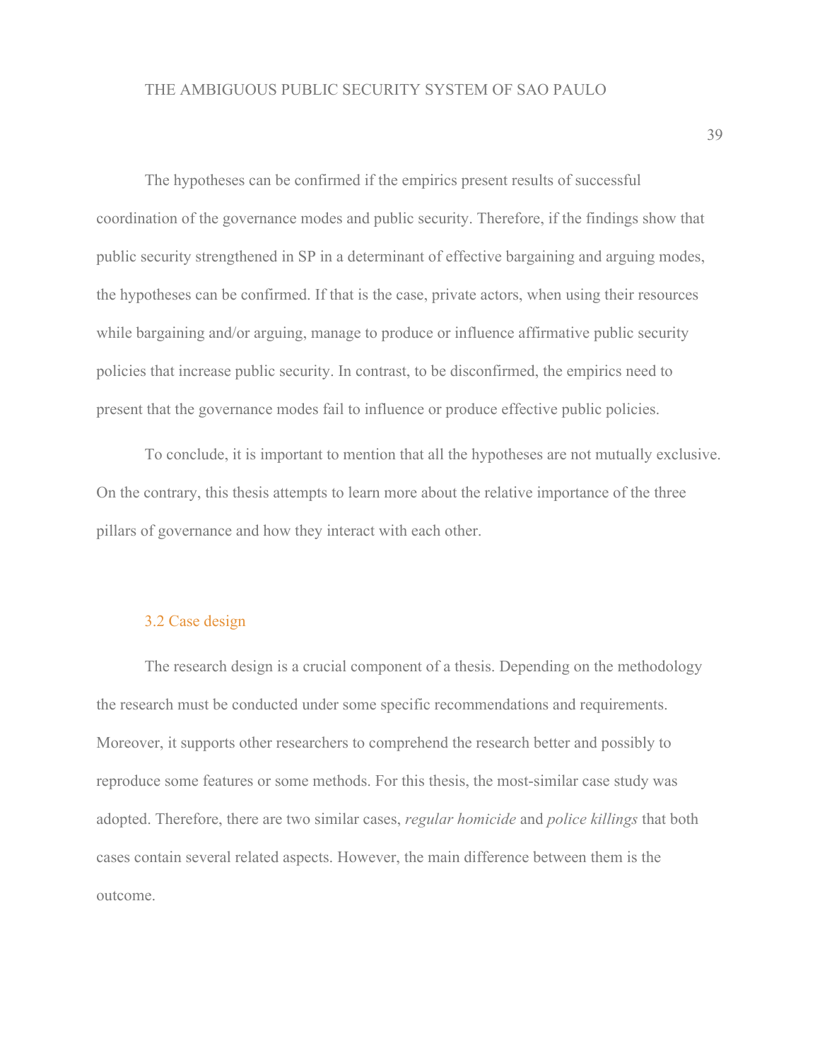The hypotheses can be confirmed if the empirics present results of successful coordination of the governance modes and public security. Therefore, if the findings show that public security strengthened in SP in a determinant of effective bargaining and arguing modes, the hypotheses can be confirmed. If that is the case, private actors, when using their resources while bargaining and/or arguing, manage to produce or influence affirmative public security policies that increase public security. In contrast, to be disconfirmed, the empirics need to present that the governance modes fail to influence or produce effective public policies.

To conclude, it is important to mention that all the hypotheses are not mutually exclusive. On the contrary, this thesis attempts to learn more about the relative importance of the three pillars of governance and how they interact with each other.

### 3.2 Case design

The research design is a crucial component of a thesis. Depending on the methodology the research must be conducted under some specific recommendations and requirements. Moreover, it supports other researchers to comprehend the research better and possibly to reproduce some features or some methods. For this thesis, the most-similar case study was adopted. Therefore, there are two similar cases, *regular homicide* and *police killings* that both cases contain several related aspects. However, the main difference between them is the outcome.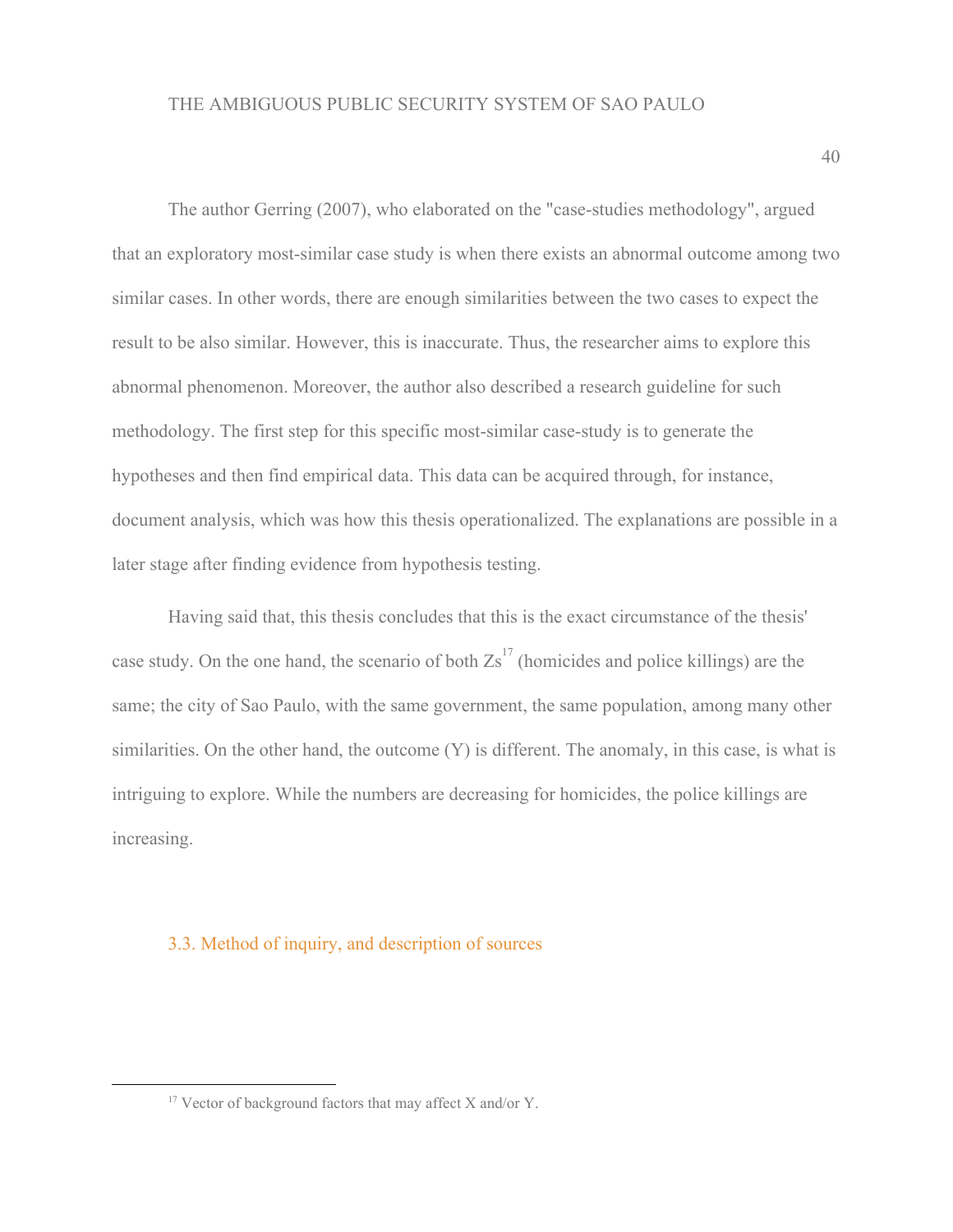The author Gerring (2007), who elaborated on the "case-studies methodology", argued that an exploratory most-similar case study is when there exists an abnormal outcome among two similar cases. In other words, there are enough similarities between the two cases to expect the result to be also similar. However, this is inaccurate. Thus, the researcher aims to explore this abnormal phenomenon. Moreover, the author also described a research guideline for such methodology. The first step for this specific most-similar case-study is to generate the hypotheses and then find empirical data. This data can be acquired through, for instance, document analysis, which was how this thesis operationalized. The explanations are possible in a later stage after finding evidence from hypothesis testing.

Having said that, this thesis concludes that this is the exact circumstance of the thesis' case study. On the one hand, the scenario of both Zs[17] (homicides and police killings) are the same; the city of Sao Paulo, with the same government, the same population, among many other similarities. On the other hand, the outcome (Y) is different. The anomaly, in this case, is what is intriguing to explore. While the numbers are decreasing for homicides, the police killings are increasing.

### 3.3. Method of inquiry, and description of sources

[17] Vector of background factors that may affect X and/or Y.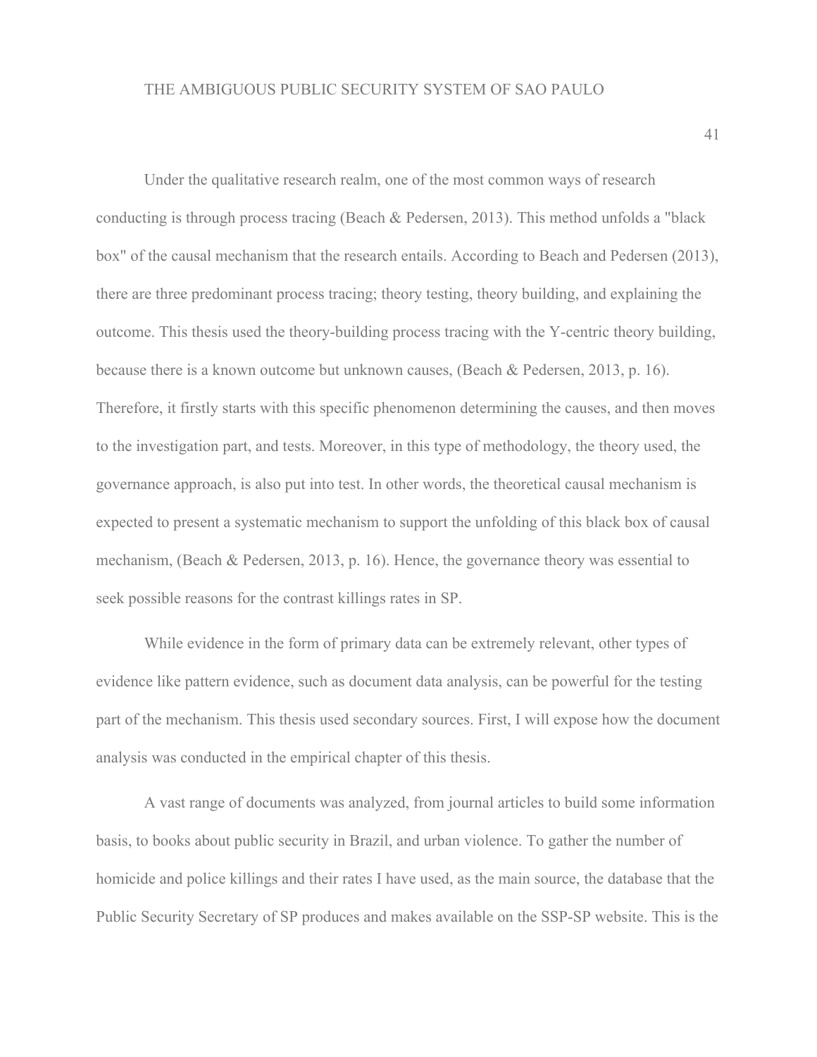Under the qualitative research realm, one of the most common ways of research conducting is through process tracing (Beach & Pedersen, 2013). This method unfolds a "black box" of the causal mechanism that the research entails. According to Beach and Pedersen (2013), there are three predominant process tracing; theory testing, theory building, and explaining the outcome. This thesis used the theory-building process tracing with the Y-centric theory building, because there is a known outcome but unknown causes, (Beach & Pedersen, 2013, p. 16). Therefore, it firstly starts with this specific phenomenon determining the causes, and then moves to the investigation part, and tests. Moreover, in this type of methodology, the theory used, the governance approach, is also put into test. In other words, the theoretical causal mechanism is expected to present a systematic mechanism to support the unfolding of this black box of causal mechanism, (Beach & Pedersen, 2013, p. 16). Hence, the governance theory was essential to seek possible reasons for the contrast killings rates in SP.

While evidence in the form of primary data can be extremely relevant, other types of evidence like pattern evidence, such as document data analysis, can be powerful for the testing part of the mechanism. This thesis used secondary sources. First, I will expose how the document analysis was conducted in the empirical chapter of this thesis.

A vast range of documents was analyzed, from journal articles to build some information basis, to books about public security in Brazil, and urban violence. To gather the number of homicide and police killings and their rates I have used, as the main source, the database that the Public Security Secretary of SP produces and makes available on the SSP-SP website. This is the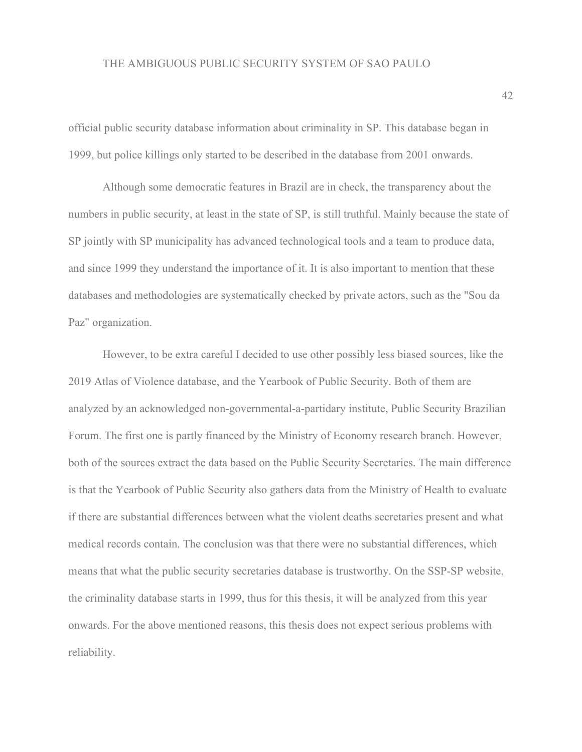official public security database information about criminality in SP. This database began in 1999, but police killings only started to be described in the database from 2001 onwards.

Although some democratic features in Brazil are in check, the transparency about the numbers in public security, at least in the state of SP, is still truthful. Mainly because the state of SP jointly with SP municipality has advanced technological tools and a team to produce data, and since 1999 they understand the importance of it. It is also important to mention that these databases and methodologies are systematically checked by private actors, such as the "Sou da Paz" organization.

However, to be extra careful I decided to use other possibly less biased sources, like the 2019 Atlas of Violence database, and the Yearbook of Public Security. Both of them are analyzed by an acknowledged non-governmental-a-partidary institute, Public Security Brazilian Forum. The first one is partly financed by the Ministry of Economy research branch. However, both of the sources extract the data based on the Public Security Secretaries. The main difference is that the Yearbook of Public Security also gathers data from the Ministry of Health to evaluate if there are substantial differences between what the violent deaths secretaries present and what medical records contain. The conclusion was that there were no substantial differences, which means that what the public security secretaries database is trustworthy. On the SSP-SP website, the criminality database starts in 1999, thus for this thesis, it will be analyzed from this year onwards. For the above mentioned reasons, this thesis does not expect serious problems with reliability.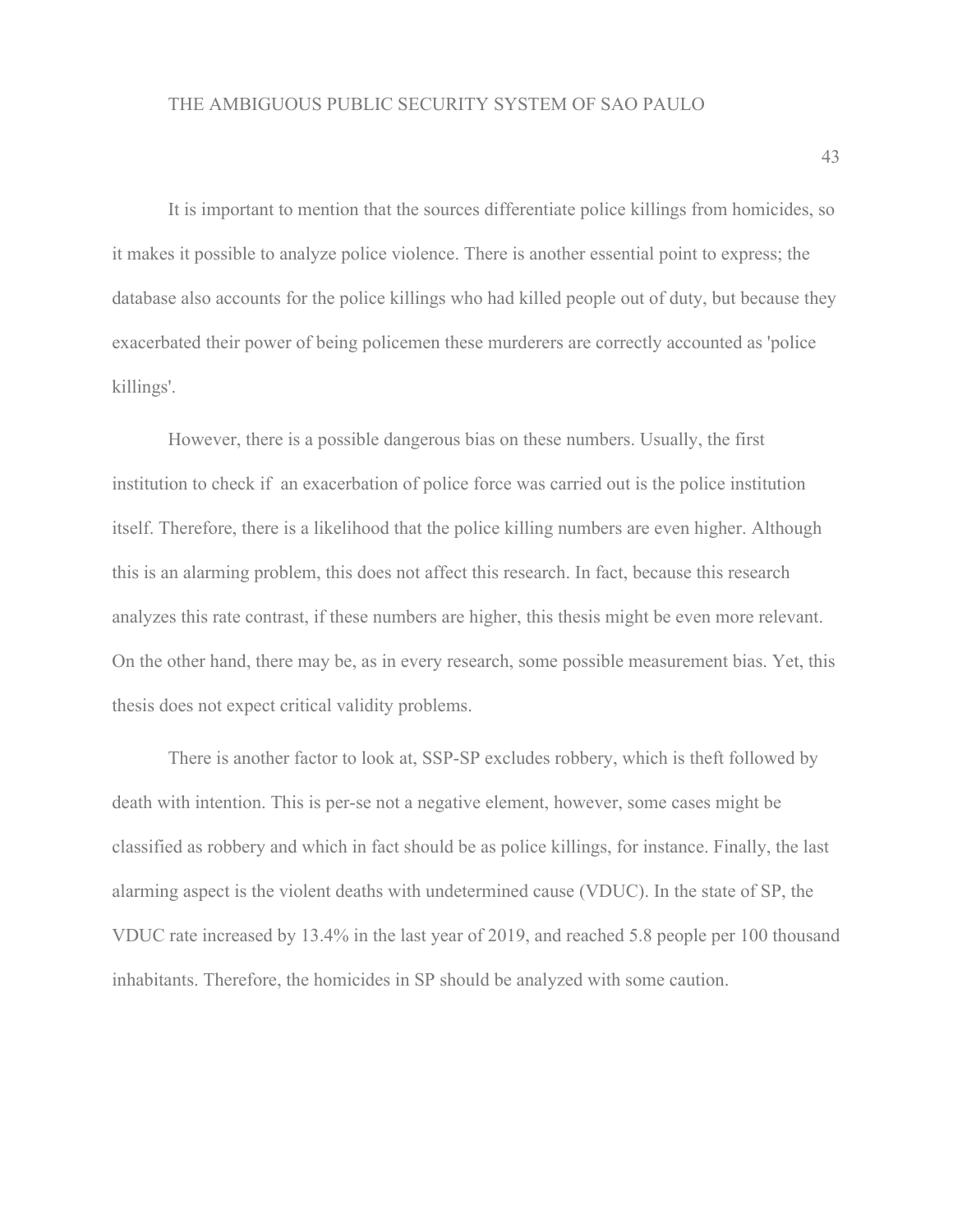It is important to mention that the sources differentiate police killings from homicides, so it makes it possible to analyze police violence. There is another essential point to express; the database also accounts for the police killings who had killed people out of duty, but because they exacerbated their power of being policemen these murderers are correctly accounted as 'police killings'.

However, there is a possible dangerous bias on these numbers. Usually, the first institution to check if  an exacerbation of police force was carried out is the police institution itself. Therefore, there is a likelihood that the police killing numbers are even higher. Although this is an alarming problem, this does not affect this research. In fact, because this research analyzes this rate contrast, if these numbers are higher, this thesis might be even more relevant. On the other hand, there may be, as in every research, some possible measurement bias. Yet, this thesis does not expect critical validity problems.

There is another factor to look at, SSP-SP excludes robbery, which is theft followed by death with intention. This is per-se not a negative element, however, some cases might be classified as robbery and which in fact should be as police killings, for instance. Finally, the last alarming aspect is the violent deaths with undetermined cause (VDUC). In the state of SP, the VDUC rate increased by 13.4% in the last year of 2019, and reached 5.8 people per 100 thousand inhabitants. Therefore, the homicides in SP should be analyzed with some caution.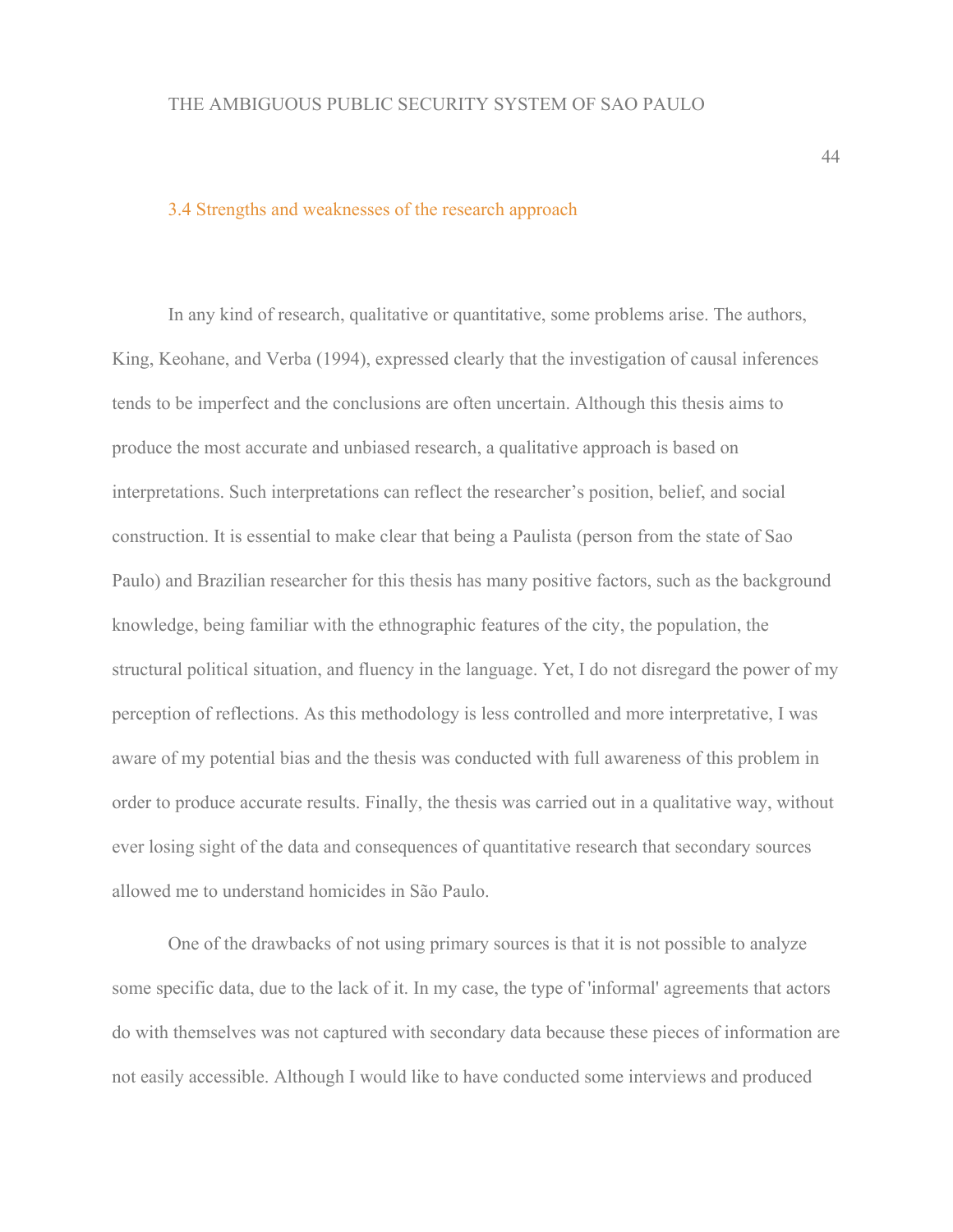### 3.4 Strengths and weaknesses of the research approach

In any kind of research, qualitative or quantitative, some problems arise. The authors, King, Keohane, and Verba (1994), expressed clearly that the investigation of causal inferences tends to be imperfect and the conclusions are often uncertain. Although this thesis aims to produce the most accurate and unbiased research, a qualitative approach is based on interpretations. Such interpretations can reflect the researcher's position, belief, and social construction. It is essential to make clear that being a Paulista (person from the state of Sao Paulo) and Brazilian researcher for this thesis has many positive factors, such as the background knowledge, being familiar with the ethnographic features of the city, the population, the structural political situation, and fluency in the language. Yet, I do not disregard the power of my perception of reflections. As this methodology is less controlled and more interpretative, I was aware of my potential bias and the thesis was conducted with full awareness of this problem in order to produce accurate results. Finally, the thesis was carried out in a qualitative way, without ever losing sight of the data and consequences of quantitative research that secondary sources allowed me to understand homicides in São Paulo.

One of the drawbacks of not using primary sources is that it is not possible to analyze some specific data, due to the lack of it. In my case, the type of 'informal' agreements that actors do with themselves was not captured with secondary data because these pieces of information are not easily accessible. Although I would like to have conducted some interviews and produced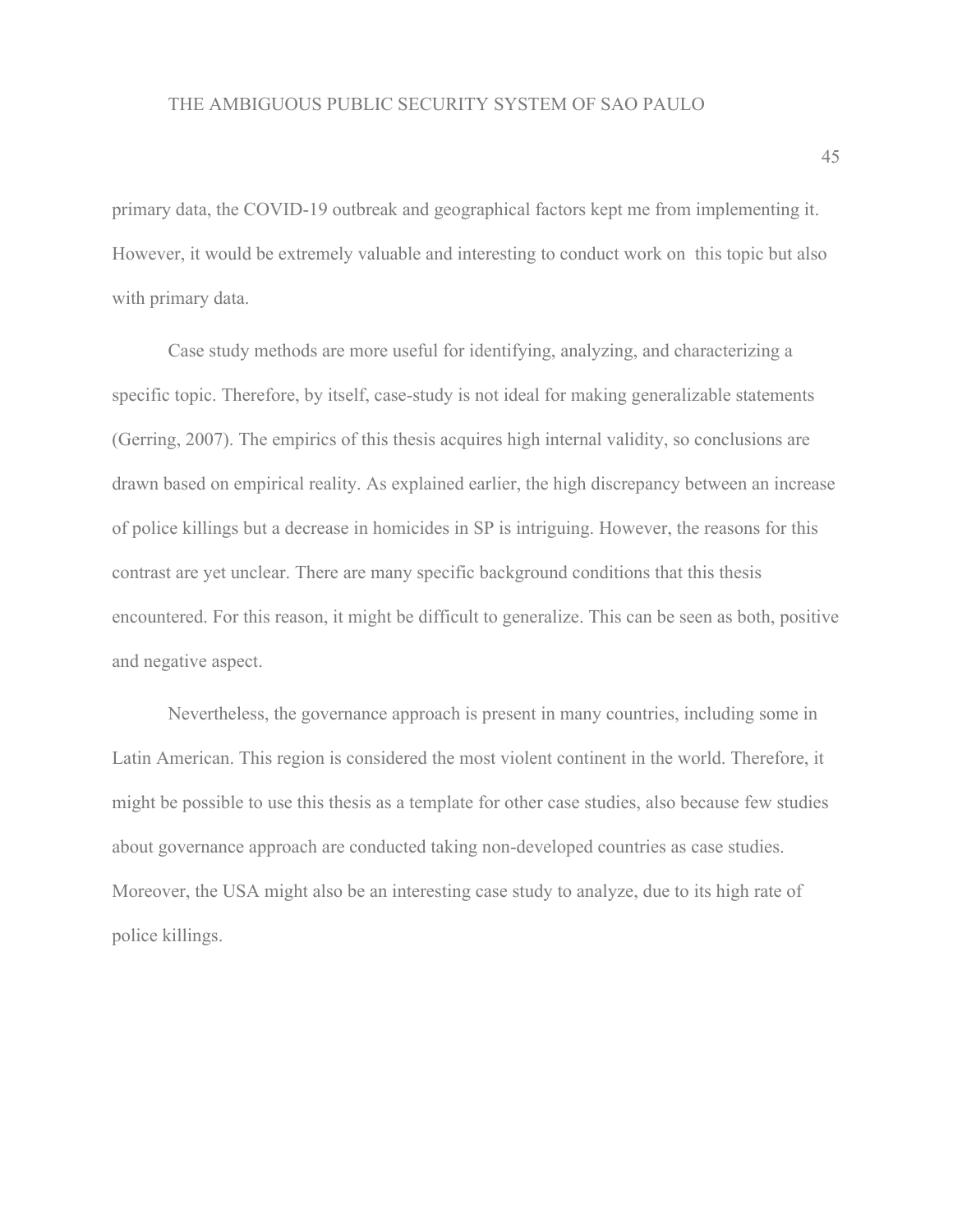primary data, the COVID-19 outbreak and geographical factors kept me from implementing it. However, it would be extremely valuable and interesting to conduct work on this topic but also with primary data.

Case study methods are more useful for identifying, analyzing, and characterizing a specific topic. Therefore, by itself, case-study is not ideal for making generalizable statements (Gerring, 2007). The empirics of this thesis acquires high internal validity, so conclusions are drawn based on empirical reality. As explained earlier, the high discrepancy between an increase of police killings but a decrease in homicides in SP is intriguing. However, the reasons for this contrast are yet unclear. There are many specific background conditions that this thesis encountered. For this reason, it might be difficult to generalize. This can be seen as both, positive and negative aspect.

Nevertheless, the governance approach is present in many countries, including some in Latin American. This region is considered the most violent continent in the world. Therefore, it might be possible to use this thesis as a template for other case studies, also because few studies about governance approach are conducted taking non-developed countries as case studies. Moreover, the USA might also be an interesting case study to analyze, due to its high rate of police killings.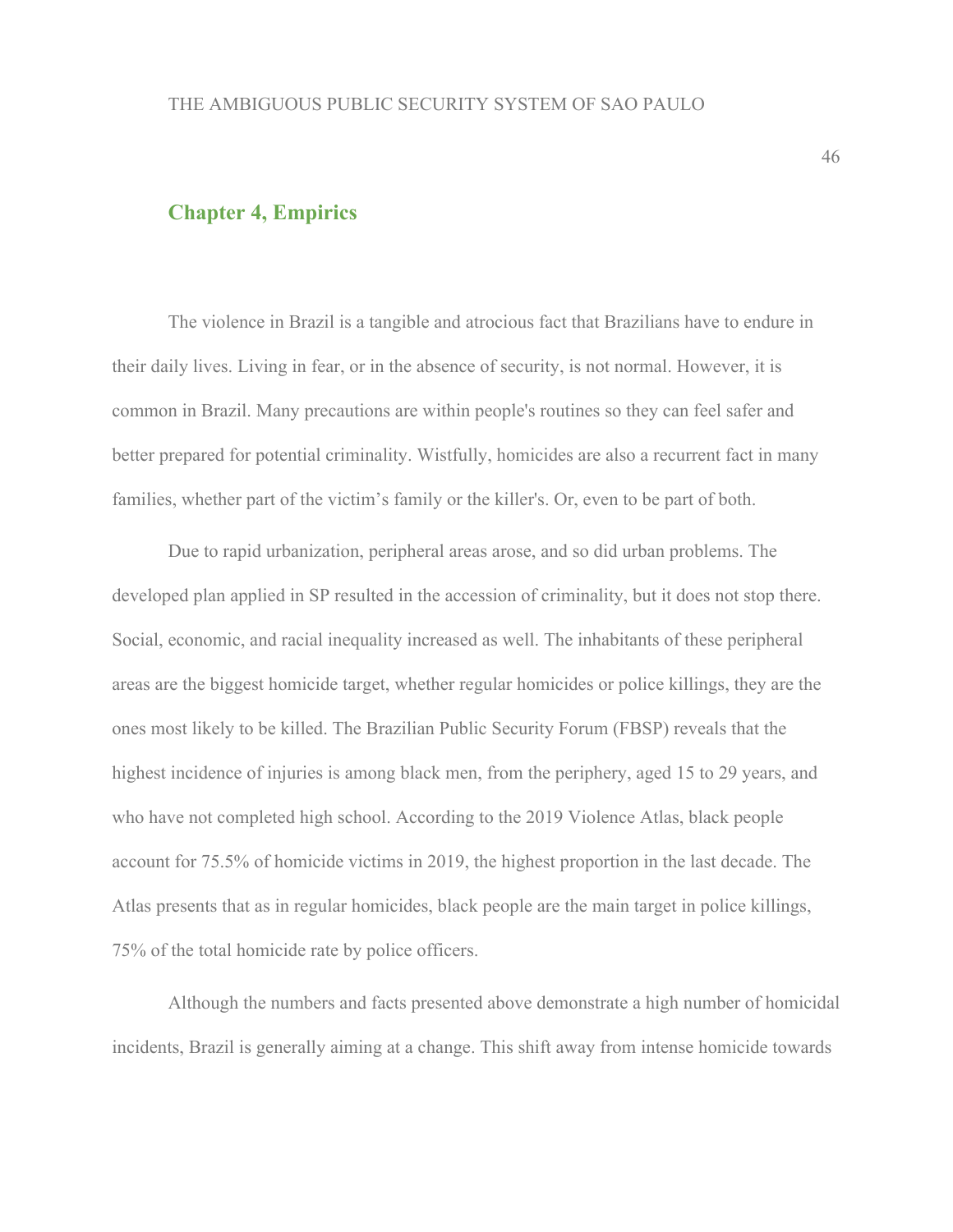## Chapter 4, Empirics

The violence in Brazil is a tangible and atrocious fact that Brazilians have to endure in their daily lives. Living in fear, or in the absence of security, is not normal. However, it is common in Brazil. Many precautions are within people's routines so they can feel safer and better prepared for potential criminality. Wistfully, homicides are also a recurrent fact in many families, whether part of the victim's family or the killer's. Or, even to be part of both.

Due to rapid urbanization, peripheral areas arose, and so did urban problems. The developed plan applied in SP resulted in the accession of criminality, but it does not stop there. Social, economic, and racial inequality increased as well. The inhabitants of these peripheral areas are the biggest homicide target, whether regular homicides or police killings, they are the ones most likely to be killed. The Brazilian Public Security Forum (FBSP) reveals that the highest incidence of injuries is among black men, from the periphery, aged 15 to 29 years, and who have not completed high school. According to the 2019 Violence Atlas, black people account for 75.5% of homicide victims in 2019, the highest proportion in the last decade. The Atlas presents that as in regular homicides, black people are the main target in police killings, 75% of the total homicide rate by police officers.

Although the numbers and facts presented above demonstrate a high number of homicidal incidents, Brazil is generally aiming at a change. This shift away from intense homicide towards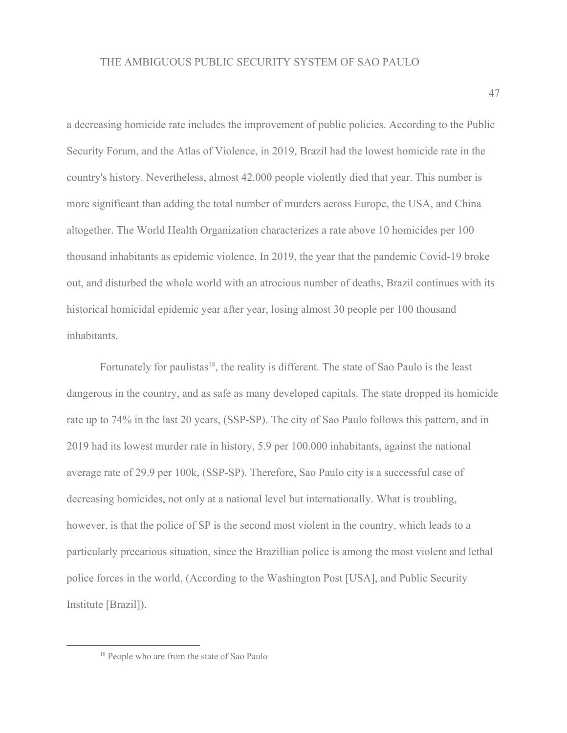a decreasing homicide rate includes the improvement of public policies. According to the Public Security Forum, and the Atlas of Violence, in 2019, Brazil had the lowest homicide rate in the country's history. Nevertheless, almost 42.000 people violently died that year. This number is more significant than adding the total number of murders across Europe, the USA, and China altogether. The World Health Organization characterizes a rate above 10 homicides per 100 thousand inhabitants as epidemic violence. In 2019, the year that the pandemic Covid-19 broke out, and disturbed the whole world with an atrocious number of deaths, Brazil continues with its historical homicidal epidemic year after year, losing almost 30 people per 100 thousand inhabitants.

Fortunately for paulistas[18], the reality is different. The state of Sao Paulo is the least dangerous in the country, and as safe as many developed capitals. The state dropped its homicide rate up to 74% in the last 20 years, (SSP-SP). The city of Sao Paulo follows this pattern, and in 2019 had its lowest murder rate in history, 5.9 per 100.000 inhabitants, against the national average rate of 29.9 per 100k, (SSP-SP). Therefore, Sao Paulo city is a successful case of decreasing homicides, not only at a national level but internationally. What is troubling, however, is that the police of SP is the second most violent in the country, which leads to a particularly precarious situation, since the Brazillian police is among the most violent and lethal police forces in the world, (According to the Washington Post [USA], and Public Security Institute [Brazil]).

[18] People who are from the state of Sao Paulo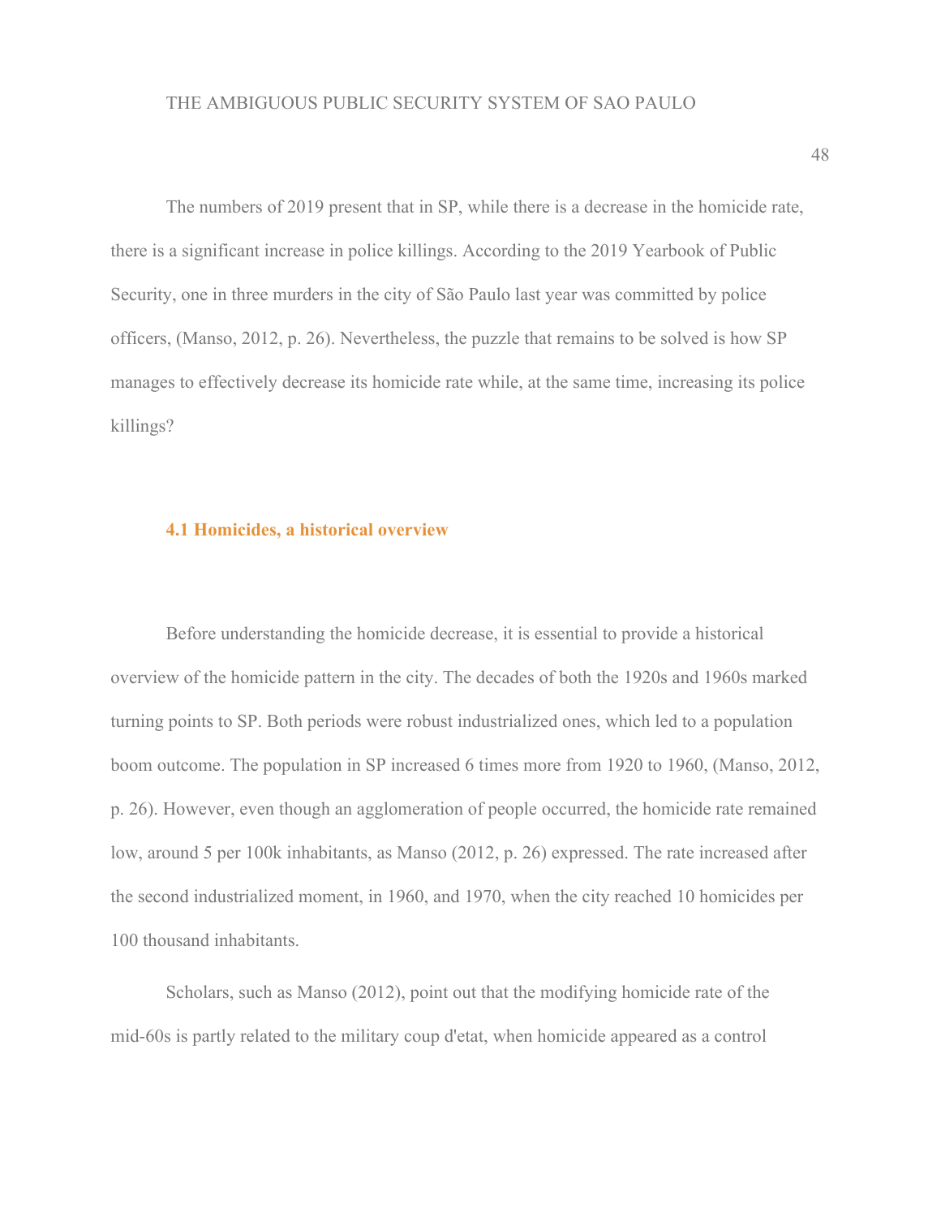The numbers of 2019 present that in SP, while there is a decrease in the homicide rate, there is a significant increase in police killings. According to the 2019 Yearbook of Public Security, one in three murders in the city of São Paulo last year was committed by police officers, (Manso, 2012, p. 26). Nevertheless, the puzzle that remains to be solved is how SP manages to effectively decrease its homicide rate while, at the same time, increasing its police killings?

### 4.1 Homicides, a historical overview

Before understanding the homicide decrease, it is essential to provide a historical overview of the homicide pattern in the city. The decades of both the 1920s and 1960s marked turning points to SP. Both periods were robust industrialized ones, which led to a population boom outcome. The population in SP increased 6 times more from 1920 to 1960, (Manso, 2012, p. 26). However, even though an agglomeration of people occurred, the homicide rate remained low, around 5 per 100k inhabitants, as Manso (2012, p. 26) expressed. The rate increased after the second industrialized moment, in 1960, and 1970, when the city reached 10 homicides per 100 thousand inhabitants.

Scholars, such as Manso (2012), point out that the modifying homicide rate of the mid-60s is partly related to the military coup d'etat, when homicide appeared as a control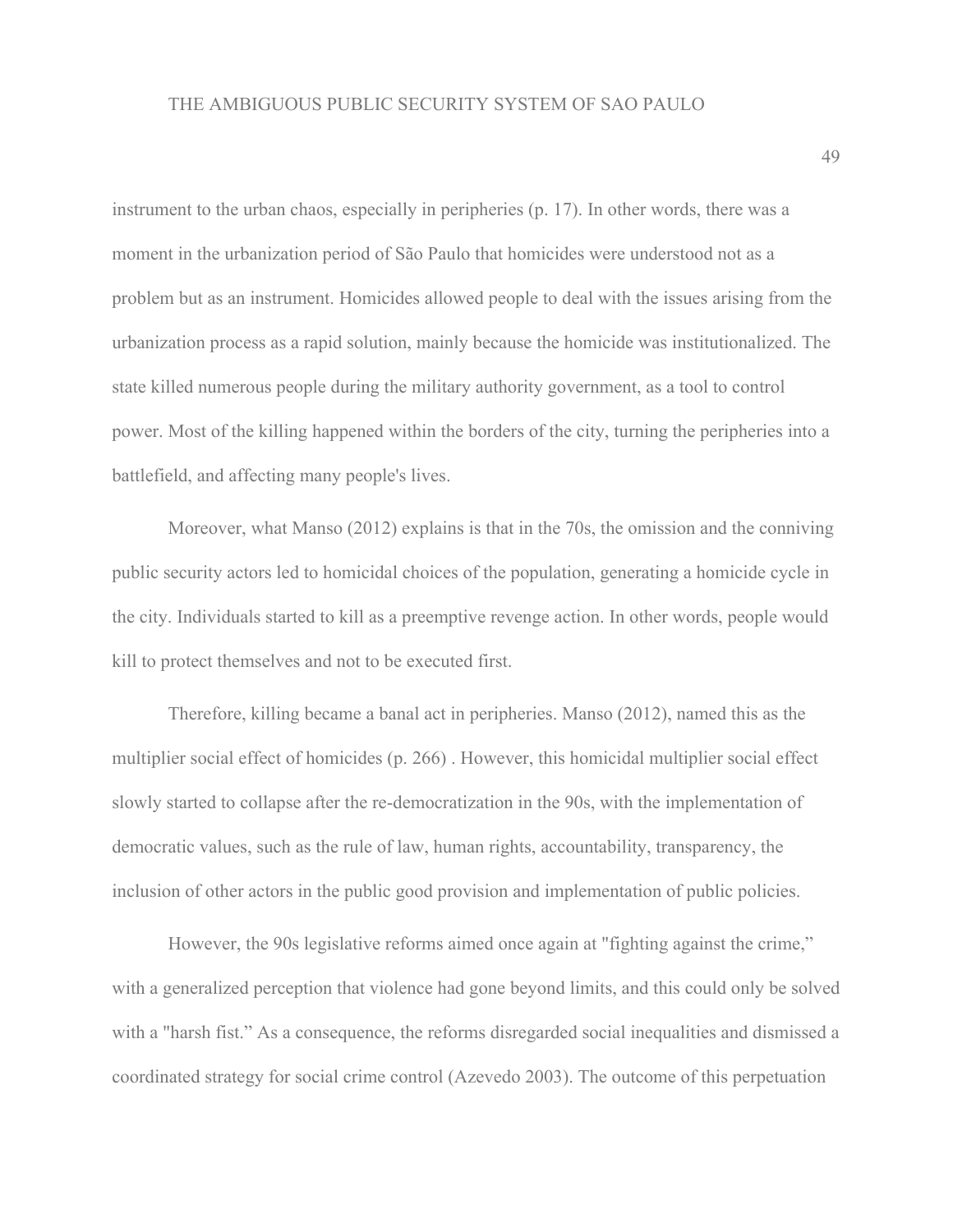instrument to the urban chaos, especially in peripheries (p. 17). In other words, there was a moment in the urbanization period of São Paulo that homicides were understood not as a problem but as an instrument. Homicides allowed people to deal with the issues arising from the urbanization process as a rapid solution, mainly because the homicide was institutionalized. The state killed numerous people during the military authority government, as a tool to control power. Most of the killing happened within the borders of the city, turning the peripheries into a battlefield, and affecting many people's lives.

Moreover, what Manso (2012) explains is that in the 70s, the omission and the conniving public security actors led to homicidal choices of the population, generating a homicide cycle in the city. Individuals started to kill as a preemptive revenge action. In other words, people would kill to protect themselves and not to be executed first.

Therefore, killing became a banal act in peripheries. Manso (2012), named this as the multiplier social effect of homicides (p. 266) . However, this homicidal multiplier social effect slowly started to collapse after the re-democratization in the 90s, with the implementation of democratic values, such as the rule of law, human rights, accountability, transparency, the inclusion of other actors in the public good provision and implementation of public policies.

However, the 90s legislative reforms aimed once again at "fighting against the crime," with a generalized perception that violence had gone beyond limits, and this could only be solved with a "harsh fist." As a consequence, the reforms disregarded social inequalities and dismissed a coordinated strategy for social crime control (Azevedo 2003). The outcome of this perpetuation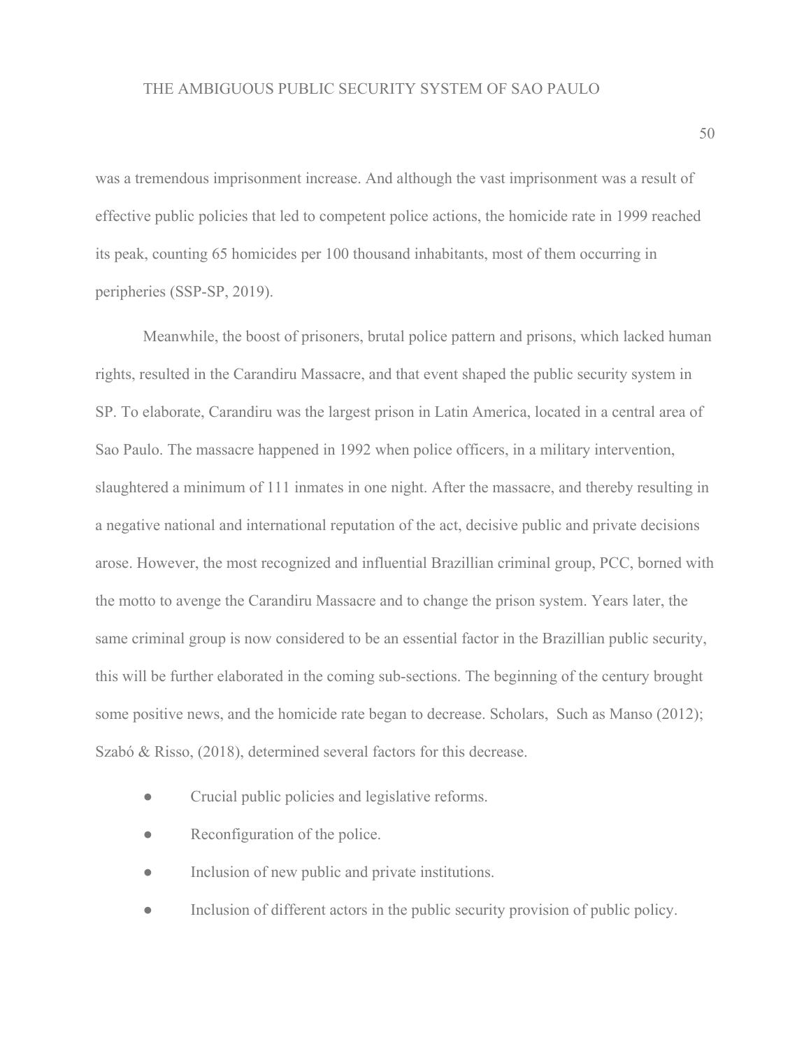was a tremendous imprisonment increase. And although the vast imprisonment was a result of effective public policies that led to competent police actions, the homicide rate in 1999 reached its peak, counting 65 homicides per 100 thousand inhabitants, most of them occurring in peripheries (SSP-SP, 2019).

Meanwhile, the boost of prisoners, brutal police pattern and prisons, which lacked human rights, resulted in the Carandiru Massacre, and that event shaped the public security system in SP. To elaborate, Carandiru was the largest prison in Latin America, located in a central area of Sao Paulo. The massacre happened in 1992 when police officers, in a military intervention, slaughtered a minimum of 111 inmates in one night. After the massacre, and thereby resulting in a negative national and international reputation of the act, decisive public and private decisions arose. However, the most recognized and influential Brazillian criminal group, PCC, borned with the motto to avenge the Carandiru Massacre and to change the prison system. Years later, the same criminal group is now considered to be an essential factor in the Brazillian public security, this will be further elaborated in the coming sub-sections. The beginning of the century brought some positive news, and the homicide rate began to decrease. Scholars, Such as Manso (2012); Szabó & Risso, (2018), determined several factors for this decrease.

- Crucial public policies and legislative reforms.
- Reconfiguration of the police.
- Inclusion of new public and private institutions.
- Inclusion of different actors in the public security provision of public policy.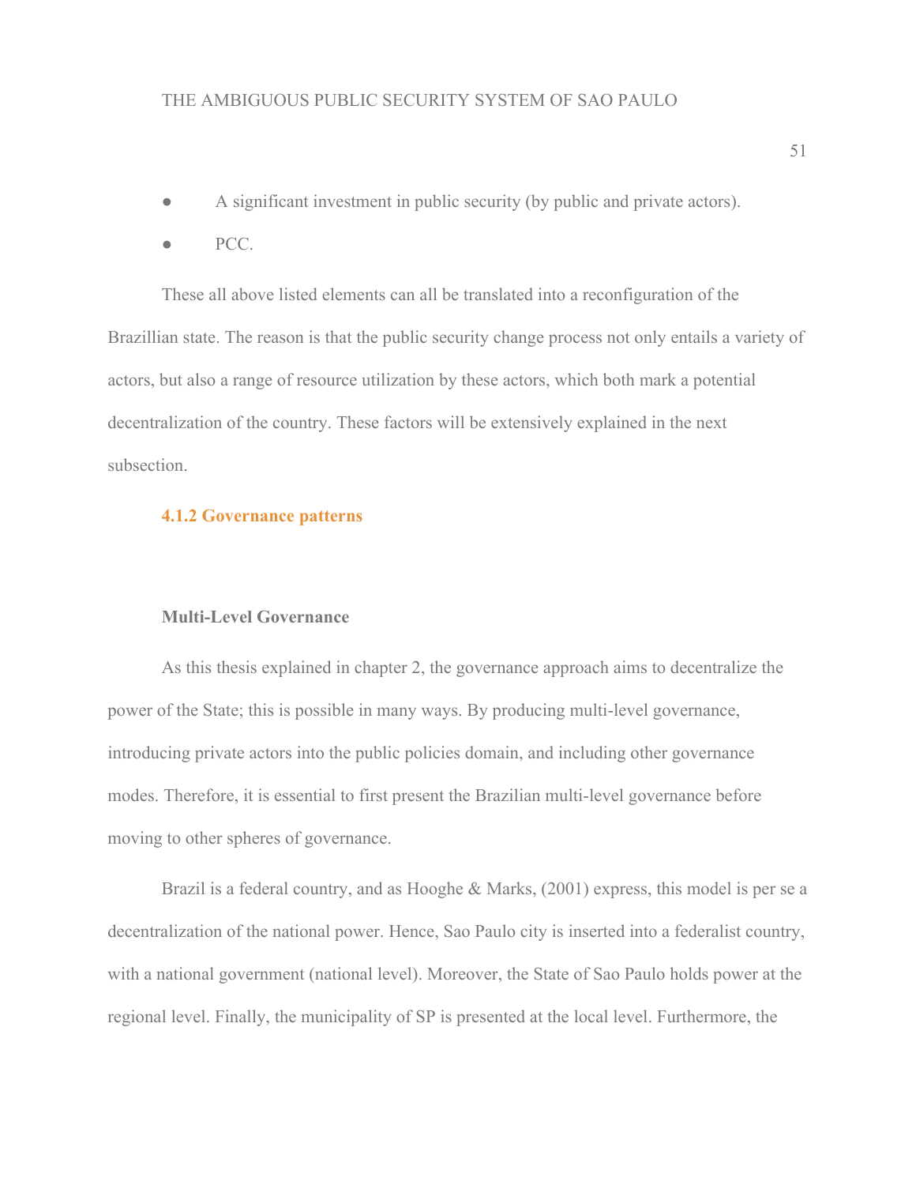- A significant investment in public security (by public and private actors).
- PCC.

These all above listed elements can all be translated into a reconfiguration of the Brazillian state. The reason is that the public security change process not only entails a variety of actors, but also a range of resource utilization by these actors, which both mark a potential decentralization of the country. These factors will be extensively explained in the next subsection.

### 4.1.2 Governance patterns

#### Multi-Level Governance

As this thesis explained in chapter 2, the governance approach aims to decentralize the power of the State; this is possible in many ways. By producing multi-level governance, introducing private actors into the public policies domain, and including other governance modes. Therefore, it is essential to first present the Brazilian multi-level governance before moving to other spheres of governance.

Brazil is a federal country, and as Hooghe & Marks, (2001) express, this model is per se a decentralization of the national power. Hence, Sao Paulo city is inserted into a federalist country, with a national government (national level). Moreover, the State of Sao Paulo holds power at the regional level. Finally, the municipality of SP is presented at the local level. Furthermore, the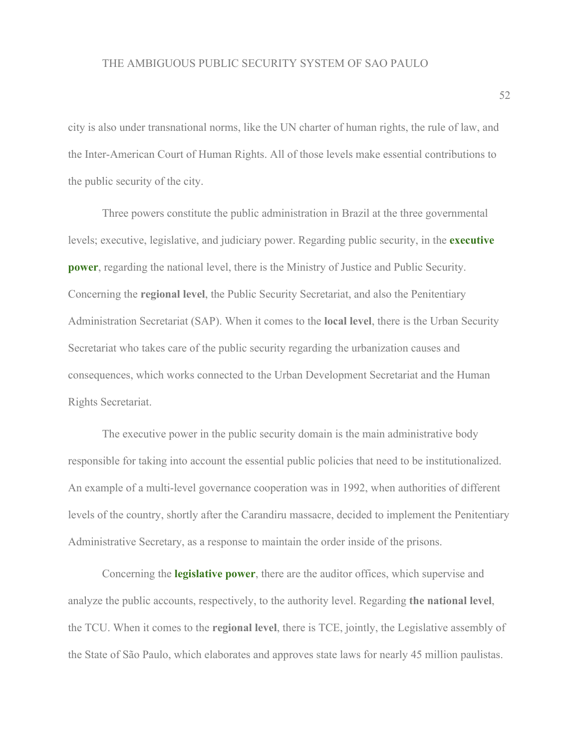city is also under transnational norms, like the UN charter of human rights, the rule of law, and the Inter-American Court of Human Rights. All of those levels make essential contributions to the public security of the city.

Three powers constitute the public administration in Brazil at the three governmental levels; executive, legislative, and judiciary power. Regarding public security, in the **executive power**, regarding the national level, there is the Ministry of Justice and Public Security. Concerning the **regional level**, the Public Security Secretariat, and also the Penitentiary Administration Secretariat (SAP). When it comes to the **local level**, there is the Urban Security Secretariat who takes care of the public security regarding the urbanization causes and consequences, which works connected to the Urban Development Secretariat and the Human Rights Secretariat.

The executive power in the public security domain is the main administrative body responsible for taking into account the essential public policies that need to be institutionalized. An example of a multi-level governance cooperation was in 1992, when authorities of different levels of the country, shortly after the Carandiru massacre, decided to implement the Penitentiary Administrative Secretary, as a response to maintain the order inside of the prisons.

Concerning the **legislative power**, there are the auditor offices, which supervise and analyze the public accounts, respectively, to the authority level. Regarding **the national level**, the TCU. When it comes to the **regional level**, there is TCE, jointly, the Legislative assembly of the State of São Paulo, which elaborates and approves state laws for nearly 45 million paulistas.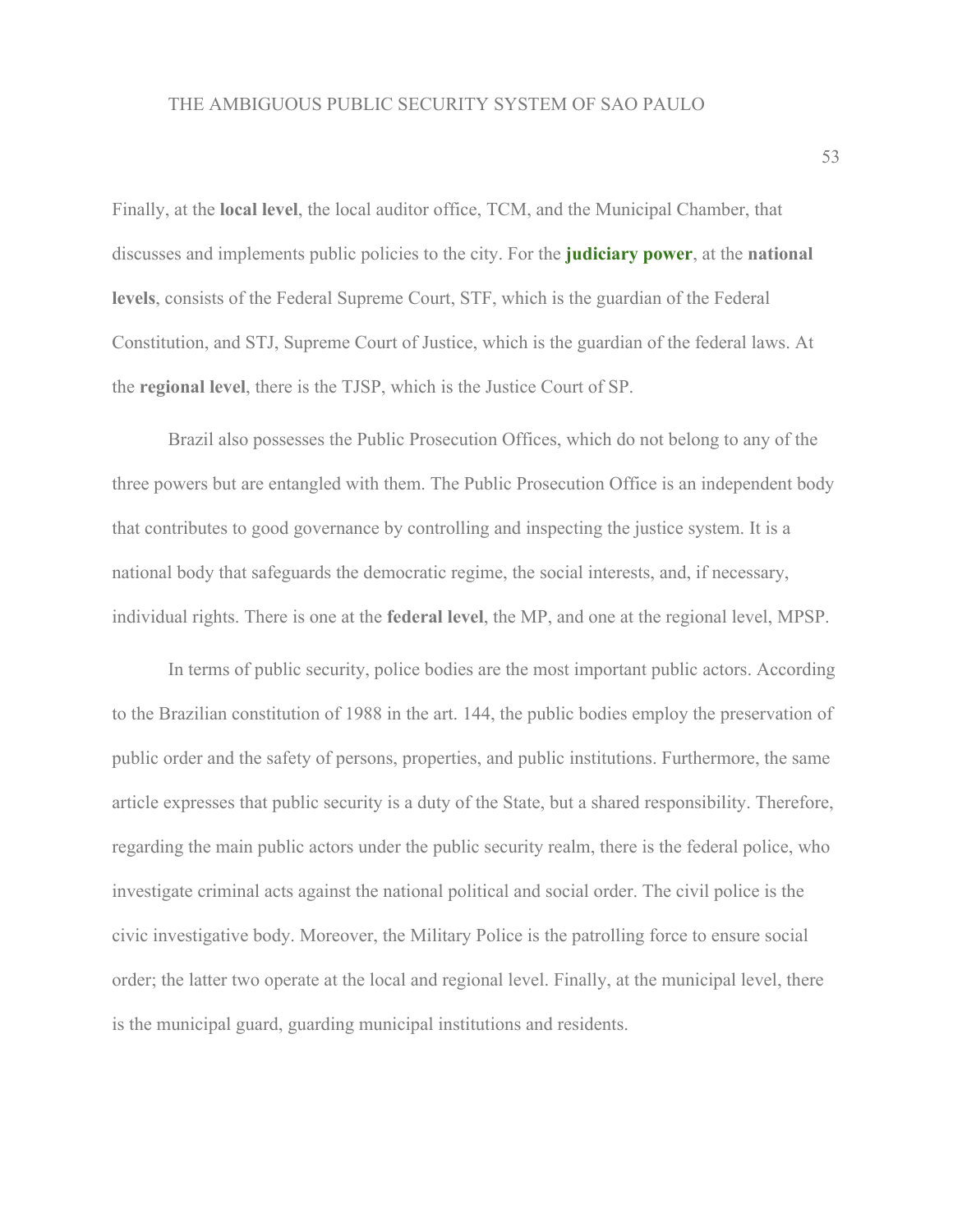Finally, at the **local level**, the local auditor office, TCM, and the Municipal Chamber, that discusses and implements public policies to the city. For the **judiciary power**, at the **national levels**, consists of the Federal Supreme Court, STF, which is the guardian of the Federal Constitution, and STJ, Supreme Court of Justice, which is the guardian of the federal laws. At the **regional level**, there is the TJSP, which is the Justice Court of SP.

Brazil also possesses the Public Prosecution Offices, which do not belong to any of the three powers but are entangled with them. The Public Prosecution Office is an independent body that contributes to good governance by controlling and inspecting the justice system. It is a national body that safeguards the democratic regime, the social interests, and, if necessary, individual rights. There is one at the **federal level**, the MP, and one at the regional level, MPSP.

In terms of public security, police bodies are the most important public actors. According to the Brazilian constitution of 1988 in the art. 144, the public bodies employ the preservation of public order and the safety of persons, properties, and public institutions. Furthermore, the same article expresses that public security is a duty of the State, but a shared responsibility. Therefore, regarding the main public actors under the public security realm, there is the federal police, who investigate criminal acts against the national political and social order. The civil police is the civic investigative body. Moreover, the Military Police is the patrolling force to ensure social order; the latter two operate at the local and regional level. Finally, at the municipal level, there is the municipal guard, guarding municipal institutions and residents.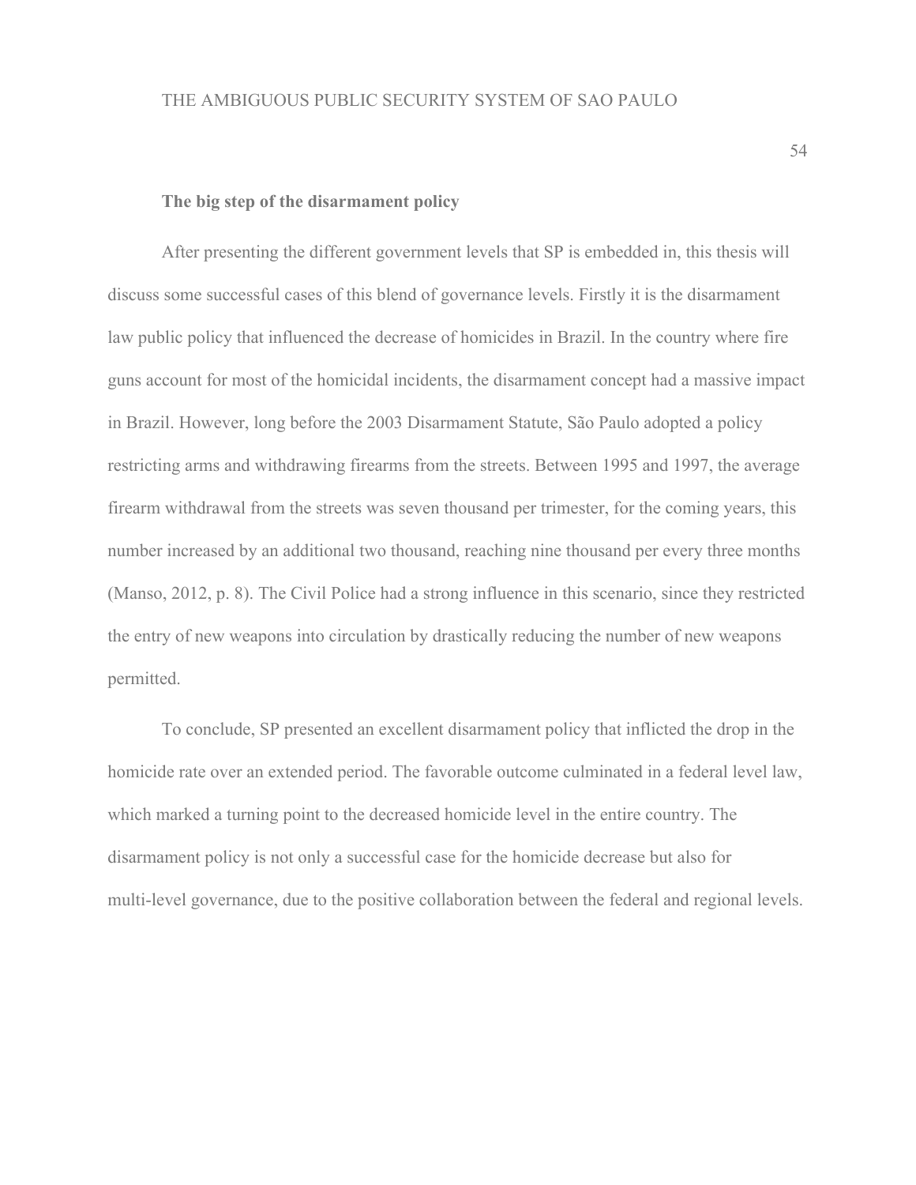**The big step of the disarmament policy**

After presenting the different government levels that SP is embedded in, this thesis will discuss some successful cases of this blend of governance levels. Firstly it is the disarmament law public policy that influenced the decrease of homicides in Brazil. In the country where fire guns account for most of the homicidal incidents, the disarmament concept had a massive impact in Brazil. However, long before the 2003 Disarmament Statute, São Paulo adopted a policy restricting arms and withdrawing firearms from the streets. Between 1995 and 1997, the average firearm withdrawal from the streets was seven thousand per trimester, for the coming years, this number increased by an additional two thousand, reaching nine thousand per every three months (Manso, 2012, p. 8). The Civil Police had a strong influence in this scenario, since they restricted the entry of new weapons into circulation by drastically reducing the number of new weapons permitted.

To conclude, SP presented an excellent disarmament policy that inflicted the drop in the homicide rate over an extended period. The favorable outcome culminated in a federal level law, which marked a turning point to the decreased homicide level in the entire country. The disarmament policy is not only a successful case for the homicide decrease but also for multi-level governance, due to the positive collaboration between the federal and regional levels.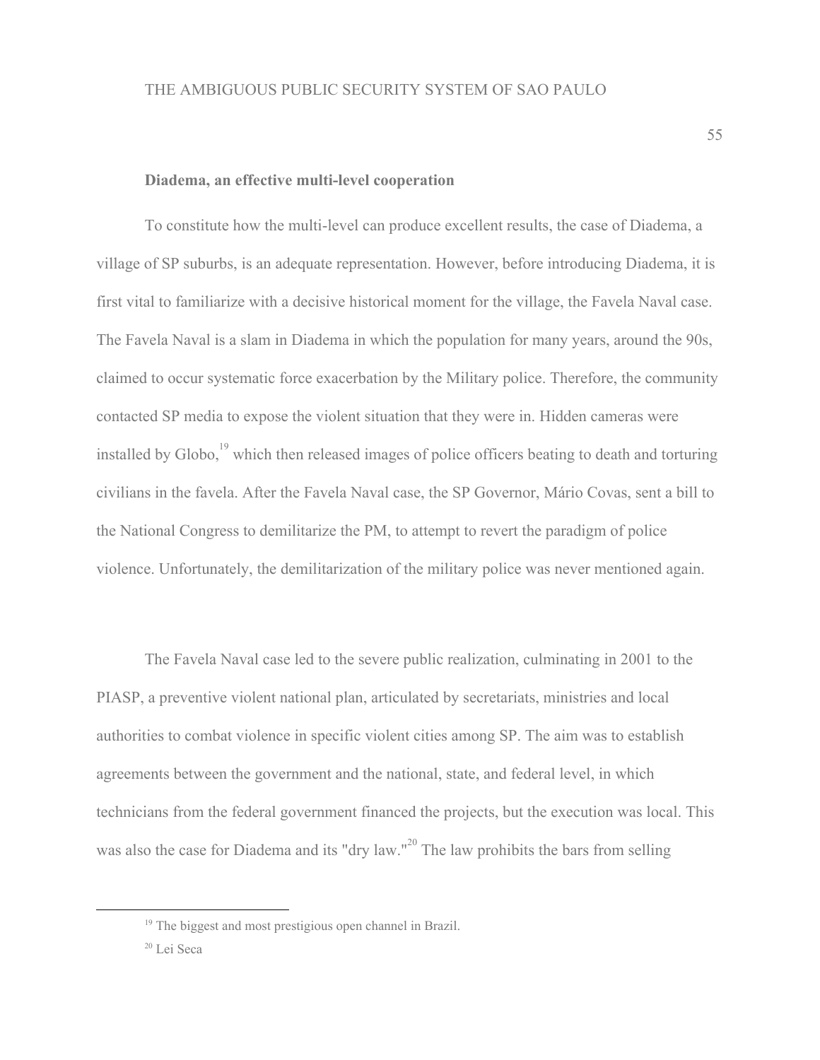**Diadema, an effective multi-level cooperation**

To constitute how the multi-level can produce excellent results, the case of Diadema, a village of SP suburbs, is an adequate representation. However, before introducing Diadema, it is first vital to familiarize with a decisive historical moment for the village, the Favela Naval case. The Favela Naval is a slam in Diadema in which the population for many years, around the 90s, claimed to occur systematic force exacerbation by the Military police. Therefore, the community contacted SP media to expose the violent situation that they were in. Hidden cameras were installed by Globo,[19] which then released images of police officers beating to death and torturing civilians in the favela. After the Favela Naval case, the SP Governor, Mário Covas, sent a bill to the National Congress to demilitarize the PM, to attempt to revert the paradigm of police violence. Unfortunately, the demilitarization of the military police was never mentioned again.

The Favela Naval case led to the severe public realization, culminating in 2001 to the PIASP, a preventive violent national plan, articulated by secretariats, ministries and local authorities to combat violence in specific violent cities among SP. The aim was to establish agreements between the government and the national, state, and federal level, in which technicians from the federal government financed the projects, but the execution was local. This was also the case for Diadema and its "dry law."[20] The law prohibits the bars from selling

---

[19] The biggest and most prestigious open channel in Brazil.

[20] Lei Seca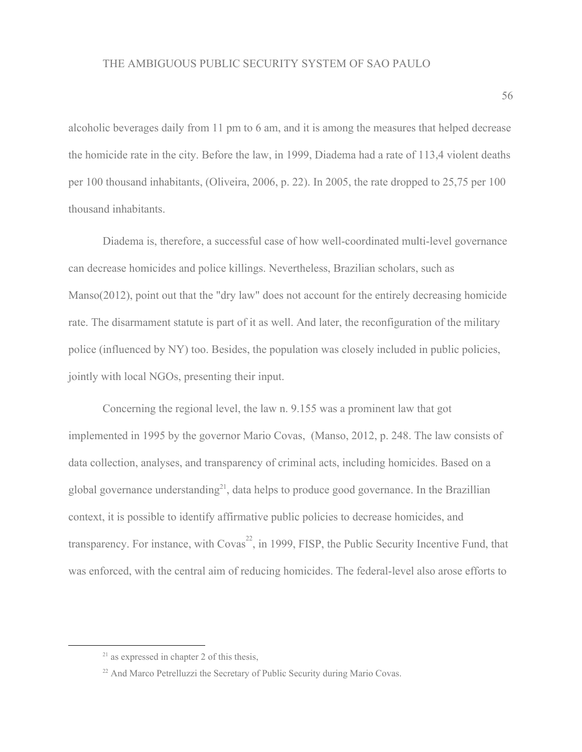alcoholic beverages daily from 11 pm to 6 am, and it is among the measures that helped decrease the homicide rate in the city. Before the law, in 1999, Diadema had a rate of 113,4 violent deaths per 100 thousand inhabitants, (Oliveira, 2006, p. 22). In 2005, the rate dropped to 25,75 per 100 thousand inhabitants.

Diadema is, therefore, a successful case of how well-coordinated multi-level governance can decrease homicides and police killings. Nevertheless, Brazilian scholars, such as Manso(2012), point out that the "dry law" does not account for the entirely decreasing homicide rate. The disarmament statute is part of it as well. And later, the reconfiguration of the military police (influenced by NY) too. Besides, the population was closely included in public policies, jointly with local NGOs, presenting their input.

Concerning the regional level, the law n. 9.155 was a prominent law that got implemented in 1995 by the governor Mario Covas, (Manso, 2012, p. 248. The law consists of data collection, analyses, and transparency of criminal acts, including homicides. Based on a global governance understanding[21], data helps to produce good governance. In the Brazillian context, it is possible to identify affirmative public policies to decrease homicides, and transparency. For instance, with Covas[22], in 1999, FISP, the Public Security Incentive Fund, that was enforced, with the central aim of reducing homicides. The federal-level also arose efforts to

[21] as expressed in chapter 2 of this thesis,

[22] And Marco Petrelluzzi the Secretary of Public Security during Mario Covas.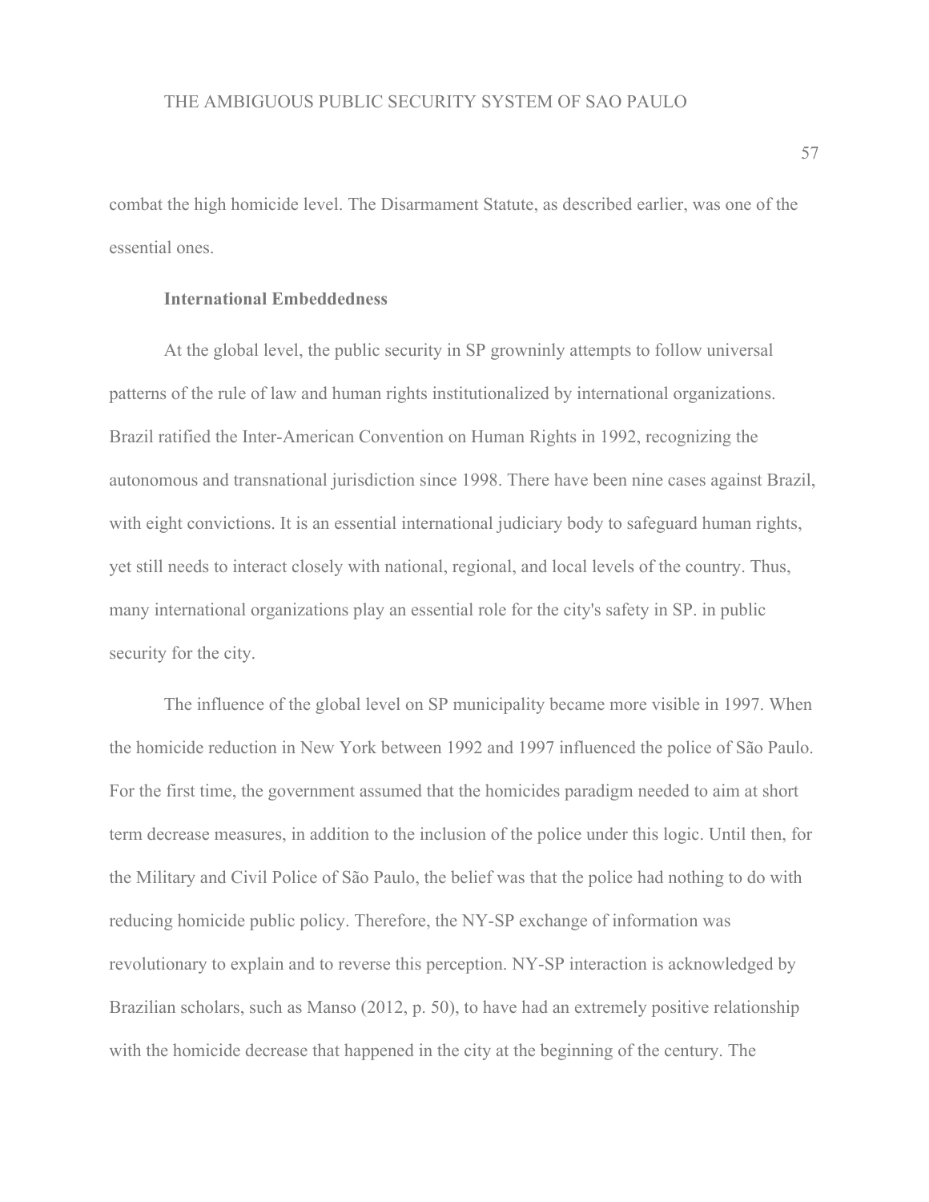combat the high homicide level. The Disarmament Statute, as described earlier, was one of the essential ones.

**International Embeddedness**

At the global level, the public security in SP growninly attempts to follow universal patterns of the rule of law and human rights institutionalized by international organizations. Brazil ratified the Inter-American Convention on Human Rights in 1992, recognizing the autonomous and transnational jurisdiction since 1998. There have been nine cases against Brazil, with eight convictions. It is an essential international judiciary body to safeguard human rights, yet still needs to interact closely with national, regional, and local levels of the country. Thus, many international organizations play an essential role for the city's safety in SP. in public security for the city.

The influence of the global level on SP municipality became more visible in 1997. When the homicide reduction in New York between 1992 and 1997 influenced the police of São Paulo. For the first time, the government assumed that the homicides paradigm needed to aim at short term decrease measures, in addition to the inclusion of the police under this logic. Until then, for the Military and Civil Police of São Paulo, the belief was that the police had nothing to do with reducing homicide public policy. Therefore, the NY-SP exchange of information was revolutionary to explain and to reverse this perception. NY-SP interaction is acknowledged by Brazilian scholars, such as Manso (2012, p. 50), to have had an extremely positive relationship with the homicide decrease that happened in the city at the beginning of the century. The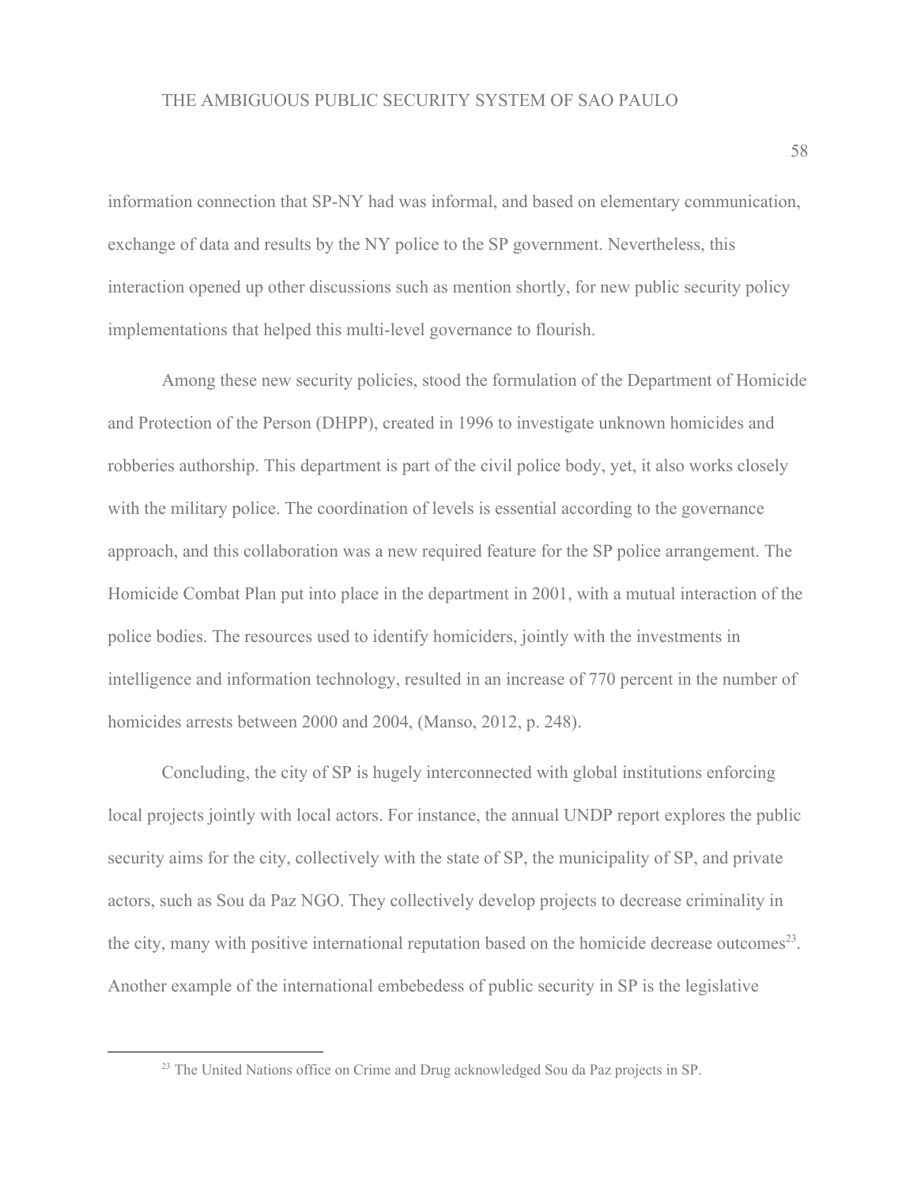information connection that SP-NY had was informal, and based on elementary communication, exchange of data and results by the NY police to the SP government. Nevertheless, this interaction opened up other discussions such as mention shortly, for new public security policy implementations that helped this multi-level governance to flourish.

Among these new security policies, stood the formulation of the Department of Homicide and Protection of the Person (DHPP), created in 1996 to investigate unknown homicides and robberies authorship. This department is part of the civil police body, yet, it also works closely with the military police. The coordination of levels is essential according to the governance approach, and this collaboration was a new required feature for the SP police arrangement. The Homicide Combat Plan put into place in the department in 2001, with a mutual interaction of the police bodies. The resources used to identify homiciders, jointly with the investments in intelligence and information technology, resulted in an increase of 770 percent in the number of homicides arrests between 2000 and 2004, (Manso, 2012, p. 248).

Concluding, the city of SP is hugely interconnected with global institutions enforcing local projects jointly with local actors. For instance, the annual UNDP report explores the public security aims for the city, collectively with the state of SP, the municipality of SP, and private actors, such as Sou da Paz NGO. They collectively develop projects to decrease criminality in the city, many with positive international reputation based on the homicide decrease outcomes[23]. Another example of the international embebedess of public security in SP is the legislative

[23] The United Nations office on Crime and Drug acknowledged Sou da Paz projects in SP.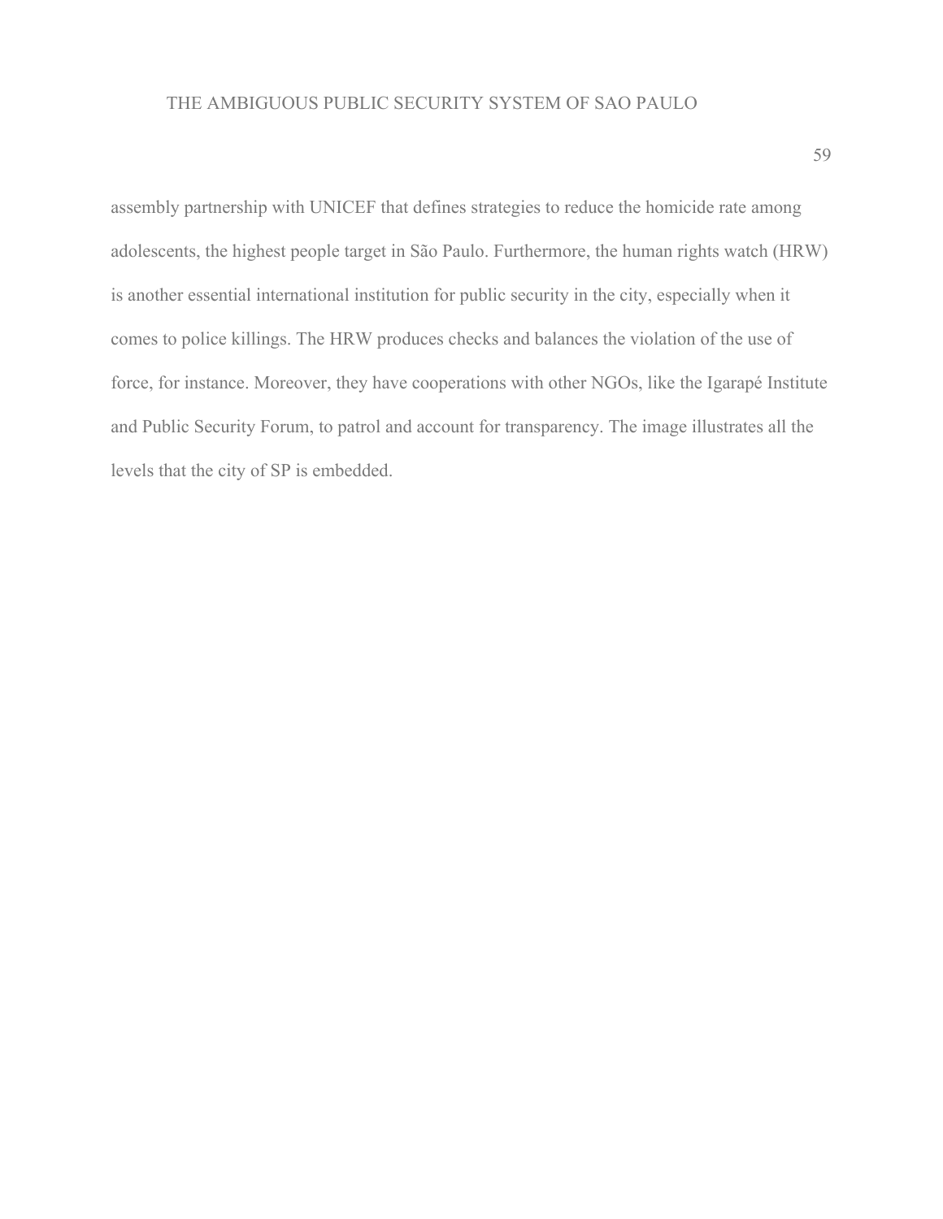assembly partnership with UNICEF that defines strategies to reduce the homicide rate among adolescents, the highest people target in São Paulo. Furthermore, the human rights watch (HRW) is another essential international institution for public security in the city, especially when it comes to police killings. The HRW produces checks and balances the violation of the use of force, for instance. Moreover, they have cooperations with other NGOs, like the Igarapé Institute and Public Security Forum, to patrol and account for transparency. The image illustrates all the levels that the city of SP is embedded.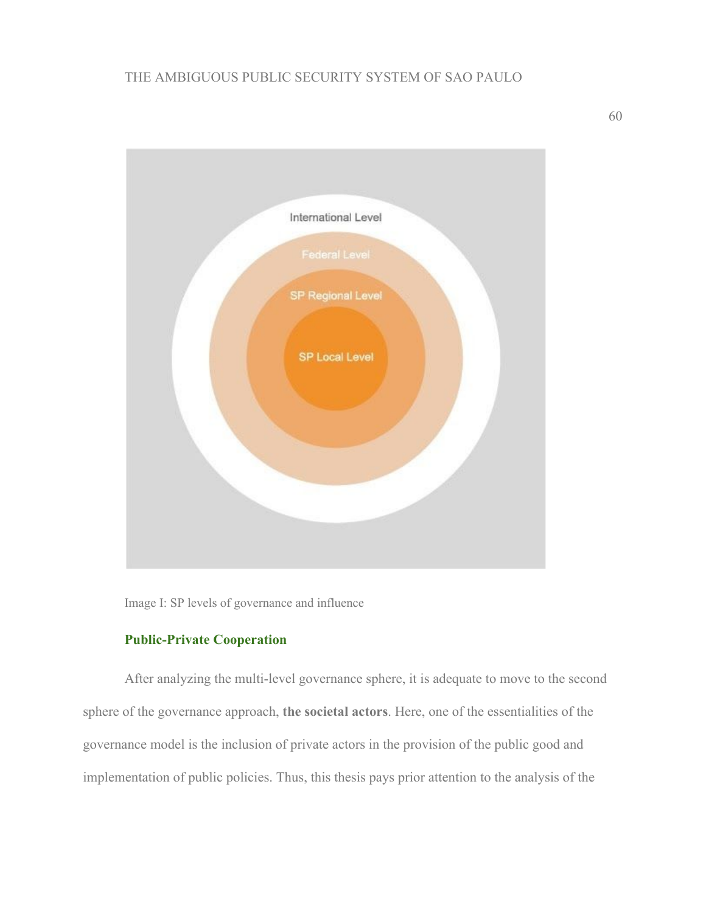Image I: SP levels of governance and influence

### Public-Private Cooperation

After analyzing the multi-level governance sphere, it is adequate to move to the second sphere of the governance approach, **the societal actors**. Here, one of the essentialities of the governance model is the inclusion of private actors in the provision of the public good and implementation of public policies. Thus, this thesis pays prior attention to the analysis of the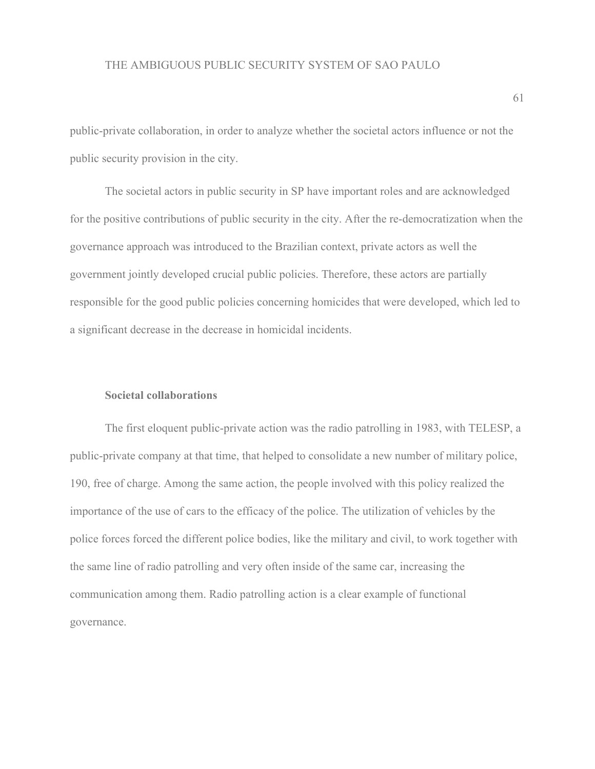public-private collaboration, in order to analyze whether the societal actors influence or not the public security provision in the city.

The societal actors in public security in SP have important roles and are acknowledged for the positive contributions of public security in the city. After the re-democratization when the governance approach was introduced to the Brazilian context, private actors as well the government jointly developed crucial public policies. Therefore, these actors are partially responsible for the good public policies concerning homicides that were developed, which led to a significant decrease in the decrease in homicidal incidents.

## Societal collaborations

The first eloquent public-private action was the radio patrolling in 1983, with TELESP, a public-private company at that time, that helped to consolidate a new number of military police, 190, free of charge. Among the same action, the people involved with this policy realized the importance of the use of cars to the efficacy of the police. The utilization of vehicles by the police forces forced the different police bodies, like the military and civil, to work together with the same line of radio patrolling and very often inside of the same car, increasing the communication among them. Radio patrolling action is a clear example of functional governance.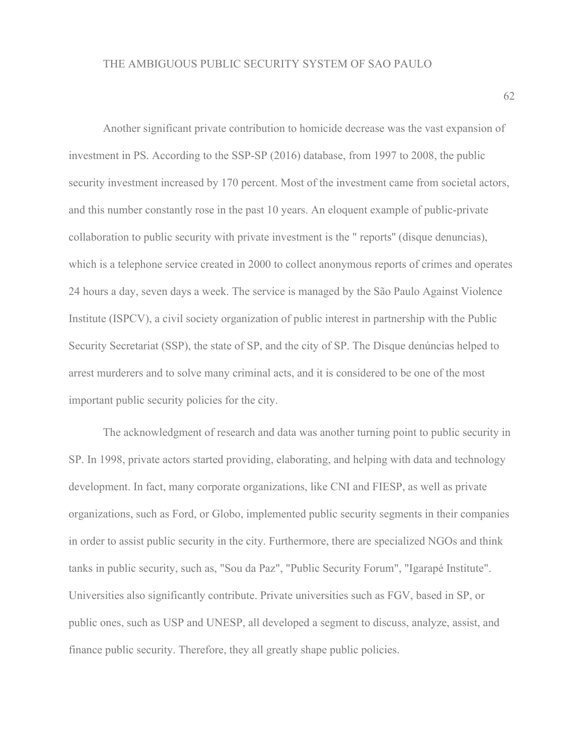Another significant private contribution to homicide decrease was the vast expansion of investment in PS. According to the SSP-SP (2016) database, from 1997 to 2008, the public security investment increased by 170 percent. Most of the investment came from societal actors, and this number constantly rose in the past 10 years. An eloquent example of public-private collaboration to public security with private investment is the " reports" (disque denuncias), which is a telephone service created in 2000 to collect anonymous reports of crimes and operates 24 hours a day, seven days a week. The service is managed by the São Paulo Against Violence Institute (ISPCV), a civil society organization of public interest in partnership with the Public Security Secretariat (SSP), the state of SP, and the city of SP. The Disque denúncias helped to arrest murderers and to solve many criminal acts, and it is considered to be one of the most important public security policies for the city.

The acknowledgment of research and data was another turning point to public security in SP. In 1998, private actors started providing, elaborating, and helping with data and technology development. In fact, many corporate organizations, like CNI and FIESP, as well as private organizations, such as Ford, or Globo, implemented public security segments in their companies in order to assist public security in the city. Furthermore, there are specialized NGOs and think tanks in public security, such as, "Sou da Paz", "Public Security Forum", "Igarapé Institute". Universities also significantly contribute. Private universities such as FGV, based in SP, or public ones, such as USP and UNESP, all developed a segment to discuss, analyze, assist, and finance public security. Therefore, they all greatly shape public policies.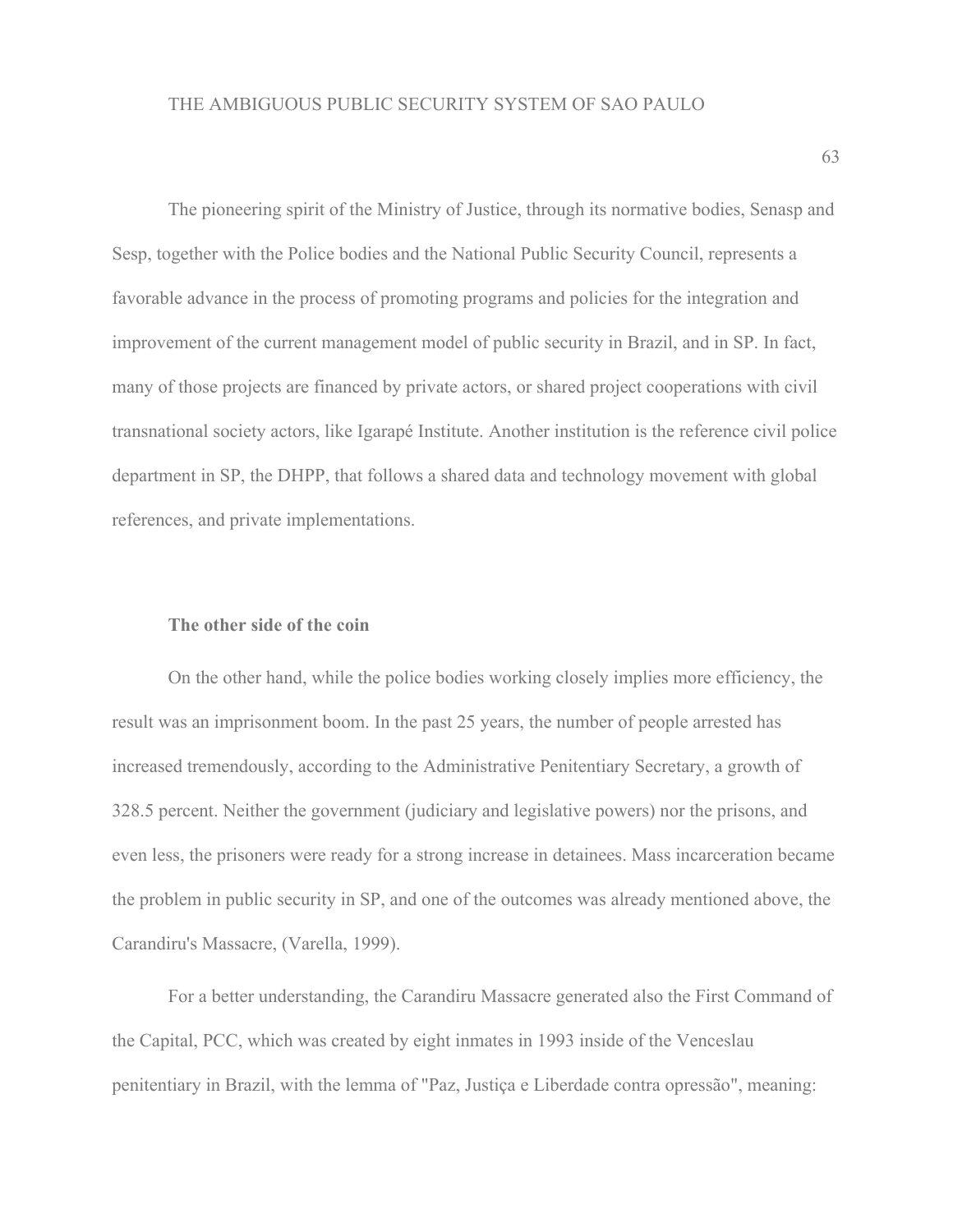The pioneering spirit of the Ministry of Justice, through its normative bodies, Senasp and Sesp, together with the Police bodies and the National Public Security Council, represents a favorable advance in the process of promoting programs and policies for the integration and improvement of the current management model of public security in Brazil, and in SP. In fact, many of those projects are financed by private actors, or shared project cooperations with civil transnational society actors, like Igarapé Institute. Another institution is the reference civil police department in SP, the DHPP, that follows a shared data and technology movement with global references, and private implementations.

**The other side of the coin**

On the other hand, while the police bodies working closely implies more efficiency, the result was an imprisonment boom. In the past 25 years, the number of people arrested has increased tremendously, according to the Administrative Penitentiary Secretary, a growth of 328.5 percent. Neither the government (judiciary and legislative powers) nor the prisons, and even less, the prisoners were ready for a strong increase in detainees. Mass incarceration became the problem in public security in SP, and one of the outcomes was already mentioned above, the Carandiru's Massacre, (Varella, 1999).

For a better understanding, the Carandiru Massacre generated also the First Command of the Capital, PCC, which was created by eight inmates in 1993 inside of the Venceslau penitentiary in Brazil, with the lemma of "Paz, Justiça e Liberdade contra opressão", meaning: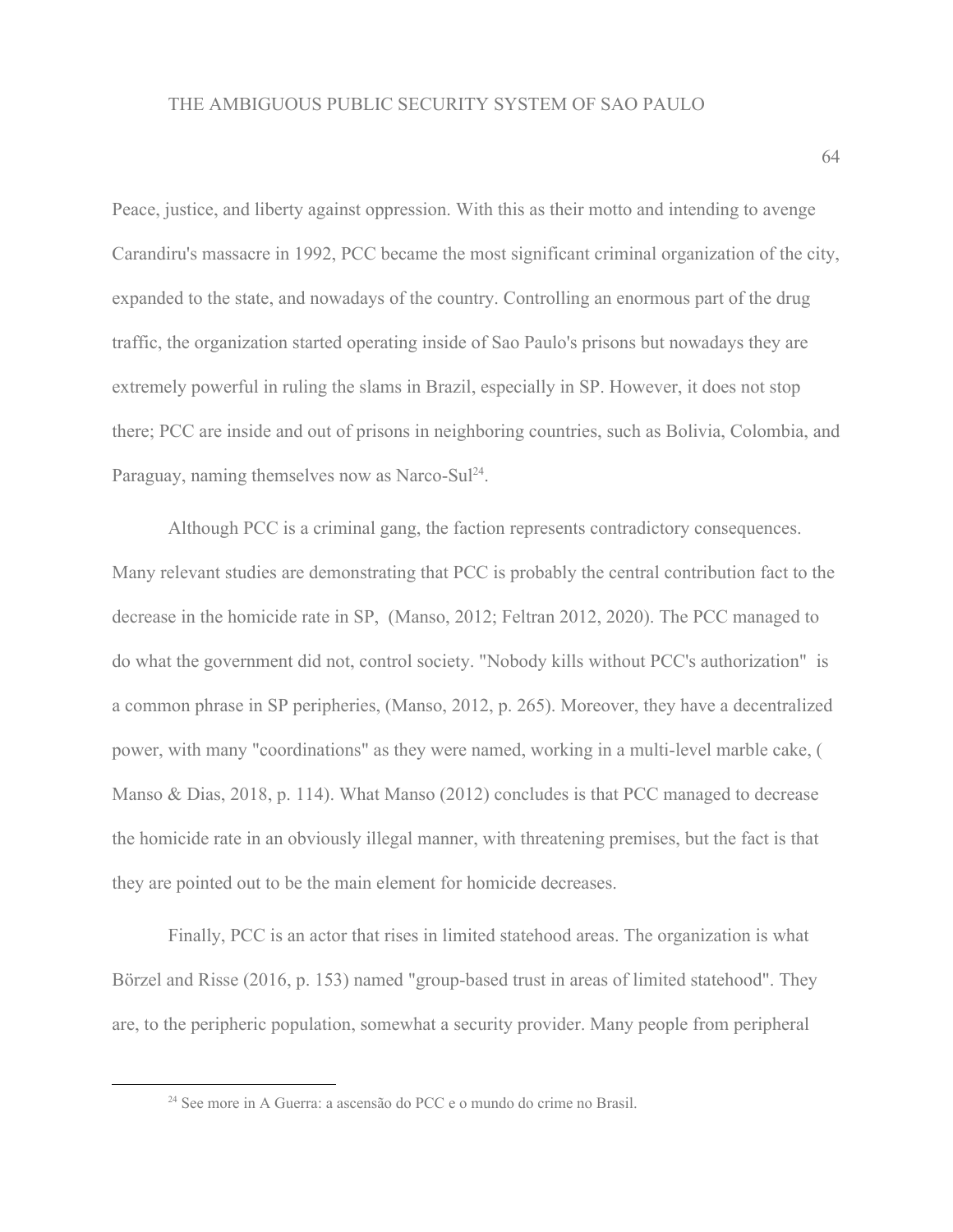Peace, justice, and liberty against oppression. With this as their motto and intending to avenge Carandiru's massacre in 1992, PCC became the most significant criminal organization of the city, expanded to the state, and nowadays of the country. Controlling an enormous part of the drug traffic, the organization started operating inside of Sao Paulo's prisons but nowadays they are extremely powerful in ruling the slams in Brazil, especially in SP. However, it does not stop there; PCC are inside and out of prisons in neighboring countries, such as Bolivia, Colombia, and Paraguay, naming themselves now as Narco-Sul[24].

Although PCC is a criminal gang, the faction represents contradictory consequences. Many relevant studies are demonstrating that PCC is probably the central contribution fact to the decrease in the homicide rate in SP, (Manso, 2012; Feltran 2012, 2020). The PCC managed to do what the government did not, control society. "Nobody kills without PCC's authorization" is a common phrase in SP peripheries, (Manso, 2012, p. 265). Moreover, they have a decentralized power, with many "coordinations" as they were named, working in a multi-level marble cake, ( Manso & Dias, 2018, p. 114). What Manso (2012) concludes is that PCC managed to decrease the homicide rate in an obviously illegal manner, with threatening premises, but the fact is that they are pointed out to be the main element for homicide decreases.

Finally, PCC is an actor that rises in limited statehood areas. The organization is what Börzel and Risse (2016, p. 153) named "group-based trust in areas of limited statehood". They are, to the peripheric population, somewhat a security provider. Many people from peripheral

[24] See more in A Guerra: a ascensão do PCC e o mundo do crime no Brasil.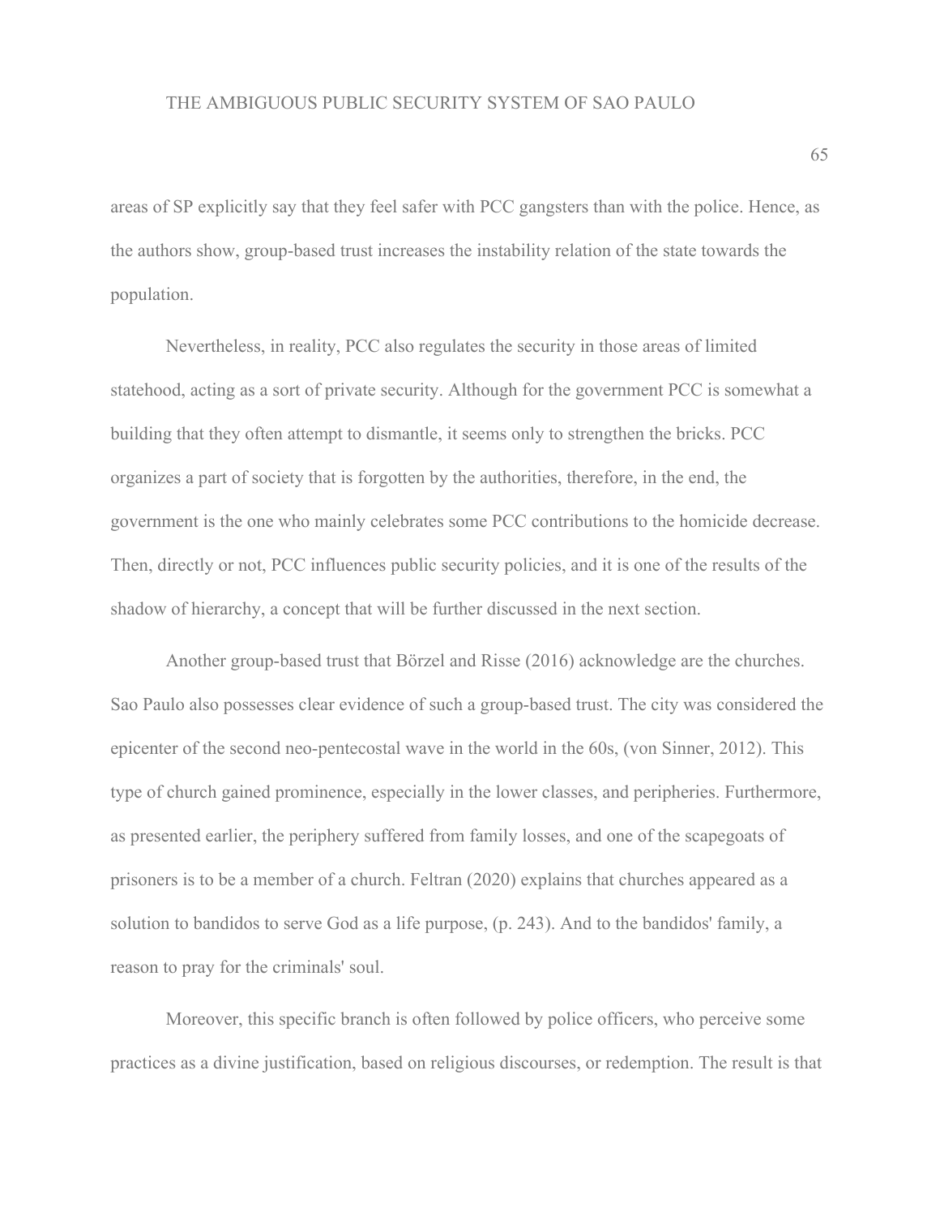areas of SP explicitly say that they feel safer with PCC gangsters than with the police. Hence, as the authors show, group-based trust increases the instability relation of the state towards the population.

Nevertheless, in reality, PCC also regulates the security in those areas of limited statehood, acting as a sort of private security. Although for the government PCC is somewhat a building that they often attempt to dismantle, it seems only to strengthen the bricks. PCC organizes a part of society that is forgotten by the authorities, therefore, in the end, the government is the one who mainly celebrates some PCC contributions to the homicide decrease. Then, directly or not, PCC influences public security policies, and it is one of the results of the shadow of hierarchy, a concept that will be further discussed in the next section.

Another group-based trust that Börzel and Risse (2016) acknowledge are the churches. Sao Paulo also possesses clear evidence of such a group-based trust. The city was considered the epicenter of the second neo-pentecostal wave in the world in the 60s, (von Sinner, 2012). This type of church gained prominence, especially in the lower classes, and peripheries. Furthermore, as presented earlier, the periphery suffered from family losses, and one of the scapegoats of prisoners is to be a member of a church. Feltran (2020) explains that churches appeared as a solution to bandidos to serve God as a life purpose, (p. 243). And to the bandidos' family, a reason to pray for the criminals' soul.

Moreover, this specific branch is often followed by police officers, who perceive some practices as a divine justification, based on religious discourses, or redemption. The result is that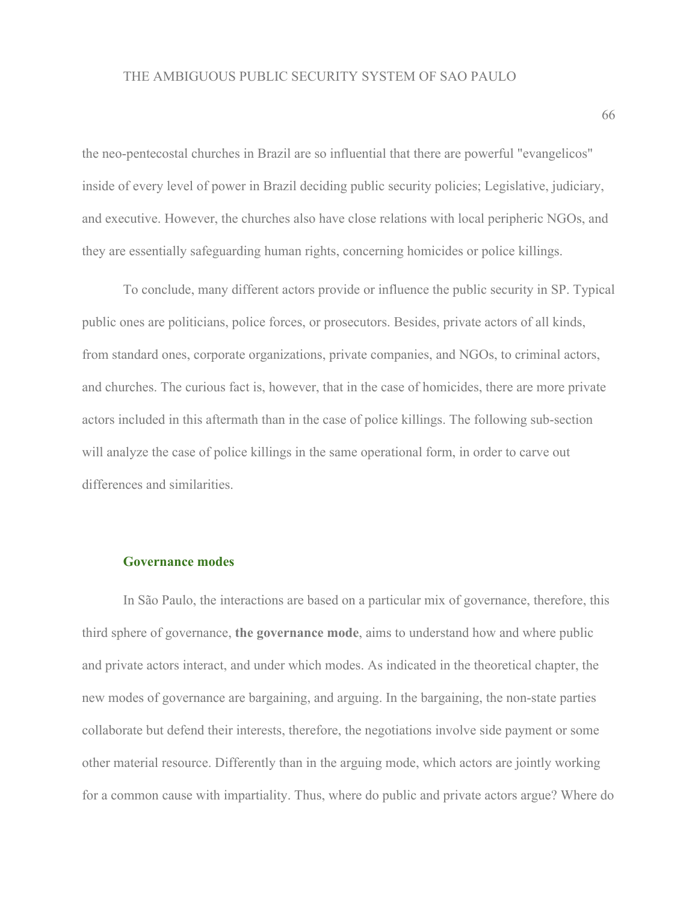the neo-pentecostal churches in Brazil are so influential that there are powerful "evangelicos" inside of every level of power in Brazil deciding public security policies; Legislative, judiciary, and executive. However, the churches also have close relations with local peripheric NGOs, and they are essentially safeguarding human rights, concerning homicides or police killings.

To conclude, many different actors provide or influence the public security in SP. Typical public ones are politicians, police forces, or prosecutors. Besides, private actors of all kinds, from standard ones, corporate organizations, private companies, and NGOs, to criminal actors, and churches. The curious fact is, however, that in the case of homicides, there are more private actors included in this aftermath than in the case of police killings. The following sub-section will analyze the case of police killings in the same operational form, in order to carve out differences and similarities.

### Governance modes

In São Paulo, the interactions are based on a particular mix of governance, therefore, this third sphere of governance, **the governance mode**, aims to understand how and where public and private actors interact, and under which modes. As indicated in the theoretical chapter, the new modes of governance are bargaining, and arguing. In the bargaining, the non-state parties collaborate but defend their interests, therefore, the negotiations involve side payment or some other material resource. Differently than in the arguing mode, which actors are jointly working for a common cause with impartiality. Thus, where do public and private actors argue? Where do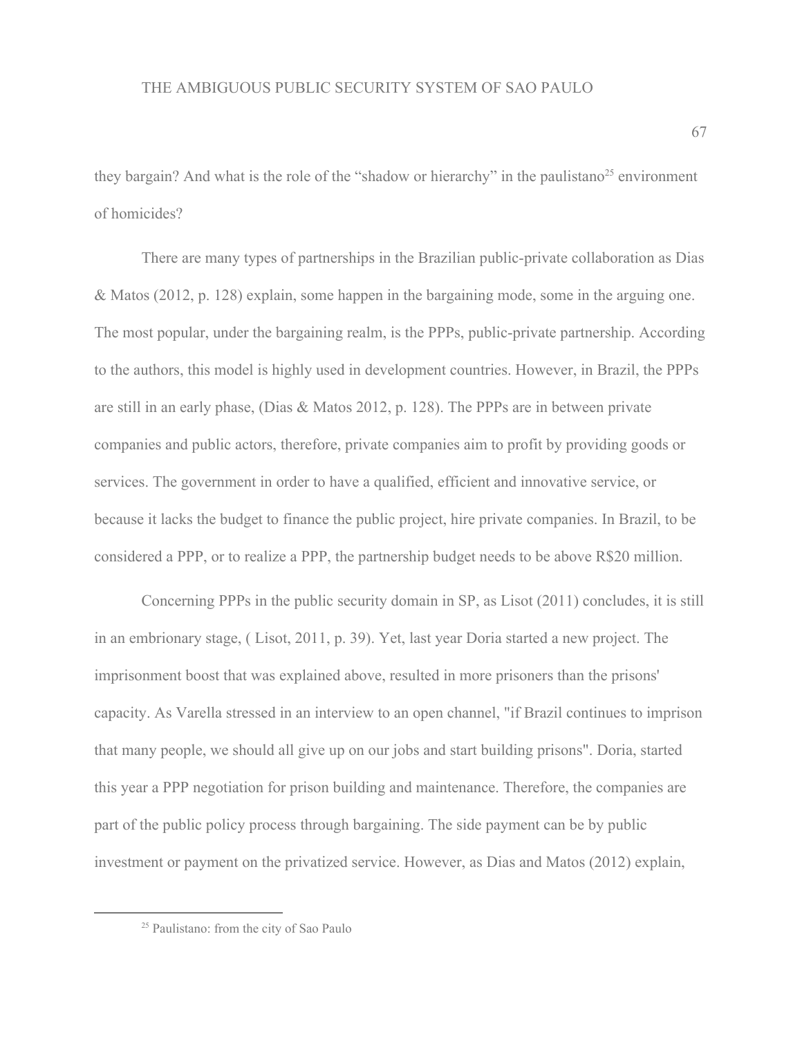they bargain? And what is the role of the “shadow or hierarchy” in the paulistano[25] environment of homicides?

There are many types of partnerships in the Brazilian public-private collaboration as Dias & Matos (2012, p. 128) explain, some happen in the bargaining mode, some in the arguing one. The most popular, under the bargaining realm, is the PPPs, public-private partnership. According to the authors, this model is highly used in development countries. However, in Brazil, the PPPs are still in an early phase, (Dias & Matos 2012, p. 128). The PPPs are in between private companies and public actors, therefore, private companies aim to profit by providing goods or services. The government in order to have a qualified, efficient and innovative service, or because it lacks the budget to finance the public project, hire private companies. In Brazil, to be considered a PPP, or to realize a PPP, the partnership budget needs to be above R$20 million.

Concerning PPPs in the public security domain in SP, as Lisot (2011) concludes, it is still in an embrionary stage, ( Lisot, 2011, p. 39). Yet, last year Doria started a new project. The imprisonment boost that was explained above, resulted in more prisoners than the prisons' capacity. As Varella stressed in an interview to an open channel, "if Brazil continues to imprison that many people, we should all give up on our jobs and start building prisons". Doria, started this year a PPP negotiation for prison building and maintenance. Therefore, the companies are part of the public policy process through bargaining. The side payment can be by public investment or payment on the privatized service. However, as Dias and Matos (2012) explain,

[25] Paulistano: from the city of Sao Paulo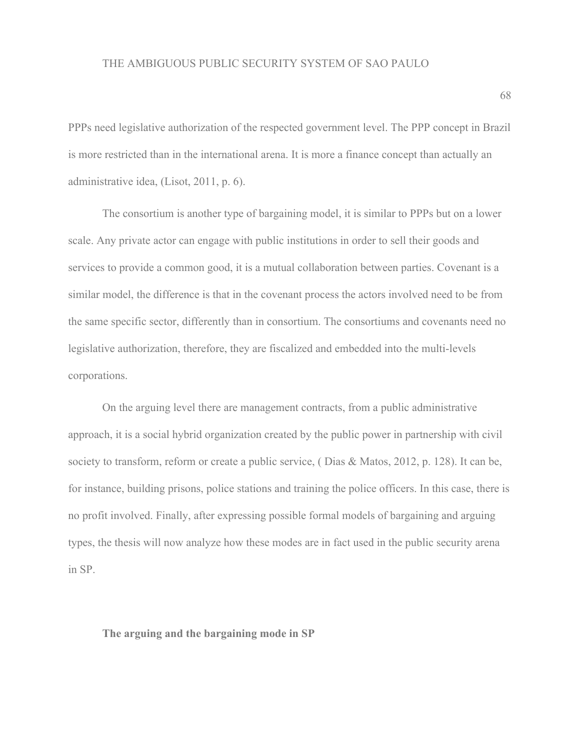PPPs need legislative authorization of the respected government level. The PPP concept in Brazil is more restricted than in the international arena. It is more a finance concept than actually an administrative idea, (Lisot, 2011, p. 6).

The consortium is another type of bargaining model, it is similar to PPPs but on a lower scale. Any private actor can engage with public institutions in order to sell their goods and services to provide a common good, it is a mutual collaboration between parties. Covenant is a similar model, the difference is that in the covenant process the actors involved need to be from the same specific sector, differently than in consortium. The consortiums and covenants need no legislative authorization, therefore, they are fiscalized and embedded into the multi-levels corporations.

On the arguing level there are management contracts, from a public administrative approach, it is a social hybrid organization created by the public power in partnership with civil society to transform, reform or create a public service, ( Dias & Matos, 2012, p. 128). It can be, for instance, building prisons, police stations and training the police officers. In this case, there is no profit involved. Finally, after expressing possible formal models of bargaining and arguing types, the thesis will now analyze how these modes are in fact used in the public security arena in SP.

## The arguing and the bargaining mode in SP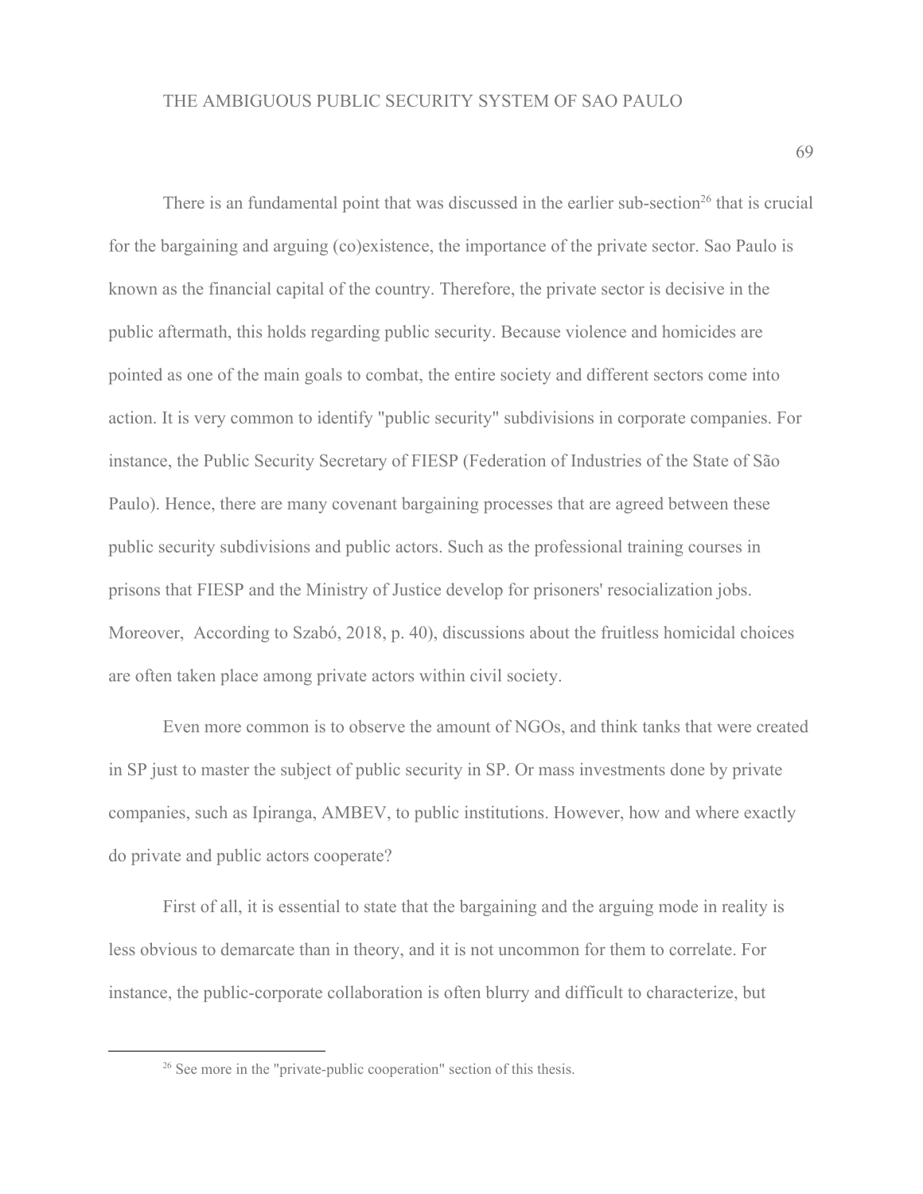There is an fundamental point that was discussed in the earlier sub-section[26] that is crucial for the bargaining and arguing (co)existence, the importance of the private sector. Sao Paulo is known as the financial capital of the country. Therefore, the private sector is decisive in the public aftermath, this holds regarding public security. Because violence and homicides are pointed as one of the main goals to combat, the entire society and different sectors come into action. It is very common to identify "public security" subdivisions in corporate companies. For instance, the Public Security Secretary of FIESP (Federation of Industries of the State of São Paulo). Hence, there are many covenant bargaining processes that are agreed between these public security subdivisions and public actors. Such as the professional training courses in prisons that FIESP and the Ministry of Justice develop for prisoners' resocialization jobs. Moreover,  According to Szabó, 2018, p. 40), discussions about the fruitless homicidal choices are often taken place among private actors within civil society.

Even more common is to observe the amount of NGOs, and think tanks that were created in SP just to master the subject of public security in SP. Or mass investments done by private companies, such as Ipiranga, AMBEV, to public institutions. However, how and where exactly do private and public actors cooperate?

First of all, it is essential to state that the bargaining and the arguing mode in reality is less obvious to demarcate than in theory, and it is not uncommon for them to correlate. For instance, the public-corporate collaboration is often blurry and difficult to characterize, but

[26] See more in the "private-public cooperation" section of this thesis.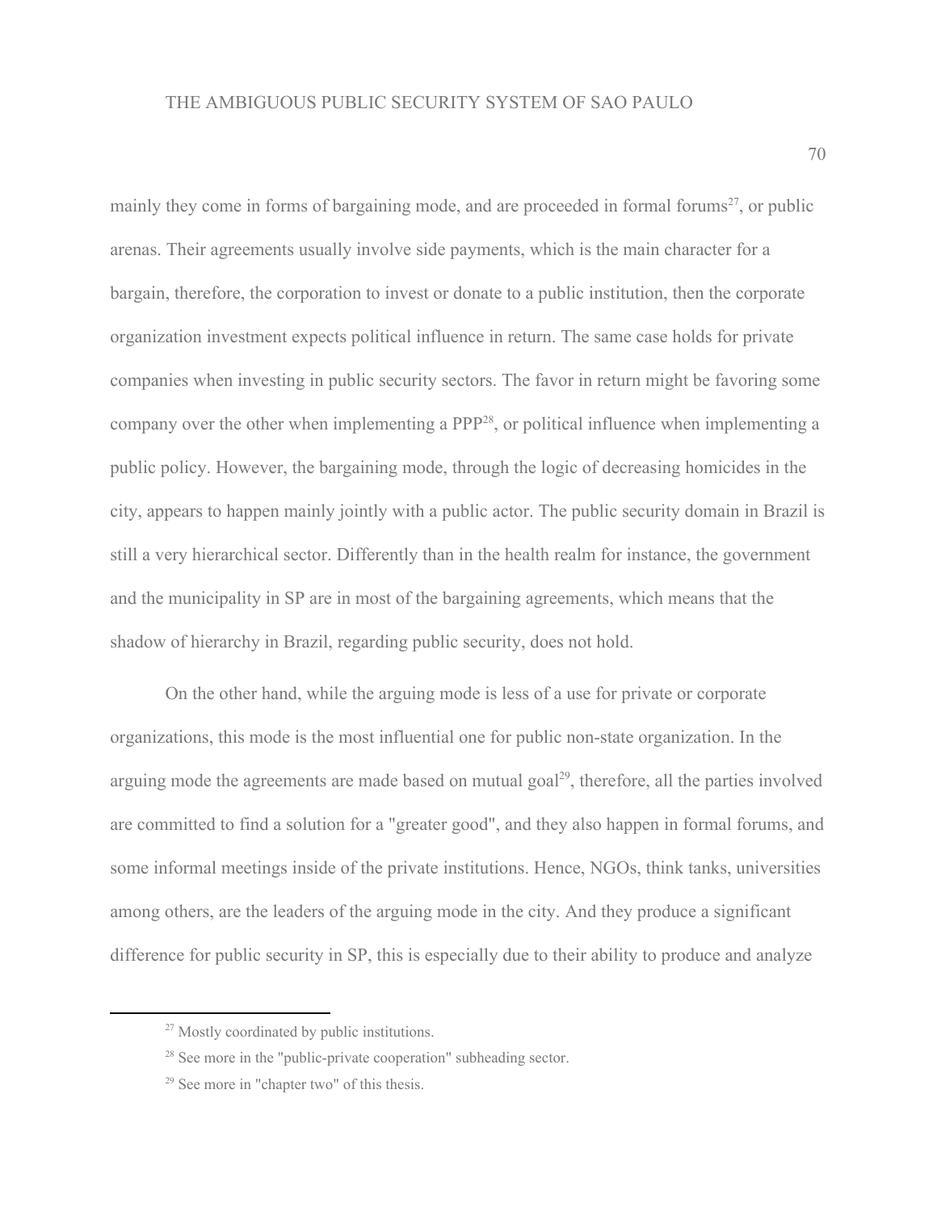mainly they come in forms of bargaining mode, and are proceeded in formal forums[27], or public arenas. Their agreements usually involve side payments, which is the main character for a bargain, therefore, the corporation to invest or donate to a public institution, then the corporate organization investment expects political influence in return. The same case holds for private companies when investing in public security sectors. The favor in return might be favoring some company over the other when implementing a PPP[28], or political influence when implementing a public policy. However, the bargaining mode, through the logic of decreasing homicides in the city, appears to happen mainly jointly with a public actor. The public security domain in Brazil is still a very hierarchical sector. Differently than in the health realm for instance, the government and the municipality in SP are in most of the bargaining agreements, which means that the shadow of hierarchy in Brazil, regarding public security, does not hold.

On the other hand, while the arguing mode is less of a use for private or corporate organizations, this mode is the most influential one for public non-state organization. In the arguing mode the agreements are made based on mutual goal[29], therefore, all the parties involved are committed to find a solution for a "greater good", and they also happen in formal forums, and some informal meetings inside of the private institutions. Hence, NGOs, think tanks, universities among others, are the leaders of the arguing mode in the city. And they produce a significant difference for public security in SP, this is especially due to their ability to produce and analyze

---

[27] Mostly coordinated by public institutions.

[28] See more in the "public-private cooperation" subheading sector.

[29] See more in "chapter two" of this thesis.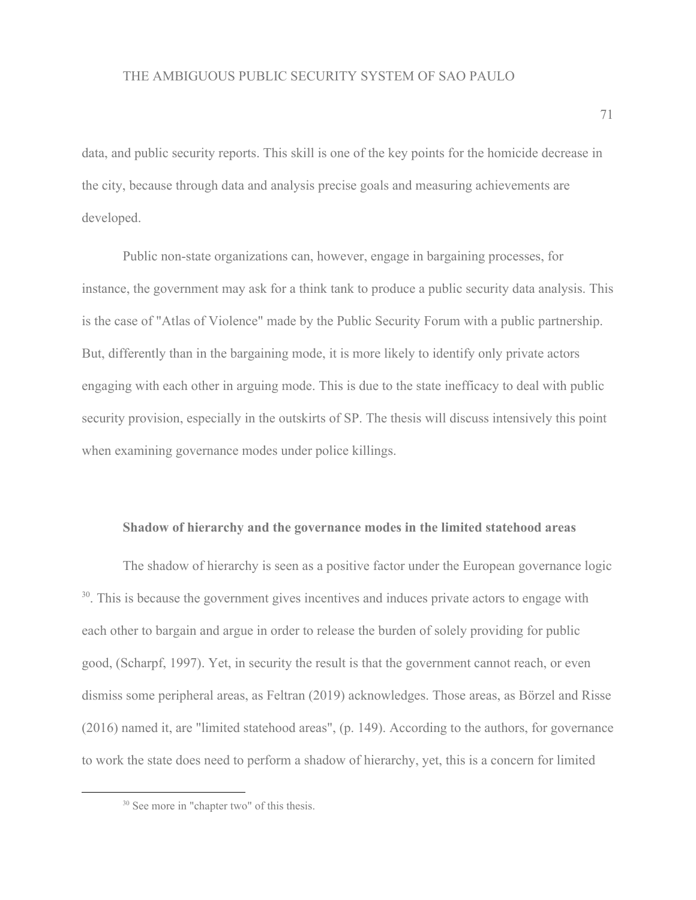data, and public security reports. This skill is one of the key points for the homicide decrease in the city, because through data and analysis precise goals and measuring achievements are developed.

Public non-state organizations can, however, engage in bargaining processes, for instance, the government may ask for a think tank to produce a public security data analysis. This is the case of "Atlas of Violence" made by the Public Security Forum with a public partnership. But, differently than in the bargaining mode, it is more likely to identify only private actors engaging with each other in arguing mode. This is due to the state inefficacy to deal with public security provision, especially in the outskirts of SP. The thesis will discuss intensively this point when examining governance modes under police killings.

### Shadow of hierarchy and the governance modes in the limited statehood areas

The shadow of hierarchy is seen as a positive factor under the European governance logic [30]. This is because the government gives incentives and induces private actors to engage with each other to bargain and argue in order to release the burden of solely providing for public good, (Scharpf, 1997). Yet, in security the result is that the government cannot reach, or even dismiss some peripheral areas, as Feltran (2019) acknowledges. Those areas, as Börzel and Risse (2016) named it, are "limited statehood areas", (p. 149). According to the authors, for governance to work the state does need to perform a shadow of hierarchy, yet, this is a concern for limited

[30] See more in "chapter two" of this thesis.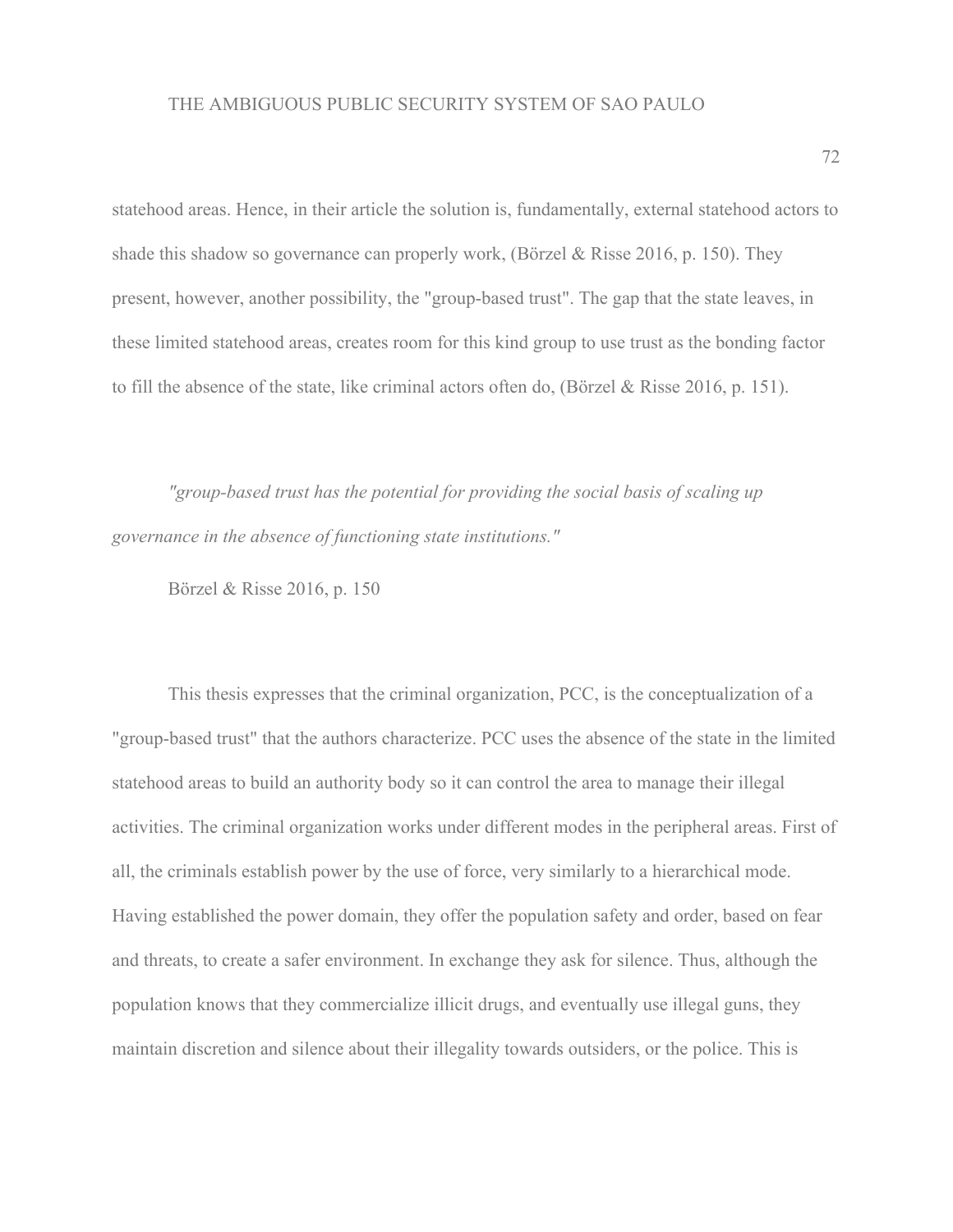statehood areas. Hence, in their article the solution is, fundamentally, external statehood actors to shade this shadow so governance can properly work, (Börzel & Risse 2016, p. 150). They present, however, another possibility, the "group-based trust". The gap that the state leaves, in these limited statehood areas, creates room for this kind group to use trust as the bonding factor to fill the absence of the state, like criminal actors often do, (Börzel & Risse 2016, p. 151).

> *"group-based trust has the potential for providing the social basis of scaling up governance in the absence of functioning state institutions."*
>
> Börzel & Risse 2016, p. 150

This thesis expresses that the criminal organization, PCC, is the conceptualization of a "group-based trust" that the authors characterize. PCC uses the absence of the state in the limited statehood areas to build an authority body so it can control the area to manage their illegal activities. The criminal organization works under different modes in the peripheral areas. First of all, the criminals establish power by the use of force, very similarly to a hierarchical mode. Having established the power domain, they offer the population safety and order, based on fear and threats, to create a safer environment. In exchange they ask for silence. Thus, although the population knows that they commercialize illicit drugs, and eventually use illegal guns, they maintain discretion and silence about their illegality towards outsiders, or the police. This is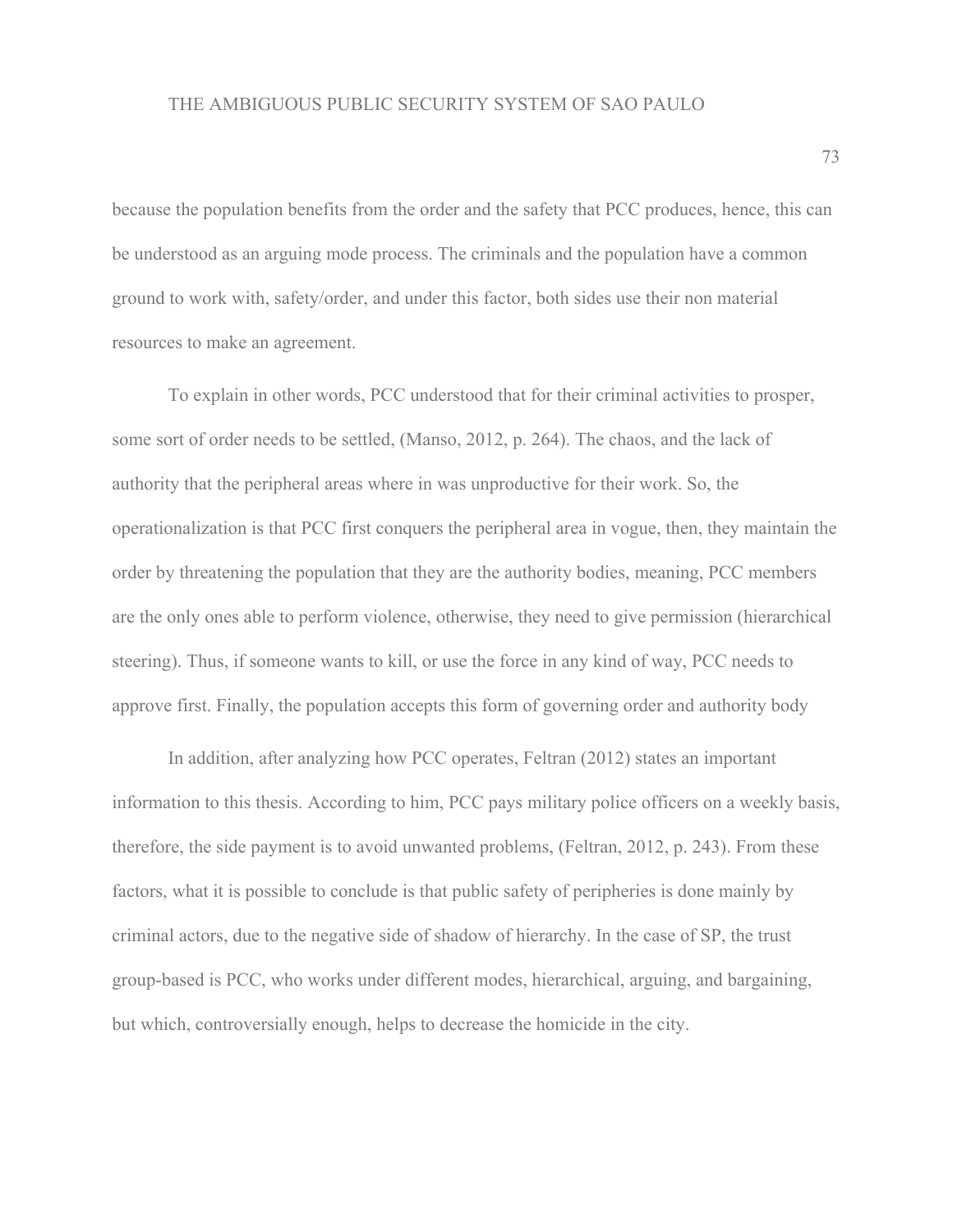because the population benefits from the order and the safety that PCC produces, hence, this can be understood as an arguing mode process. The criminals and the population have a common ground to work with, safety/order, and under this factor, both sides use their non material resources to make an agreement.

To explain in other words, PCC understood that for their criminal activities to prosper, some sort of order needs to be settled, (Manso, 2012, p. 264). The chaos, and the lack of authority that the peripheral areas where in was unproductive for their work. So, the operationalization is that PCC first conquers the peripheral area in vogue, then, they maintain the order by threatening the population that they are the authority bodies, meaning, PCC members are the only ones able to perform violence, otherwise, they need to give permission (hierarchical steering). Thus, if someone wants to kill, or use the force in any kind of way, PCC needs to approve first. Finally, the population accepts this form of governing order and authority body

In addition, after analyzing how PCC operates, Feltran (2012) states an important information to this thesis. According to him, PCC pays military police officers on a weekly basis, therefore, the side payment is to avoid unwanted problems, (Feltran, 2012, p. 243). From these factors, what it is possible to conclude is that public safety of peripheries is done mainly by criminal actors, due to the negative side of shadow of hierarchy. In the case of SP, the trust group-based is PCC, who works under different modes, hierarchical, arguing, and bargaining, but which, controversially enough, helps to decrease the homicide in the city.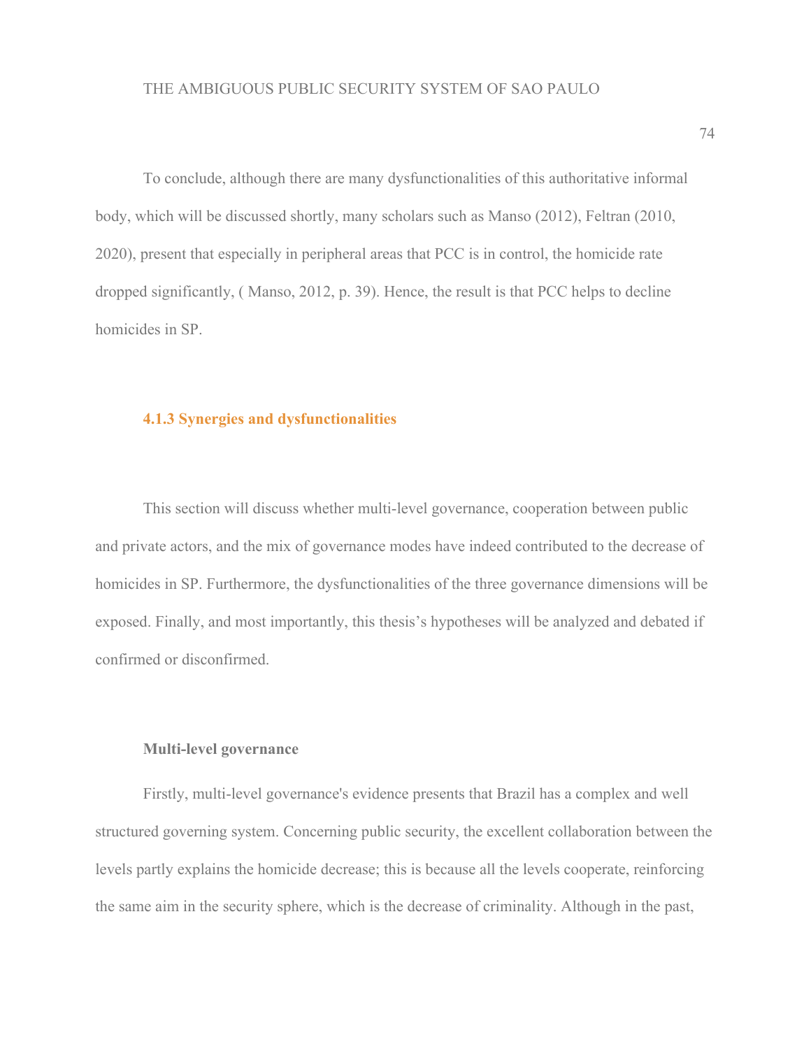To conclude, although there are many dysfunctionalities of this authoritative informal body, which will be discussed shortly, many scholars such as Manso (2012), Feltran (2010, 2020), present that especially in peripheral areas that PCC is in control, the homicide rate dropped significantly, ( Manso, 2012, p. 39). Hence, the result is that PCC helps to decline homicides in SP.

### 4.1.3 Synergies and dysfunctionalities

This section will discuss whether multi-level governance, cooperation between public and private actors, and the mix of governance modes have indeed contributed to the decrease of homicides in SP. Furthermore, the dysfunctionalities of the three governance dimensions will be exposed. Finally, and most importantly, this thesis's hypotheses will be analyzed and debated if confirmed or disconfirmed.

**Multi-level governance**

Firstly, multi-level governance's evidence presents that Brazil has a complex and well structured governing system. Concerning public security, the excellent collaboration between the levels partly explains the homicide decrease; this is because all the levels cooperate, reinforcing the same aim in the security sphere, which is the decrease of criminality. Although in the past,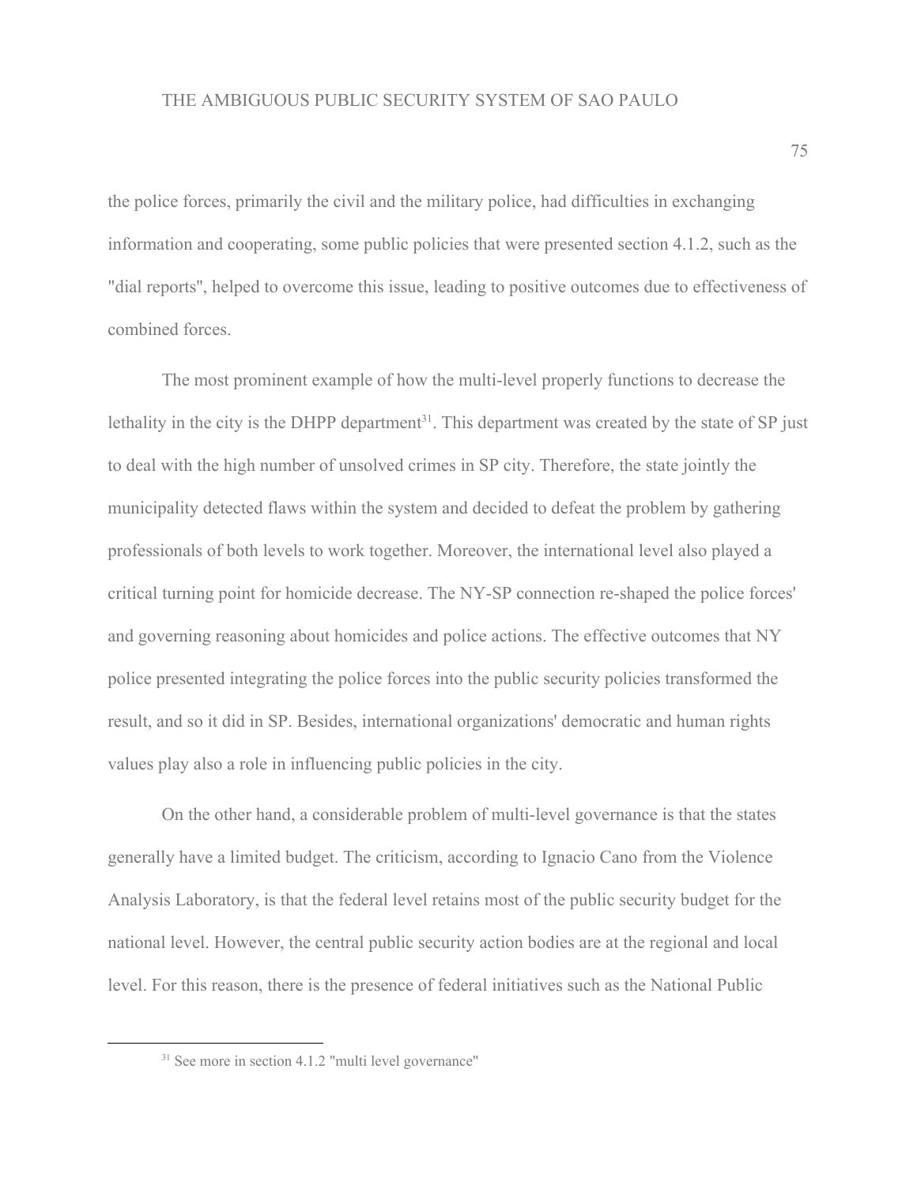the police forces, primarily the civil and the military police, had difficulties in exchanging information and cooperating, some public policies that were presented section 4.1.2, such as the "dial reports", helped to overcome this issue, leading to positive outcomes due to effectiveness of combined forces.

The most prominent example of how the multi-level properly functions to decrease the lethality in the city is the DHPP department[31]. This department was created by the state of SP just to deal with the high number of unsolved crimes in SP city. Therefore, the state jointly the municipality detected flaws within the system and decided to defeat the problem by gathering professionals of both levels to work together. Moreover, the international level also played a critical turning point for homicide decrease. The NY-SP connection re-shaped the police forces' and governing reasoning about homicides and police actions. The effective outcomes that NY police presented integrating the police forces into the public security policies transformed the result, and so it did in SP. Besides, international organizations' democratic and human rights values play also a role in influencing public policies in the city.

On the other hand, a considerable problem of multi-level governance is that the states generally have a limited budget. The criticism, according to Ignacio Cano from the Violence Analysis Laboratory, is that the federal level retains most of the public security budget for the national level. However, the central public security action bodies are at the regional and local level. For this reason, there is the presence of federal initiatives such as the National Public

[31] See more in section 4.1.2 "multi level governance"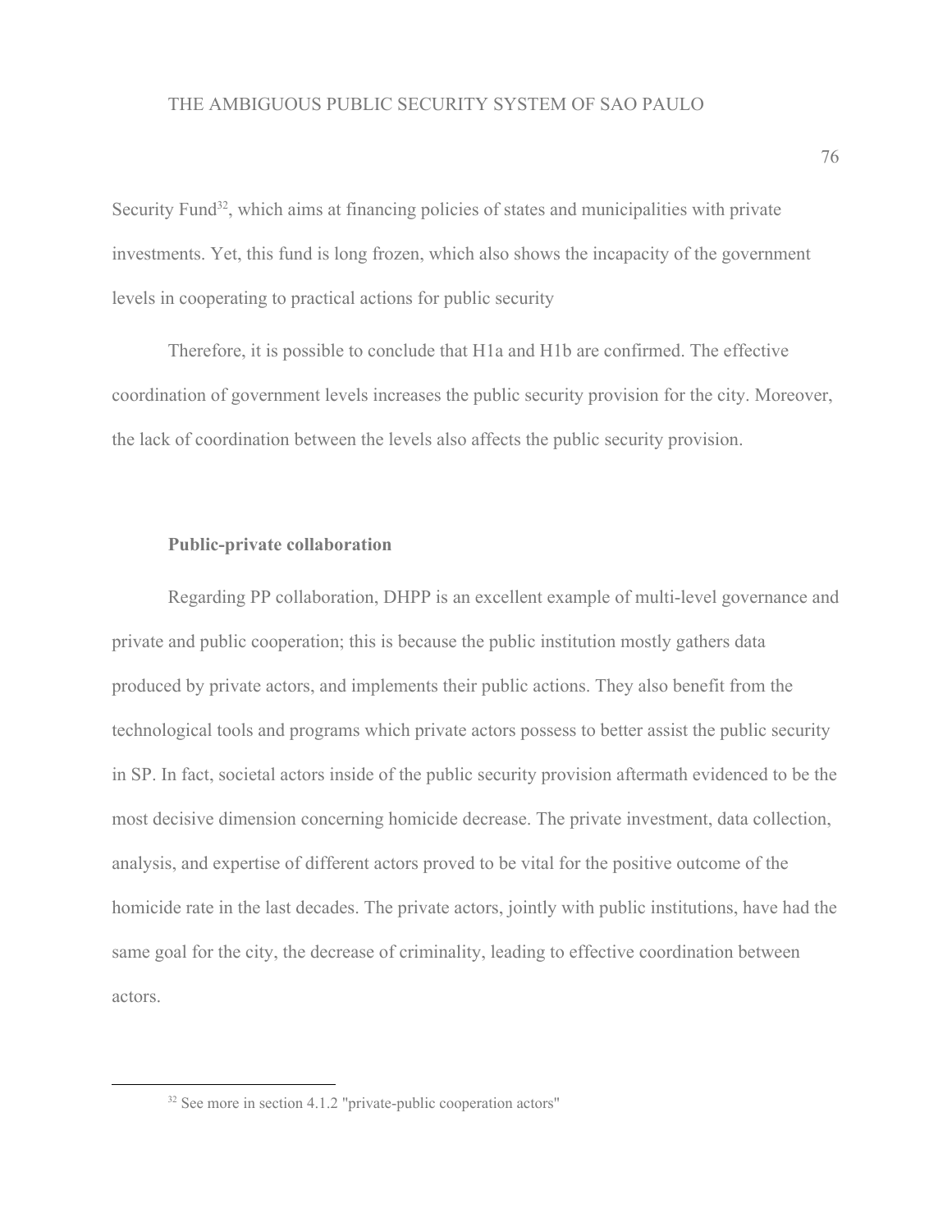Security Fund[32], which aims at financing policies of states and municipalities with private investments. Yet, this fund is long frozen, which also shows the incapacity of the government levels in cooperating to practical actions for public security

Therefore, it is possible to conclude that H1a and H1b are confirmed. The effective coordination of government levels increases the public security provision for the city. Moreover, the lack of coordination between the levels also affects the public security provision.

**Public-private collaboration**

Regarding PP collaboration, DHPP is an excellent example of multi-level governance and private and public cooperation; this is because the public institution mostly gathers data produced by private actors, and implements their public actions. They also benefit from the technological tools and programs which private actors possess to better assist the public security in SP. In fact, societal actors inside of the public security provision aftermath evidenced to be the most decisive dimension concerning homicide decrease. The private investment, data collection, analysis, and expertise of different actors proved to be vital for the positive outcome of the homicide rate in the last decades. The private actors, jointly with public institutions, have had the same goal for the city, the decrease of criminality, leading to effective coordination between actors.

[32] See more in section 4.1.2 "private-public cooperation actors"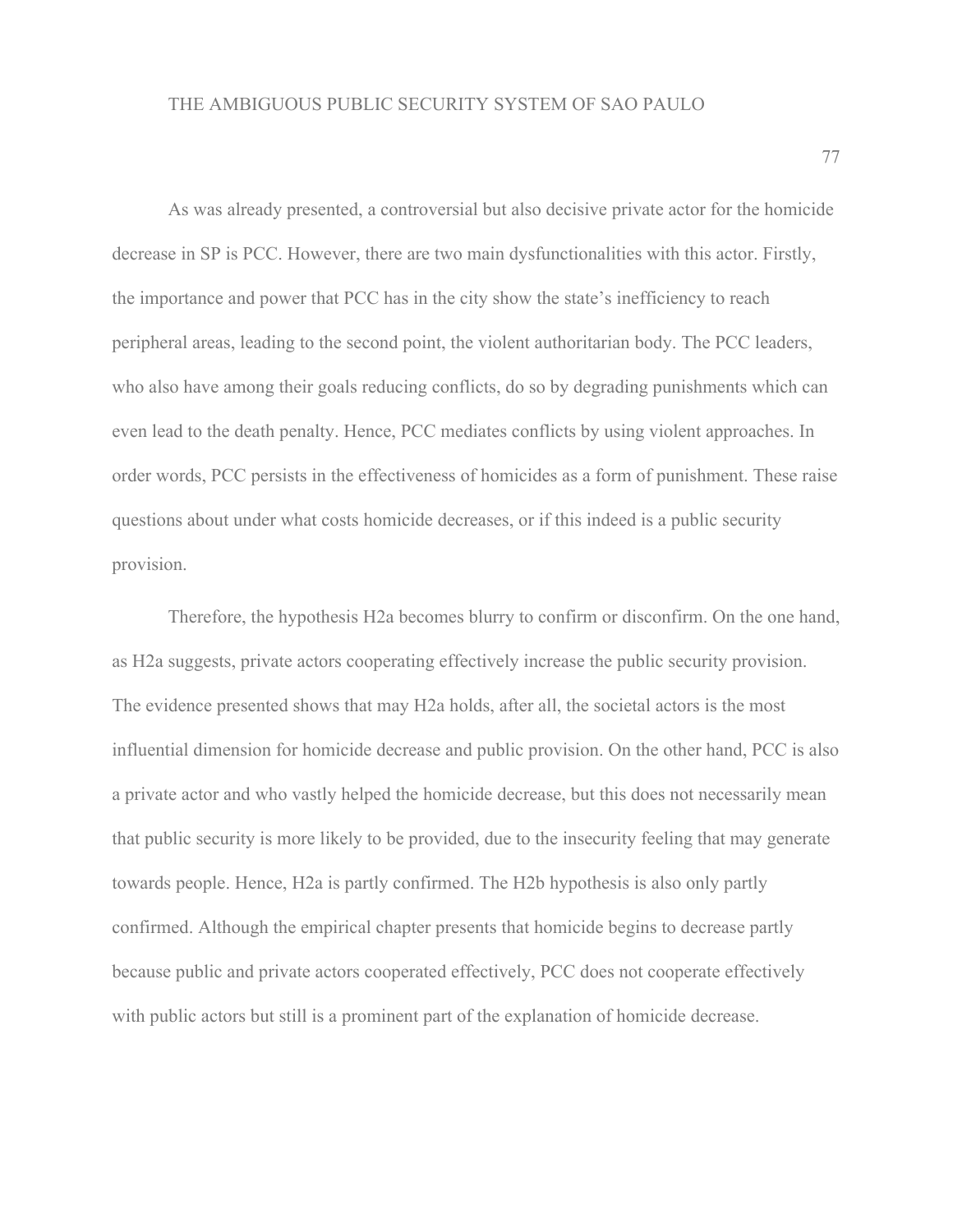As was already presented, a controversial but also decisive private actor for the homicide decrease in SP is PCC. However, there are two main dysfunctionalities with this actor. Firstly, the importance and power that PCC has in the city show the state's inefficiency to reach peripheral areas, leading to the second point, the violent authoritarian body. The PCC leaders, who also have among their goals reducing conflicts, do so by degrading punishments which can even lead to the death penalty. Hence, PCC mediates conflicts by using violent approaches. In order words, PCC persists in the effectiveness of homicides as a form of punishment. These raise questions about under what costs homicide decreases, or if this indeed is a public security provision.

Therefore, the hypothesis H2a becomes blurry to confirm or disconfirm. On the one hand, as H2a suggests, private actors cooperating effectively increase the public security provision. The evidence presented shows that may H2a holds, after all, the societal actors is the most influential dimension for homicide decrease and public provision. On the other hand, PCC is also a private actor and who vastly helped the homicide decrease, but this does not necessarily mean that public security is more likely to be provided, due to the insecurity feeling that may generate towards people. Hence, H2a is partly confirmed. The H2b hypothesis is also only partly confirmed. Although the empirical chapter presents that homicide begins to decrease partly because public and private actors cooperated effectively, PCC does not cooperate effectively with public actors but still is a prominent part of the explanation of homicide decrease.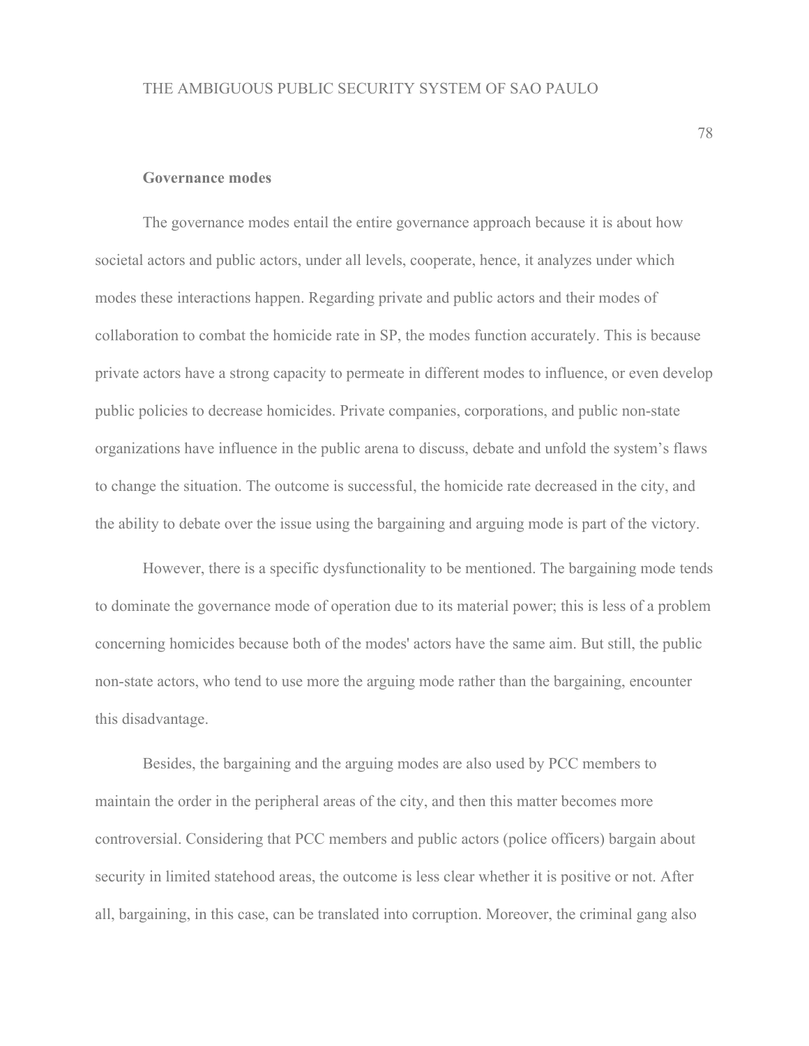### Governance modes

The governance modes entail the entire governance approach because it is about how societal actors and public actors, under all levels, cooperate, hence, it analyzes under which modes these interactions happen. Regarding private and public actors and their modes of collaboration to combat the homicide rate in SP, the modes function accurately. This is because private actors have a strong capacity to permeate in different modes to influence, or even develop public policies to decrease homicides. Private companies, corporations, and public non-state organizations have influence in the public arena to discuss, debate and unfold the system's flaws to change the situation. The outcome is successful, the homicide rate decreased in the city, and the ability to debate over the issue using the bargaining and arguing mode is part of the victory.

However, there is a specific dysfunctionality to be mentioned. The bargaining mode tends to dominate the governance mode of operation due to its material power; this is less of a problem concerning homicides because both of the modes' actors have the same aim. But still, the public non-state actors, who tend to use more the arguing mode rather than the bargaining, encounter this disadvantage.

Besides, the bargaining and the arguing modes are also used by PCC members to maintain the order in the peripheral areas of the city, and then this matter becomes more controversial. Considering that PCC members and public actors (police officers) bargain about security in limited statehood areas, the outcome is less clear whether it is positive or not. After all, bargaining, in this case, can be translated into corruption. Moreover, the criminal gang also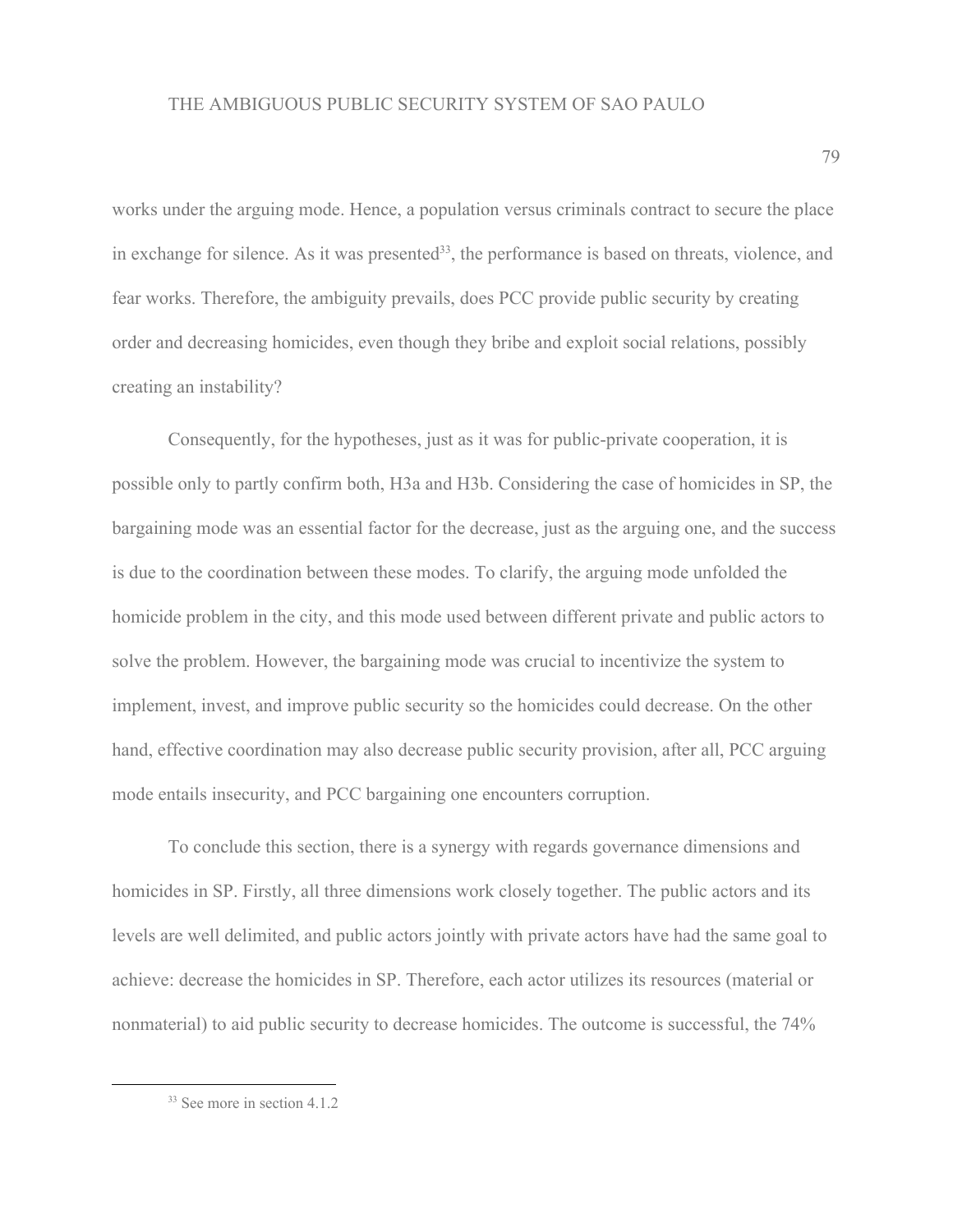works under the arguing mode. Hence, a population versus criminals contract to secure the place in exchange for silence. As it was presented[33], the performance is based on threats, violence, and fear works. Therefore, the ambiguity prevails, does PCC provide public security by creating order and decreasing homicides, even though they bribe and exploit social relations, possibly creating an instability?

Consequently, for the hypotheses, just as it was for public-private cooperation, it is possible only to partly confirm both, H3a and H3b. Considering the case of homicides in SP, the bargaining mode was an essential factor for the decrease, just as the arguing one, and the success is due to the coordination between these modes. To clarify, the arguing mode unfolded the homicide problem in the city, and this mode used between different private and public actors to solve the problem. However, the bargaining mode was crucial to incentivize the system to implement, invest, and improve public security so the homicides could decrease. On the other hand, effective coordination may also decrease public security provision, after all, PCC arguing mode entails insecurity, and PCC bargaining one encounters corruption.

To conclude this section, there is a synergy with regards governance dimensions and homicides in SP. Firstly, all three dimensions work closely together. The public actors and its levels are well delimited, and public actors jointly with private actors have had the same goal to achieve: decrease the homicides in SP. Therefore, each actor utilizes its resources (material or nonmaterial) to aid public security to decrease homicides. The outcome is successful, the 74%

[33] See more in section 4.1.2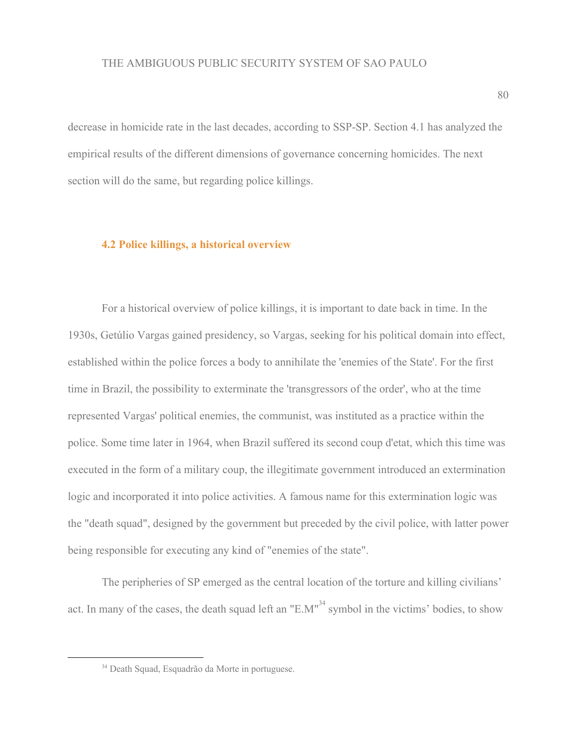decrease in homicide rate in the last decades, according to SSP-SP. Section 4.1 has analyzed the empirical results of the different dimensions of governance concerning homicides. The next section will do the same, but regarding police killings.

### 4.2 Police killings, a historical overview

For a historical overview of police killings, it is important to date back in time. In the 1930s, Getúlio Vargas gained presidency, so Vargas, seeking for his political domain into effect, established within the police forces a body to annihilate the 'enemies of the State'. For the first time in Brazil, the possibility to exterminate the 'transgressors of the order', who at the time represented Vargas' political enemies, the communist, was instituted as a practice within the police. Some time later in 1964, when Brazil suffered its second coup d'etat, which this time was executed in the form of a military coup, the illegitimate government introduced an extermination logic and incorporated it into police activities. A famous name for this extermination logic was the "death squad", designed by the government but preceded by the civil police, with latter power being responsible for executing any kind of "enemies of the state".

The peripheries of SP emerged as the central location of the torture and killing civilians' act. In many of the cases, the death squad left an "E.M"[34] symbol in the victims' bodies, to show

[34] Death Squad, Esquadrão da Morte in portuguese.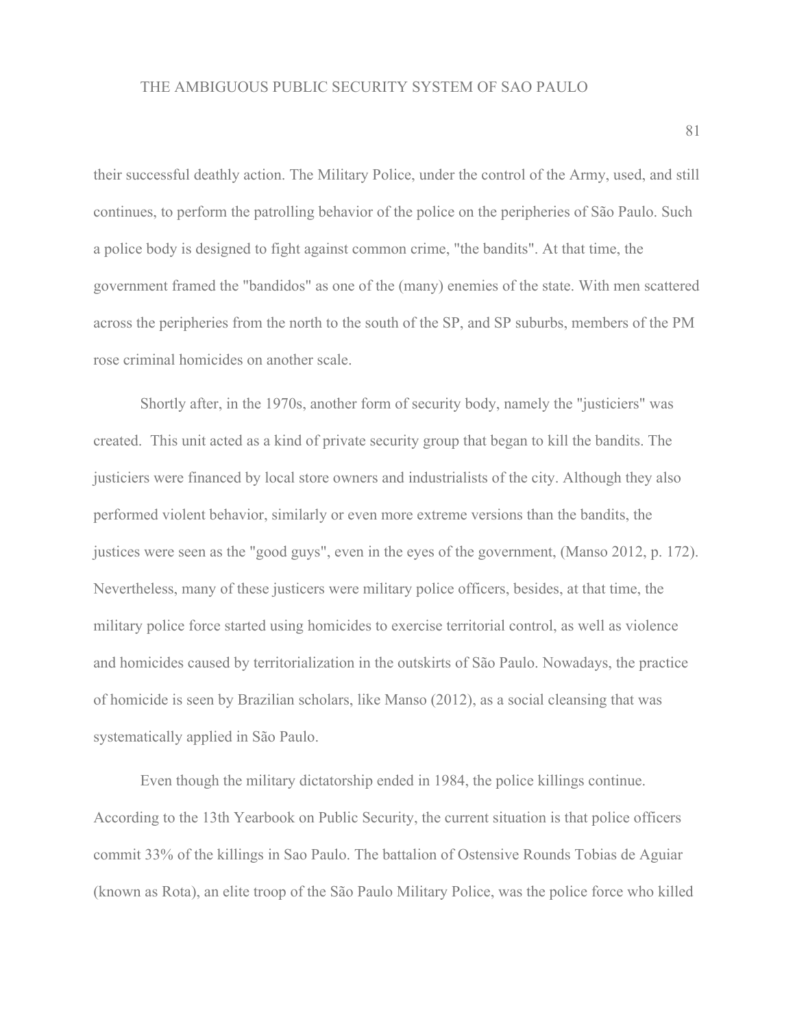their successful deathly action. The Military Police, under the control of the Army, used, and still continues, to perform the patrolling behavior of the police on the peripheries of São Paulo. Such a police body is designed to fight against common crime, "the bandits". At that time, the government framed the "bandidos" as one of the (many) enemies of the state. With men scattered across the peripheries from the north to the south of the SP, and SP suburbs, members of the PM rose criminal homicides on another scale.

Shortly after, in the 1970s, another form of security body, namely the "justiciers" was created. This unit acted as a kind of private security group that began to kill the bandits. The justiciers were financed by local store owners and industrialists of the city. Although they also performed violent behavior, similarly or even more extreme versions than the bandits, the justices were seen as the "good guys", even in the eyes of the government, (Manso 2012, p. 172). Nevertheless, many of these justicers were military police officers, besides, at that time, the military police force started using homicides to exercise territorial control, as well as violence and homicides caused by territorialization in the outskirts of São Paulo. Nowadays, the practice of homicide is seen by Brazilian scholars, like Manso (2012), as a social cleansing that was systematically applied in São Paulo.

Even though the military dictatorship ended in 1984, the police killings continue. According to the 13th Yearbook on Public Security, the current situation is that police officers commit 33% of the killings in Sao Paulo. The battalion of Ostensive Rounds Tobias de Aguiar (known as Rota), an elite troop of the São Paulo Military Police, was the police force who killed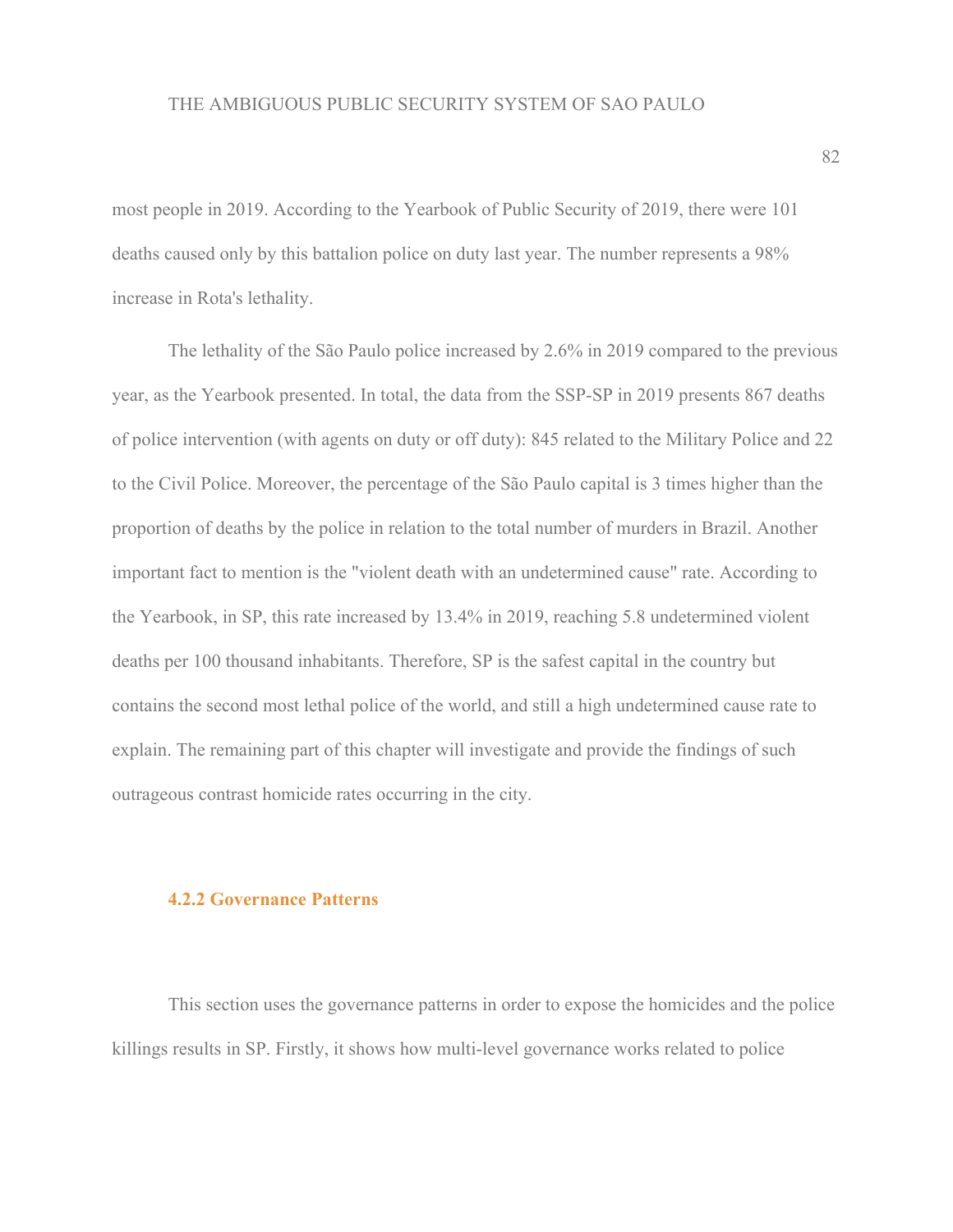most people in 2019. According to the Yearbook of Public Security of 2019, there were 101 deaths caused only by this battalion police on duty last year. The number represents a 98% increase in Rota's lethality.

The lethality of the São Paulo police increased by 2.6% in 2019 compared to the previous year, as the Yearbook presented. In total, the data from the SSP-SP in 2019 presents 867 deaths of police intervention (with agents on duty or off duty): 845 related to the Military Police and 22 to the Civil Police. Moreover, the percentage of the São Paulo capital is 3 times higher than the proportion of deaths by the police in relation to the total number of murders in Brazil. Another important fact to mention is the "violent death with an undetermined cause" rate. According to the Yearbook, in SP, this rate increased by 13.4% in 2019, reaching 5.8 undetermined violent deaths per 100 thousand inhabitants. Therefore, SP is the safest capital in the country but contains the second most lethal police of the world, and still a high undetermined cause rate to explain. The remaining part of this chapter will investigate and provide the findings of such outrageous contrast homicide rates occurring in the city.

### 4.2.2 Governance Patterns

This section uses the governance patterns in order to expose the homicides and the police killings results in SP. Firstly, it shows how multi-level governance works related to police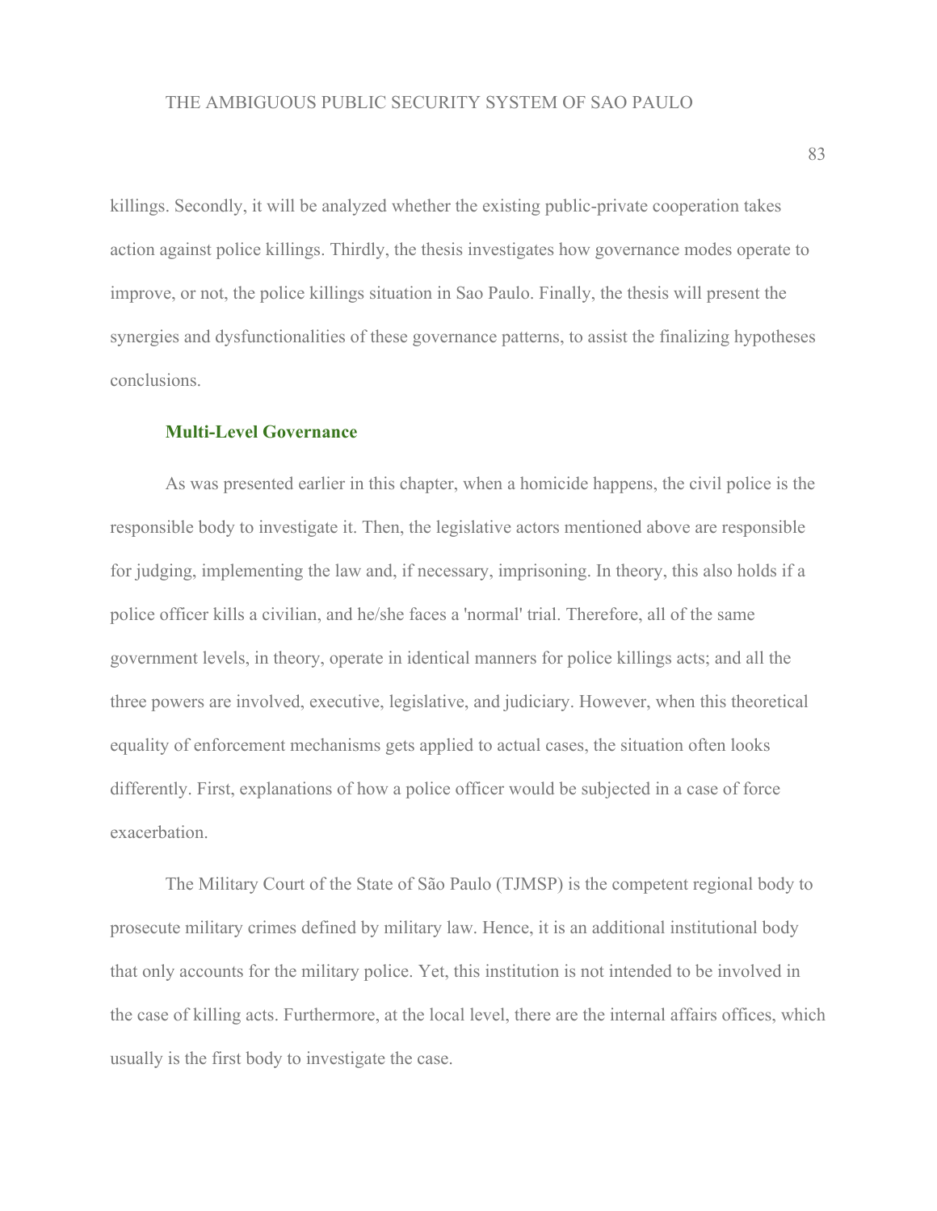killings. Secondly, it will be analyzed whether the existing public-private cooperation takes action against police killings. Thirdly, the thesis investigates how governance modes operate to improve, or not, the police killings situation in Sao Paulo. Finally, the thesis will present the synergies and dysfunctionalities of these governance patterns, to assist the finalizing hypotheses conclusions.

### Multi-Level Governance

As was presented earlier in this chapter, when a homicide happens, the civil police is the responsible body to investigate it. Then, the legislative actors mentioned above are responsible for judging, implementing the law and, if necessary, imprisoning. In theory, this also holds if a police officer kills a civilian, and he/she faces a 'normal' trial. Therefore, all of the same government levels, in theory, operate in identical manners for police killings acts; and all the three powers are involved, executive, legislative, and judiciary. However, when this theoretical equality of enforcement mechanisms gets applied to actual cases, the situation often looks differently. First, explanations of how a police officer would be subjected in a case of force exacerbation.

The Military Court of the State of São Paulo (TJMSP) is the competent regional body to prosecute military crimes defined by military law. Hence, it is an additional institutional body that only accounts for the military police. Yet, this institution is not intended to be involved in the case of killing acts. Furthermore, at the local level, there are the internal affairs offices, which usually is the first body to investigate the case.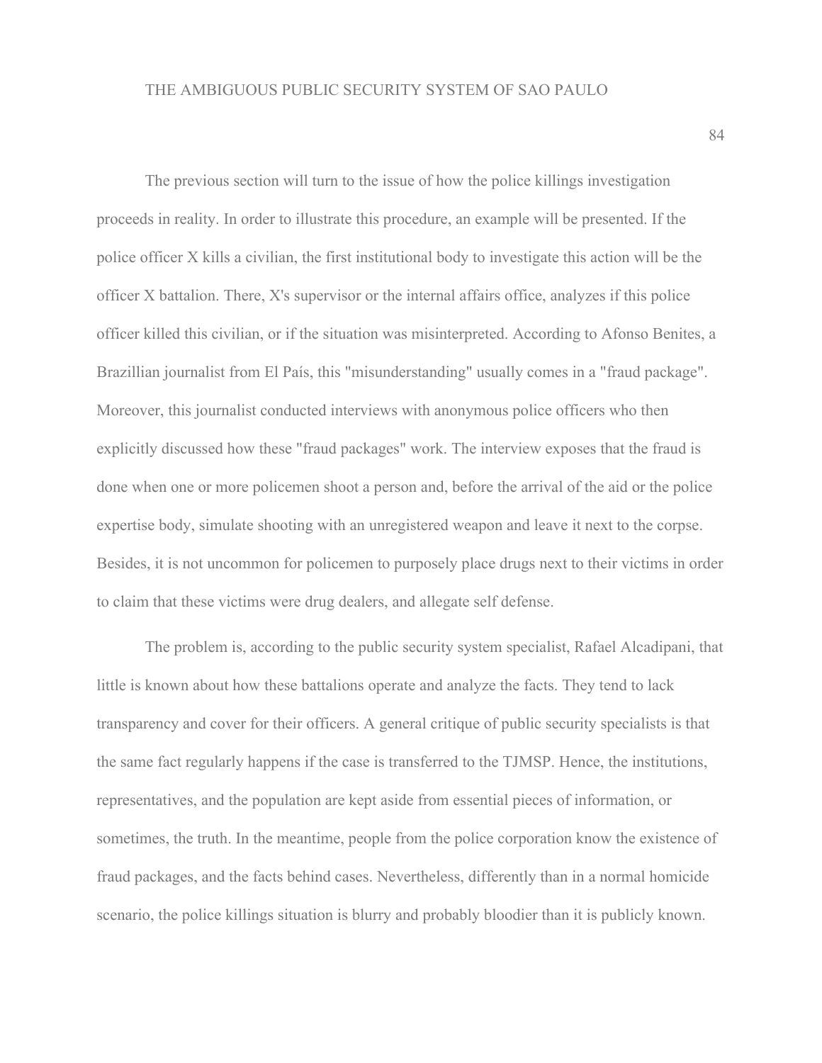The previous section will turn to the issue of how the police killings investigation proceeds in reality. In order to illustrate this procedure, an example will be presented. If the police officer X kills a civilian, the first institutional body to investigate this action will be the officer X battalion. There, X's supervisor or the internal affairs office, analyzes if this police officer killed this civilian, or if the situation was misinterpreted. According to Afonso Benites, a Brazillian journalist from El País, this "misunderstanding" usually comes in a "fraud package". Moreover, this journalist conducted interviews with anonymous police officers who then explicitly discussed how these "fraud packages" work. The interview exposes that the fraud is done when one or more policemen shoot a person and, before the arrival of the aid or the police expertise body, simulate shooting with an unregistered weapon and leave it next to the corpse. Besides, it is not uncommon for policemen to purposely place drugs next to their victims in order to claim that these victims were drug dealers, and allegate self defense.

The problem is, according to the public security system specialist, Rafael Alcadipani, that little is known about how these battalions operate and analyze the facts. They tend to lack transparency and cover for their officers. A general critique of public security specialists is that the same fact regularly happens if the case is transferred to the TJMSP. Hence, the institutions, representatives, and the population are kept aside from essential pieces of information, or sometimes, the truth. In the meantime, people from the police corporation know the existence of fraud packages, and the facts behind cases. Nevertheless, differently than in a normal homicide scenario, the police killings situation is blurry and probably bloodier than it is publicly known.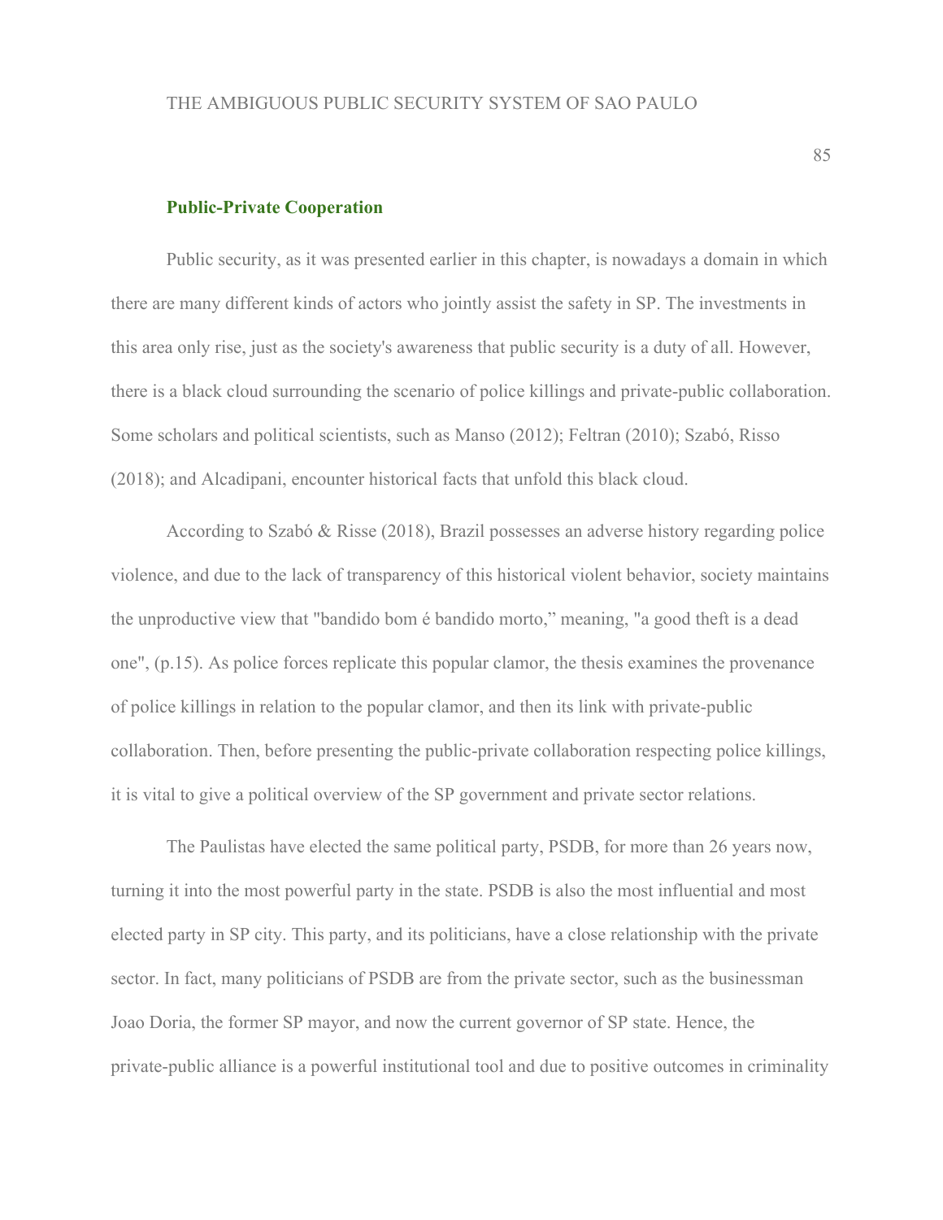### Public-Private Cooperation

Public security, as it was presented earlier in this chapter, is nowadays a domain in which there are many different kinds of actors who jointly assist the safety in SP. The investments in this area only rise, just as the society's awareness that public security is a duty of all. However, there is a black cloud surrounding the scenario of police killings and private-public collaboration. Some scholars and political scientists, such as Manso (2012); Feltran (2010); Szabó, Risso (2018); and Alcadipani, encounter historical facts that unfold this black cloud.

According to Szabó & Risse (2018), Brazil possesses an adverse history regarding police violence, and due to the lack of transparency of this historical violent behavior, society maintains the unproductive view that "bandido bom é bandido morto," meaning, "a good theft is a dead one", (p.15). As police forces replicate this popular clamor, the thesis examines the provenance of police killings in relation to the popular clamor, and then its link with private-public collaboration. Then, before presenting the public-private collaboration respecting police killings, it is vital to give a political overview of the SP government and private sector relations.

The Paulistas have elected the same political party, PSDB, for more than 26 years now, turning it into the most powerful party in the state. PSDB is also the most influential and most elected party in SP city. This party, and its politicians, have a close relationship with the private sector. In fact, many politicians of PSDB are from the private sector, such as the businessman Joao Doria, the former SP mayor, and now the current governor of SP state. Hence, the private-public alliance is a powerful institutional tool and due to positive outcomes in criminality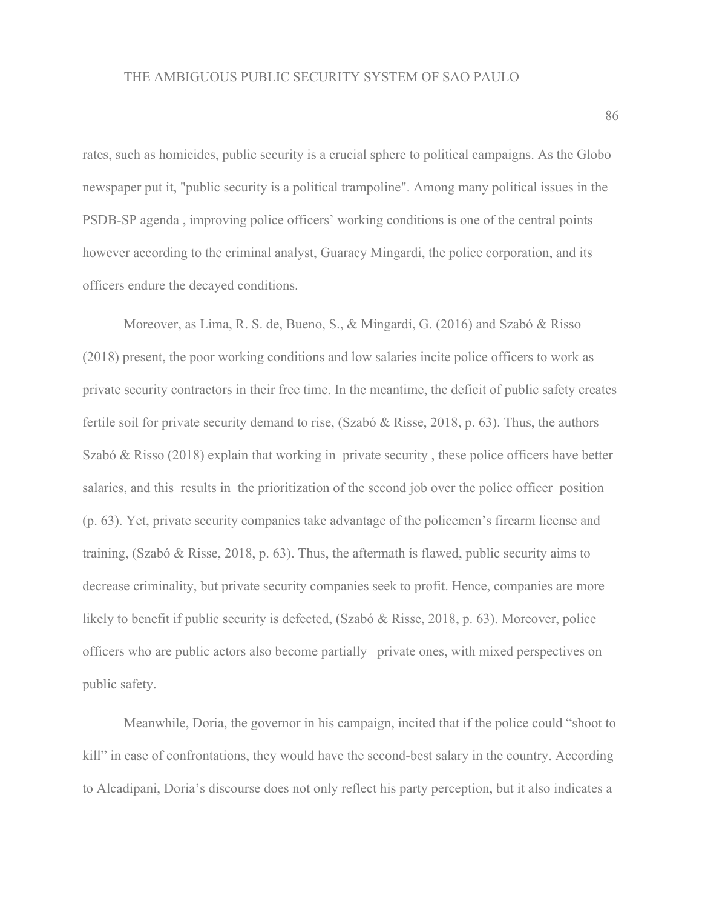rates, such as homicides, public security is a crucial sphere to political campaigns. As the Globo newspaper put it, "public security is a political trampoline". Among many political issues in the PSDB-SP agenda , improving police officers' working conditions is one of the central points however according to the criminal analyst, Guaracy Mingardi, the police corporation, and its officers endure the decayed conditions.

Moreover, as Lima, R. S. de, Bueno, S., & Mingardi, G. (2016) and Szabó & Risso (2018) present, the poor working conditions and low salaries incite police officers to work as private security contractors in their free time. In the meantime, the deficit of public safety creates fertile soil for private security demand to rise, (Szabó & Risse, 2018, p. 63). Thus, the authors Szabó & Risso (2018) explain that working in private security , these police officers have better salaries, and this results in the prioritization of the second job over the police officer position (p. 63). Yet, private security companies take advantage of the policemen's firearm license and training, (Szabó & Risse, 2018, p. 63). Thus, the aftermath is flawed, public security aims to decrease criminality, but private security companies seek to profit. Hence, companies are more likely to benefit if public security is defected, (Szabó & Risse, 2018, p. 63). Moreover, police officers who are public actors also become partially private ones, with mixed perspectives on public safety.

Meanwhile, Doria, the governor in his campaign, incited that if the police could "shoot to kill" in case of confrontations, they would have the second-best salary in the country. According to Alcadipani, Doria's discourse does not only reflect his party perception, but it also indicates a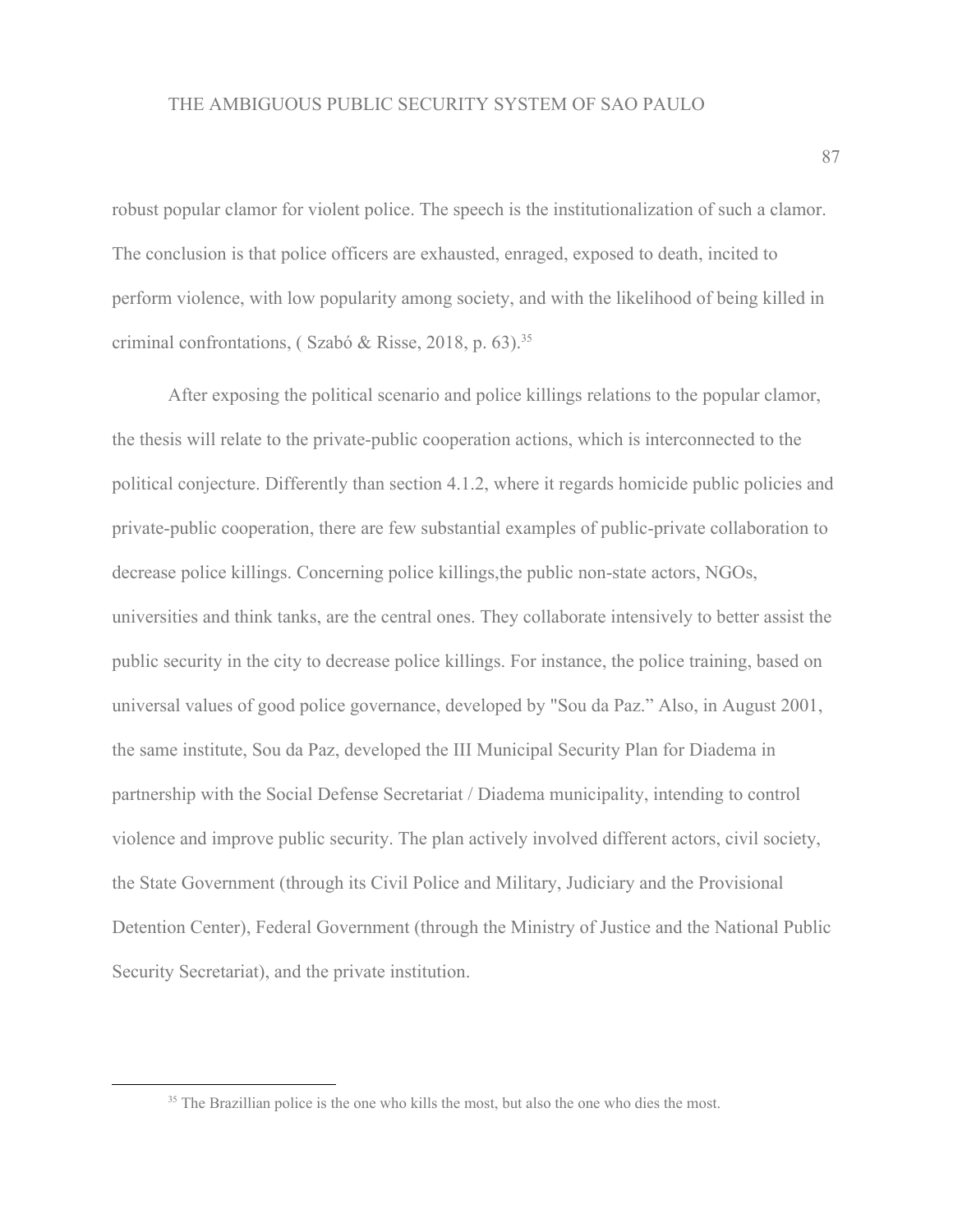robust popular clamor for violent police. The speech is the institutionalization of such a clamor. The conclusion is that police officers are exhausted, enraged, exposed to death, incited to perform violence, with low popularity among society, and with the likelihood of being killed in criminal confrontations, ( Szabó & Risse, 2018, p. 63).[35]

After exposing the political scenario and police killings relations to the popular clamor, the thesis will relate to the private-public cooperation actions, which is interconnected to the political conjecture. Differently than section 4.1.2, where it regards homicide public policies and private-public cooperation, there are few substantial examples of public-private collaboration to decrease police killings. Concerning police killings,the public non-state actors, NGOs, universities and think tanks, are the central ones. They collaborate intensively to better assist the public security in the city to decrease police killings. For instance, the police training, based on universal values of good police governance, developed by "Sou da Paz." Also, in August 2001, the same institute, Sou da Paz, developed the III Municipal Security Plan for Diadema in partnership with the Social Defense Secretariat / Diadema municipality, intending to control violence and improve public security. The plan actively involved different actors, civil society, the State Government (through its Civil Police and Military, Judiciary and the Provisional Detention Center), Federal Government (through the Ministry of Justice and the National Public Security Secretariat), and the private institution.

[35] The Brazillian police is the one who kills the most, but also the one who dies the most.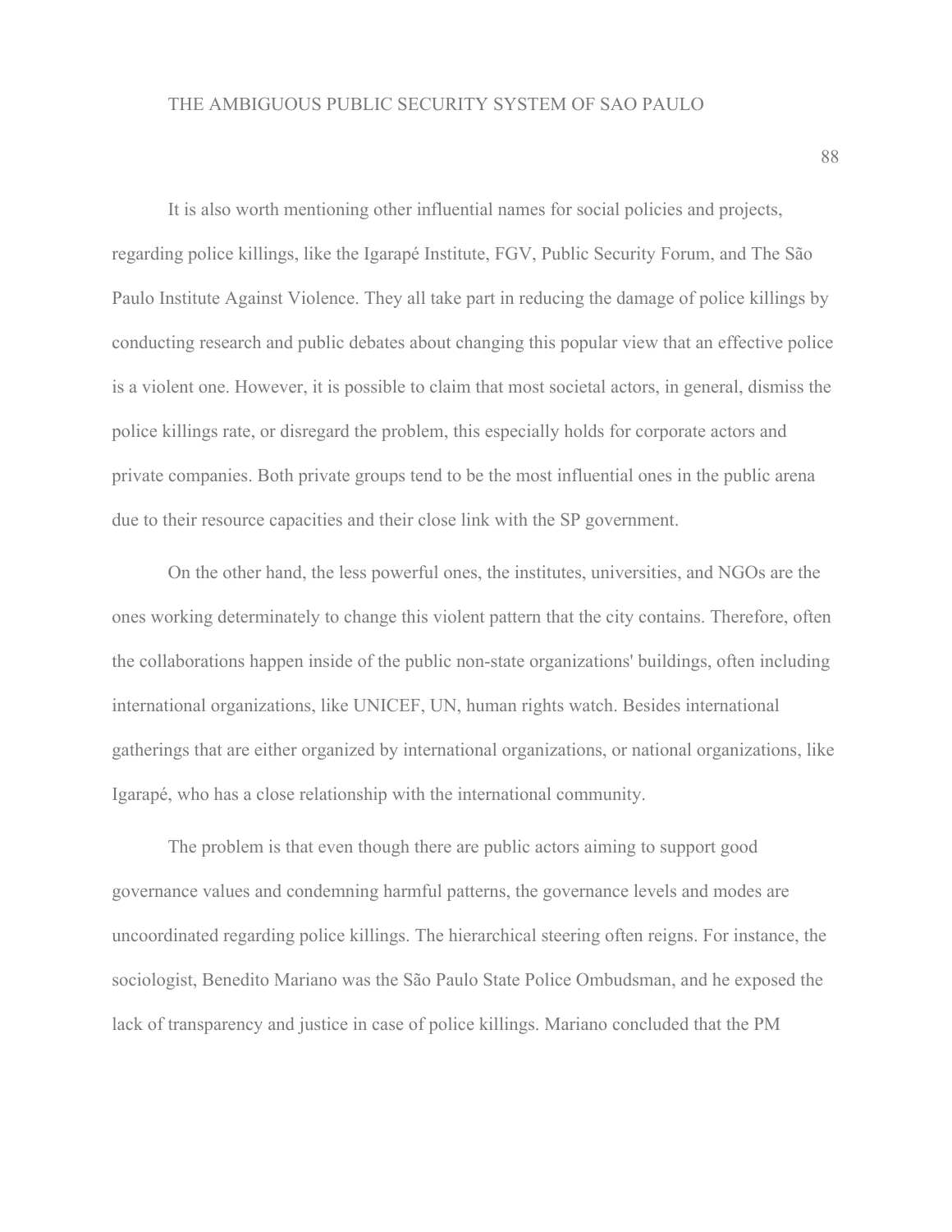It is also worth mentioning other influential names for social policies and projects, regarding police killings, like the Igarapé Institute, FGV, Public Security Forum, and The São Paulo Institute Against Violence. They all take part in reducing the damage of police killings by conducting research and public debates about changing this popular view that an effective police is a violent one. However, it is possible to claim that most societal actors, in general, dismiss the police killings rate, or disregard the problem, this especially holds for corporate actors and private companies. Both private groups tend to be the most influential ones in the public arena due to their resource capacities and their close link with the SP government.

On the other hand, the less powerful ones, the institutes, universities, and NGOs are the ones working determinately to change this violent pattern that the city contains. Therefore, often the collaborations happen inside of the public non-state organizations' buildings, often including international organizations, like UNICEF, UN, human rights watch. Besides international gatherings that are either organized by international organizations, or national organizations, like Igarapé, who has a close relationship with the international community.

The problem is that even though there are public actors aiming to support good governance values and condemning harmful patterns, the governance levels and modes are uncoordinated regarding police killings. The hierarchical steering often reigns. For instance, the sociologist, Benedito Mariano was the São Paulo State Police Ombudsman, and he exposed the lack of transparency and justice in case of police killings. Mariano concluded that the PM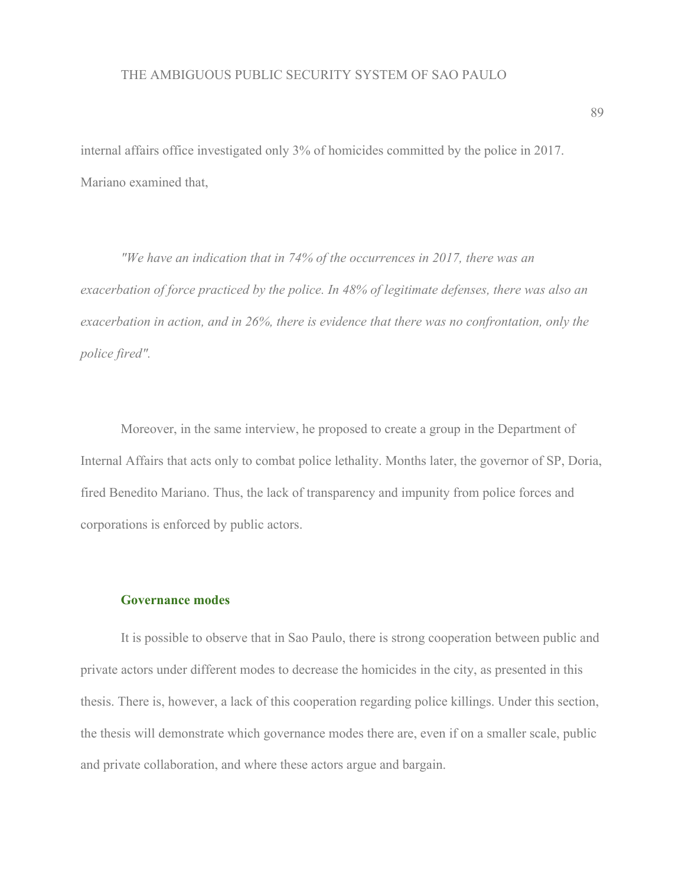internal affairs office investigated only 3% of homicides committed by the police in 2017. Mariano examined that,

*"We have an indication that in 74% of the occurrences in 2017, there was an exacerbation of force practiced by the police. In 48% of legitimate defenses, there was also an exacerbation in action, and in 26%, there is evidence that there was no confrontation, only the police fired".*

Moreover, in the same interview, he proposed to create a group in the Department of Internal Affairs that acts only to combat police lethality. Months later, the governor of SP, Doria, fired Benedito Mariano. Thus, the lack of transparency and impunity from police forces and corporations is enforced by public actors.

### Governance modes

It is possible to observe that in Sao Paulo, there is strong cooperation between public and private actors under different modes to decrease the homicides in the city, as presented in this thesis. There is, however, a lack of this cooperation regarding police killings. Under this section, the thesis will demonstrate which governance modes there are, even if on a smaller scale, public and private collaboration, and where these actors argue and bargain.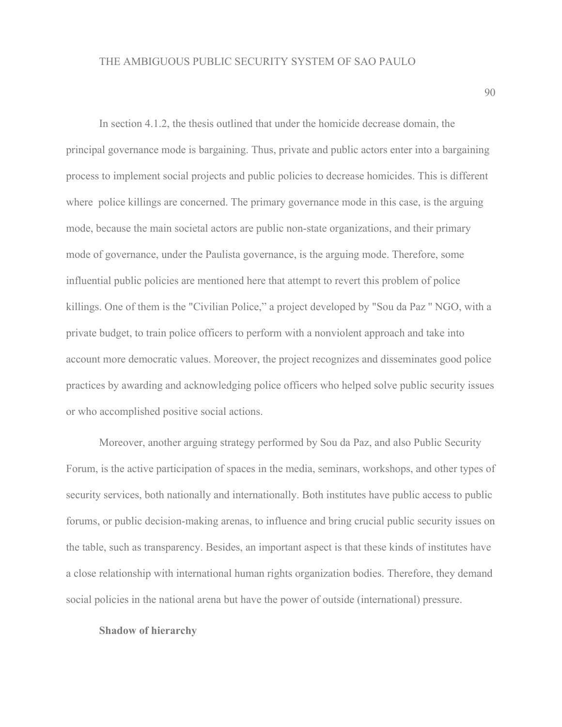In section 4.1.2, the thesis outlined that under the homicide decrease domain, the principal governance mode is bargaining. Thus, private and public actors enter into a bargaining process to implement social projects and public policies to decrease homicides. This is different where police killings are concerned. The primary governance mode in this case, is the arguing mode, because the main societal actors are public non-state organizations, and their primary mode of governance, under the Paulista governance, is the arguing mode. Therefore, some influential public policies are mentioned here that attempt to revert this problem of police killings. One of them is the "Civilian Police," a project developed by "Sou da Paz " NGO, with a private budget, to train police officers to perform with a nonviolent approach and take into account more democratic values. Moreover, the project recognizes and disseminates good police practices by awarding and acknowledging police officers who helped solve public security issues or who accomplished positive social actions.

Moreover, another arguing strategy performed by Sou da Paz, and also Public Security Forum, is the active participation of spaces in the media, seminars, workshops, and other types of security services, both nationally and internationally. Both institutes have public access to public forums, or public decision-making arenas, to influence and bring crucial public security issues on the table, such as transparency. Besides, an important aspect is that these kinds of institutes have a close relationship with international human rights organization bodies. Therefore, they demand social policies in the national arena but have the power of outside (international) pressure.

**Shadow of hierarchy**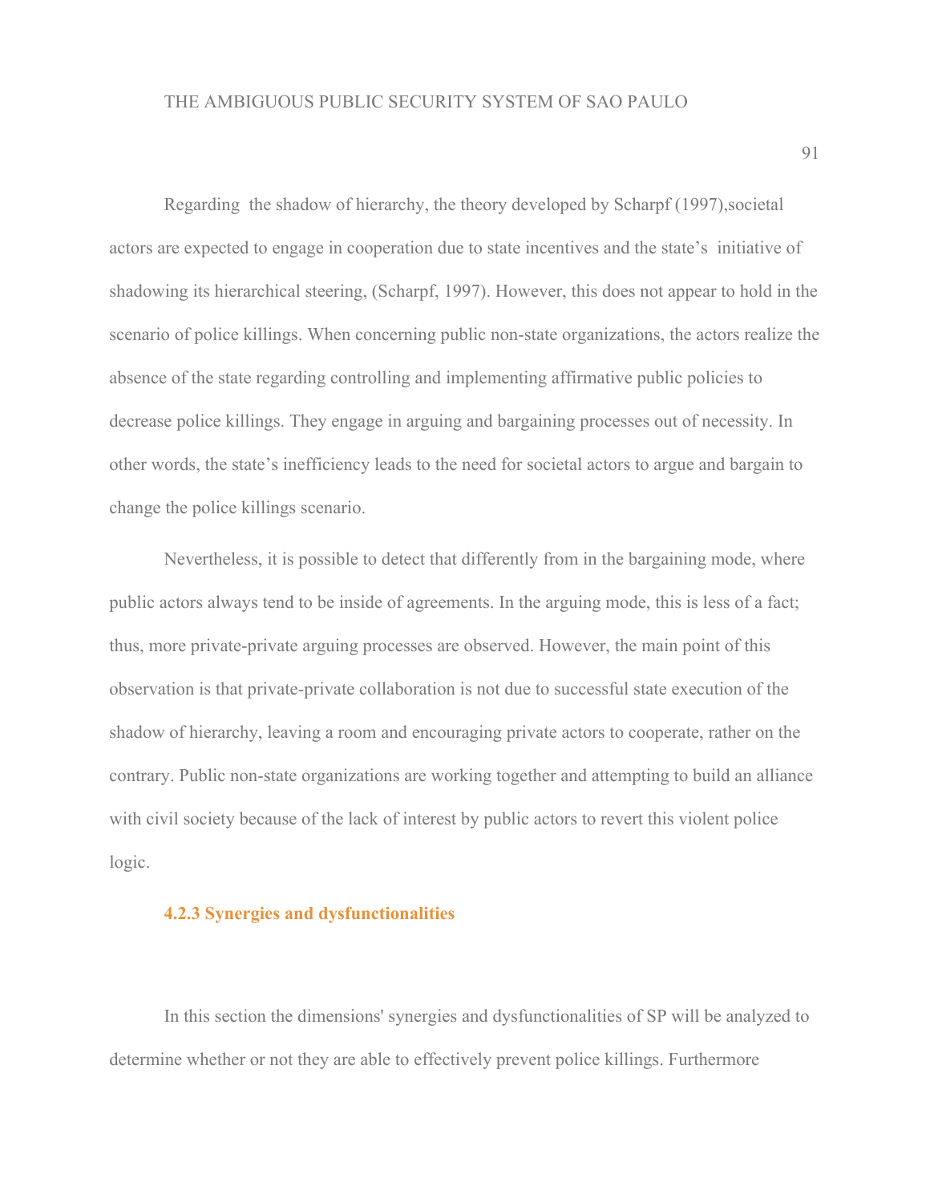Regarding  the shadow of hierarchy, the theory developed by Scharpf (1997),societal actors are expected to engage in cooperation due to state incentives and the state's  initiative of shadowing its hierarchical steering, (Scharpf, 1997). However, this does not appear to hold in the scenario of police killings. When concerning public non-state organizations, the actors realize the absence of the state regarding controlling and implementing affirmative public policies to decrease police killings. They engage in arguing and bargaining processes out of necessity. In other words, the state's inefficiency leads to the need for societal actors to argue and bargain to change the police killings scenario.

Nevertheless, it is possible to detect that differently from in the bargaining mode, where public actors always tend to be inside of agreements. In the arguing mode, this is less of a fact; thus, more private-private arguing processes are observed. However, the main point of this observation is that private-private collaboration is not due to successful state execution of the shadow of hierarchy, leaving a room and encouraging private actors to cooperate, rather on the contrary. Public non-state organizations are working together and attempting to build an alliance with civil society because of the lack of interest by public actors to revert this violent police logic.

### 4.2.3 Synergies and dysfunctionalities

In this section the dimensions' synergies and dysfunctionalities of SP will be analyzed to determine whether or not they are able to effectively prevent police killings. Furthermore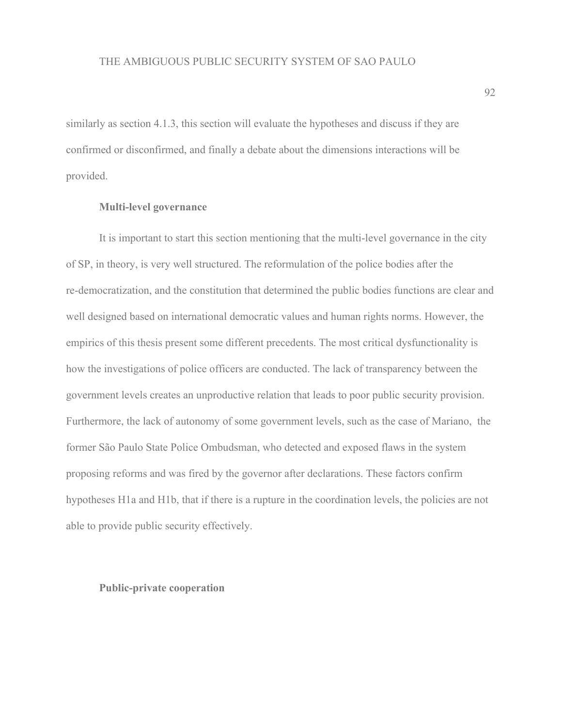similarly as section 4.1.3, this section will evaluate the hypotheses and discuss if they are confirmed or disconfirmed, and finally a debate about the dimensions interactions will be provided.

**Multi-level governance**

It is important to start this section mentioning that the multi-level governance in the city of SP, in theory, is very well structured. The reformulation of the police bodies after the re-democratization, and the constitution that determined the public bodies functions are clear and well designed based on international democratic values and human rights norms. However, the empirics of this thesis present some different precedents. The most critical dysfunctionality is how the investigations of police officers are conducted. The lack of transparency between the government levels creates an unproductive relation that leads to poor public security provision. Furthermore, the lack of autonomy of some government levels, such as the case of Mariano, the former São Paulo State Police Ombudsman, who detected and exposed flaws in the system proposing reforms and was fired by the governor after declarations. These factors confirm hypotheses H1a and H1b, that if there is a rupture in the coordination levels, the policies are not able to provide public security effectively.

**Public-private cooperation**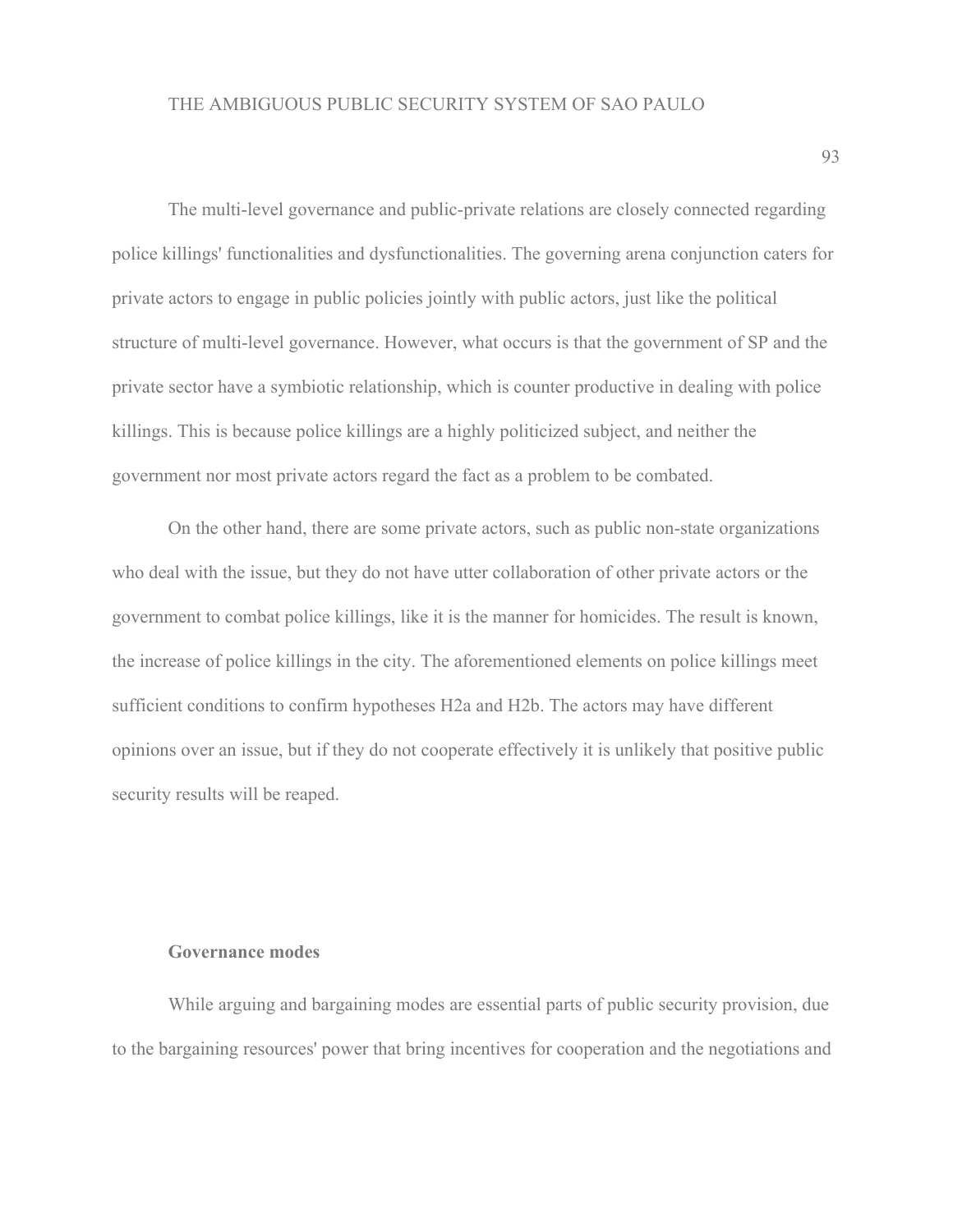The multi-level governance and public-private relations are closely connected regarding police killings' functionalities and dysfunctionalities. The governing arena conjunction caters for private actors to engage in public policies jointly with public actors, just like the political structure of multi-level governance. However, what occurs is that the government of SP and the private sector have a symbiotic relationship, which is counter productive in dealing with police killings. This is because police killings are a highly politicized subject, and neither the government nor most private actors regard the fact as a problem to be combated.

On the other hand, there are some private actors, such as public non-state organizations who deal with the issue, but they do not have utter collaboration of other private actors or the government to combat police killings, like it is the manner for homicides. The result is known, the increase of police killings in the city. The aforementioned elements on police killings meet sufficient conditions to confirm hypotheses H2a and H2b. The actors may have different opinions over an issue, but if they do not cooperate effectively it is unlikely that positive public security results will be reaped.

### Governance modes

While arguing and bargaining modes are essential parts of public security provision, due to the bargaining resources' power that bring incentives for cooperation and the negotiations and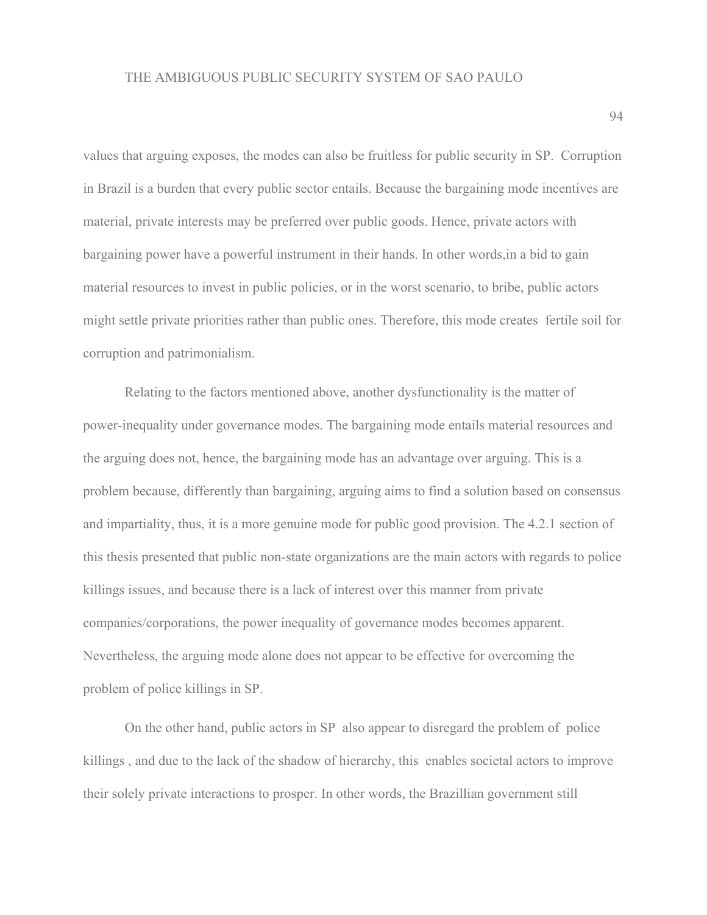values that arguing exposes, the modes can also be fruitless for public security in SP.  Corruption in Brazil is a burden that every public sector entails. Because the bargaining mode incentives are material, private interests may be preferred over public goods. Hence, private actors with bargaining power have a powerful instrument in their hands. In other words,in a bid to gain material resources to invest in public policies, or in the worst scenario, to bribe, public actors might settle private priorities rather than public ones. Therefore, this mode creates  fertile soil for corruption and patrimonialism.

Relating to the factors mentioned above, another dysfunctionality is the matter of power-inequality under governance modes. The bargaining mode entails material resources and the arguing does not, hence, the bargaining mode has an advantage over arguing. This is a problem because, differently than bargaining, arguing aims to find a solution based on consensus and impartiality, thus, it is a more genuine mode for public good provision. The 4.2.1 section of this thesis presented that public non-state organizations are the main actors with regards to police killings issues, and because there is a lack of interest over this manner from private companies/corporations, the power inequality of governance modes becomes apparent. Nevertheless, the arguing mode alone does not appear to be effective for overcoming the problem of police killings in SP.

On the other hand, public actors in SP  also appear to disregard the problem of  police killings , and due to the lack of the shadow of hierarchy, this  enables societal actors to improve their solely private interactions to prosper. In other words, the Brazillian government still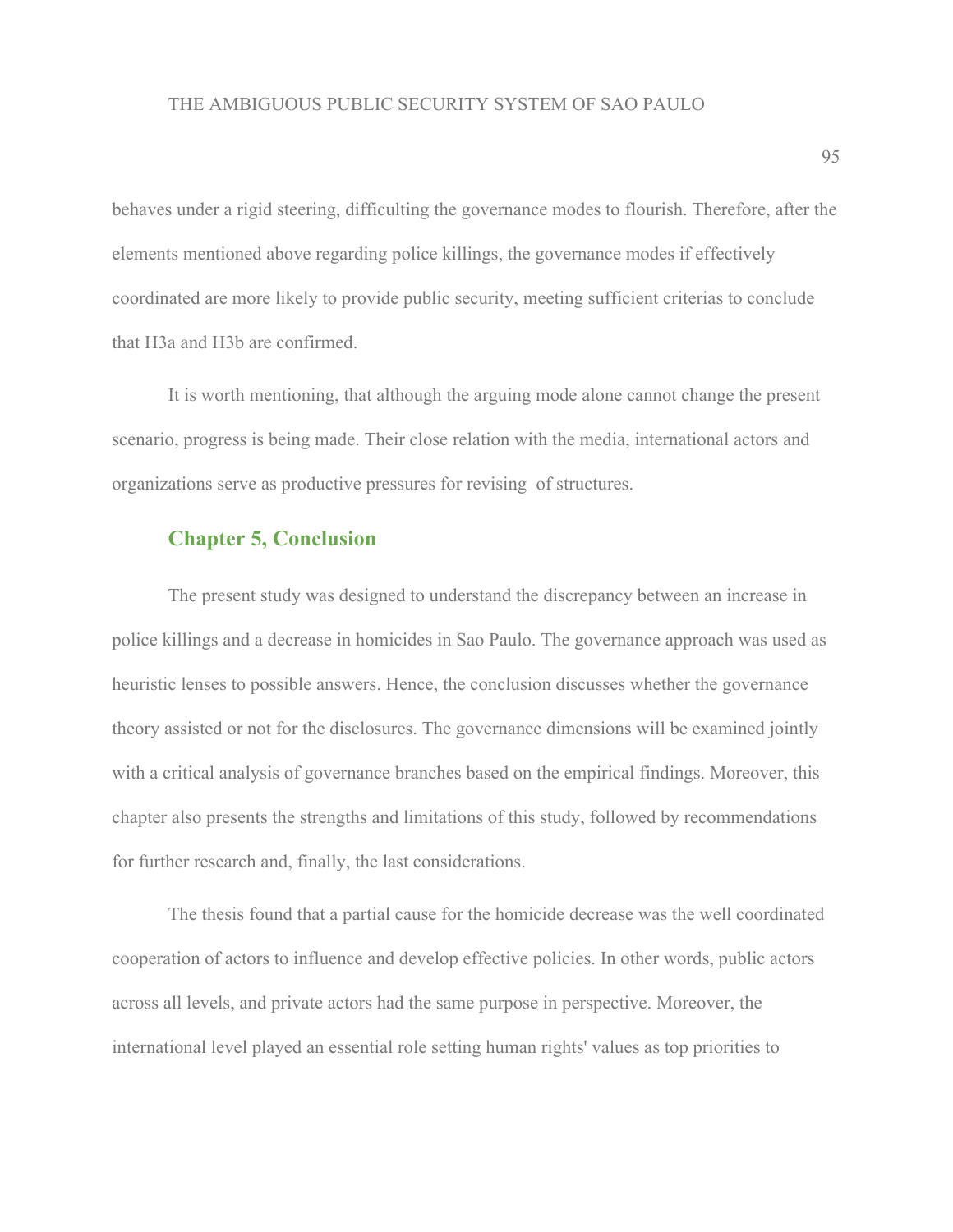behaves under a rigid steering, difficulting the governance modes to flourish. Therefore, after the elements mentioned above regarding police killings, the governance modes if effectively coordinated are more likely to provide public security, meeting sufficient criterias to conclude that H3a and H3b are confirmed.

It is worth mentioning, that although the arguing mode alone cannot change the present scenario, progress is being made. Their close relation with the media, international actors and organizations serve as productive pressures for revising of structures.

## Chapter 5, Conclusion

The present study was designed to understand the discrepancy between an increase in police killings and a decrease in homicides in Sao Paulo. The governance approach was used as heuristic lenses to possible answers. Hence, the conclusion discusses whether the governance theory assisted or not for the disclosures. The governance dimensions will be examined jointly with a critical analysis of governance branches based on the empirical findings. Moreover, this chapter also presents the strengths and limitations of this study, followed by recommendations for further research and, finally, the last considerations.

The thesis found that a partial cause for the homicide decrease was the well coordinated cooperation of actors to influence and develop effective policies. In other words, public actors across all levels, and private actors had the same purpose in perspective. Moreover, the international level played an essential role setting human rights' values as top priorities to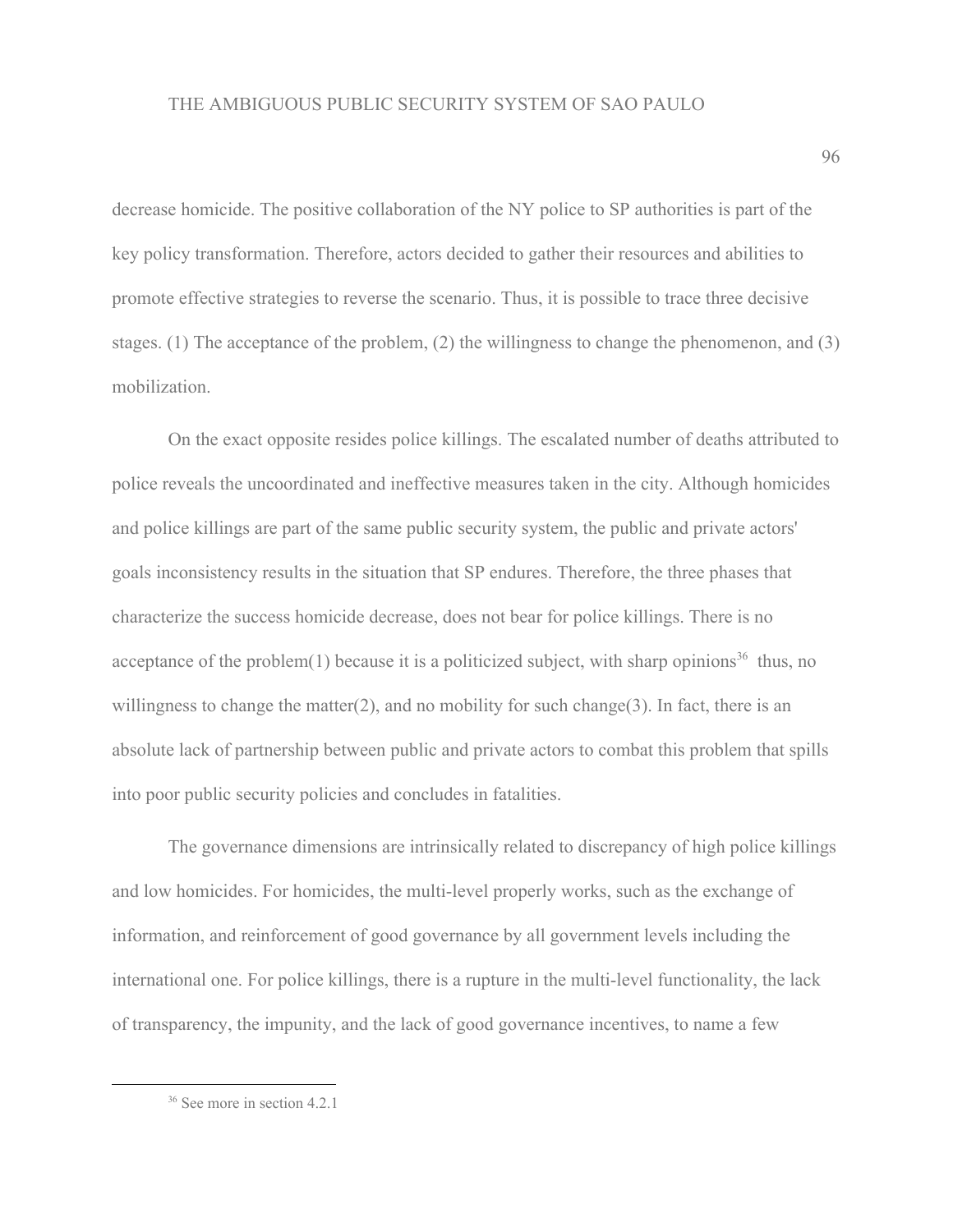decrease homicide. The positive collaboration of the NY police to SP authorities is part of the key policy transformation. Therefore, actors decided to gather their resources and abilities to promote effective strategies to reverse the scenario. Thus, it is possible to trace three decisive stages. (1) The acceptance of the problem, (2) the willingness to change the phenomenon, and (3) mobilization.

On the exact opposite resides police killings. The escalated number of deaths attributed to police reveals the uncoordinated and ineffective measures taken in the city. Although homicides and police killings are part of the same public security system, the public and private actors' goals inconsistency results in the situation that SP endures. Therefore, the three phases that characterize the success homicide decrease, does not bear for police killings. There is no acceptance of the problem(1) because it is a politicized subject, with sharp opinions[36] thus, no willingness to change the matter(2), and no mobility for such change(3). In fact, there is an absolute lack of partnership between public and private actors to combat this problem that spills into poor public security policies and concludes in fatalities.

The governance dimensions are intrinsically related to discrepancy of high police killings and low homicides. For homicides, the multi-level properly works, such as the exchange of information, and reinforcement of good governance by all government levels including the international one. For police killings, there is a rupture in the multi-level functionality, the lack of transparency, the impunity, and the lack of good governance incentives, to name a few

[36] See more in section 4.2.1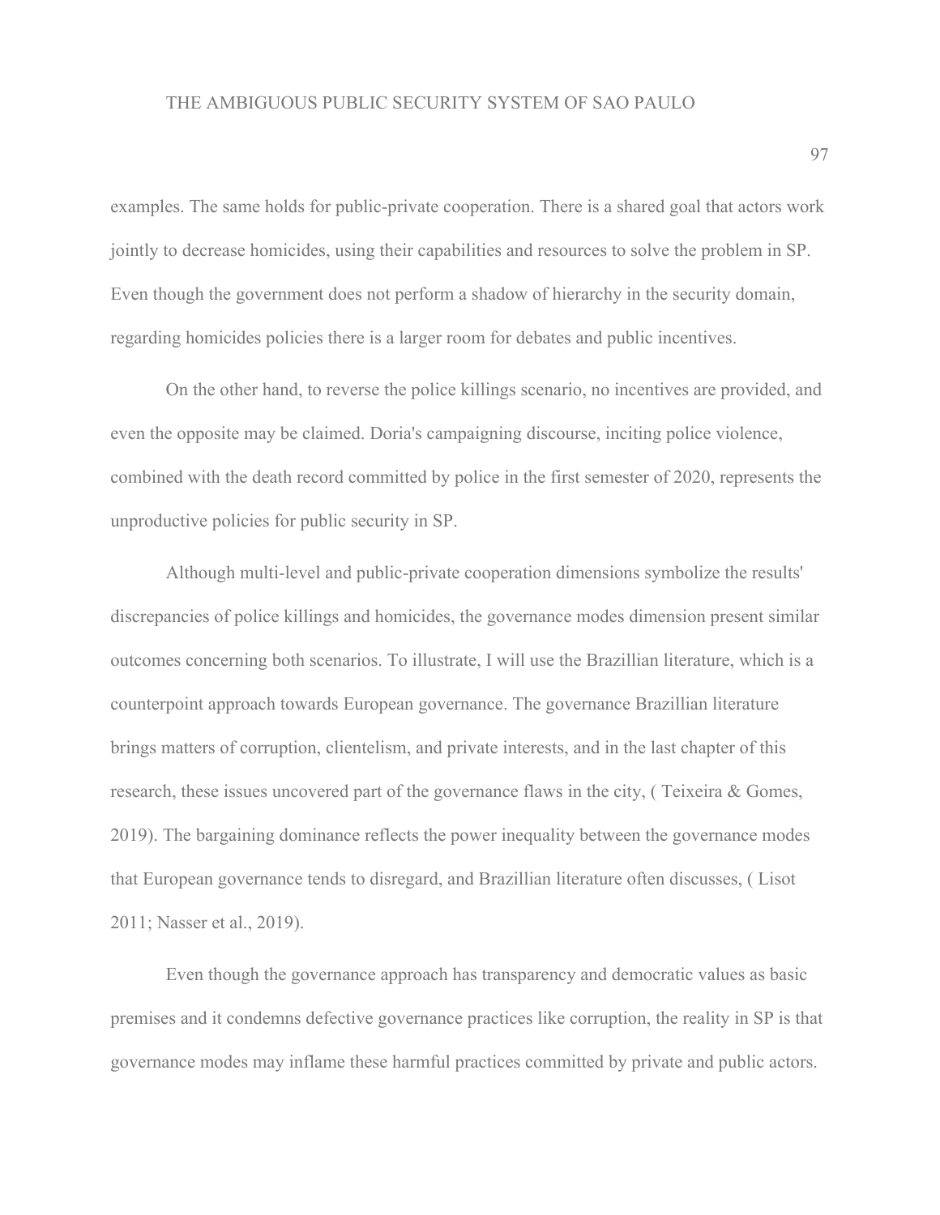examples. The same holds for public-private cooperation. There is a shared goal that actors work jointly to decrease homicides, using their capabilities and resources to solve the problem in SP. Even though the government does not perform a shadow of hierarchy in the security domain, regarding homicides policies there is a larger room for debates and public incentives.

On the other hand, to reverse the police killings scenario, no incentives are provided, and even the opposite may be claimed. Doria's campaigning discourse, inciting police violence, combined with the death record committed by police in the first semester of 2020, represents the unproductive policies for public security in SP.

Although multi-level and public-private cooperation dimensions symbolize the results' discrepancies of police killings and homicides, the governance modes dimension present similar outcomes concerning both scenarios. To illustrate, I will use the Brazillian literature, which is a counterpoint approach towards European governance. The governance Brazillian literature brings matters of corruption, clientelism, and private interests, and in the last chapter of this research, these issues uncovered part of the governance flaws in the city, ( Teixeira & Gomes, 2019). The bargaining dominance reflects the power inequality between the governance modes that European governance tends to disregard, and Brazillian literature often discusses, ( Lisot 2011; Nasser et al., 2019).

Even though the governance approach has transparency and democratic values as basic premises and it condemns defective governance practices like corruption, the reality in SP is that governance modes may inflame these harmful practices committed by private and public actors.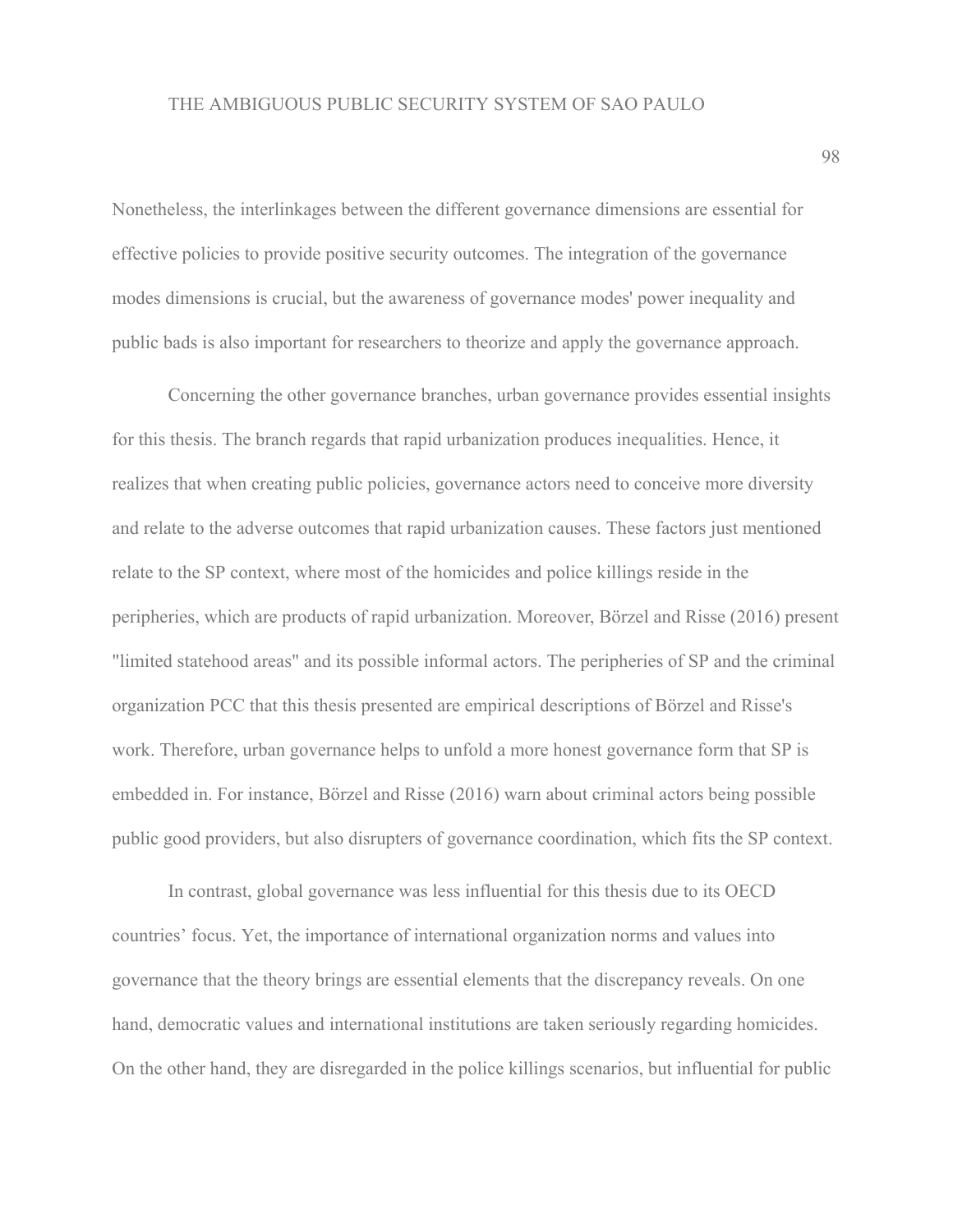Nonetheless, the interlinkages between the different governance dimensions are essential for effective policies to provide positive security outcomes. The integration of the governance modes dimensions is crucial, but the awareness of governance modes' power inequality and public bads is also important for researchers to theorize and apply the governance approach.

Concerning the other governance branches, urban governance provides essential insights for this thesis. The branch regards that rapid urbanization produces inequalities. Hence, it realizes that when creating public policies, governance actors need to conceive more diversity and relate to the adverse outcomes that rapid urbanization causes. These factors just mentioned relate to the SP context, where most of the homicides and police killings reside in the peripheries, which are products of rapid urbanization. Moreover, Börzel and Risse (2016) present "limited statehood areas" and its possible informal actors. The peripheries of SP and the criminal organization PCC that this thesis presented are empirical descriptions of Börzel and Risse's work. Therefore, urban governance helps to unfold a more honest governance form that SP is embedded in. For instance, Börzel and Risse (2016) warn about criminal actors being possible public good providers, but also disrupters of governance coordination, which fits the SP context.

In contrast, global governance was less influential for this thesis due to its OECD countries' focus. Yet, the importance of international organization norms and values into governance that the theory brings are essential elements that the discrepancy reveals. On one hand, democratic values and international institutions are taken seriously regarding homicides. On the other hand, they are disregarded in the police killings scenarios, but influential for public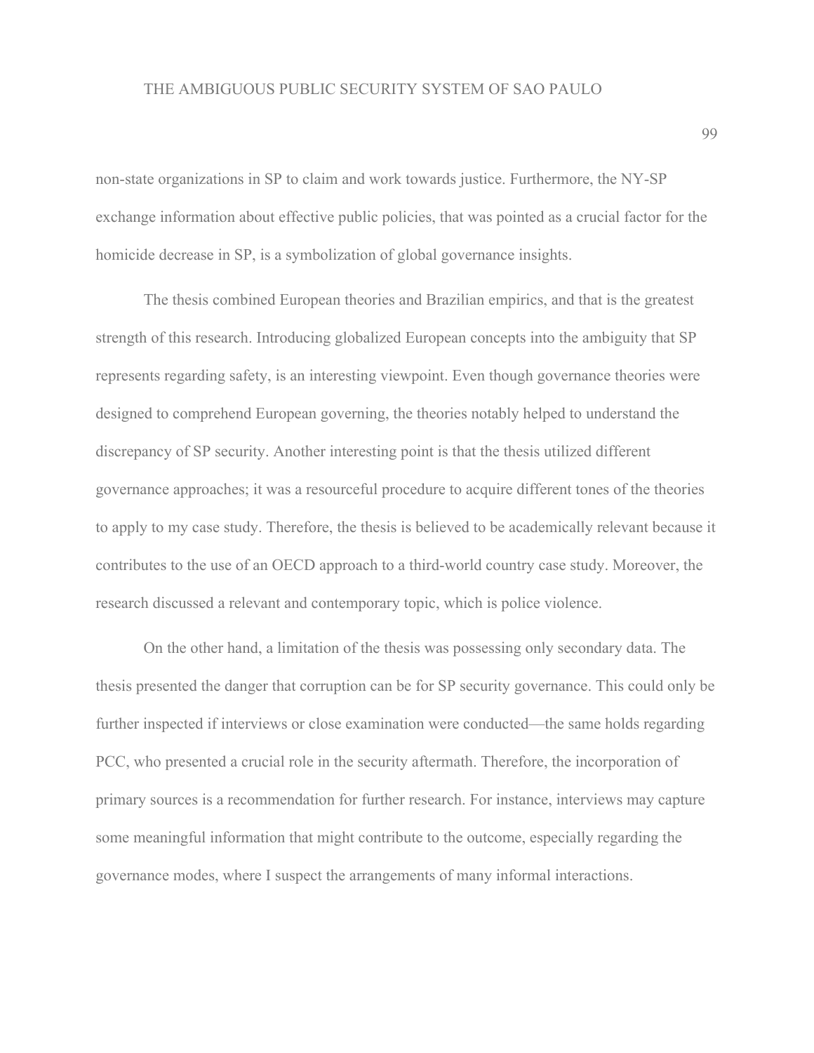non-state organizations in SP to claim and work towards justice. Furthermore, the NY-SP exchange information about effective public policies, that was pointed as a crucial factor for the homicide decrease in SP, is a symbolization of global governance insights.

The thesis combined European theories and Brazilian empirics, and that is the greatest strength of this research. Introducing globalized European concepts into the ambiguity that SP represents regarding safety, is an interesting viewpoint. Even though governance theories were designed to comprehend European governing, the theories notably helped to understand the discrepancy of SP security. Another interesting point is that the thesis utilized different governance approaches; it was a resourceful procedure to acquire different tones of the theories to apply to my case study. Therefore, the thesis is believed to be academically relevant because it contributes to the use of an OECD approach to a third-world country case study. Moreover, the research discussed a relevant and contemporary topic, which is police violence.

On the other hand, a limitation of the thesis was possessing only secondary data. The thesis presented the danger that corruption can be for SP security governance. This could only be further inspected if interviews or close examination were conducted—the same holds regarding PCC, who presented a crucial role in the security aftermath. Therefore, the incorporation of primary sources is a recommendation for further research. For instance, interviews may capture some meaningful information that might contribute to the outcome, especially regarding the governance modes, where I suspect the arrangements of many informal interactions.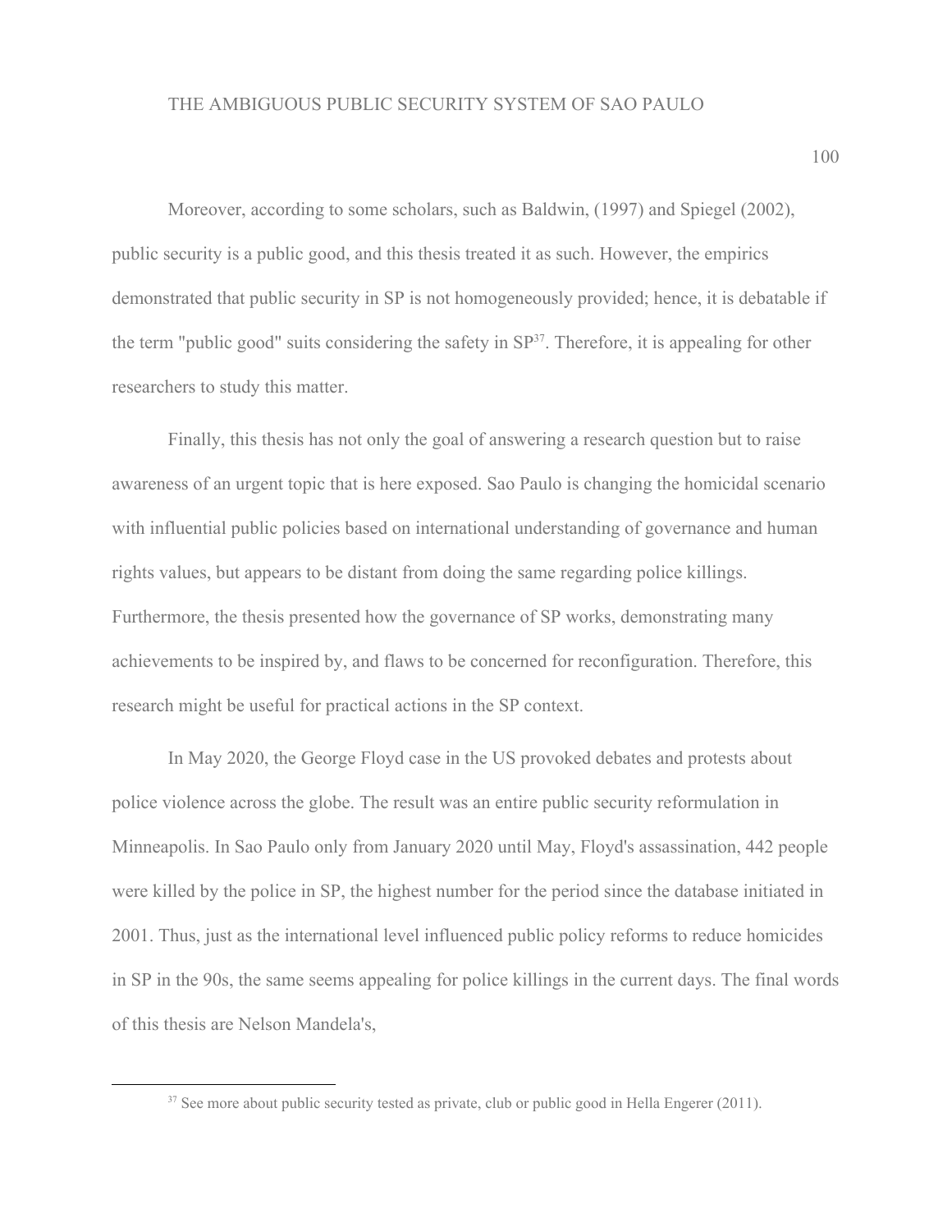Moreover, according to some scholars, such as Baldwin, (1997) and Spiegel (2002), public security is a public good, and this thesis treated it as such. However, the empirics demonstrated that public security in SP is not homogeneously provided; hence, it is debatable if the term "public good" suits considering the safety in SP[37]. Therefore, it is appealing for other researchers to study this matter.

Finally, this thesis has not only the goal of answering a research question but to raise awareness of an urgent topic that is here exposed. Sao Paulo is changing the homicidal scenario with influential public policies based on international understanding of governance and human rights values, but appears to be distant from doing the same regarding police killings. Furthermore, the thesis presented how the governance of SP works, demonstrating many achievements to be inspired by, and flaws to be concerned for reconfiguration. Therefore, this research might be useful for practical actions in the SP context.

In May 2020, the George Floyd case in the US provoked debates and protests about police violence across the globe. The result was an entire public security reformulation in Minneapolis. In Sao Paulo only from January 2020 until May, Floyd's assassination, 442 people were killed by the police in SP, the highest number for the period since the database initiated in 2001. Thus, just as the international level influenced public policy reforms to reduce homicides in SP in the 90s, the same seems appealing for police killings in the current days. The final words of this thesis are Nelson Mandela's,

[37] See more about public security tested as private, club or public good in Hella Engerer (2011).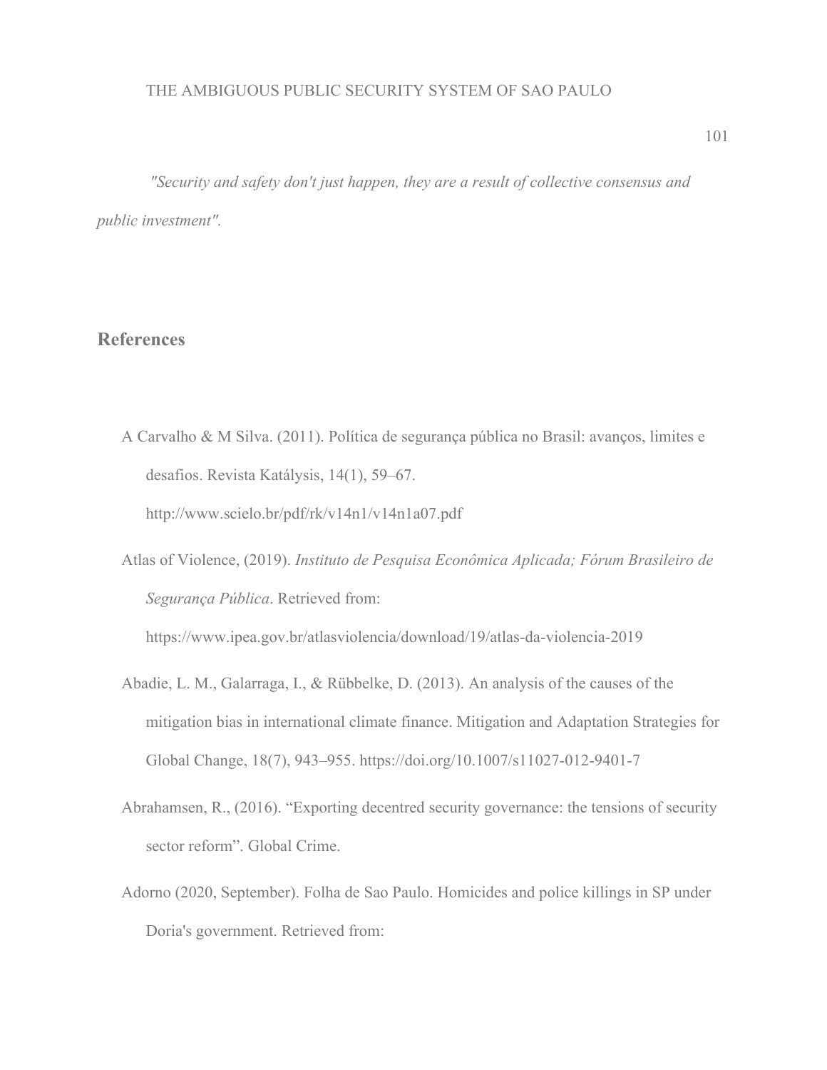*"Security and safety don't just happen, they are a result of collective consensus and public investment".*

## References

A Carvalho & M Silva. (2011). Política de segurança pública no Brasil: avanços, limites e desafios. Revista Katálysis, 14(1), 59–67. http://www.scielo.br/pdf/rk/v14n1/v14n1a07.pdf

Atlas of Violence, (2019). *Instituto de Pesquisa Econômica Aplicada; Fórum Brasileiro de Segurança Pública*. Retrieved from: https://www.ipea.gov.br/atlasviolencia/download/19/atlas-da-violencia-2019

Abadie, L. M., Galarraga, I., & Rübbelke, D. (2013). An analysis of the causes of the mitigation bias in international climate finance. Mitigation and Adaptation Strategies for Global Change, 18(7), 943–955. https://doi.org/10.1007/s11027-012-9401-7

Abrahamsen, R., (2016). "Exporting decentred security governance: the tensions of security sector reform". Global Crime.

Adorno (2020, September). Folha de Sao Paulo. Homicides and police killings in SP under Doria's government. Retrieved from: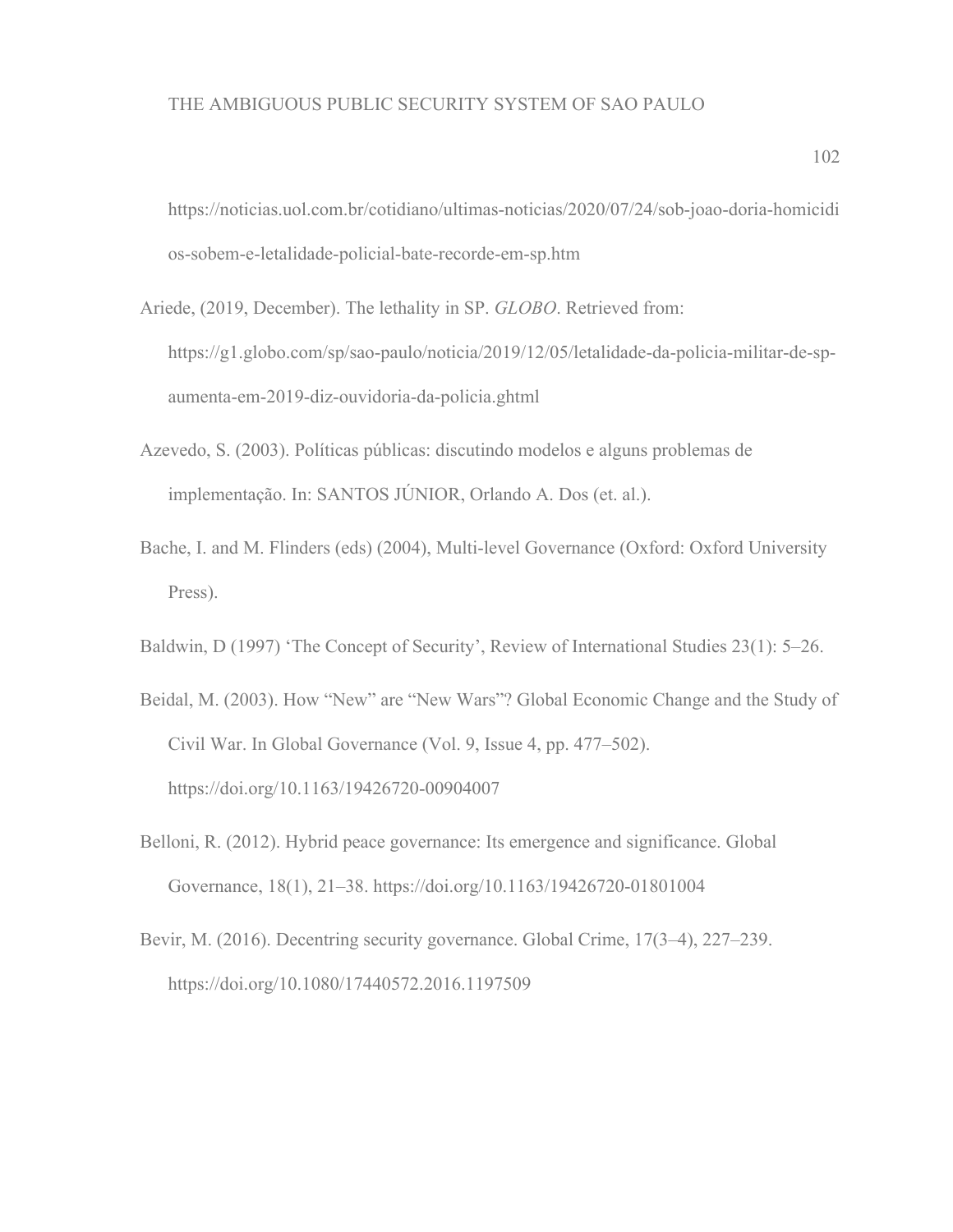https://noticias.uol.com.br/cotidiano/ultimas-noticias/2020/07/24/sob-joao-doria-homicidios-sobem-e-letalidade-policial-bate-recorde-em-sp.htm

Ariede, (2019, December). The lethality in SP. *GLOBO*. Retrieved from: https://g1.globo.com/sp/sao-paulo/noticia/2019/12/05/letalidade-da-policia-militar-de-sp-aumenta-em-2019-diz-ouvidoria-da-policia.ghtml

Azevedo, S. (2003). Políticas públicas: discutindo modelos e alguns problemas de implementação. In: SANTOS JÚNIOR, Orlando A. Dos (et. al.).

Bache, I. and M. Flinders (eds) (2004), Multi-level Governance (Oxford: Oxford University Press).

Baldwin, D (1997) 'The Concept of Security', Review of International Studies 23(1): 5–26.

Beidal, M. (2003). How "New" are "New Wars"? Global Economic Change and the Study of Civil War. In Global Governance (Vol. 9, Issue 4, pp. 477–502). https://doi.org/10.1163/19426720-00904007

Belloni, R. (2012). Hybrid peace governance: Its emergence and significance. Global Governance, 18(1), 21–38. https://doi.org/10.1163/19426720-01801004

Bevir, M. (2016). Decentring security governance. Global Crime, 17(3–4), 227–239. https://doi.org/10.1080/17440572.2016.1197509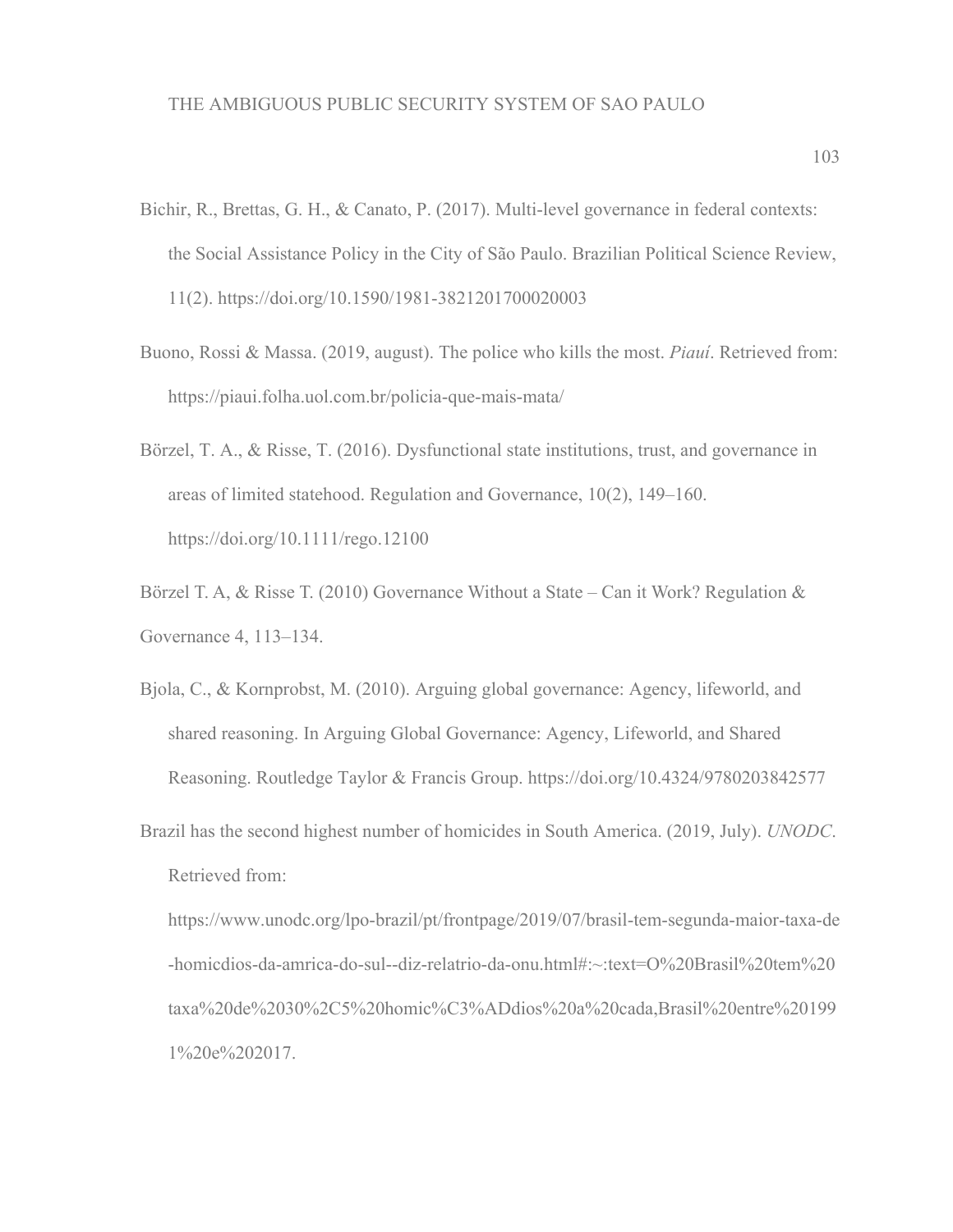Bichir, R., Brettas, G. H., & Canato, P. (2017). Multi-level governance in federal contexts: the Social Assistance Policy in the City of São Paulo. Brazilian Political Science Review, 11(2). https://doi.org/10.1590/1981-3821201700020003

Buono, Rossi & Massa. (2019, august). The police who kills the most. *Piauí*. Retrieved from: https://piaui.folha.uol.com.br/policia-que-mais-mata/

Börzel, T. A., & Risse, T. (2016). Dysfunctional state institutions, trust, and governance in areas of limited statehood. Regulation and Governance, 10(2), 149–160. https://doi.org/10.1111/rego.12100

Börzel T. A, & Risse T. (2010) Governance Without a State – Can it Work? Regulation & Governance 4, 113–134.

Bjola, C., & Kornprobst, M. (2010). Arguing global governance: Agency, lifeworld, and shared reasoning. In Arguing Global Governance: Agency, Lifeworld, and Shared Reasoning. Routledge Taylor & Francis Group. https://doi.org/10.4324/9780203842577

Brazil has the second highest number of homicides in South America. (2019, July). *UNODC*. Retrieved from: https://www.unodc.org/lpo-brazil/pt/frontpage/2019/07/brasil-tem-segunda-maior-taxa-de-homicdios-da-amrica-do-sul--diz-relatrio-da-onu.html#:~:text=O%20Brasil%20tem%20taxa%20de%2030%2C5%20homic%C3%ADdios%20a%20cada,Brasil%20entre%201991%20e%202017.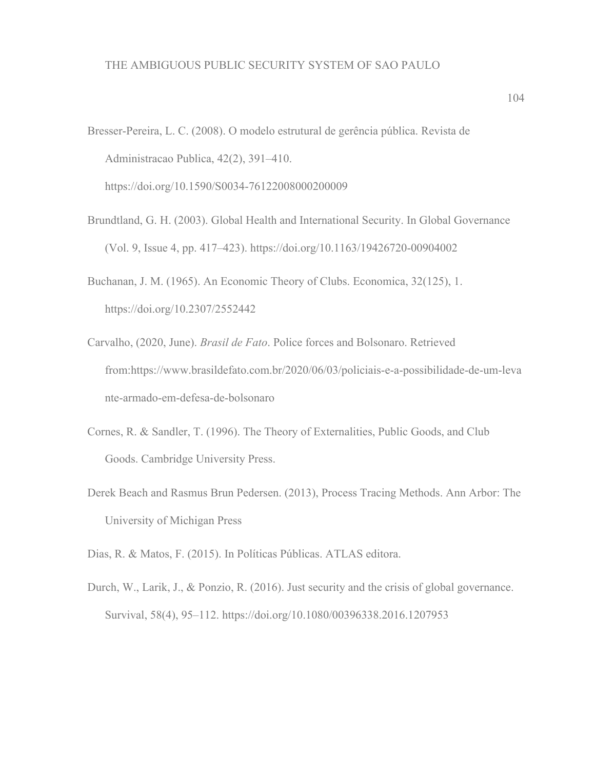Bresser-Pereira, L. C. (2008). O modelo estrutural de gerência pública. Revista de Administracao Publica, 42(2), 391–410. https://doi.org/10.1590/S0034-76122008000200009

Brundtland, G. H. (2003). Global Health and International Security. In Global Governance (Vol. 9, Issue 4, pp. 417–423). https://doi.org/10.1163/19426720-00904002

Buchanan, J. M. (1965). An Economic Theory of Clubs. Economica, 32(125), 1. https://doi.org/10.2307/2552442

Carvalho, (2020, June). *Brasil de Fato*. Police forces and Bolsonaro. Retrieved from:https://www.brasildefato.com.br/2020/06/03/policiais-e-a-possibilidade-de-um-levante-armado-em-defesa-de-bolsonaro

Cornes, R. & Sandler, T. (1996). The Theory of Externalities, Public Goods, and Club Goods. Cambridge University Press.

Derek Beach and Rasmus Brun Pedersen. (2013), Process Tracing Methods. Ann Arbor: The University of Michigan Press

Dias, R. & Matos, F. (2015). In Políticas Públicas. ATLAS editora.

Durch, W., Larik, J., & Ponzio, R. (2016). Just security and the crisis of global governance. Survival, 58(4), 95–112. https://doi.org/10.1080/00396338.2016.1207953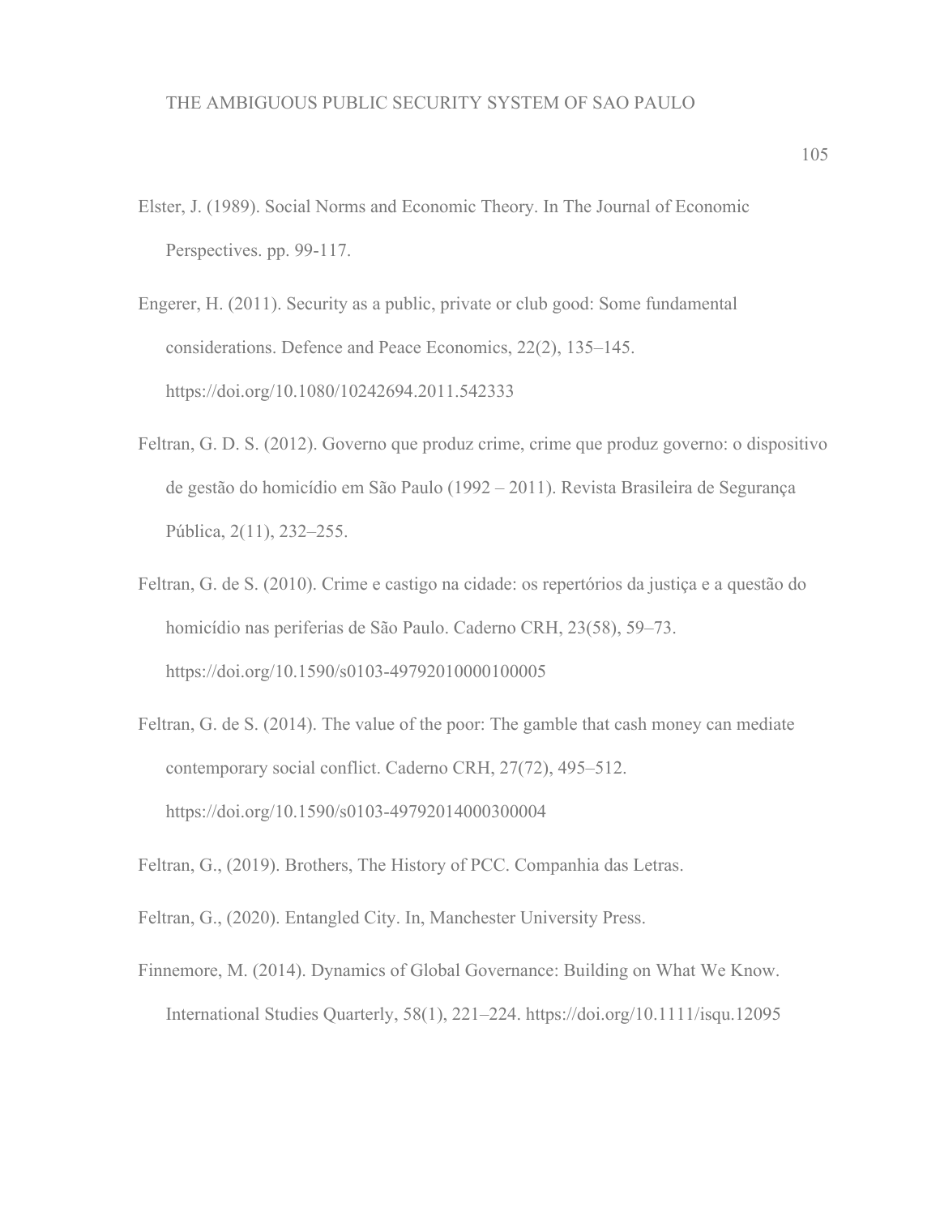Elster, J. (1989). Social Norms and Economic Theory. In The Journal of Economic Perspectives. pp. 99-117.

Engerer, H. (2011). Security as a public, private or club good: Some fundamental considerations. Defence and Peace Economics, 22(2), 135–145. https://doi.org/10.1080/10242694.2011.542333

Feltran, G. D. S. (2012). Governo que produz crime, crime que produz governo: o dispositivo de gestão do homicídio em São Paulo (1992 – 2011). Revista Brasileira de Segurança Pública, 2(11), 232–255.

Feltran, G. de S. (2010). Crime e castigo na cidade: os repertórios da justiça e a questão do homicídio nas periferias de São Paulo. Caderno CRH, 23(58), 59–73. https://doi.org/10.1590/s0103-49792010000100005

Feltran, G. de S. (2014). The value of the poor: The gamble that cash money can mediate contemporary social conflict. Caderno CRH, 27(72), 495–512. https://doi.org/10.1590/s0103-49792014000300004

Feltran, G., (2019). Brothers, The History of PCC. Companhia das Letras.

Feltran, G., (2020). Entangled City. In, Manchester University Press.

Finnemore, M. (2014). Dynamics of Global Governance: Building on What We Know. International Studies Quarterly, 58(1), 221–224. https://doi.org/10.1111/isqu.12095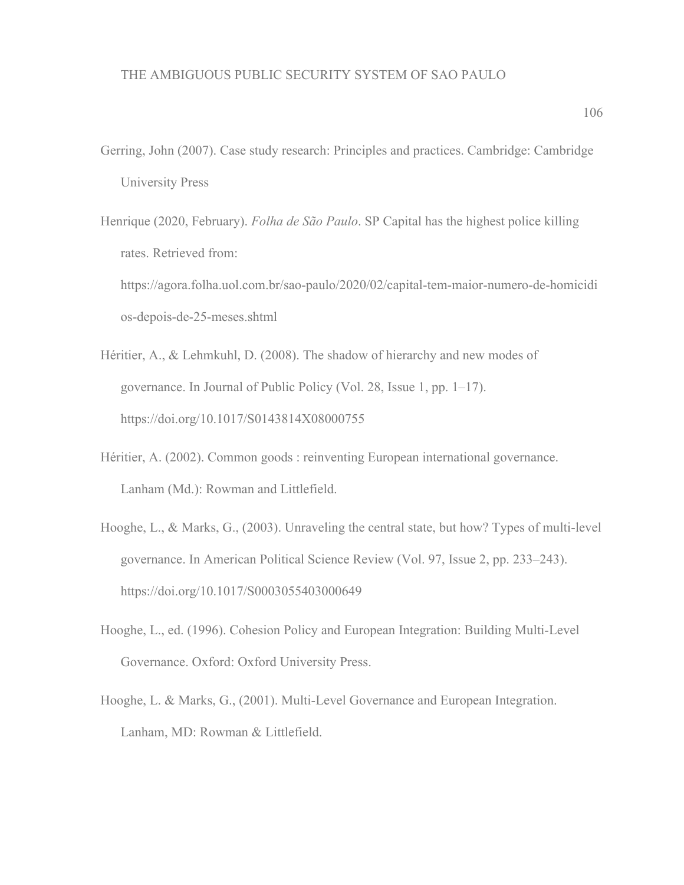Gerring, John (2007). Case study research: Principles and practices. Cambridge: Cambridge University Press

Henrique (2020, February). *Folha de São Paulo*. SP Capital has the highest police killing rates. Retrieved from: https://agora.folha.uol.com.br/sao-paulo/2020/02/capital-tem-maior-numero-de-homicidios-depois-de-25-meses.shtml

Héritier, A., & Lehmkuhl, D. (2008). The shadow of hierarchy and new modes of governance. In Journal of Public Policy (Vol. 28, Issue 1, pp. 1–17). https://doi.org/10.1017/S0143814X08000755

Héritier, A. (2002). Common goods : reinventing European international governance. Lanham (Md.): Rowman and Littlefield.

Hooghe, L., & Marks, G., (2003). Unraveling the central state, but how? Types of multi-level governance. In American Political Science Review (Vol. 97, Issue 2, pp. 233–243). https://doi.org/10.1017/S0003055403000649

Hooghe, L., ed. (1996). Cohesion Policy and European Integration: Building Multi-Level Governance. Oxford: Oxford University Press.

Hooghe, L. & Marks, G., (2001). Multi-Level Governance and European Integration. Lanham, MD: Rowman & Littlefield.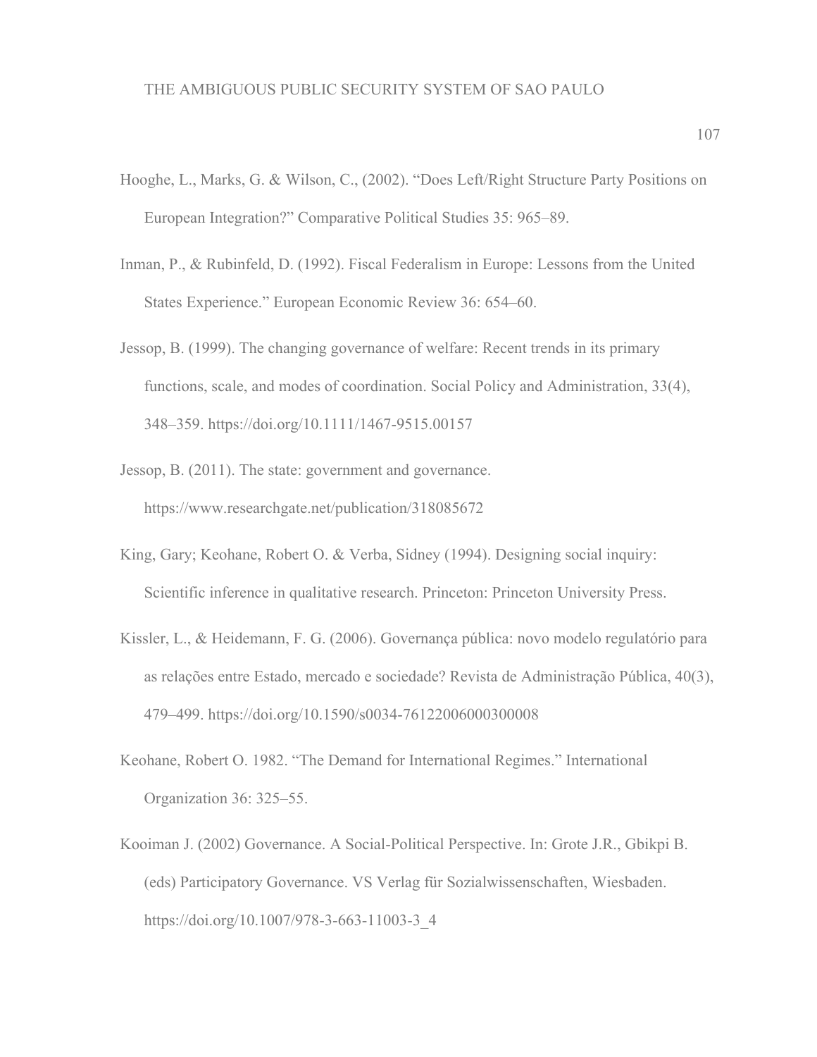Hooghe, L., Marks, G. & Wilson, C., (2002). “Does Left/Right Structure Party Positions on European Integration?” Comparative Political Studies 35: 965–89.

Inman, P., & Rubinfeld, D. (1992). Fiscal Federalism in Europe: Lessons from the United States Experience.” European Economic Review 36: 654–60.

Jessop, B. (1999). The changing governance of welfare: Recent trends in its primary functions, scale, and modes of coordination. Social Policy and Administration, 33(4), 348–359. https://doi.org/10.1111/1467-9515.00157

Jessop, B. (2011). The state: government and governance. https://www.researchgate.net/publication/318085672

King, Gary; Keohane, Robert O. & Verba, Sidney (1994). Designing social inquiry: Scientific inference in qualitative research. Princeton: Princeton University Press.

Kissler, L., & Heidemann, F. G. (2006). Governança pública: novo modelo regulatório para as relações entre Estado, mercado e sociedade? Revista de Administração Pública, 40(3), 479–499. https://doi.org/10.1590/s0034-76122006000300008

Keohane, Robert O. 1982. “The Demand for International Regimes.” International Organization 36: 325–55.

Kooiman J. (2002) Governance. A Social-Political Perspective. In: Grote J.R., Gbikpi B. (eds) Participatory Governance. VS Verlag für Sozialwissenschaften, Wiesbaden. https://doi.org/10.1007/978-3-663-11003-3_4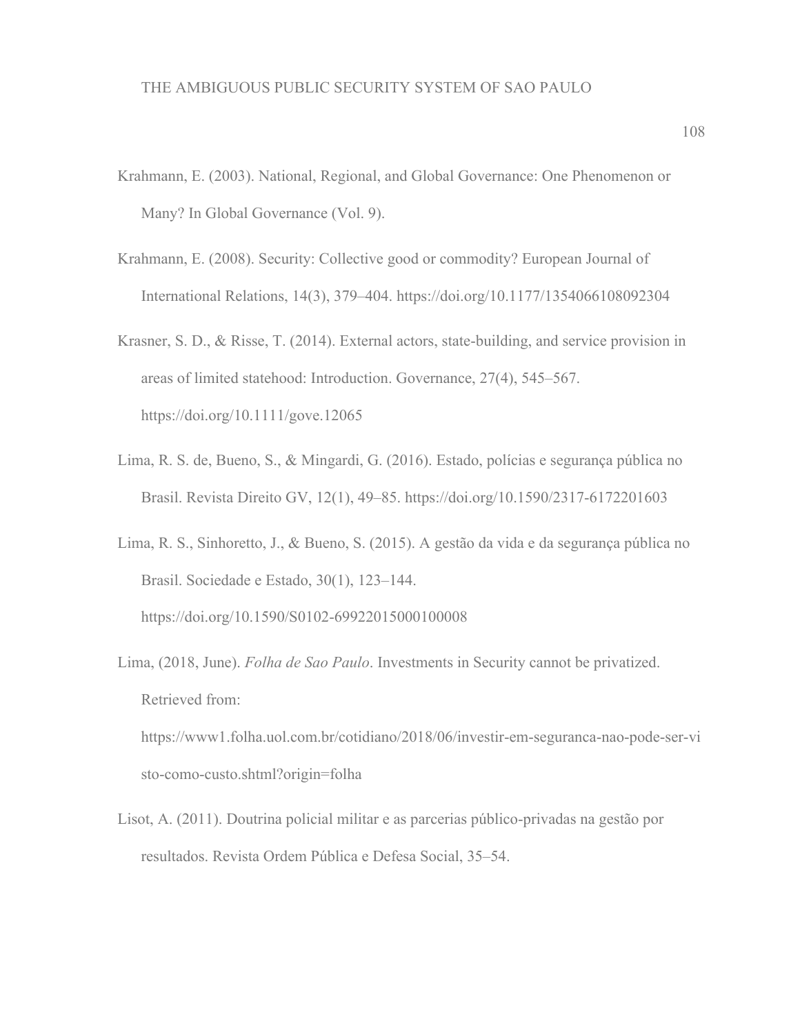Krahmann, E. (2003). National, Regional, and Global Governance: One Phenomenon or Many? In Global Governance (Vol. 9).

Krahmann, E. (2008). Security: Collective good or commodity? European Journal of International Relations, 14(3), 379–404. https://doi.org/10.1177/1354066108092304

Krasner, S. D., & Risse, T. (2014). External actors, state-building, and service provision in areas of limited statehood: Introduction. Governance, 27(4), 545–567. https://doi.org/10.1111/gove.12065

Lima, R. S. de, Bueno, S., & Mingardi, G. (2016). Estado, polícias e segurança pública no Brasil. Revista Direito GV, 12(1), 49–85. https://doi.org/10.1590/2317-6172201603

Lima, R. S., Sinhoretto, J., & Bueno, S. (2015). A gestão da vida e da segurança pública no Brasil. Sociedade e Estado, 30(1), 123–144. https://doi.org/10.1590/S0102-69922015000100008

Lima, (2018, June). *Folha de Sao Paulo*. Investments in Security cannot be privatized. Retrieved from: https://www1.folha.uol.com.br/cotidiano/2018/06/investir-em-seguranca-nao-pode-ser-visto-como-custo.shtml?origin=folha

Lisot, A. (2011). Doutrina policial militar e as parcerias público-privadas na gestão por resultados. Revista Ordem Pública e Defesa Social, 35–54.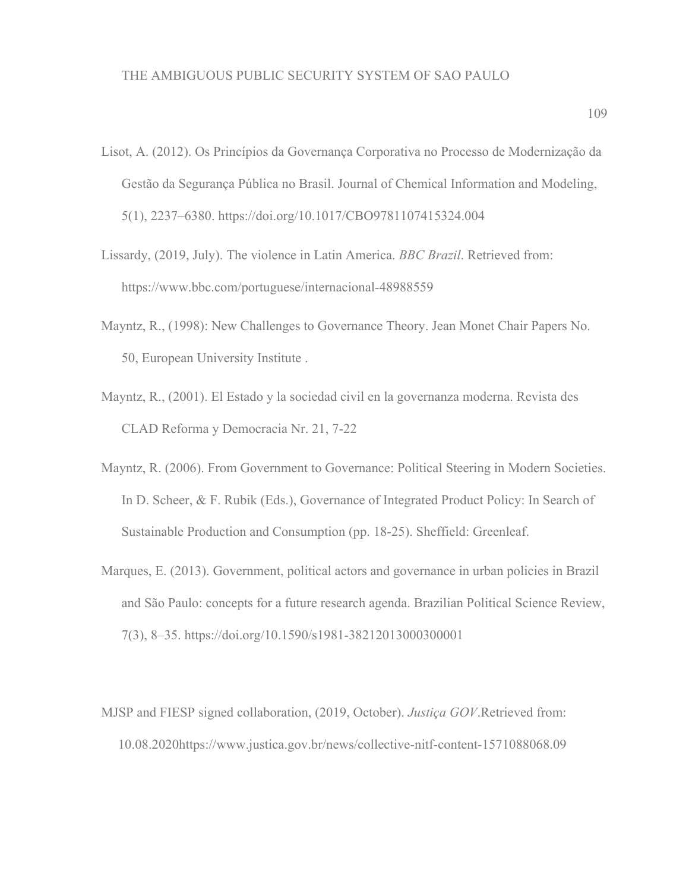Lisot, A. (2012). Os Princípios da Governança Corporativa no Processo de Modernização da Gestão da Segurança Pública no Brasil. Journal of Chemical Information and Modeling, 5(1), 2237–6380. https://doi.org/10.1017/CBO9781107415324.004

Lissardy, (2019, July). The violence in Latin America. *BBC Brazil*. Retrieved from: https://www.bbc.com/portuguese/internacional-48988559

Mayntz, R., (1998): New Challenges to Governance Theory. Jean Monet Chair Papers No. 50, European University Institute .

Mayntz, R., (2001). El Estado y la sociedad civil en la governanza moderna. Revista des CLAD Reforma y Democracia Nr. 21, 7-22

Mayntz, R. (2006). From Government to Governance: Political Steering in Modern Societies. In D. Scheer, & F. Rubik (Eds.), Governance of Integrated Product Policy: In Search of Sustainable Production and Consumption (pp. 18-25). Sheffield: Greenleaf.

Marques, E. (2013). Government, political actors and governance in urban policies in Brazil and São Paulo: concepts for a future research agenda. Brazilian Political Science Review, 7(3), 8–35. https://doi.org/10.1590/s1981-38212013000300001

MJSP and FIESP signed collaboration, (2019, October). *Justiça GOV*.Retrieved from: 10.08.2020https://www.justica.gov.br/news/collective-nitf-content-1571088068.09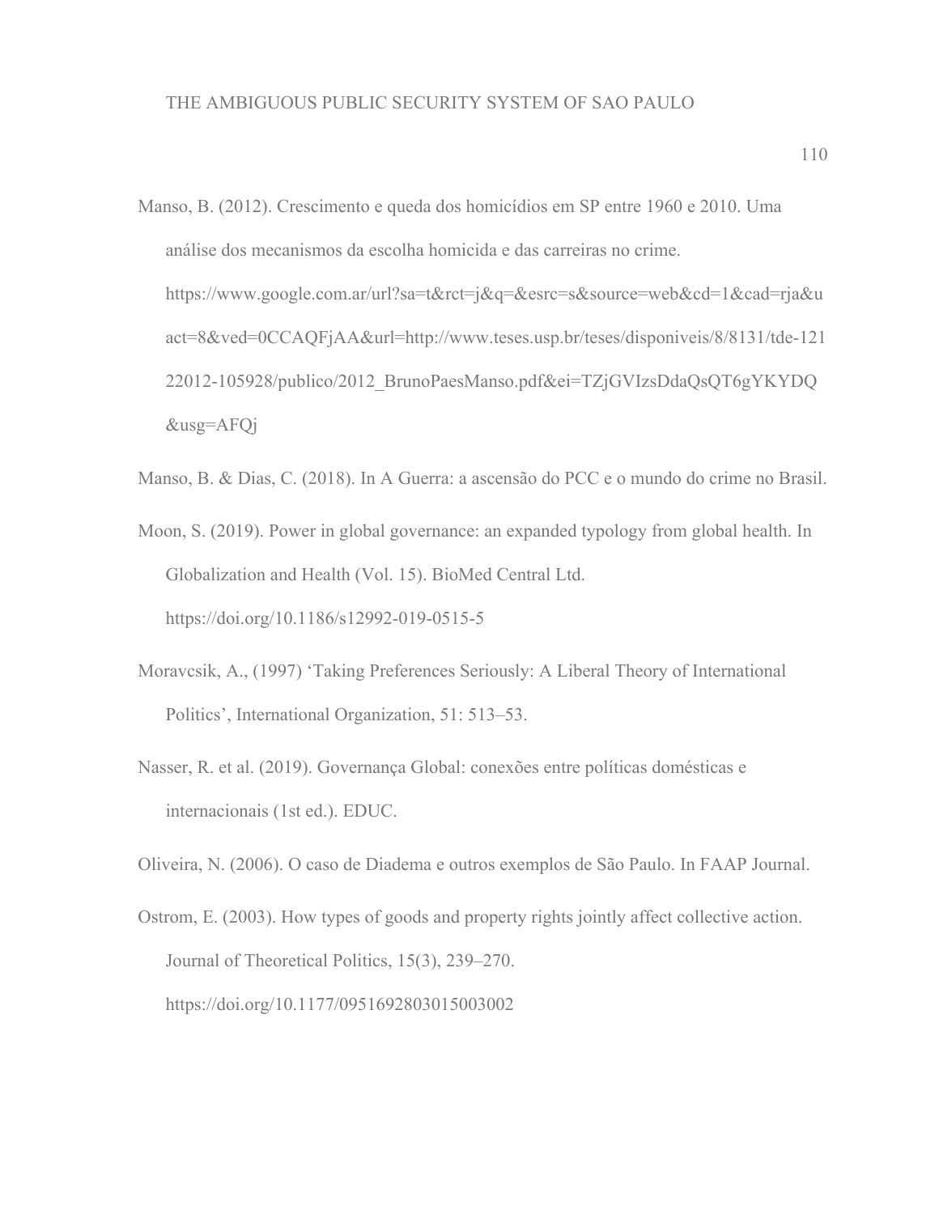Manso, B. (2012). Crescimento e queda dos homicídios em SP entre 1960 e 2010. Uma análise dos mecanismos da escolha homicida e das carreiras no crime. https://www.google.com.ar/url?sa=t&rct=j&q=&esrc=s&source=web&cd=1&cad=rja&uact=8&ved=0CCAQFjAA&url=http://www.teses.usp.br/teses/disponiveis/8/8131/tde-12122012-105928/publico/2012_BrunoPaesManso.pdf&ei=TZjGVIzsDdaQsQT6gYKYDQ&usg=AFQj

Manso, B. & Dias, C. (2018). In A Guerra: a ascensão do PCC e o mundo do crime no Brasil.

Moon, S. (2019). Power in global governance: an expanded typology from global health. In Globalization and Health (Vol. 15). BioMed Central Ltd. https://doi.org/10.1186/s12992-019-0515-5

Moravcsik, A., (1997) 'Taking Preferences Seriously: A Liberal Theory of International Politics', International Organization, 51: 513–53.

Nasser, R. et al. (2019). Governança Global: conexões entre políticas domésticas e internacionais (1st ed.). EDUC.

Oliveira, N. (2006). O caso de Diadema e outros exemplos de São Paulo. In FAAP Journal.

Ostrom, E. (2003). How types of goods and property rights jointly affect collective action. Journal of Theoretical Politics, 15(3), 239–270. https://doi.org/10.1177/0951692803015003002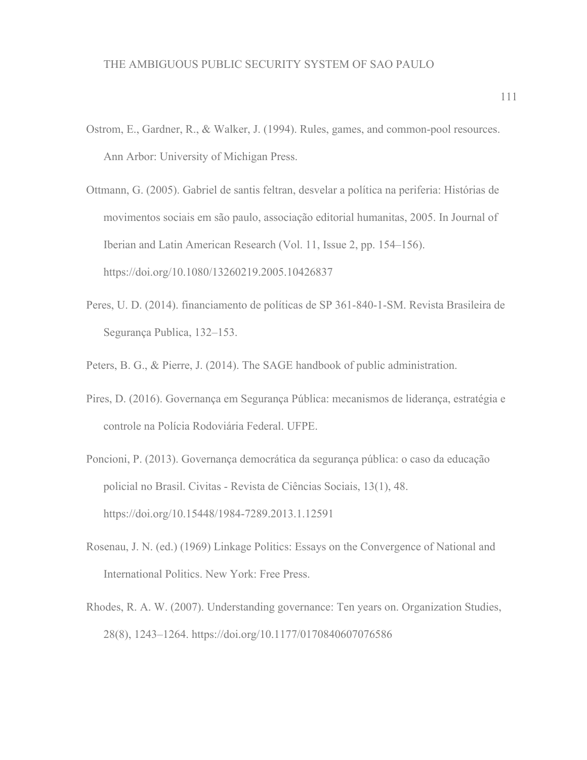Ostrom, E., Gardner, R., & Walker, J. (1994). Rules, games, and common-pool resources. Ann Arbor: University of Michigan Press.

Ottmann, G. (2005). Gabriel de santis feltran, desvelar a política na periferia: Histórias de movimentos sociais em são paulo, associação editorial humanitas, 2005. In Journal of Iberian and Latin American Research (Vol. 11, Issue 2, pp. 154–156). https://doi.org/10.1080/13260219.2005.10426837

Peres, U. D. (2014). financiamento de políticas de SP 361-840-1-SM. Revista Brasileira de Segurança Publica, 132–153.

Peters, B. G., & Pierre, J. (2014). The SAGE handbook of public administration.

Pires, D. (2016). Governança em Segurança Pública: mecanismos de liderança, estratégia e controle na Polícia Rodoviária Federal. UFPE.

Poncioni, P. (2013). Governança democrática da segurança pública: o caso da educação policial no Brasil. Civitas - Revista de Ciências Sociais, 13(1), 48. https://doi.org/10.15448/1984-7289.2013.1.12591

Rosenau, J. N. (ed.) (1969) Linkage Politics: Essays on the Convergence of National and International Politics. New York: Free Press.

Rhodes, R. A. W. (2007). Understanding governance: Ten years on. Organization Studies, 28(8), 1243–1264. https://doi.org/10.1177/0170840607076586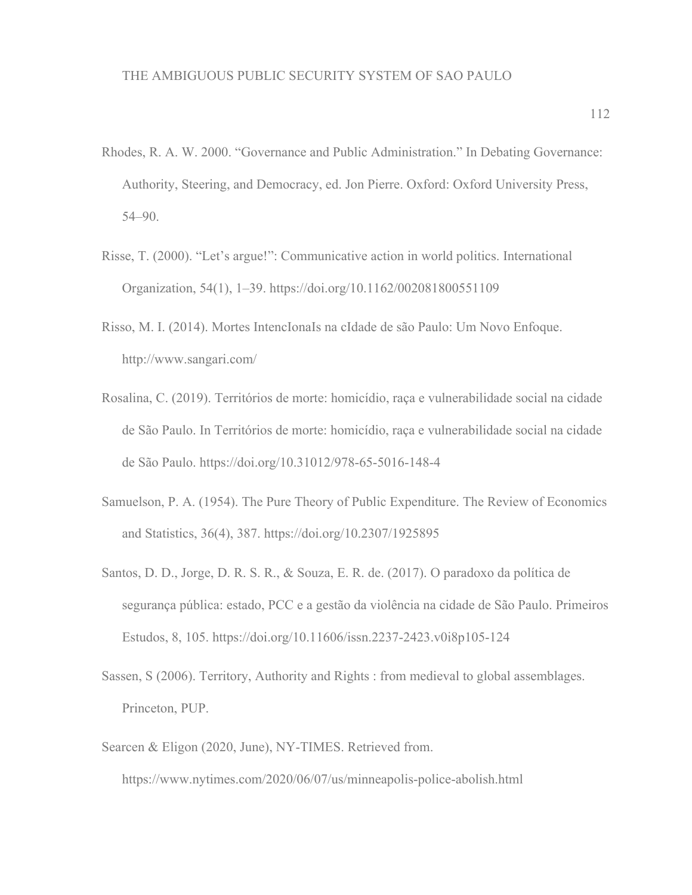Rhodes, R. A. W. 2000. “Governance and Public Administration.” In Debating Governance: Authority, Steering, and Democracy, ed. Jon Pierre. Oxford: Oxford University Press, 54–90.

Risse, T. (2000). “Let’s argue!”: Communicative action in world politics. International Organization, 54(1), 1–39. https://doi.org/10.1162/002081800551109

Risso, M. I. (2014). Mortes IntencIonaIs na cIdade de são Paulo: Um Novo Enfoque. http://www.sangari.com/

Rosalina, C. (2019). Territórios de morte: homicídio, raça e vulnerabilidade social na cidade de São Paulo. In Territórios de morte: homicídio, raça e vulnerabilidade social na cidade de São Paulo. https://doi.org/10.31012/978-65-5016-148-4

Samuelson, P. A. (1954). The Pure Theory of Public Expenditure. The Review of Economics and Statistics, 36(4), 387. https://doi.org/10.2307/1925895

Santos, D. D., Jorge, D. R. S. R., & Souza, E. R. de. (2017). O paradoxo da política de segurança pública: estado, PCC e a gestão da violência na cidade de São Paulo. Primeiros Estudos, 8, 105. https://doi.org/10.11606/issn.2237-2423.v0i8p105-124

Sassen, S (2006). Territory, Authority and Rights : from medieval to global assemblages. Princeton, PUP.

Searcen & Eligon (2020, June), NY-TIMES. Retrieved from. https://www.nytimes.com/2020/06/07/us/minneapolis-police-abolish.html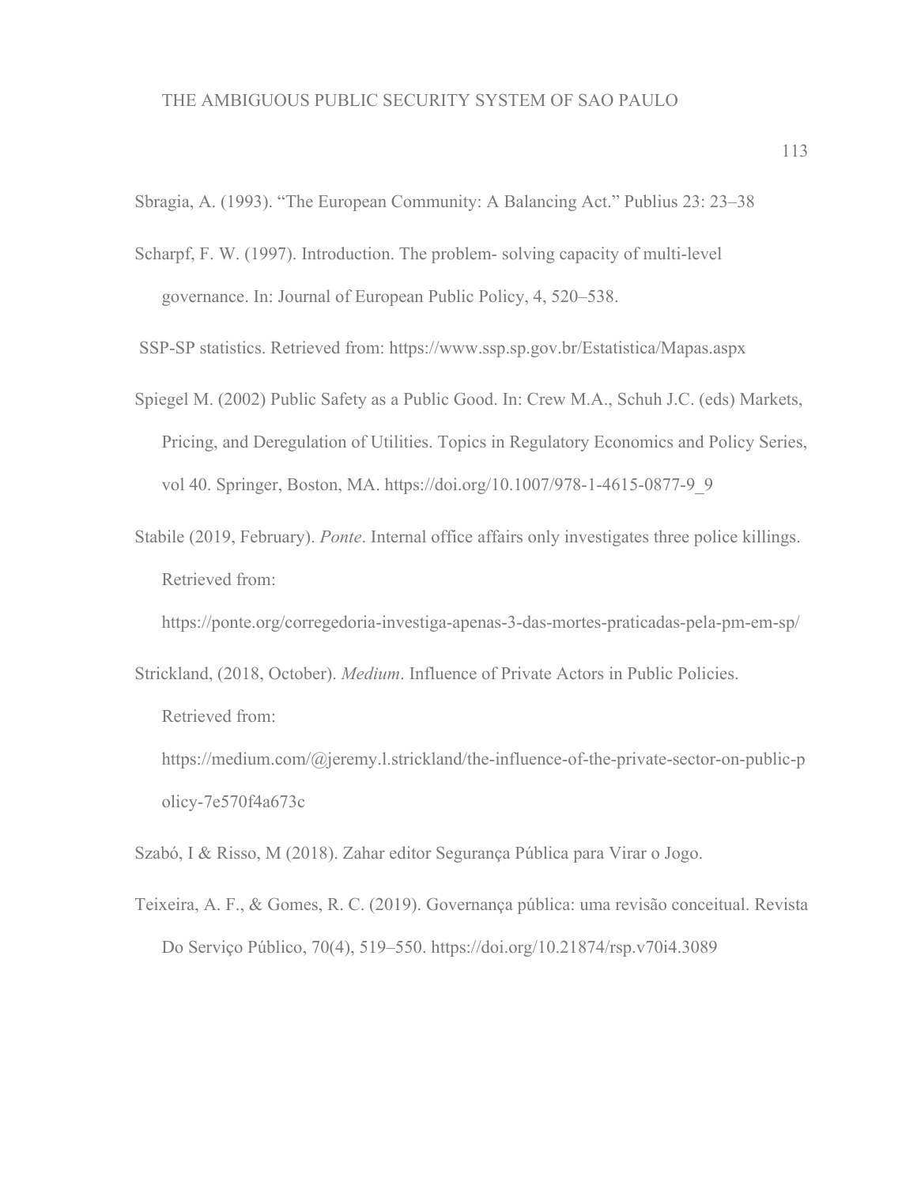Sbragia, A. (1993). “The European Community: A Balancing Act.” Publius 23: 23–38

Scharpf, F. W. (1997). Introduction. The problem- solving capacity of multi-level governance. In: Journal of European Public Policy, 4, 520–538.

SSP-SP statistics. Retrieved from: https://www.ssp.sp.gov.br/Estatistica/Mapas.aspx

Spiegel M. (2002) Public Safety as a Public Good. In: Crew M.A., Schuh J.C. (eds) Markets, Pricing, and Deregulation of Utilities. Topics in Regulatory Economics and Policy Series, vol 40. Springer, Boston, MA. https://doi.org/10.1007/978-1-4615-0877-9_9

Stabile (2019, February). *Ponte*. Internal office affairs only investigates three police killings. Retrieved from: https://ponte.org/corregedoria-investiga-apenas-3-das-mortes-praticadas-pela-pm-em-sp/

Strickland, (2018, October). *Medium*. Influence of Private Actors in Public Policies. Retrieved from: https://medium.com/@jeremy.l.strickland/the-influence-of-the-private-sector-on-public-policy-7e570f4a673c

Szabó, I & Risso, M (2018). Zahar editor Segurança Pública para Virar o Jogo.

Teixeira, A. F., & Gomes, R. C. (2019). Governança pública: uma revisão conceitual. Revista Do Serviço Público, 70(4), 519–550. https://doi.org/10.21874/rsp.v70i4.3089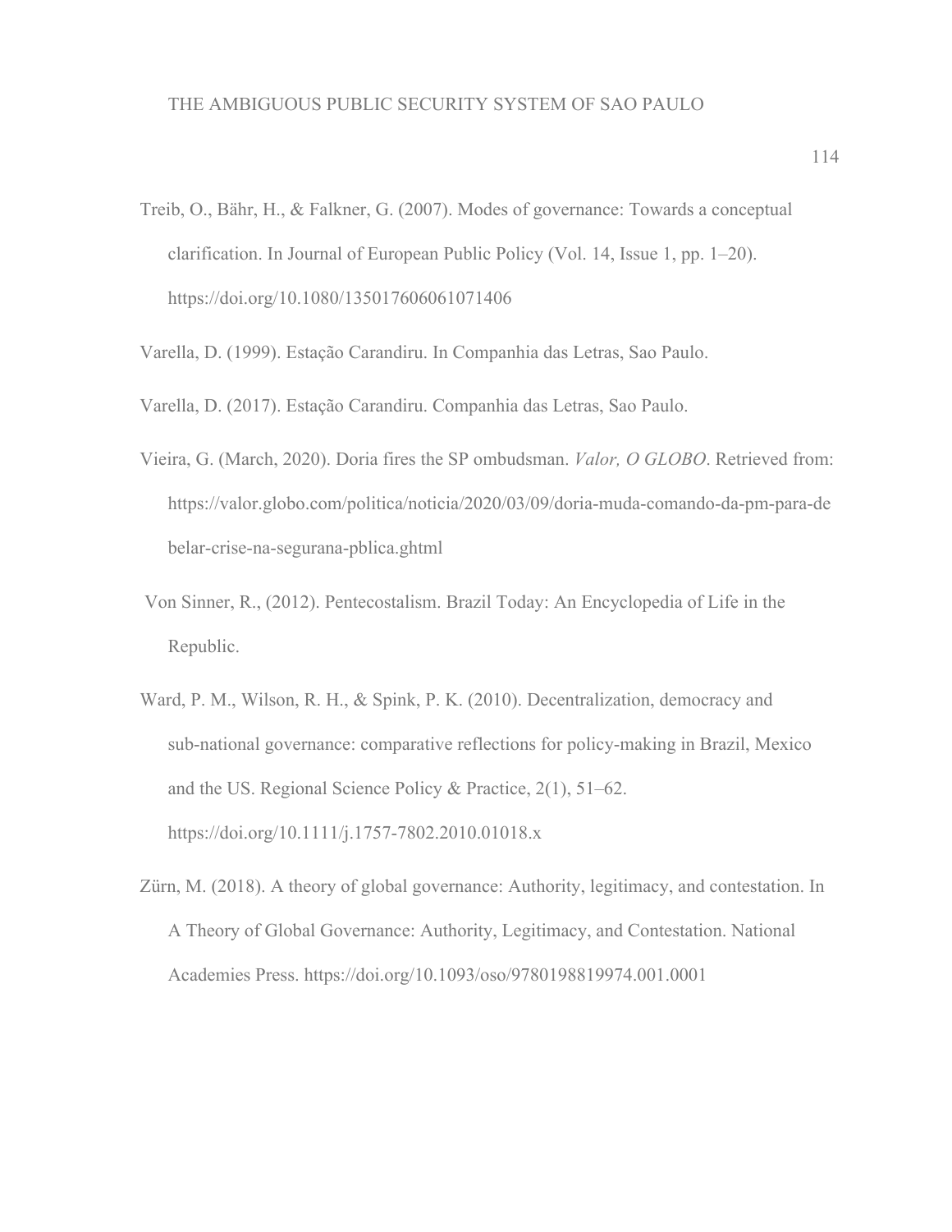Treib, O., Bähr, H., & Falkner, G. (2007). Modes of governance: Towards a conceptual clarification. In Journal of European Public Policy (Vol. 14, Issue 1, pp. 1–20). https://doi.org/10.1080/13501760601071406

Varella, D. (1999). Estação Carandiru. In Companhia das Letras, Sao Paulo.

Varella, D. (2017). Estação Carandiru. Companhia das Letras, Sao Paulo.

Vieira, G. (March, 2020). Doria fires the SP ombudsman. *Valor, O GLOBO*. Retrieved from: https://valor.globo.com/politica/noticia/2020/03/09/doria-muda-comando-da-pm-para-debelar-crise-na-segurana-pblica.ghtml

Von Sinner, R., (2012). Pentecostalism. Brazil Today: An Encyclopedia of Life in the Republic.

Ward, P. M., Wilson, R. H., & Spink, P. K. (2010). Decentralization, democracy and sub-national governance: comparative reflections for policy-making in Brazil, Mexico and the US. Regional Science Policy & Practice, 2(1), 51–62. https://doi.org/10.1111/j.1757-7802.2010.01018.x

Zürn, M. (2018). A theory of global governance: Authority, legitimacy, and contestation. In A Theory of Global Governance: Authority, Legitimacy, and Contestation. National Academies Press. https://doi.org/10.1093/oso/9780198819974.001.0001